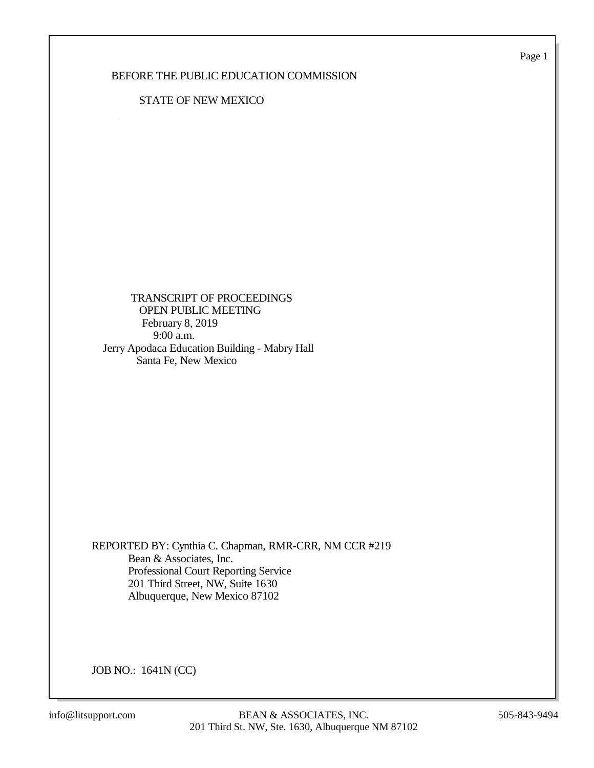BEFORE THE PUBLIC EDUCATION COMMISSION

STATE OF NEW MEXICO

TRANSCRIPT OF PROCEEDINGS
OPEN PUBLIC MEETING
February 8, 2019
9:00 a.m.
Jerry Apodaca Education Building - Mabry Hall
Santa Fe, New Mexico

REPORTED BY: Cynthia C. Chapman, RMR-CRR, NM CCR #219
Bean & Associates, Inc.
Professional Court Reporting Service
201 Third Street, NW, Suite 1630
Albuquerque, New Mexico 87102

JOB NO.: 1641N (CC)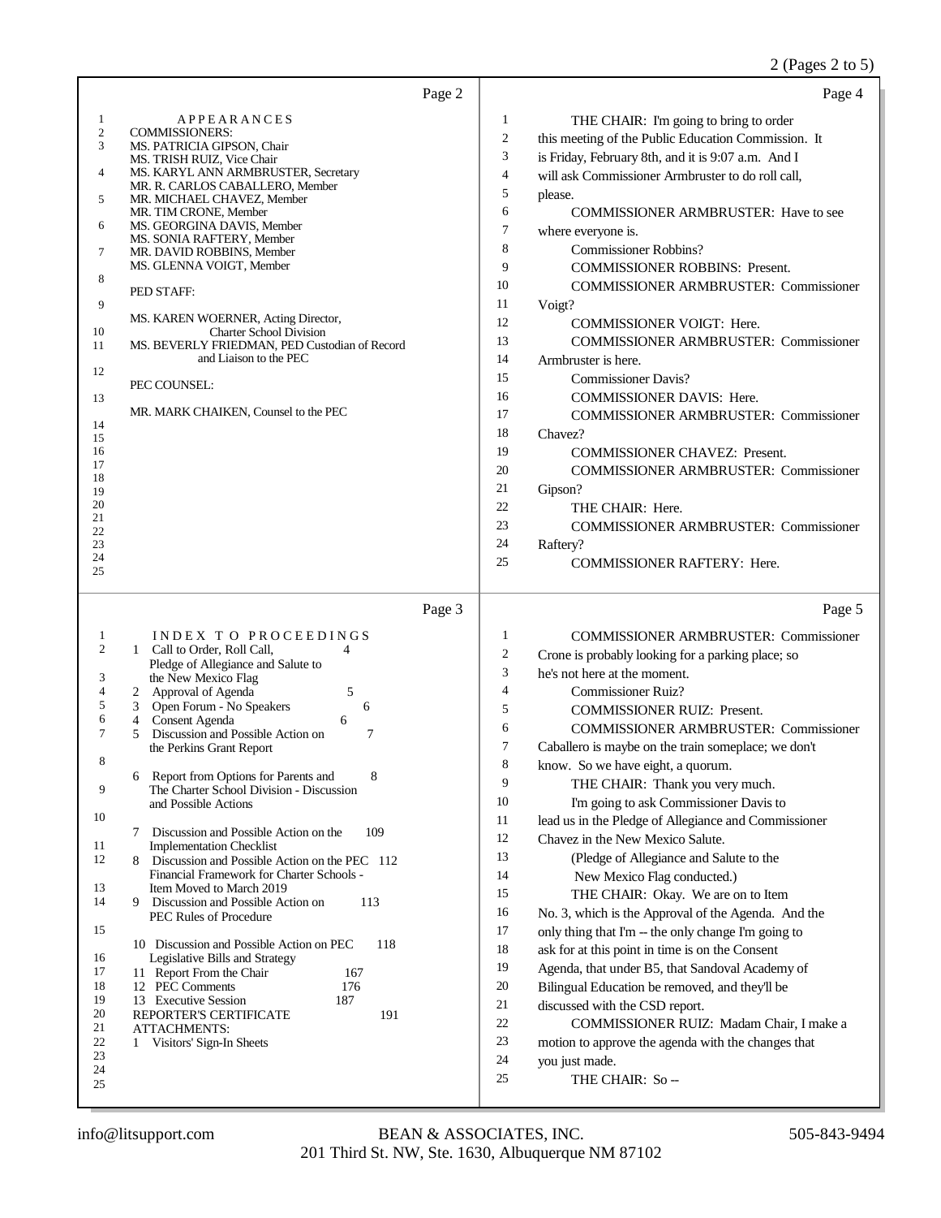Page 2

APPEARANCES

COMMISSIONERS:

MS. PATRICIA GIPSON, Chair
MS. TRISH RUIZ, Vice Chair
MS. KARYL ANN ARMBRUSTER, Secretary
MR. R. CARLOS CABALLERO, Member
MR. MICHAEL CHAVEZ, Member
MR. TIM CRONE, Member
MS. GEORGINA DAVIS, Member
MS. SONIA RAFTERY, Member
MR. DAVID ROBBINS, Member
MS. GLENNA VOIGT, Member

PED STAFF:

MS. KAREN WOERNER, Acting Director, Charter School Division
MS. BEVERLY FRIEDMAN, PED Custodian of Record and Liaison to the PEC

PEC COUNSEL:

MR. MARK CHAIKEN, Counsel to the PEC

Page 3

INDEX TO PROCEEDINGS

| | | Page |
|---|---|---|
| 1 | Call to Order, Roll Call, Pledge of Allegiance and Salute to the New Mexico Flag | 4 |
| 2 | Approval of Agenda | 5 |
| 3 | Open Forum - No Speakers | 6 |
| 4 | Consent Agenda | 6 |
| 5 | Discussion and Possible Action on the Perkins Grant Report | 7 |
| 6 | Report from Options for Parents and The Charter School Division - Discussion and Possible Actions | 8 |
| 7 | Discussion and Possible Action on the Implementation Checklist | 109 |
| 8 | Discussion and Possible Action on the PEC Financial Framework for Charter Schools - Item Moved to March 2019 | 112 |
| 9 | Discussion and Possible Action on PEC Rules of Procedure | 113 |
| 10 | Discussion and Possible Action on PEC Legislative Bills and Strategy | 118 |
| 11 | Report From the Chair | 167 |
| 12 | PEC Comments | 176 |
| 13 | Executive Session | 187 |
| | REPORTER'S CERTIFICATE | 191 |
| | ATTACHMENTS: | |
| 1 | Visitors' Sign-In Sheets | |

Page 4

THE CHAIR: I'm going to bring to order this meeting of the Public Education Commission. It is Friday, February 8th, and it is 9:07 a.m. And I will ask Commissioner Armbruster to do roll call, please.

COMMISSIONER ARMBRUSTER: Have to see where everyone is.

Commissioner Robbins?

COMMISSIONER ROBBINS: Present.

COMMISSIONER ARMBRUSTER: Commissioner Voigt?

COMMISSIONER VOIGT: Here.

COMMISSIONER ARMBRUSTER: Commissioner Armbruster is here.

Commissioner Davis?

COMMISSIONER DAVIS: Here.

COMMISSIONER ARMBRUSTER: Commissioner Chavez?

COMMISSIONER CHAVEZ: Present.

COMMISSIONER ARMBRUSTER: Commissioner Gipson?

THE CHAIR: Here.

COMMISSIONER ARMBRUSTER: Commissioner Raftery?

COMMISSIONER RAFTERY: Here.

Page 5

COMMISSIONER ARMBRUSTER: Commissioner Crone is probably looking for a parking place; so he's not here at the moment.

Commissioner Ruiz?

COMMISSIONER RUIZ: Present.

COMMISSIONER ARMBRUSTER: Commissioner Caballero is maybe on the train someplace; we don't know. So we have eight, a quorum.

THE CHAIR: Thank you very much.

I'm going to ask Commissioner Davis to lead us in the Pledge of Allegiance and Commissioner Chavez in the New Mexico Salute.

(Pledge of Allegiance and Salute to the New Mexico Flag conducted.)

THE CHAIR: Okay. We are on to Item No. 3, which is the Approval of the Agenda. And the only thing that I'm -- the only change I'm going to ask for at this point in time is on the Consent Agenda, that under B5, that Sandoval Academy of Bilingual Education be removed, and they'll be discussed with the CSD report.

COMMISSIONER RUIZ: Madam Chair, I make a motion to approve the agenda with the changes that you just made.

THE CHAIR: So --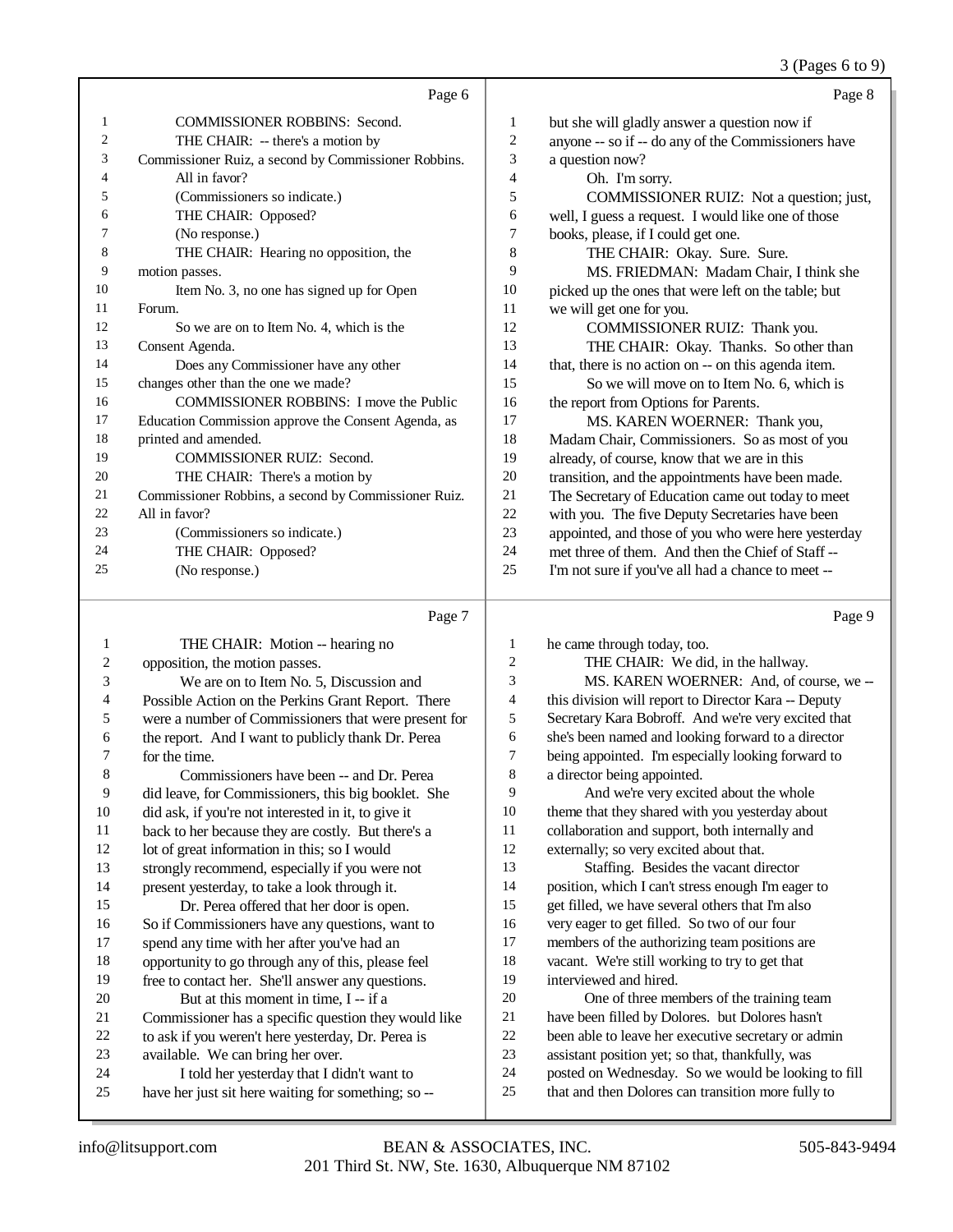Page 6

1 COMMISSIONER ROBBINS: Second.
2 THE CHAIR: -- there's a motion by
3 Commissioner Ruiz, a second by Commissioner Robbins.
4 All in favor?
5 (Commissioners so indicate.)
6 THE CHAIR: Opposed?
7 (No response.)
8 THE CHAIR: Hearing no opposition, the
9 motion passes.
10 Item No. 3, no one has signed up for Open
11 Forum.
12 So we are on to Item No. 4, which is the
13 Consent Agenda.
14 Does any Commissioner have any other
15 changes other than the one we made?
16 COMMISSIONER ROBBINS: I move the Public
17 Education Commission approve the Consent Agenda, as
18 printed and amended.
19 COMMISSIONER RUIZ: Second.
20 THE CHAIR: There's a motion by
21 Commissioner Robbins, a second by Commissioner Ruiz.
22 All in favor?
23 (Commissioners so indicate.)
24 THE CHAIR: Opposed?
25 (No response.)

Page 7

1 THE CHAIR: Motion -- hearing no
2 opposition, the motion passes.
3 We are on to Item No. 5, Discussion and
4 Possible Action on the Perkins Grant Report. There
5 were a number of Commissioners that were present for
6 the report. And I want to publicly thank Dr. Perea
7 for the time.
8 Commissioners have been -- and Dr. Perea
9 did leave, for Commissioners, this big booklet. She
10 did ask, if you're not interested in it, to give it
11 back to her because they are costly. But there's a
12 lot of great information in this; so I would
13 strongly recommend, especially if you were not
14 present yesterday, to take a look through it.
15 Dr. Perea offered that her door is open.
16 So if Commissioners have any questions, want to
17 spend any time with her after you've had an
18 opportunity to go through any of this, please feel
19 free to contact her. She'll answer any questions.
20 But at this moment in time, I -- if a
21 Commissioner has a specific question they would like
22 to ask if you weren't here yesterday, Dr. Perea is
23 available. We can bring her over.
24 I told her yesterday that I didn't want to
25 have her just sit here waiting for something; so --

Page 8

1 but she will gladly answer a question now if
2 anyone -- so if -- do any of the Commissioners have
3 a question now?
4 Oh. I'm sorry.
5 COMMISSIONER RUIZ: Not a question; just,
6 well, I guess a request. I would like one of those
7 books, please, if I could get one.
8 THE CHAIR: Okay. Sure. Sure.
9 MS. FRIEDMAN: Madam Chair, I think she
10 picked up the ones that were left on the table; but
11 we will get one for you.
12 COMMISSIONER RUIZ: Thank you.
13 THE CHAIR: Okay. Thanks. So other than
14 that, there is no action on -- on this agenda item.
15 So we will move on to Item No. 6, which is
16 the report from Options for Parents.
17 MS. KAREN WOERNER: Thank you,
18 Madam Chair, Commissioners. So as most of you
19 already, of course, know that we are in this
20 transition, and the appointments have been made.
21 The Secretary of Education came out today to meet
22 with you. The five Deputy Secretaries have been
23 appointed, and those of you who were here yesterday
24 met three of them. And then the Chief of Staff --
25 I'm not sure if you've all had a chance to meet --

Page 9

1 he came through today, too.
2 THE CHAIR: We did, in the hallway.
3 MS. KAREN WOERNER: And, of course, we --
4 this division will report to Director Kara -- Deputy
5 Secretary Kara Bobroff. And we're very excited that
6 she's been named and looking forward to a director
7 being appointed. I'm especially looking forward to
8 a director being appointed.
9 And we're very excited about the whole
10 theme that they shared with you yesterday about
11 collaboration and support, both internally and
12 externally; so very excited about that.
13 Staffing. Besides the vacant director
14 position, which I can't stress enough I'm eager to
15 get filled, we have several others that I'm also
16 very eager to get filled. So two of our four
17 members of the authorizing team positions are
18 vacant. We're still working to try to get that
19 interviewed and hired.
20 One of three members of the training team
21 have been filled by Dolores. but Dolores hasn't
22 been able to leave her executive secretary or admin
23 assistant position yet; so that, thankfully, was
24 posted on Wednesday. So we would be looking to fill
25 that and then Dolores can transition more fully to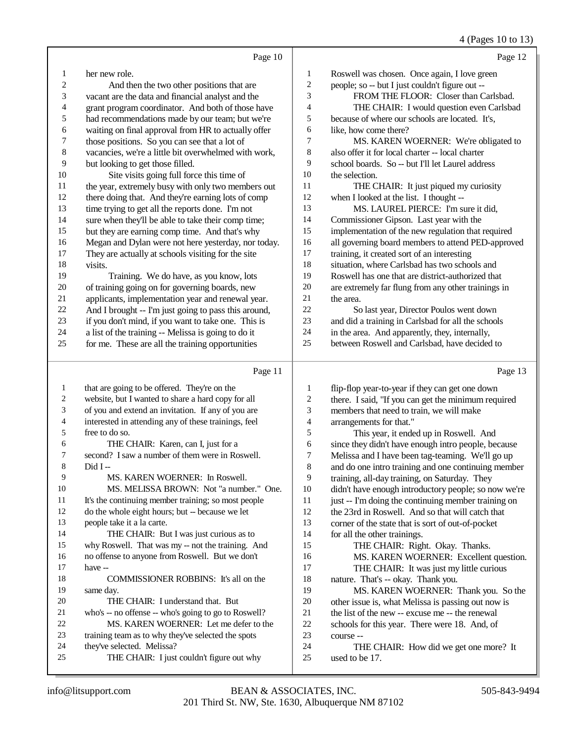Page 10

1 her new role.
2 And then the two other positions that are
3 vacant are the data and financial analyst and the
4 grant program coordinator. And both of those have
5 had recommendations made by our team; but we're
6 waiting on final approval from HR to actually offer
7 those positions. So you can see that a lot of
8 vacancies, we're a little bit overwhelmed with work,
9 but looking to get those filled.
10 Site visits going full force this time of
11 the year, extremely busy with only two members out
12 there doing that. And they're earning lots of comp
13 time trying to get all the reports done. I'm not
14 sure when they'll be able to take their comp time;
15 but they are earning comp time. And that's why
16 Megan and Dylan were not here yesterday, nor today.
17 They are actually at schools visiting for the site
18 visits.
19 Training. We do have, as you know, lots
20 of training going on for governing boards, new
21 applicants, implementation year and renewal year.
22 And I brought -- I'm just going to pass this around,
23 if you don't mind, if you want to take one. This is
24 a list of the training -- Melissa is going to do it
25 for me. These are all the training opportunities

Page 11

1 that are going to be offered. They're on the
2 website, but I wanted to share a hard copy for all
3 of you and extend an invitation. If any of you are
4 interested in attending any of these trainings, feel
5 free to do so.
6 THE CHAIR: Karen, can I, just for a
7 second? I saw a number of them were in Roswell.
8 Did I --
9 MS. KAREN WOERNER: In Roswell.
10 MS. MELISSA BROWN: Not "a number." One.
11 It's the continuing member training; so most people
12 do the whole eight hours; but -- because we let
13 people take it a la carte.
14 THE CHAIR: But I was just curious as to
15 why Roswell. That was my -- not the training. And
16 no offense to anyone from Roswell. But we don't
17 have --
18 COMMISSIONER ROBBINS: It's all on the
19 same day.
20 THE CHAIR: I understand that. But
21 who's -- no offense -- who's going to go to Roswell?
22 MS. KAREN WOERNER: Let me defer to the
23 training team as to why they've selected the spots
24 they've selected. Melissa?
25 THE CHAIR: I just couldn't figure out why

Page 12

1 Roswell was chosen. Once again, I love green
2 people; so -- but I just couldn't figure out --
3 FROM THE FLOOR: Closer than Carlsbad.
4 THE CHAIR: I would question even Carlsbad
5 because of where our schools are located. It's,
6 like, how come there?
7 MS. KAREN WOERNER: We're obligated to
8 also offer it for local charter -- local charter
9 school boards. So -- but I'll let Laurel address
10 the selection.
11 THE CHAIR: It just piqued my curiosity
12 when I looked at the list. I thought --
13 MS. LAUREL PIERCE: I'm sure it did,
14 Commissioner Gipson. Last year with the
15 implementation of the new regulation that required
16 all governing board members to attend PED-approved
17 training, it created sort of an interesting
18 situation, where Carlsbad has two schools and
19 Roswell has one that are district-authorized that
20 are extremely far flung from any other trainings in
21 the area.
22 So last year, Director Poulos went down
23 and did a training in Carlsbad for all the schools
24 in the area. And apparently, they, internally,
25 between Roswell and Carlsbad, have decided to

Page 13

1 flip-flop year-to-year if they can get one down
2 there. I said, "If you can get the minimum required
3 members that need to train, we will make
4 arrangements for that."
5 This year, it ended up in Roswell. And
6 since they didn't have enough intro people, because
7 Melissa and I have been tag-teaming. We'll go up
8 and do one intro training and one continuing member
9 training, all-day training, on Saturday. They
10 didn't have enough introductory people; so now we're
11 just -- I'm doing the continuing member training on
12 the 23rd in Roswell. And so that will catch that
13 corner of the state that is sort of out-of-pocket
14 for all the other trainings.
15 THE CHAIR: Right. Okay. Thanks.
16 MS. KAREN WOERNER: Excellent question.
17 THE CHAIR: It was just my little curious
18 nature. That's -- okay. Thank you.
19 MS. KAREN WOERNER: Thank you. So the
20 other issue is, what Melissa is passing out now is
21 the list of the new -- excuse me -- the renewal
22 schools for this year. There were 18. And, of
23 course --
24 THE CHAIR: How did we get one more? It
25 used to be 17.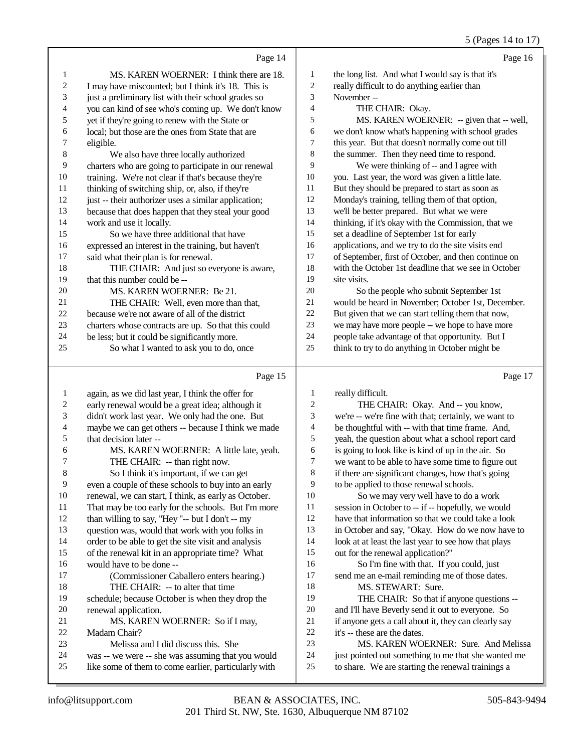Page 14

1 MS. KAREN WOERNER: I think there are 18.
2 I may have miscounted; but I think it's 18. This is
3 just a preliminary list with their school grades so
4 you can kind of see who's coming up. We don't know
5 yet if they're going to renew with the State or
6 local; but those are the ones from State that are
7 eligible.
8 We also have three locally authorized
9 charters who are going to participate in our renewal
10 training. We're not clear if that's because they're
11 thinking of switching ship, or, also, if they're
12 just -- their authorizer uses a similar application;
13 because that does happen that they steal your good
14 work and use it locally.
15 So we have three additional that have
16 expressed an interest in the training, but haven't
17 said what their plan is for renewal.
18 THE CHAIR: And just so everyone is aware,
19 that this number could be --
20 MS. KAREN WOERNER: Be 21.
21 THE CHAIR: Well, even more than that,
22 because we're not aware of all of the district
23 charters whose contracts are up. So that this could
24 be less; but it could be significantly more.
25 So what I wanted to ask you to do, once

Page 15

1 again, as we did last year, I think the offer for
2 early renewal would be a great idea; although it
3 didn't work last year. We only had the one. But
4 maybe we can get others -- because I think we made
5 that decision later --
6 MS. KAREN WOERNER: A little late, yeah.
7 THE CHAIR: -- than right now.
8 So I think it's important, if we can get
9 even a couple of these schools to buy into an early
10 renewal, we can start, I think, as early as October.
11 That may be too early for the schools. But I'm more
12 than willing to say, "Hey "-- but I don't -- my
13 question was, would that work with you folks in
14 order to be able to get the site visit and analysis
15 of the renewal kit in an appropriate time? What
16 would have to be done --
17 (Commissioner Caballero enters hearing.)
18 THE CHAIR: -- to alter that time
19 schedule; because October is when they drop the
20 renewal application.
21 MS. KAREN WOERNER: So if I may,
22 Madam Chair?
23 Melissa and I did discuss this. She
24 was -- we were -- she was assuming that you would
25 like some of them to come earlier, particularly with

Page 16

1 the long list. And what I would say is that it's
2 really difficult to do anything earlier than
3 November --
4 THE CHAIR: Okay.
5 MS. KAREN WOERNER: -- given that -- well,
6 we don't know what's happening with school grades
7 this year. But that doesn't normally come out till
8 the summer. Then they need time to respond.
9 We were thinking of -- and I agree with
10 you. Last year, the word was given a little late.
11 But they should be prepared to start as soon as
12 Monday's training, telling them of that option,
13 we'll be better prepared. But what we were
14 thinking, if it's okay with the Commission, that we
15 set a deadline of September 1st for early
16 applications, and we try to do the site visits end
17 of September, first of October, and then continue on
18 with the October 1st deadline that we see in October
19 site visits.
20 So the people who submit September 1st
21 would be heard in November; October 1st, December.
22 But given that we can start telling them that now,
23 we may have more people -- we hope to have more
24 people take advantage of that opportunity. But I
25 think to try to do anything in October might be

Page 17

1 really difficult.
2 THE CHAIR: Okay. And -- you know,
3 we're -- we're fine with that; certainly, we want to
4 be thoughtful with -- with that time frame. And,
5 yeah, the question about what a school report card
6 is going to look like is kind of up in the air. So
7 we want to be able to have some time to figure out
8 if there are significant changes, how that's going
9 to be applied to those renewal schools.
10 So we may very well have to do a work
11 session in October to -- if -- hopefully, we would
12 have that information so that we could take a look
13 in October and say, "Okay. How do we now have to
14 look at at least the last year to see how that plays
15 out for the renewal application?"
16 So I'm fine with that. If you could, just
17 send me an e-mail reminding me of those dates.
18 MS. STEWART: Sure.
19 THE CHAIR: So that if anyone questions --
20 and I'll have Beverly send it out to everyone. So
21 if anyone gets a call about it, they can clearly say
22 it's -- these are the dates.
23 MS. KAREN WOERNER: Sure. And Melissa
24 just pointed out something to me that she wanted me
25 to share. We are starting the renewal trainings a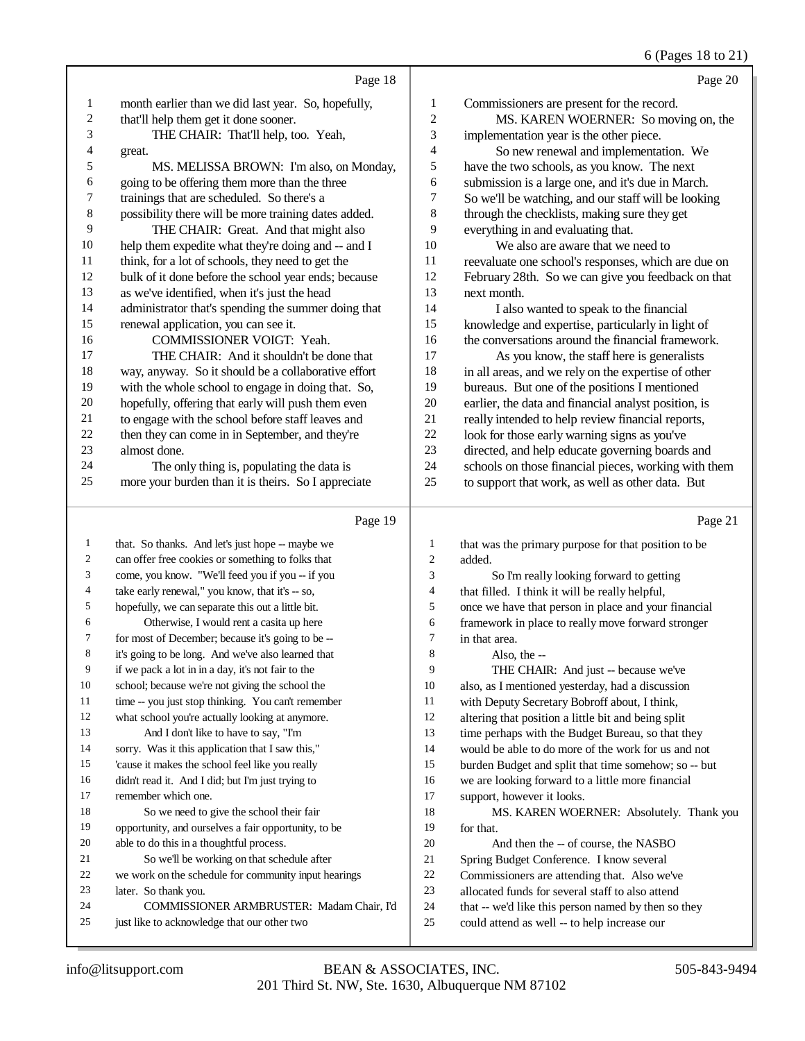Page 18

1 month earlier than we did last year. So, hopefully,
2 that'll help them get it done sooner.
3 THE CHAIR: That'll help, too. Yeah,
4 great.
5 MS. MELISSA BROWN: I'm also, on Monday,
6 going to be offering them more than the three
7 trainings that are scheduled. So there's a
8 possibility there will be more training dates added.
9 THE CHAIR: Great. And that might also
10 help them expedite what they're doing and -- and I
11 think, for a lot of schools, they need to get the
12 bulk of it done before the school year ends; because
13 as we've identified, when it's just the head
14 administrator that's spending the summer doing that
15 renewal application, you can see it.
16 COMMISSIONER VOIGT: Yeah.
17 THE CHAIR: And it shouldn't be done that
18 way, anyway. So it should be a collaborative effort
19 with the whole school to engage in doing that. So,
20 hopefully, offering that early will push them even
21 to engage with the school before staff leaves and
22 then they can come in in September, and they're
23 almost done.
24 The only thing is, populating the data is
25 more your burden than it is theirs. So I appreciate

Page 19

1 that. So thanks. And let's just hope -- maybe we
2 can offer free cookies or something to folks that
3 come, you know. "We'll feed you if you -- if you
4 take early renewal," you know, that it's -- so,
5 hopefully, we can separate this out a little bit.
6 Otherwise, I would rent a casita up here
7 for most of December; because it's going to be --
8 it's going to be long. And we've also learned that
9 if we pack a lot in in a day, it's not fair to the
10 school; because we're not giving the school the
11 time -- you just stop thinking. You can't remember
12 what school you're actually looking at anymore.
13 And I don't like to have to say, "I'm
14 sorry. Was it this application that I saw this,"
15 'cause it makes the school feel like you really
16 didn't read it. And I did; but I'm just trying to
17 remember which one.
18 So we need to give the school their fair
19 opportunity, and ourselves a fair opportunity, to be
20 able to do this in a thoughtful process.
21 So we'll be working on that schedule after
22 we work on the schedule for community input hearings
23 later. So thank you.
24 COMMISSIONER ARMBRUSTER: Madam Chair, I'd
25 just like to acknowledge that our other two

Page 20

1 Commissioners are present for the record.
2 MS. KAREN WOERNER: So moving on, the
3 implementation year is the other piece.
4 So new renewal and implementation. We
5 have the two schools, as you know. The next
6 submission is a large one, and it's due in March.
7 So we'll be watching, and our staff will be looking
8 through the checklists, making sure they get
9 everything in and evaluating that.
10 We also are aware that we need to
11 reevaluate one school's responses, which are due on
12 February 28th. So we can give you feedback on that
13 next month.
14 I also wanted to speak to the financial
15 knowledge and expertise, particularly in light of
16 the conversations around the financial framework.
17 As you know, the staff here is generalists
18 in all areas, and we rely on the expertise of other
19 bureaus. But one of the positions I mentioned
20 earlier, the data and financial analyst position, is
21 really intended to help review financial reports,
22 look for those early warning signs as you've
23 directed, and help educate governing boards and
24 schools on those financial pieces, working with them
25 to support that work, as well as other data. But

Page 21

1 that was the primary purpose for that position to be
2 added.
3 So I'm really looking forward to getting
4 that filled. I think it will be really helpful,
5 once we have that person in place and your financial
6 framework in place to really move forward stronger
7 in that area.
8 Also, the --
9 THE CHAIR: And just -- because we've
10 also, as I mentioned yesterday, had a discussion
11 with Deputy Secretary Bobroff about, I think,
12 altering that position a little bit and being split
13 time perhaps with the Budget Bureau, so that they
14 would be able to do more of the work for us and not
15 burden Budget and split that time somehow; so -- but
16 we are looking forward to a little more financial
17 support, however it looks.
18 MS. KAREN WOERNER: Absolutely. Thank you
19 for that.
20 And then the -- of course, the NASBO
21 Spring Budget Conference. I know several
22 Commissioners are attending that. Also we've
23 allocated funds for several staff to also attend
24 that -- we'd like this person named by then so they
25 could attend as well -- to help increase our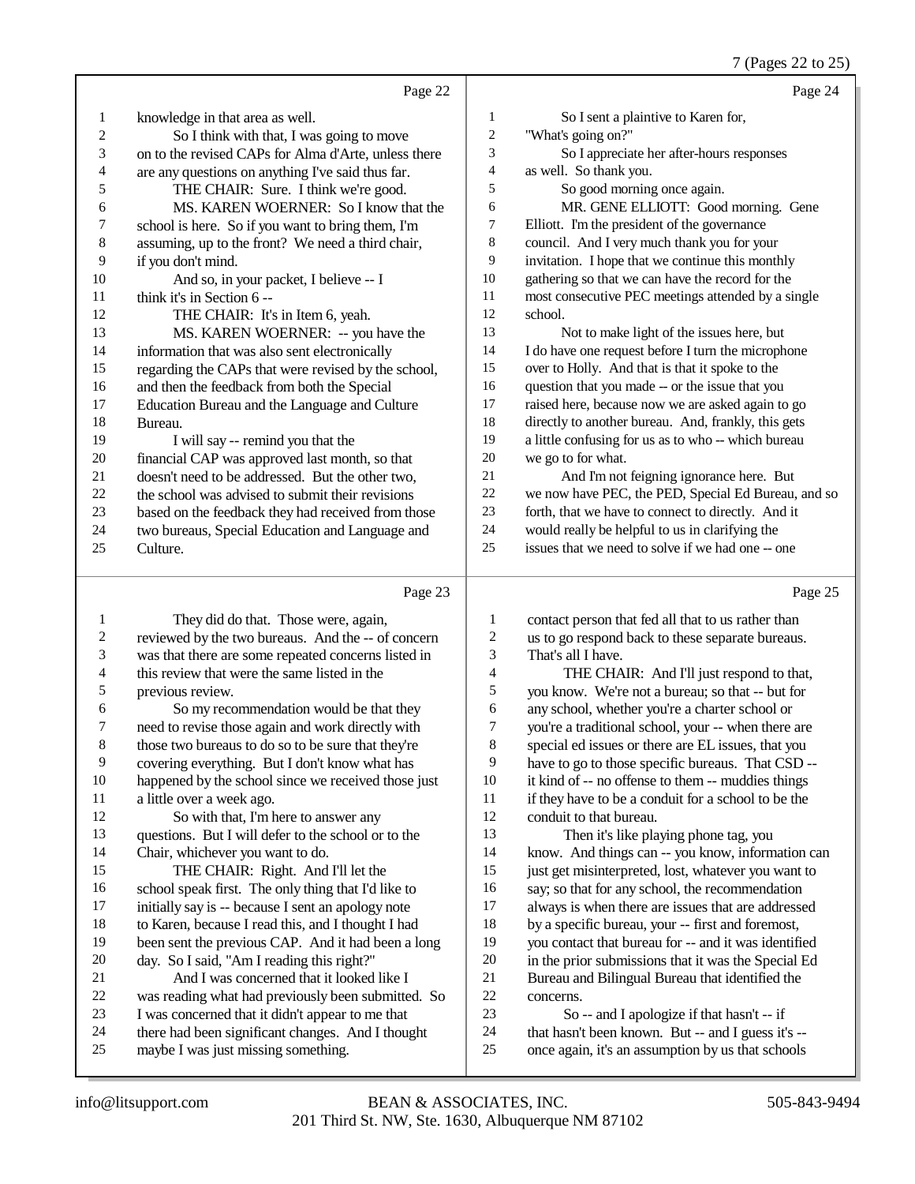Page 22

1 knowledge in that area as well.
2 So I think with that, I was going to move
3 on to the revised CAPs for Alma d'Arte, unless there
4 are any questions on anything I've said thus far.
5 THE CHAIR: Sure. I think we're good.
6 MS. KAREN WOERNER: So I know that the
7 school is here. So if you want to bring them, I'm
8 assuming, up to the front? We need a third chair,
9 if you don't mind.
10 And so, in your packet, I believe -- I
11 think it's in Section 6 --
12 THE CHAIR: It's in Item 6, yeah.
13 MS. KAREN WOERNER: -- you have the
14 information that was also sent electronically
15 regarding the CAPs that were revised by the school,
16 and then the feedback from both the Special
17 Education Bureau and the Language and Culture
18 Bureau.
19 I will say -- remind you that the
20 financial CAP was approved last month, so that
21 doesn't need to be addressed. But the other two,
22 the school was advised to submit their revisions
23 based on the feedback they had received from those
24 two bureaus, Special Education and Language and
25 Culture.

Page 23

1 They did do that. Those were, again,
2 reviewed by the two bureaus. And the -- of concern
3 was that there are some repeated concerns listed in
4 this review that were the same listed in the
5 previous review.
6 So my recommendation would be that they
7 need to revise those again and work directly with
8 those two bureaus to do so to be sure that they're
9 covering everything. But I don't know what has
10 happened by the school since we received those just
11 a little over a week ago.
12 So with that, I'm here to answer any
13 questions. But I will defer to the school or to the
14 Chair, whichever you want to do.
15 THE CHAIR: Right. And I'll let the
16 school speak first. The only thing that I'd like to
17 initially say is -- because I sent an apology note
18 to Karen, because I read this, and I thought I had
19 been sent the previous CAP. And it had been a long
20 day. So I said, "Am I reading this right?"
21 And I was concerned that it looked like I
22 was reading what had previously been submitted. So
23 I was concerned that it didn't appear to me that
24 there had been significant changes. And I thought
25 maybe I was just missing something.

Page 24

1 So I sent a plaintive to Karen for,
2 "What's going on?"
3 So I appreciate her after-hours responses
4 as well. So thank you.
5 So good morning once again.
6 MR. GENE ELLIOTT: Good morning. Gene
7 Elliott. I'm the president of the governance
8 council. And I very much thank you for your
9 invitation. I hope that we continue this monthly
10 gathering so that we can have the record for the
11 most consecutive PEC meetings attended by a single
12 school.
13 Not to make light of the issues here, but
14 I do have one request before I turn the microphone
15 over to Holly. And that is that it spoke to the
16 question that you made -- or the issue that you
17 raised here, because now we are asked again to go
18 directly to another bureau. And, frankly, this gets
19 a little confusing for us as to who -- which bureau
20 we go to for what.
21 And I'm not feigning ignorance here. But
22 we now have PEC, the PED, Special Ed Bureau, and so
23 forth, that we have to connect to directly. And it
24 would really be helpful to us in clarifying the
25 issues that we need to solve if we had one -- one

Page 25

1 contact person that fed all that to us rather than
2 us to go respond back to these separate bureaus.
3 That's all I have.
4 THE CHAIR: And I'll just respond to that,
5 you know. We're not a bureau; so that -- but for
6 any school, whether you're a charter school or
7 you're a traditional school, your -- when there are
8 special ed issues or there are EL issues, that you
9 have to go to those specific bureaus. That CSD --
10 it kind of -- no offense to them -- muddies things
11 if they have to be a conduit for a school to be the
12 conduit to that bureau.
13 Then it's like playing phone tag, you
14 know. And things can -- you know, information can
15 just get misinterpreted, lost, whatever you want to
16 say; so that for any school, the recommendation
17 always is when there are issues that are addressed
18 by a specific bureau, your -- first and foremost,
19 you contact that bureau for -- and it was identified
20 in the prior submissions that it was the Special Ed
21 Bureau and Bilingual Bureau that identified the
22 concerns.
23 So -- and I apologize if that hasn't -- if
24 that hasn't been known. But -- and I guess it's --
25 once again, it's an assumption by us that schools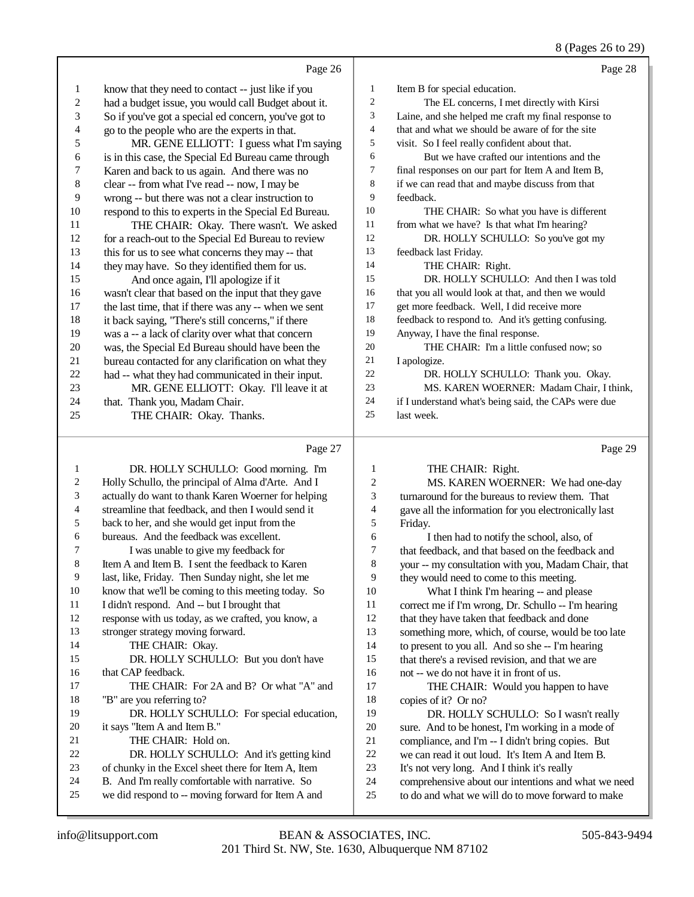Page 26

1 know that they need to contact -- just like if you
2 had a budget issue, you would call Budget about it.
3 So if you've got a special ed concern, you've got to
4 go to the people who are the experts in that.
5 MR. GENE ELLIOTT: I guess what I'm saying
6 is in this case, the Special Ed Bureau came through
7 Karen and back to us again. And there was no
8 clear -- from what I've read -- now, I may be
9 wrong -- but there was not a clear instruction to
10 respond to this to experts in the Special Ed Bureau.
11 THE CHAIR: Okay. There wasn't. We asked
12 for a reach-out to the Special Ed Bureau to review
13 this for us to see what concerns they may -- that
14 they may have. So they identified them for us.
15 And once again, I'll apologize if it
16 wasn't clear that based on the input that they gave
17 the last time, that if there was any -- when we sent
18 it back saying, "There's still concerns," if there
19 was a -- a lack of clarity over what that concern
20 was, the Special Ed Bureau should have been the
21 bureau contacted for any clarification on what they
22 had -- what they had communicated in their input.
23 MR. GENE ELLIOTT: Okay. I'll leave it at
24 that. Thank you, Madam Chair.
25 THE CHAIR: Okay. Thanks.

Page 27

1 DR. HOLLY SCHULLO: Good morning. I'm
2 Holly Schullo, the principal of Alma d'Arte. And I
3 actually do want to thank Karen Woerner for helping
4 streamline that feedback, and then I would send it
5 back to her, and she would get input from the
6 bureaus. And the feedback was excellent.
7 I was unable to give my feedback for
8 Item A and Item B. I sent the feedback to Karen
9 last, like, Friday. Then Sunday night, she let me
10 know that we'll be coming to this meeting today. So
11 I didn't respond. And -- but I brought that
12 response with us today, as we crafted, you know, a
13 stronger strategy moving forward.
14 THE CHAIR: Okay.
15 DR. HOLLY SCHULLO: But you don't have
16 that CAP feedback.
17 THE CHAIR: For 2A and B? Or what "A" and
18 "B" are you referring to?
19 DR. HOLLY SCHULLO: For special education,
20 it says "Item A and Item B."
21 THE CHAIR: Hold on.
22 DR. HOLLY SCHULLO: And it's getting kind
23 of chunky in the Excel sheet there for Item A, Item
24 B. And I'm really comfortable with narrative. So
25 we did respond to -- moving forward for Item A and

Page 28

1 Item B for special education.
2 The EL concerns, I met directly with Kirsi
3 Laine, and she helped me craft my final response to
4 that and what we should be aware of for the site
5 visit. So I feel really confident about that.
6 But we have crafted our intentions and the
7 final responses on our part for Item A and Item B,
8 if we can read that and maybe discuss from that
9 feedback.
10 THE CHAIR: So what you have is different
11 from what we have? Is that what I'm hearing?
12 DR. HOLLY SCHULLO: So you've got my
13 feedback last Friday.
14 THE CHAIR: Right.
15 DR. HOLLY SCHULLO: And then I was told
16 that you all would look at that, and then we would
17 get more feedback. Well, I did receive more
18 feedback to respond to. And it's getting confusing.
19 Anyway, I have the final response.
20 THE CHAIR: I'm a little confused now; so
21 I apologize.
22 DR. HOLLY SCHULLO: Thank you. Okay.
23 MS. KAREN WOERNER: Madam Chair, I think,
24 if I understand what's being said, the CAPs were due
25 last week.

Page 29

1 THE CHAIR: Right.
2 MS. KAREN WOERNER: We had one-day
3 turnaround for the bureaus to review them. That
4 gave all the information for you electronically last
5 Friday.
6 I then had to notify the school, also, of
7 that feedback, and that based on the feedback and
8 your -- my consultation with you, Madam Chair, that
9 they would need to come to this meeting.
10 What I think I'm hearing -- and please
11 correct me if I'm wrong, Dr. Schullo -- I'm hearing
12 that they have taken that feedback and done
13 something more, which, of course, would be too late
14 to present to you all. And so she -- I'm hearing
15 that there's a revised revision, and that we are
16 not -- we do not have it in front of us.
17 THE CHAIR: Would you happen to have
18 copies of it? Or no?
19 DR. HOLLY SCHULLO: So I wasn't really
20 sure. And to be honest, I'm working in a mode of
21 compliance, and I'm -- I didn't bring copies. But
22 we can read it out loud. It's Item A and Item B.
23 It's not very long. And I think it's really
24 comprehensive about our intentions and what we need
25 to do and what we will do to move forward to make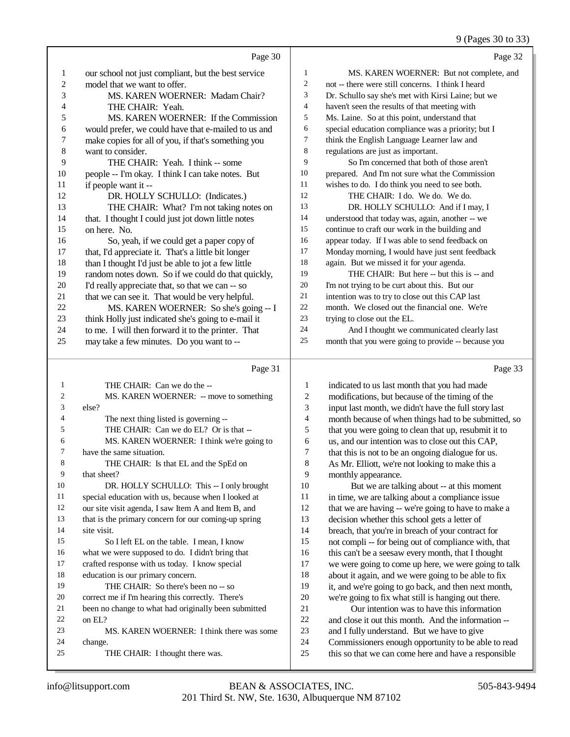Page 30

1 our school not just compliant, but the best service
2 model that we want to offer.
3 MS. KAREN WOERNER: Madam Chair?
4 THE CHAIR: Yeah.
5 MS. KAREN WOERNER: If the Commission
6 would prefer, we could have that e-mailed to us and
7 make copies for all of you, if that's something you
8 want to consider.
9 THE CHAIR: Yeah. I think -- some
10 people -- I'm okay. I think I can take notes. But
11 if people want it --
12 DR. HOLLY SCHULLO: (Indicates.)
13 THE CHAIR: What? I'm not taking notes on
14 that. I thought I could just jot down little notes
15 on here. No.
16 So, yeah, if we could get a paper copy of
17 that, I'd appreciate it. That's a little bit longer
18 than I thought I'd just be able to jot a few little
19 random notes down. So if we could do that quickly,
20 I'd really appreciate that, so that we can -- so
21 that we can see it. That would be very helpful.
22 MS. KAREN WOERNER: So she's going -- I
23 think Holly just indicated she's going to e-mail it
24 to me. I will then forward it to the printer. That
25 may take a few minutes. Do you want to --

Page 31

1 THE CHAIR: Can we do the --
2 MS. KAREN WOERNER: -- move to something
3 else?
4 The next thing listed is governing --
5 THE CHAIR: Can we do EL? Or is that --
6 MS. KAREN WOERNER: I think we're going to
7 have the same situation.
8 THE CHAIR: Is that EL and the SpEd on
9 that sheet?
10 DR. HOLLY SCHULLO: This -- I only brought
11 special education with us, because when I looked at
12 our site visit agenda, I saw Item A and Item B, and
13 that is the primary concern for our coming-up spring
14 site visit.
15 So I left EL on the table. I mean, I know
16 what we were supposed to do. I didn't bring that
17 crafted response with us today. I know special
18 education is our primary concern.
19 THE CHAIR: So there's been no -- so
20 correct me if I'm hearing this correctly. There's
21 been no change to what had originally been submitted
22 on EL?
23 MS. KAREN WOERNER: I think there was some
24 change.
25 THE CHAIR: I thought there was.

Page 32

1 MS. KAREN WOERNER: But not complete, and
2 not -- there were still concerns. I think I heard
3 Dr. Schullo say she's met with Kirsi Laine; but we
4 haven't seen the results of that meeting with
5 Ms. Laine. So at this point, understand that
6 special education compliance was a priority; but I
7 think the English Language Learner law and
8 regulations are just as important.
9 So I'm concerned that both of those aren't
10 prepared. And I'm not sure what the Commission
11 wishes to do. I do think you need to see both.
12 THE CHAIR: I do. We do. We do.
13 DR. HOLLY SCHULLO: And if I may, I
14 understood that today was, again, another -- we
15 continue to craft our work in the building and
16 appear today. If I was able to send feedback on
17 Monday morning, I would have just sent feedback
18 again. But we missed it for your agenda.
19 THE CHAIR: But here -- but this is -- and
20 I'm not trying to be curt about this. But our
21 intention was to try to close out this CAP last
22 month. We closed out the financial one. We're
23 trying to close out the EL.
24 And I thought we communicated clearly last
25 month that you were going to provide -- because you

Page 33

1 indicated to us last month that you had made
2 modifications, but because of the timing of the
3 input last month, we didn't have the full story last
4 month because of when things had to be submitted, so
5 that you were going to clean that up, resubmit it to
6 us, and our intention was to close out this CAP,
7 that this is not to be an ongoing dialogue for us.
8 As Mr. Elliott, we're not looking to make this a
9 monthly appearance.
10 But we are talking about -- at this moment
11 in time, we are talking about a compliance issue
12 that we are having -- we're going to have to make a
13 decision whether this school gets a letter of
14 breach, that you're in breach of your contract for
15 not compli -- for being out of compliance with, that
16 this can't be a seesaw every month, that I thought
17 we were going to come up here, we were going to talk
18 about it again, and we were going to be able to fix
19 it, and we're going to go back, and then next month,
20 we're going to fix what still is hanging out there.
21 Our intention was to have this information
22 and close it out this month. And the information --
23 and I fully understand. But we have to give
24 Commissioners enough opportunity to be able to read
25 this so that we can come here and have a responsible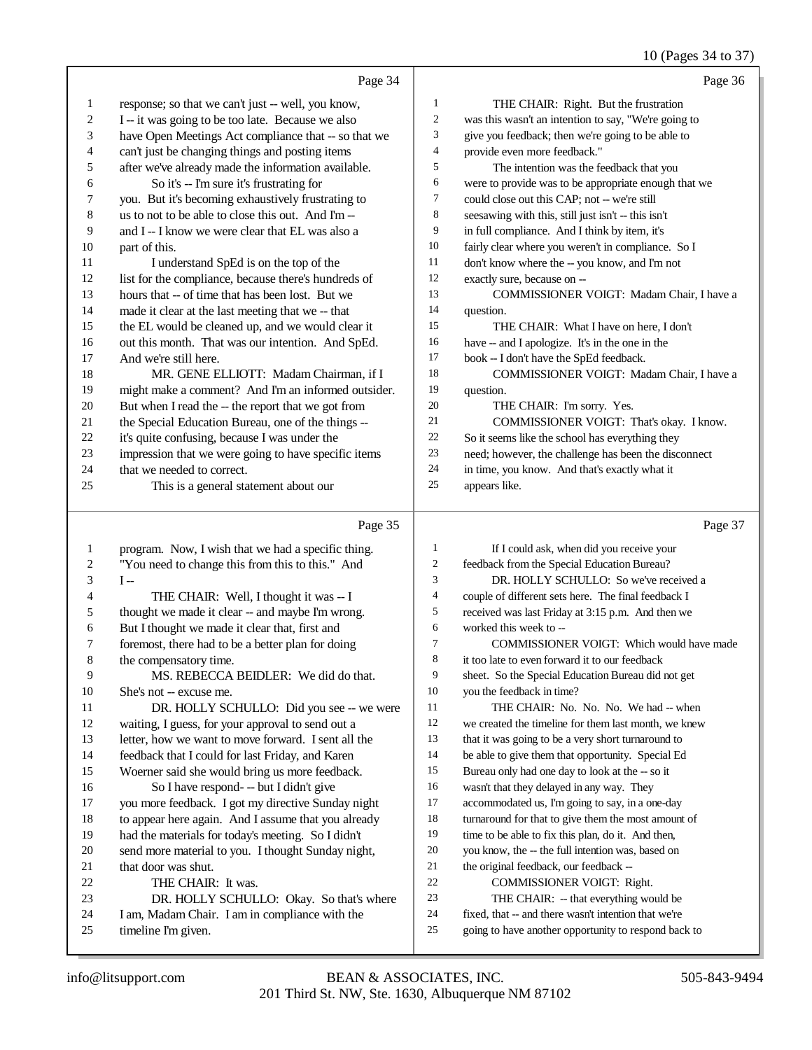Page 34

response; so that we can't just -- well, you know, I -- it was going to be too late. Because we also have Open Meetings Act compliance that -- so that we can't just be changing things and posting items after we've already made the information available.

So it's -- I'm sure it's frustrating for you. But it's becoming exhaustively frustrating to us to not to be able to close this out. And I'm -- and I -- I know we were clear that EL was also a part of this.

I understand SpEd is on the top of the list for the compliance, because there's hundreds of hours that -- of time that has been lost. But we made it clear at the last meeting that we -- that the EL would be cleaned up, and we would clear it out this month. That was our intention. And SpEd. And we're still here.

MR. GENE ELLIOTT: Madam Chairman, if I might make a comment? And I'm an informed outsider. But when I read the -- the report that we got from the Special Education Bureau, one of the things -- it's quite confusing, because I was under the impression that we were going to have specific items that we needed to correct.

This is a general statement about our

Page 35

program. Now, I wish that we had a specific thing. "You need to change this from this to this." And I --

THE CHAIR: Well, I thought it was -- I thought we made it clear -- and maybe I'm wrong. But I thought we made it clear that, first and foremost, there had to be a better plan for doing the compensatory time.

MS. REBECCA BEIDLER: We did do that. She's not -- excuse me.

DR. HOLLY SCHULLO: Did you see -- we were waiting, I guess, for your approval to send out a letter, how we want to move forward. I sent all the feedback that I could for last Friday, and Karen Woerner said she would bring us more feedback.

So I have respond- -- but I didn't give you more feedback. I got my directive Sunday night to appear here again. And I assume that you already had the materials for today's meeting. So I didn't send more material to you. I thought Sunday night, that door was shut.

THE CHAIR: It was.

DR. HOLLY SCHULLO: Okay. So that's where I am, Madam Chair. I am in compliance with the timeline I'm given.

Page 36

THE CHAIR: Right. But the frustration was this wasn't an intention to say, "We're going to give you feedback; then we're going to be able to provide even more feedback."

The intention was the feedback that you were to provide was to be appropriate enough that we could close out this CAP; not -- we're still seesawing with this, still just isn't -- this isn't in full compliance. And I think by item, it's fairly clear where you weren't in compliance. So I don't know where the -- you know, and I'm not exactly sure, because on --

COMMISSIONER VOIGT: Madam Chair, I have a question.

THE CHAIR: What I have on here, I don't have -- and I apologize. It's in the one in the book -- I don't have the SpEd feedback.

COMMISSIONER VOIGT: Madam Chair, I have a question.

THE CHAIR: I'm sorry. Yes.

COMMISSIONER VOIGT: That's okay. I know. So it seems like the school has everything they need; however, the challenge has been the disconnect in time, you know. And that's exactly what it appears like.

Page 37

If I could ask, when did you receive your feedback from the Special Education Bureau?

DR. HOLLY SCHULLO: So we've received a couple of different sets here. The final feedback I received was last Friday at 3:15 p.m. And then we worked this week to --

COMMISSIONER VOIGT: Which would have made it too late to even forward it to our feedback sheet. So the Special Education Bureau did not get you the feedback in time?

THE CHAIR: No. No. No. We had -- when we created the timeline for them last month, we knew that it was going to be a very short turnaround to be able to give them that opportunity. Special Ed Bureau only had one day to look at the -- so it wasn't that they delayed in any way. They accommodated us, I'm going to say, in a one-day turnaround for that to give them the most amount of time to be able to fix this plan, do it. And then, you know, the -- the full intention was, based on the original feedback, our feedback --

COMMISSIONER VOIGT: Right.

THE CHAIR: -- that everything would be fixed, that -- and there wasn't intention that we're going to have another opportunity to respond back to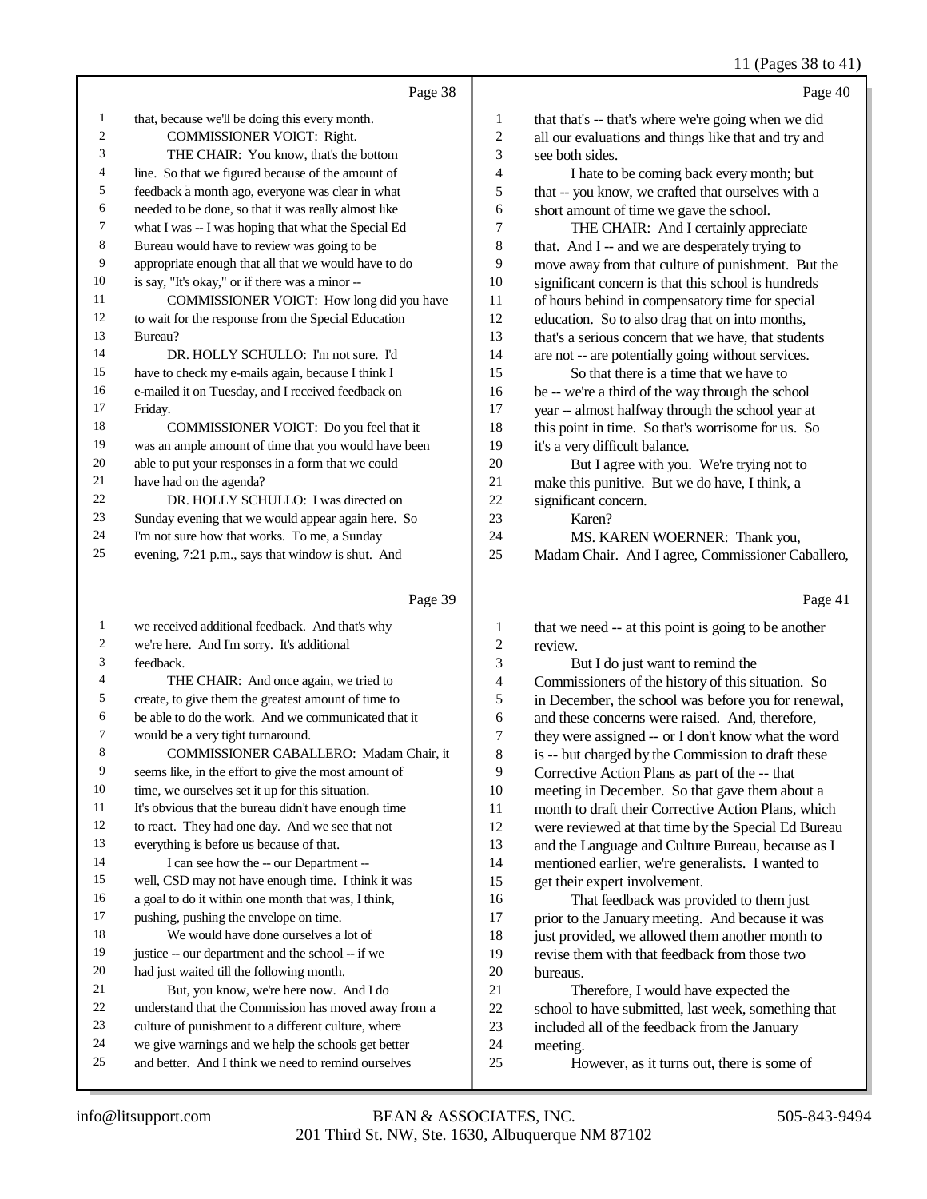Page 38

1 that, because we'll be doing this every month.
2 COMMISSIONER VOIGT: Right.
3 THE CHAIR: You know, that's the bottom
4 line. So that we figured because of the amount of
5 feedback a month ago, everyone was clear in what
6 needed to be done, so that it was really almost like
7 what I was -- I was hoping that what the Special Ed
8 Bureau would have to review was going to be
9 appropriate enough that all that we would have to do
10 is say, "It's okay," or if there was a minor --
11 COMMISSIONER VOIGT: How long did you have
12 to wait for the response from the Special Education
13 Bureau?
14 DR. HOLLY SCHULLO: I'm not sure. I'd
15 have to check my e-mails again, because I think I
16 e-mailed it on Tuesday, and I received feedback on
17 Friday.
18 COMMISSIONER VOIGT: Do you feel that it
19 was an ample amount of time that you would have been
20 able to put your responses in a form that we could
21 have had on the agenda?
22 DR. HOLLY SCHULLO: I was directed on
23 Sunday evening that we would appear again here. So
24 I'm not sure how that works. To me, a Sunday
25 evening, 7:21 p.m., says that window is shut. And

Page 39

1 we received additional feedback. And that's why
2 we're here. And I'm sorry. It's additional
3 feedback.
4 THE CHAIR: And once again, we tried to
5 create, to give them the greatest amount of time to
6 be able to do the work. And we communicated that it
7 would be a very tight turnaround.
8 COMMISSIONER CABALLERO: Madam Chair, it
9 seems like, in the effort to give the most amount of
10 time, we ourselves set it up for this situation.
11 It's obvious that the bureau didn't have enough time
12 to react. They had one day. And we see that not
13 everything is before us because of that.
14 I can see how the -- our Department --
15 well, CSD may not have enough time. I think it was
16 a goal to do it within one month that was, I think,
17 pushing, pushing the envelope on time.
18 We would have done ourselves a lot of
19 justice -- our department and the school -- if we
20 had just waited till the following month.
21 But, you know, we're here now. And I do
22 understand that the Commission has moved away from a
23 culture of punishment to a different culture, where
24 we give warnings and we help the schools get better
25 and better. And I think we need to remind ourselves

Page 40

1 that that's -- that's where we're going when we did
2 all our evaluations and things like that and try and
3 see both sides.
4 I hate to be coming back every month; but
5 that -- you know, we crafted that ourselves with a
6 short amount of time we gave the school.
7 THE CHAIR: And I certainly appreciate
8 that. And I -- and we are desperately trying to
9 move away from that culture of punishment. But the
10 significant concern is that this school is hundreds
11 of hours behind in compensatory time for special
12 education. So to also drag that on into months,
13 that's a serious concern that we have, that students
14 are not -- are potentially going without services.
15 So that there is a time that we have to
16 be -- we're a third of the way through the school
17 year -- almost halfway through the school year at
18 this point in time. So that's worrisome for us. So
19 it's a very difficult balance.
20 But I agree with you. We're trying not to
21 make this punitive. But we do have, I think, a
22 significant concern.
23 Karen?
24 MS. KAREN WOERNER: Thank you,
25 Madam Chair. And I agree, Commissioner Caballero,

Page 41

1 that we need -- at this point is going to be another
2 review.
3 But I do just want to remind the
4 Commissioners of the history of this situation. So
5 in December, the school was before you for renewal,
6 and these concerns were raised. And, therefore,
7 they were assigned -- or I don't know what the word
8 is -- but charged by the Commission to draft these
9 Corrective Action Plans as part of the -- that
10 meeting in December. So that gave them about a
11 month to draft their Corrective Action Plans, which
12 were reviewed at that time by the Special Ed Bureau
13 and the Language and Culture Bureau, because as I
14 mentioned earlier, we're generalists. I wanted to
15 get their expert involvement.
16 That feedback was provided to them just
17 prior to the January meeting. And because it was
18 just provided, we allowed them another month to
19 revise them with that feedback from those two
20 bureaus.
21 Therefore, I would have expected the
22 school to have submitted, last week, something that
23 included all of the feedback from the January
24 meeting.
25 However, as it turns out, there is some of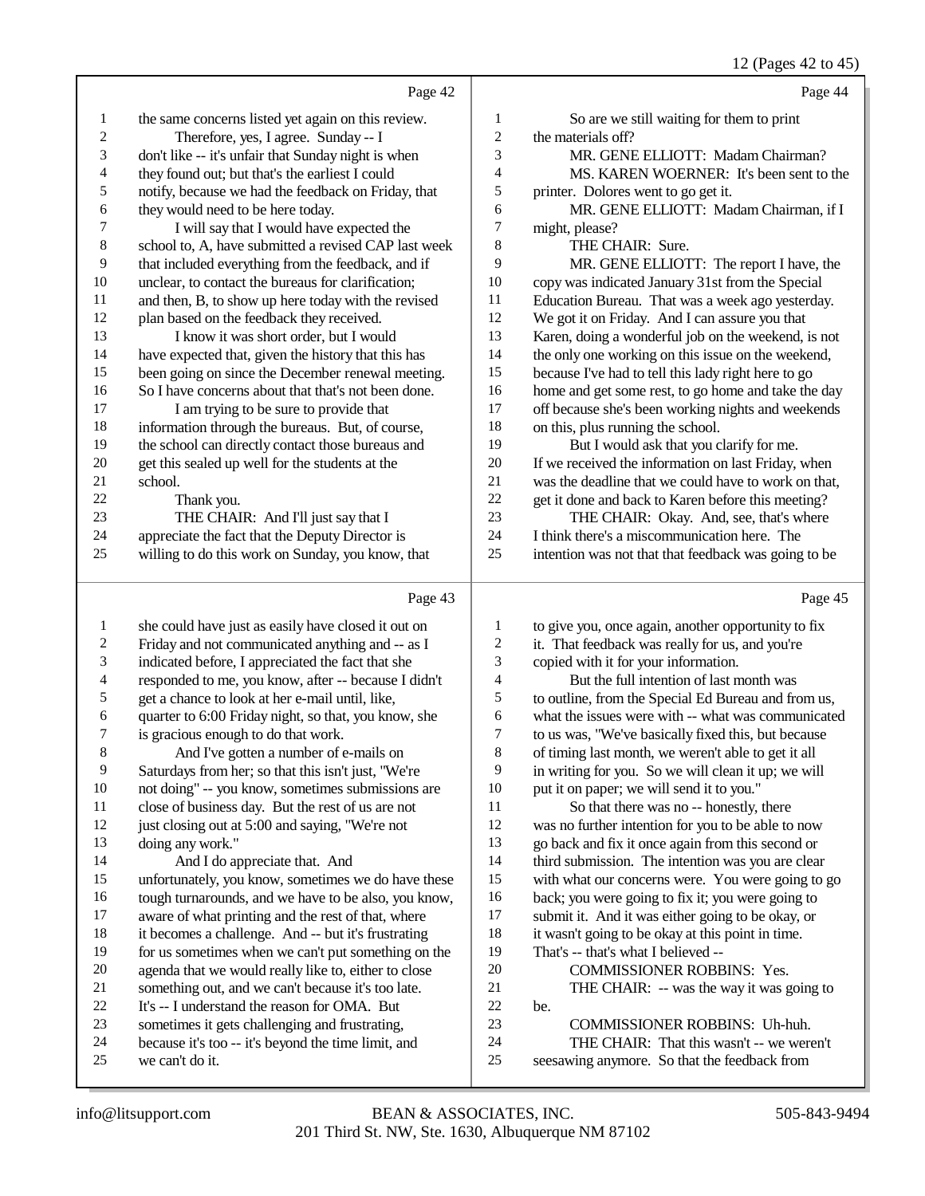Page 42

1 the same concerns listed yet again on this review.
2 Therefore, yes, I agree. Sunday -- I
3 don't like -- it's unfair that Sunday night is when
4 they found out; but that's the earliest I could
5 notify, because we had the feedback on Friday, that
6 they would need to be here today.
7 I will say that I would have expected the
8 school to, A, have submitted a revised CAP last week
9 that included everything from the feedback, and if
10 unclear, to contact the bureaus for clarification;
11 and then, B, to show up here today with the revised
12 plan based on the feedback they received.
13 I know it was short order, but I would
14 have expected that, given the history that this has
15 been going on since the December renewal meeting.
16 So I have concerns about that that's not been done.
17 I am trying to be sure to provide that
18 information through the bureaus. But, of course,
19 the school can directly contact those bureaus and
20 get this sealed up well for the students at the
21 school.
22 Thank you.
23 THE CHAIR: And I'll just say that I
24 appreciate the fact that the Deputy Director is
25 willing to do this work on Sunday, you know, that

Page 43

1 she could have just as easily have closed it out on
2 Friday and not communicated anything and -- as I
3 indicated before, I appreciated the fact that she
4 responded to me, you know, after -- because I didn't
5 get a chance to look at her e-mail until, like,
6 quarter to 6:00 Friday night, so that, you know, she
7 is gracious enough to do that work.
8 And I've gotten a number of e-mails on
9 Saturdays from her; so that this isn't just, "We're
10 not doing" -- you know, sometimes submissions are
11 close of business day. But the rest of us are not
12 just closing out at 5:00 and saying, "We're not
13 doing any work."
14 And I do appreciate that. And
15 unfortunately, you know, sometimes we do have these
16 tough turnarounds, and we have to be also, you know,
17 aware of what printing and the rest of that, where
18 it becomes a challenge. And -- but it's frustrating
19 for us sometimes when we can't put something on the
20 agenda that we would really like to, either to close
21 something out, and we can't because it's too late.
22 It's -- I understand the reason for OMA. But
23 sometimes it gets challenging and frustrating,
24 because it's too -- it's beyond the time limit, and
25 we can't do it.

Page 44

1 So are we still waiting for them to print
2 the materials off?
3 MR. GENE ELLIOTT: Madam Chairman?
4 MS. KAREN WOERNER: It's been sent to the
5 printer. Dolores went to go get it.
6 MR. GENE ELLIOTT: Madam Chairman, if I
7 might, please?
8 THE CHAIR: Sure.
9 MR. GENE ELLIOTT: The report I have, the
10 copy was indicated January 31st from the Special
11 Education Bureau. That was a week ago yesterday.
12 We got it on Friday. And I can assure you that
13 Karen, doing a wonderful job on the weekend, is not
14 the only one working on this issue on the weekend,
15 because I've had to tell this lady right here to go
16 home and get some rest, to go home and take the day
17 off because she's been working nights and weekends
18 on this, plus running the school.
19 But I would ask that you clarify for me.
20 If we received the information on last Friday, when
21 was the deadline that we could have to work on that,
22 get it done and back to Karen before this meeting?
23 THE CHAIR: Okay. And, see, that's where
24 I think there's a miscommunication here. The
25 intention was not that that feedback was going to be

Page 45

1 to give you, once again, another opportunity to fix
2 it. That feedback was really for us, and you're
3 copied with it for your information.
4 But the full intention of last month was
5 to outline, from the Special Ed Bureau and from us,
6 what the issues were with -- what was communicated
7 to us was, "We've basically fixed this, but because
8 of timing last month, we weren't able to get it all
9 in writing for you. So we will clean it up; we will
10 put it on paper; we will send it to you."
11 So that there was no -- honestly, there
12 was no further intention for you to be able to now
13 go back and fix it once again from this second or
14 third submission. The intention was you are clear
15 with what our concerns were. You were going to go
16 back; you were going to fix it; you were going to
17 submit it. And it was either going to be okay, or
18 it wasn't going to be okay at this point in time.
19 That's -- that's what I believed --
20 COMMISSIONER ROBBINS: Yes.
21 THE CHAIR: -- was the way it was going to
22 be.
23 COMMISSIONER ROBBINS: Uh-huh.
24 THE CHAIR: That this wasn't -- we weren't
25 seesawing anymore. So that the feedback from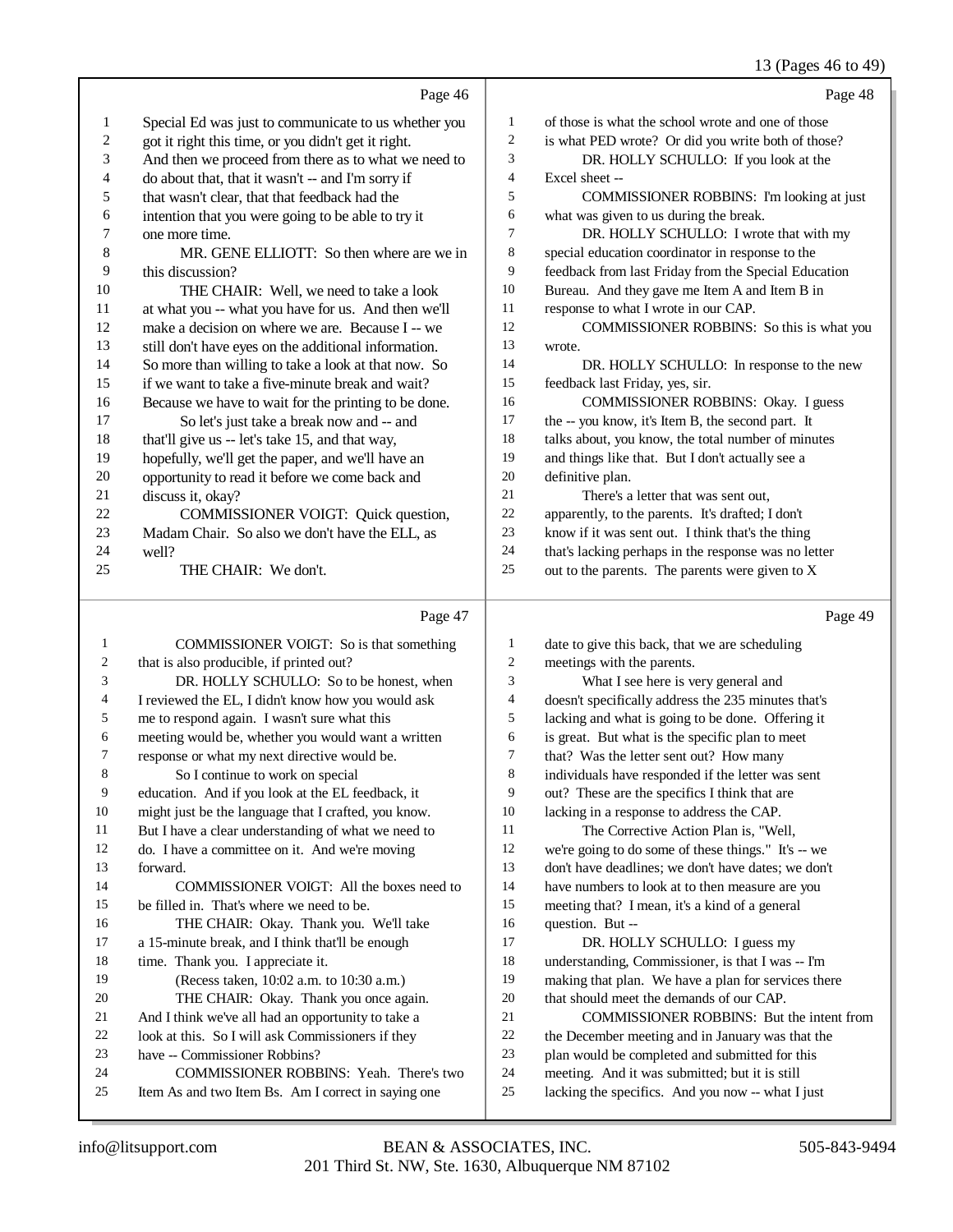Page 46

1 Special Ed was just to communicate to us whether you
2 got it right this time, or you didn't get it right.
3 And then we proceed from there as to what we need to
4 do about that, that it wasn't -- and I'm sorry if
5 that wasn't clear, that that feedback had the
6 intention that you were going to be able to try it
7 one more time.
8 MR. GENE ELLIOTT: So then where are we in
9 this discussion?
10 THE CHAIR: Well, we need to take a look
11 at what you -- what you have for us. And then we'll
12 make a decision on where we are. Because I -- we
13 still don't have eyes on the additional information.
14 So more than willing to take a look at that now. So
15 if we want to take a five-minute break and wait?
16 Because we have to wait for the printing to be done.
17 So let's just take a break now and -- and
18 that'll give us -- let's take 15, and that way,
19 hopefully, we'll get the paper, and we'll have an
20 opportunity to read it before we come back and
21 discuss it, okay?
22 COMMISSIONER VOIGT: Quick question,
23 Madam Chair. So also we don't have the ELL, as
24 well?
25 THE CHAIR: We don't.

Page 47

1 COMMISSIONER VOIGT: So is that something
2 that is also producible, if printed out?
3 DR. HOLLY SCHULLO: So to be honest, when
4 I reviewed the EL, I didn't know how you would ask
5 me to respond again. I wasn't sure what this
6 meeting would be, whether you would want a written
7 response or what my next directive would be.
8 So I continue to work on special
9 education. And if you look at the EL feedback, it
10 might just be the language that I crafted, you know.
11 But I have a clear understanding of what we need to
12 do. I have a committee on it. And we're moving
13 forward.
14 COMMISSIONER VOIGT: All the boxes need to
15 be filled in. That's where we need to be.
16 THE CHAIR: Okay. Thank you. We'll take
17 a 15-minute break, and I think that'll be enough
18 time. Thank you. I appreciate it.
19 (Recess taken, 10:02 a.m. to 10:30 a.m.)
20 THE CHAIR: Okay. Thank you once again.
21 And I think we've all had an opportunity to take a
22 look at this. So I will ask Commissioners if they
23 have -- Commissioner Robbins?
24 COMMISSIONER ROBBINS: Yeah. There's two
25 Item As and two Item Bs. Am I correct in saying one

Page 48

1 of those is what the school wrote and one of those
2 is what PED wrote? Or did you write both of those?
3 DR. HOLLY SCHULLO: If you look at the
4 Excel sheet --
5 COMMISSIONER ROBBINS: I'm looking at just
6 what was given to us during the break.
7 DR. HOLLY SCHULLO: I wrote that with my
8 special education coordinator in response to the
9 feedback from last Friday from the Special Education
10 Bureau. And they gave me Item A and Item B in
11 response to what I wrote in our CAP.
12 COMMISSIONER ROBBINS: So this is what you
13 wrote.
14 DR. HOLLY SCHULLO: In response to the new
15 feedback last Friday, yes, sir.
16 COMMISSIONER ROBBINS: Okay. I guess
17 the -- you know, it's Item B, the second part. It
18 talks about, you know, the total number of minutes
19 and things like that. But I don't actually see a
20 definitive plan.
21 There's a letter that was sent out,
22 apparently, to the parents. It's drafted; I don't
23 know if it was sent out. I think that's the thing
24 that's lacking perhaps in the response was no letter
25 out to the parents. The parents were given to X

Page 49

1 date to give this back, that we are scheduling
2 meetings with the parents.
3 What I see here is very general and
4 doesn't specifically address the 235 minutes that's
5 lacking and what is going to be done. Offering it
6 is great. But what is the specific plan to meet
7 that? Was the letter sent out? How many
8 individuals have responded if the letter was sent
9 out? These are the specifics I think that are
10 lacking in a response to address the CAP.
11 The Corrective Action Plan is, "Well,
12 we're going to do some of these things." It's -- we
13 don't have deadlines; we don't have dates; we don't
14 have numbers to look at to then measure are you
15 meeting that? I mean, it's a kind of a general
16 question. But --
17 DR. HOLLY SCHULLO: I guess my
18 understanding, Commissioner, is that I was -- I'm
19 making that plan. We have a plan for services there
20 that should meet the demands of our CAP.
21 COMMISSIONER ROBBINS: But the intent from
22 the December meeting and in January was that the
23 plan would be completed and submitted for this
24 meeting. And it was submitted; but it is still
25 lacking the specifics. And you now -- what I just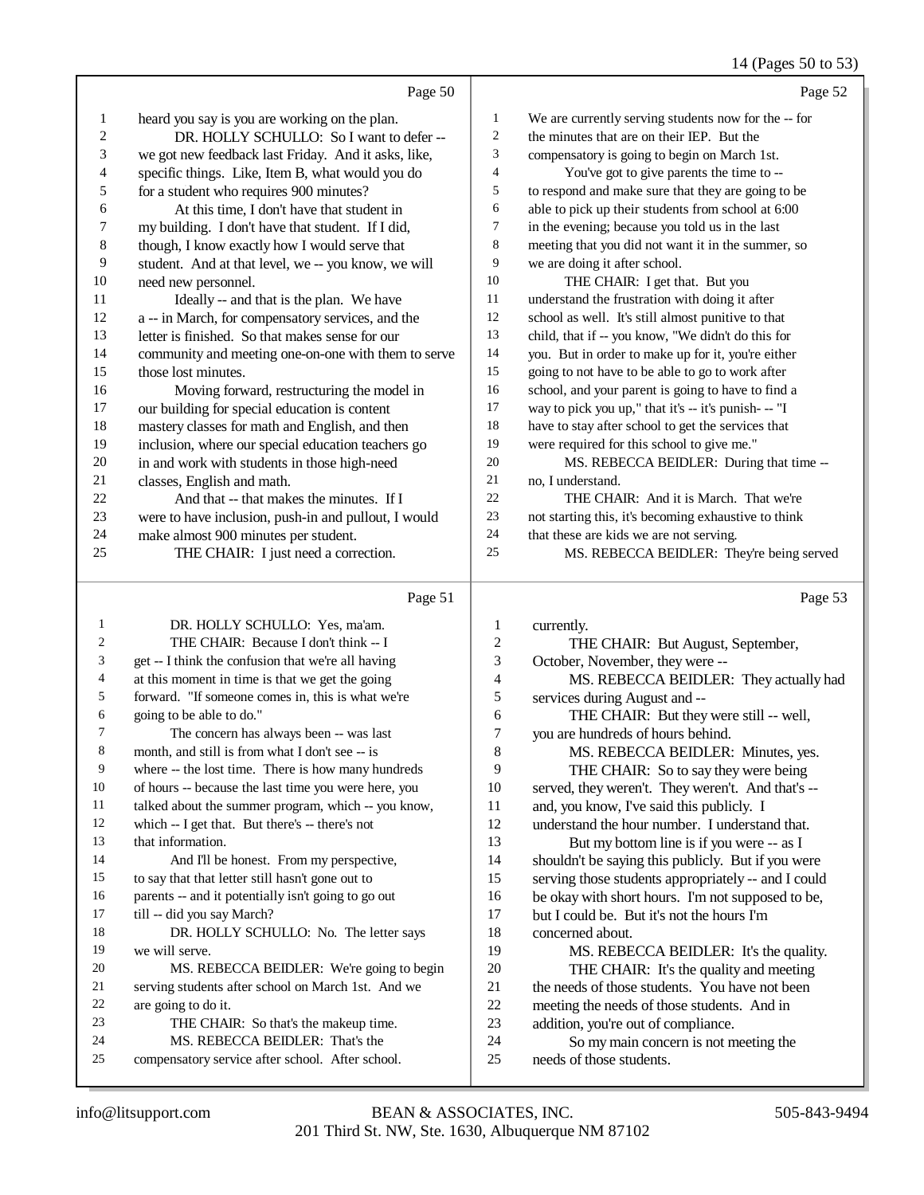Page 50

1 heard you say is you are working on the plan.
2 DR. HOLLY SCHULLO: So I want to defer --
3 we got new feedback last Friday. And it asks, like,
4 specific things. Like, Item B, what would you do
5 for a student who requires 900 minutes?
6 At this time, I don't have that student in
7 my building. I don't have that student. If I did,
8 though, I know exactly how I would serve that
9 student. And at that level, we -- you know, we will
10 need new personnel.
11 Ideally -- and that is the plan. We have
12 a -- in March, for compensatory services, and the
13 letter is finished. So that makes sense for our
14 community and meeting one-on-one with them to serve
15 those lost minutes.
16 Moving forward, restructuring the model in
17 our building for special education is content
18 mastery classes for math and English, and then
19 inclusion, where our special education teachers go
20 in and work with students in those high-need
21 classes, English and math.
22 And that -- that makes the minutes. If I
23 were to have inclusion, push-in and pullout, I would
24 make almost 900 minutes per student.
25 THE CHAIR: I just need a correction.

Page 51

1 DR. HOLLY SCHULLO: Yes, ma'am.
2 THE CHAIR: Because I don't think -- I
3 get -- I think the confusion that we're all having
4 at this moment in time is that we get the going
5 forward. "If someone comes in, this is what we're
6 going to be able to do."
7 The concern has always been -- was last
8 month, and still is from what I don't see -- is
9 where -- the lost time. There is how many hundreds
10 of hours -- because the last time you were here, you
11 talked about the summer program, which -- you know,
12 which -- I get that. But there's -- there's not
13 that information.
14 And I'll be honest. From my perspective,
15 to say that that letter still hasn't gone out to
16 parents -- and it potentially isn't going to go out
17 till -- did you say March?
18 DR. HOLLY SCHULLO: No. The letter says
19 we will serve.
20 MS. REBECCA BEIDLER: We're going to begin
21 serving students after school on March 1st. And we
22 are going to do it.
23 THE CHAIR: So that's the makeup time.
24 MS. REBECCA BEIDLER: That's the
25 compensatory service after school. After school.

Page 52

1 We are currently serving students now for the -- for
2 the minutes that are on their IEP. But the
3 compensatory is going to begin on March 1st.
4 You've got to give parents the time to --
5 to respond and make sure that they are going to be
6 able to pick up their students from school at 6:00
7 in the evening; because you told us in the last
8 meeting that you did not want it in the summer, so
9 we are doing it after school.
10 THE CHAIR: I get that. But you
11 understand the frustration with doing it after
12 school as well. It's still almost punitive to that
13 child, that if -- you know, "We didn't do this for
14 you. But in order to make up for it, you're either
15 going to not have to be able to go to work after
16 school, and your parent is going to have to find a
17 way to pick you up," that it's -- it's punish- -- "I
18 have to stay after school to get the services that
19 were required for this school to give me."
20 MS. REBECCA BEIDLER: During that time --
21 no, I understand.
22 THE CHAIR: And it is March. That we're
23 not starting this, it's becoming exhaustive to think
24 that these are kids we are not serving.
25 MS. REBECCA BEIDLER: They're being served

Page 53

1 currently.
2 THE CHAIR: But August, September,
3 October, November, they were --
4 MS. REBECCA BEIDLER: They actually had
5 services during August and --
6 THE CHAIR: But they were still -- well,
7 you are hundreds of hours behind.
8 MS. REBECCA BEIDLER: Minutes, yes.
9 THE CHAIR: So to say they were being
10 served, they weren't. They weren't. And that's --
11 and, you know, I've said this publicly. I
12 understand the hour number. I understand that.
13 But my bottom line is if you were -- as I
14 shouldn't be saying this publicly. But if you were
15 serving those students appropriately -- and I could
16 be okay with short hours. I'm not supposed to be,
17 but I could be. But it's not the hours I'm
18 concerned about.
19 MS. REBECCA BEIDLER: It's the quality.
20 THE CHAIR: It's the quality and meeting
21 the needs of those students. You have not been
22 meeting the needs of those students. And in
23 addition, you're out of compliance.
24 So my main concern is not meeting the
25 needs of those students.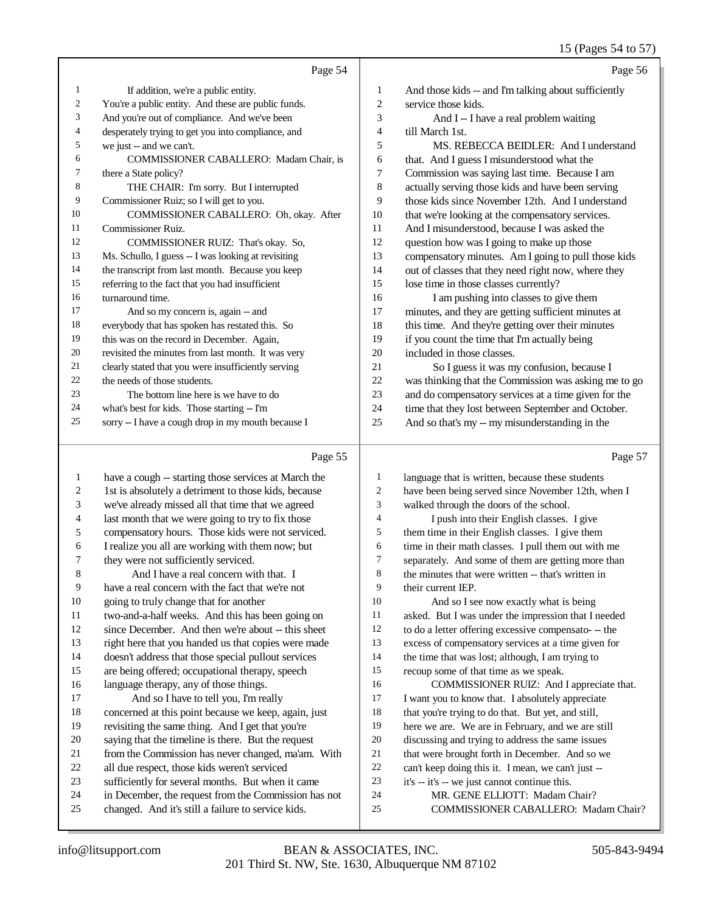Page 54

1 If addition, we're a public entity.
2 You're a public entity. And these are public funds.
3 And you're out of compliance. And we've been
4 desperately trying to get you into compliance, and
5 we just -- and we can't.
6 COMMISSIONER CABALLERO: Madam Chair, is
7 there a State policy?
8 THE CHAIR: I'm sorry. But I interrupted
9 Commissioner Ruiz; so I will get to you.
10 COMMISSIONER CABALLERO: Oh, okay. After
11 Commissioner Ruiz.
12 COMMISSIONER RUIZ: That's okay. So,
13 Ms. Schullo, I guess -- I was looking at revisiting
14 the transcript from last month. Because you keep
15 referring to the fact that you had insufficient
16 turnaround time.
17 And so my concern is, again -- and
18 everybody that has spoken has restated this. So
19 this was on the record in December. Again,
20 revisited the minutes from last month. It was very
21 clearly stated that you were insufficiently serving
22 the needs of those students.
23 The bottom line here is we have to do
24 what's best for kids. Those starting -- I'm
25 sorry -- I have a cough drop in my mouth because I

Page 55

1 have a cough -- starting those services at March the
2 1st is absolutely a detriment to those kids, because
3 we've already missed all that time that we agreed
4 last month that we were going to try to fix those
5 compensatory hours. Those kids were not serviced.
6 I realize you all are working with them now; but
7 they were not sufficiently serviced.
8 And I have a real concern with that. I
9 have a real concern with the fact that we're not
10 going to truly change that for another
11 two-and-a-half weeks. And this has been going on
12 since December. And then we're about -- this sheet
13 right here that you handed us that copies were made
14 doesn't address that those special pullout services
15 are being offered; occupational therapy, speech
16 language therapy, any of those things.
17 And so I have to tell you, I'm really
18 concerned at this point because we keep, again, just
19 revisiting the same thing. And I get that you're
20 saying that the timeline is there. But the request
21 from the Commission has never changed, ma'am. With
22 all due respect, those kids weren't serviced
23 sufficiently for several months. But when it came
24 in December, the request from the Commission has not
25 changed. And it's still a failure to service kids.

Page 56

1 And those kids -- and I'm talking about sufficiently
2 service those kids.
3 And I -- I have a real problem waiting
4 till March 1st.
5 MS. REBECCA BEIDLER: And I understand
6 that. And I guess I misunderstood what the
7 Commission was saying last time. Because I am
8 actually serving those kids and have been serving
9 those kids since November 12th. And I understand
10 that we're looking at the compensatory services.
11 And I misunderstood, because I was asked the
12 question how was I going to make up those
13 compensatory minutes. Am I going to pull those kids
14 out of classes that they need right now, where they
15 lose time in those classes currently?
16 I am pushing into classes to give them
17 minutes, and they are getting sufficient minutes at
18 this time. And they're getting over their minutes
19 if you count the time that I'm actually being
20 included in those classes.
21 So I guess it was my confusion, because I
22 was thinking that the Commission was asking me to go
23 and do compensatory services at a time given for the
24 time that they lost between September and October.
25 And so that's my -- my misunderstanding in the

Page 57

1 language that is written, because these students
2 have been being served since November 12th, when I
3 walked through the doors of the school.
4 I push into their English classes. I give
5 them time in their English classes. I give them
6 time in their math classes. I pull them out with me
7 separately. And some of them are getting more than
8 the minutes that were written -- that's written in
9 their current IEP.
10 And so I see now exactly what is being
11 asked. But I was under the impression that I needed
12 to do a letter offering excessive compensato- -- the
13 excess of compensatory services at a time given for
14 the time that was lost; although, I am trying to
15 recoup some of that time as we speak.
16 COMMISSIONER RUIZ: And I appreciate that.
17 I want you to know that. I absolutely appreciate
18 that you're trying to do that. But yet, and still,
19 here we are. We are in February, and we are still
20 discussing and trying to address the same issues
21 that were brought forth in December. And so we
22 can't keep doing this it. I mean, we can't just --
23 it's -- it's -- we just cannot continue this.
24 MR. GENE ELLIOTT: Madam Chair?
25 COMMISSIONER CABALLERO: Madam Chair?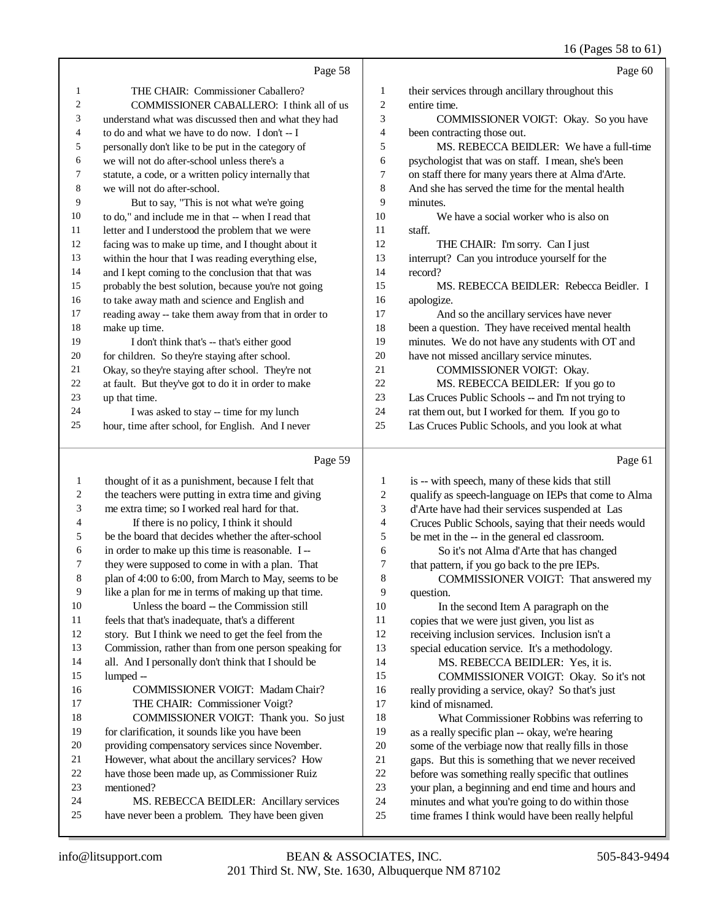Page 58

THE CHAIR: Commissioner Caballero?

COMMISSIONER CABALLERO: I think all of us understand what was discussed then and what they had to do and what we have to do now. I don't -- I personally don't like to be put in the category of we will not do after-school unless there's a statute, a code, or a written policy internally that we will not do after-school.

But to say, "This is not what we're going to do," and include me in that -- when I read that letter and I understood the problem that we were facing was to make up time, and I thought about it within the hour that I was reading everything else, and I kept coming to the conclusion that that was probably the best solution, because you're not going to take away math and science and English and reading away -- take them away from that in order to make up time.

I don't think that's -- that's either good for children. So they're staying after school. Okay, so they're staying after school. They're not at fault. But they've got to do it in order to make up that time.

I was asked to stay -- time for my lunch hour, time after school, for English. And I never

Page 59

thought of it as a punishment, because I felt that the teachers were putting in extra time and giving me extra time; so I worked real hard for that.

If there is no policy, I think it should be the board that decides whether the after-school in order to make up this time is reasonable. I -- they were supposed to come in with a plan. That plan of 4:00 to 6:00, from March to May, seems to be like a plan for me in terms of making up that time.

Unless the board -- the Commission still feels that that's inadequate, that's a different story. But I think we need to get the feel from the Commission, rather than from one person speaking for all. And I personally don't think that I should be lumped --

COMMISSIONER VOIGT: Madam Chair?

THE CHAIR: Commissioner Voigt?

COMMISSIONER VOIGT: Thank you. So just for clarification, it sounds like you have been providing compensatory services since November. However, what about the ancillary services? How have those been made up, as Commissioner Ruiz mentioned?

MS. REBECCA BEIDLER: Ancillary services have never been a problem. They have been given

Page 60

their services through ancillary throughout this entire time.

COMMISSIONER VOIGT: Okay. So you have been contracting those out.

MS. REBECCA BEIDLER: We have a full-time psychologist that was on staff. I mean, she's been on staff there for many years there at Alma d'Arte. And she has served the time for the mental health minutes.

We have a social worker who is also on staff.

THE CHAIR: I'm sorry. Can I just interrupt? Can you introduce yourself for the record?

MS. REBECCA BEIDLER: Rebecca Beidler. I apologize.

And so the ancillary services have never been a question. They have received mental health minutes. We do not have any students with OT and have not missed ancillary service minutes.

COMMISSIONER VOIGT: Okay.

MS. REBECCA BEIDLER: If you go to Las Cruces Public Schools -- and I'm not trying to rat them out, but I worked for them. If you go to Las Cruces Public Schools, and you look at what

Page 61

is -- with speech, many of these kids that still qualify as speech-language on IEPs that come to Alma d'Arte have had their services suspended at Las Cruces Public Schools, saying that their needs would be met in the -- in the general ed classroom.

So it's not Alma d'Arte that has changed that pattern, if you go back to the pre IEPs.

COMMISSIONER VOIGT: That answered my question.

In the second Item A paragraph on the copies that we were just given, you list as receiving inclusion services. Inclusion isn't a special education service. It's a methodology.

MS. REBECCA BEIDLER: Yes, it is.

COMMISSIONER VOIGT: Okay. So it's not really providing a service, okay? So that's just kind of misnamed.

What Commissioner Robbins was referring to as a really specific plan -- okay, we're hearing some of the verbiage now that really fills in those gaps. But this is something that we never received before was something really specific that outlines your plan, a beginning and end time and hours and minutes and what you're going to do within those time frames I think would have been really helpful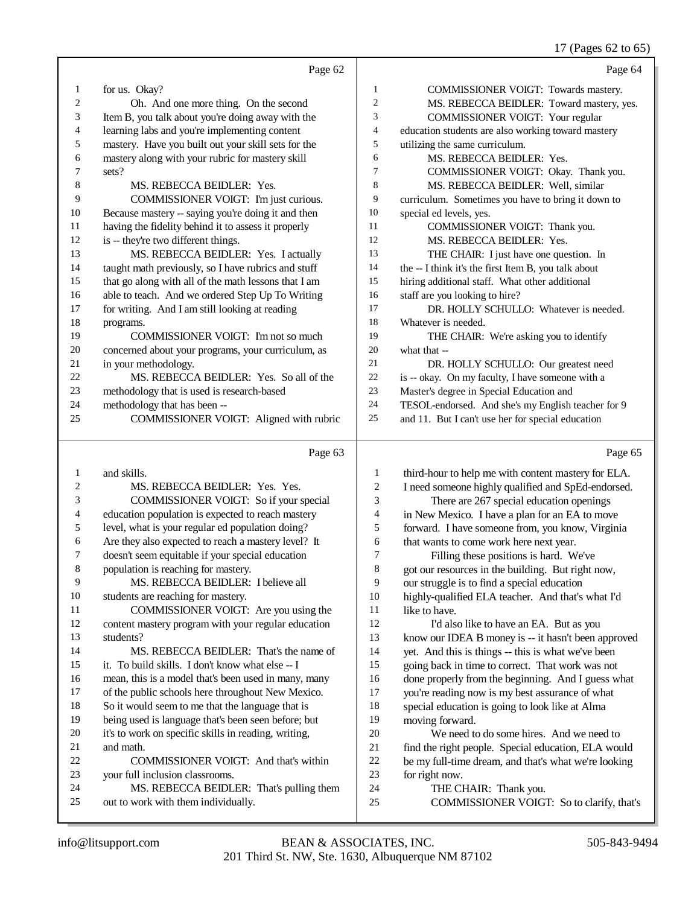Page 62

for us. Okay?

Oh. And one more thing. On the second Item B, you talk about you're doing away with the learning labs and you're implementing content mastery. Have you built out your skill sets for the mastery along with your rubric for mastery skill sets?

MS. REBECCA BEIDLER: Yes.

COMMISSIONER VOIGT: I'm just curious. Because mastery -- saying you're doing it and then having the fidelity behind it to assess it properly is -- they're two different things.

MS. REBECCA BEIDLER: Yes. I actually taught math previously, so I have rubrics and stuff that go along with all of the math lessons that I am able to teach. And we ordered Step Up To Writing for writing. And I am still looking at reading programs.

COMMISSIONER VOIGT: I'm not so much concerned about your programs, your curriculum, as in your methodology.

MS. REBECCA BEIDLER: Yes. So all of the methodology that is used is research-based methodology that has been --

COMMISSIONER VOIGT: Aligned with rubric

Page 63

and skills.

MS. REBECCA BEIDLER: Yes. Yes.

COMMISSIONER VOIGT: So if your special education population is expected to reach mastery level, what is your regular ed population doing? Are they also expected to reach a mastery level? It doesn't seem equitable if your special education population is reaching for mastery.

MS. REBECCA BEIDLER: I believe all students are reaching for mastery.

COMMISSIONER VOIGT: Are you using the content mastery program with your regular education students?

MS. REBECCA BEIDLER: That's the name of it. To build skills. I don't know what else -- I mean, this is a model that's been used in many, many of the public schools here throughout New Mexico. So it would seem to me that the language that is being used is language that's been seen before; but it's to work on specific skills in reading, writing, and math.

COMMISSIONER VOIGT: And that's within your full inclusion classrooms.

MS. REBECCA BEIDLER: That's pulling them out to work with them individually.

Page 64

COMMISSIONER VOIGT: Towards mastery.

MS. REBECCA BEIDLER: Toward mastery, yes.

COMMISSIONER VOIGT: Your regular education students are also working toward mastery utilizing the same curriculum.

MS. REBECCA BEIDLER: Yes.

COMMISSIONER VOIGT: Okay. Thank you.

MS. REBECCA BEIDLER: Well, similar curriculum. Sometimes you have to bring it down to special ed levels, yes.

COMMISSIONER VOIGT: Thank you.

MS. REBECCA BEIDLER: Yes.

THE CHAIR: I just have one question. In the -- I think it's the first Item B, you talk about hiring additional staff. What other additional staff are you looking to hire?

DR. HOLLY SCHULLO: Whatever is needed. Whatever is needed.

THE CHAIR: We're asking you to identify what that --

DR. HOLLY SCHULLO: Our greatest need is -- okay. On my faculty, I have someone with a Master's degree in Special Education and TESOL-endorsed. And she's my English teacher for 9 and 11. But I can't use her for special education

Page 65

third-hour to help me with content mastery for ELA. I need someone highly qualified and SpEd-endorsed.

There are 267 special education openings in New Mexico. I have a plan for an EA to move forward. I have someone from, you know, Virginia that wants to come work here next year.

Filling these positions is hard. We've got our resources in the building. But right now, our struggle is to find a special education highly-qualified ELA teacher. And that's what I'd like to have.

I'd also like to have an EA. But as you know our IDEA B money is -- it hasn't been approved yet. And this is things -- this is what we've been going back in time to correct. That work was not done properly from the beginning. And I guess what you're reading now is my best assurance of what special education is going to look like at Alma moving forward.

We need to do some hires. And we need to find the right people. Special education, ELA would be my full-time dream, and that's what we're looking for right now.

THE CHAIR: Thank you.

COMMISSIONER VOIGT: So to clarify, that's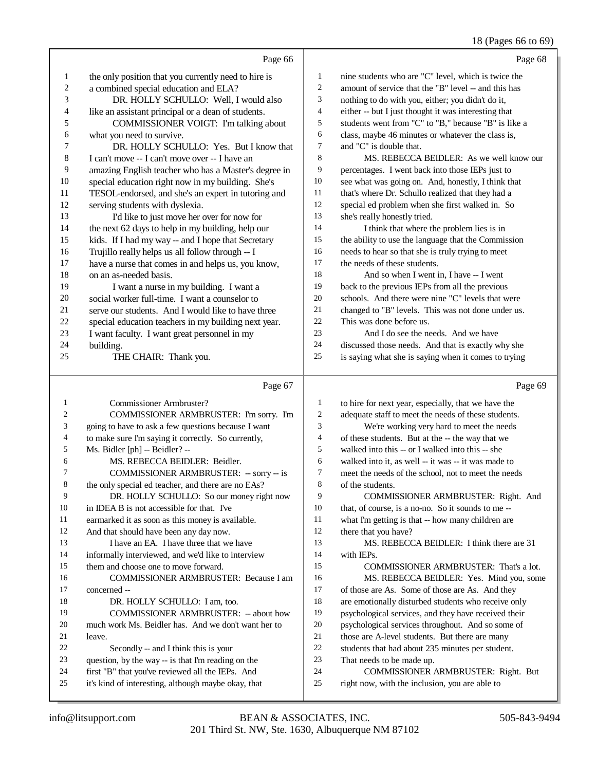Page 66

1 the only position that you currently need to hire is
2 a combined special education and ELA?
3 DR. HOLLY SCHULLO: Well, I would also
4 like an assistant principal or a dean of students.
5 COMMISSIONER VOIGT: I'm talking about
6 what you need to survive.
7 DR. HOLLY SCHULLO: Yes. But I know that
8 I can't move -- I can't move over -- I have an
9 amazing English teacher who has a Master's degree in
10 special education right now in my building. She's
11 TESOL-endorsed, and she's an expert in tutoring and
12 serving students with dyslexia.
13 I'd like to just move her over for now for
14 the next 62 days to help in my building, help our
15 kids. If I had my way -- and I hope that Secretary
16 Trujillo really helps us all follow through -- I
17 have a nurse that comes in and helps us, you know,
18 on an as-needed basis.
19 I want a nurse in my building. I want a
20 social worker full-time. I want a counselor to
21 serve our students. And I would like to have three
22 special education teachers in my building next year.
23 I want faculty. I want great personnel in my
24 building.
25 THE CHAIR: Thank you.

Page 67

1 Commissioner Armbruster?
2 COMMISSIONER ARMBRUSTER: I'm sorry. I'm
3 going to have to ask a few questions because I want
4 to make sure I'm saying it correctly. So currently,
5 Ms. Bidler [ph] -- Beidler? --
6 MS. REBECCA BEIDLER: Beidler.
7 COMMISSIONER ARMBRUSTER: -- sorry -- is
8 the only special ed teacher, and there are no EAs?
9 DR. HOLLY SCHULLO: So our money right now
10 in IDEA B is not accessible for that. I've
11 earmarked it as soon as this money is available.
12 And that should have been any day now.
13 I have an EA. I have three that we have
14 informally interviewed, and we'd like to interview
15 them and choose one to move forward.
16 COMMISSIONER ARMBRUSTER: Because I am
17 concerned --
18 DR. HOLLY SCHULLO: I am, too.
19 COMMISSIONER ARMBRUSTER: -- about how
20 much work Ms. Beidler has. And we don't want her to
21 leave.
22 Secondly -- and I think this is your
23 question, by the way -- is that I'm reading on the
24 first "B" that you've reviewed all the IEPs. And
25 it's kind of interesting, although maybe okay, that

Page 68

1 nine students who are "C" level, which is twice the
2 amount of service that the "B" level -- and this has
3 nothing to do with you, either; you didn't do it,
4 either -- but I just thought it was interesting that
5 students went from "C" to "B," because "B" is like a
6 class, maybe 46 minutes or whatever the class is,
7 and "C" is double that.
8 MS. REBECCA BEIDLER: As we well know our
9 percentages. I went back into those IEPs just to
10 see what was going on. And, honestly, I think that
11 that's where Dr. Schullo realized that they had a
12 special ed problem when she first walked in. So
13 she's really honestly tried.
14 I think that where the problem lies is in
15 the ability to use the language that the Commission
16 needs to hear so that she is truly trying to meet
17 the needs of these students.
18 And so when I went in, I have -- I went
19 back to the previous IEPs from all the previous
20 schools. And there were nine "C" levels that were
21 changed to "B" levels. This was not done under us.
22 This was done before us.
23 And I do see the needs. And we have
24 discussed those needs. And that is exactly why she
25 is saying what she is saying when it comes to trying

Page 69

1 to hire for next year, especially, that we have the
2 adequate staff to meet the needs of these students.
3 We're working very hard to meet the needs
4 of these students. But at the -- the way that we
5 walked into this -- or I walked into this -- she
6 walked into it, as well -- it was -- it was made to
7 meet the needs of the school, not to meet the needs
8 of the students.
9 COMMISSIONER ARMBRUSTER: Right. And
10 that, of course, is a no-no. So it sounds to me --
11 what I'm getting is that -- how many children are
12 there that you have?
13 MS. REBECCA BEIDLER: I think there are 31
14 with IEPs.
15 COMMISSIONER ARMBRUSTER: That's a lot.
16 MS. REBECCA BEIDLER: Yes. Mind you, some
17 of those are As. Some of those are As. And they
18 are emotionally disturbed students who receive only
19 psychological services, and they have received their
20 psychological services throughout. And so some of
21 those are A-level students. But there are many
22 students that had about 235 minutes per student.
23 That needs to be made up.
24 COMMISSIONER ARMBRUSTER: Right. But
25 right now, with the inclusion, you are able to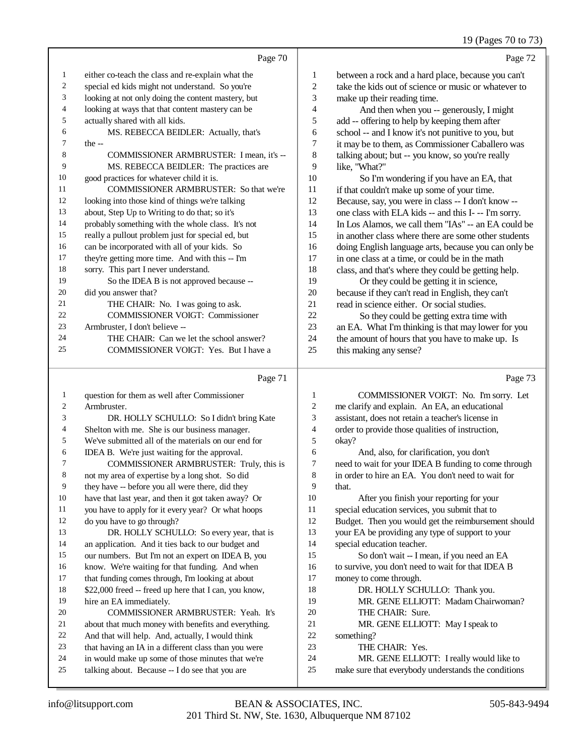Page 70

1 either co-teach the class and re-explain what the
2 special ed kids might not understand. So you're
3 looking at not only doing the content mastery, but
4 looking at ways that that content mastery can be
5 actually shared with all kids.
6 MS. REBECCA BEIDLER: Actually, that's
7 the --
8 COMMISSIONER ARMBRUSTER: I mean, it's --
9 MS. REBECCA BEIDLER: The practices are
10 good practices for whatever child it is.
11 COMMISSIONER ARMBRUSTER: So that we're
12 looking into those kind of things we're talking
13 about, Step Up to Writing to do that; so it's
14 probably something with the whole class. It's not
15 really a pullout problem just for special ed, but
16 can be incorporated with all of your kids. So
17 they're getting more time. And with this -- I'm
18 sorry. This part I never understand.
19 So the IDEA B is not approved because --
20 did you answer that?
21 THE CHAIR: No. I was going to ask.
22 COMMISSIONER VOIGT: Commissioner
23 Armbruster, I don't believe --
24 THE CHAIR: Can we let the school answer?
25 COMMISSIONER VOIGT: Yes. But I have a

Page 71

1 question for them as well after Commissioner
2 Armbruster.
3 DR. HOLLY SCHULLO: So I didn't bring Kate
4 Shelton with me. She is our business manager.
5 We've submitted all of the materials on our end for
6 IDEA B. We're just waiting for the approval.
7 COMMISSIONER ARMBRUSTER: Truly, this is
8 not my area of expertise by a long shot. So did
9 they have -- before you all were there, did they
10 have that last year, and then it got taken away? Or
11 you have to apply for it every year? Or what hoops
12 do you have to go through?
13 DR. HOLLY SCHULLO: So every year, that is
14 an application. And it ties back to our budget and
15 our numbers. But I'm not an expert on IDEA B, you
16 know. We're waiting for that funding. And when
17 that funding comes through, I'm looking at about
18 $22,000 freed -- freed up here that I can, you know,
19 hire an EA immediately.
20 COMMISSIONER ARMBRUSTER: Yeah. It's
21 about that much money with benefits and everything.
22 And that will help. And, actually, I would think
23 that having an IA in a different class than you were
24 in would make up some of those minutes that we're
25 talking about. Because -- I do see that you are

Page 72

1 between a rock and a hard place, because you can't
2 take the kids out of science or music or whatever to
3 make up their reading time.
4 And then when you -- generously, I might
5 add -- offering to help by keeping them after
6 school -- and I know it's not punitive to you, but
7 it may be to them, as Commissioner Caballero was
8 talking about; but -- you know, so you're really
9 like, "What?"
10 So I'm wondering if you have an EA, that
11 if that couldn't make up some of your time.
12 Because, say, you were in class -- I don't know --
13 one class with ELA kids -- and this I- -- I'm sorry.
14 In Los Alamos, we call them "IAs" -- an EA could be
15 in another class where there are some other students
16 doing English language arts, because you can only be
17 in one class at a time, or could be in the math
18 class, and that's where they could be getting help.
19 Or they could be getting it in science,
20 because if they can't read in English, they can't
21 read in science either. Or social studies.
22 So they could be getting extra time with
23 an EA. What I'm thinking is that may lower for you
24 the amount of hours that you have to make up. Is
25 this making any sense?

Page 73

1 COMMISSIONER VOIGT: No. I'm sorry. Let
2 me clarify and explain. An EA, an educational
3 assistant, does not retain a teacher's license in
4 order to provide those qualities of instruction,
5 okay?
6 And, also, for clarification, you don't
7 need to wait for your IDEA B funding to come through
8 in order to hire an EA. You don't need to wait for
9 that.
10 After you finish your reporting for your
11 special education services, you submit that to
12 Budget. Then you would get the reimbursement should
13 your EA be providing any type of support to your
14 special education teacher.
15 So don't wait -- I mean, if you need an EA
16 to survive, you don't need to wait for that IDEA B
17 money to come through.
18 DR. HOLLY SCHULLO: Thank you.
19 MR. GENE ELLIOTT: Madam Chairwoman?
20 THE CHAIR: Sure.
21 MR. GENE ELLIOTT: May I speak to
22 something?
23 THE CHAIR: Yes.
24 MR. GENE ELLIOTT: I really would like to
25 make sure that everybody understands the conditions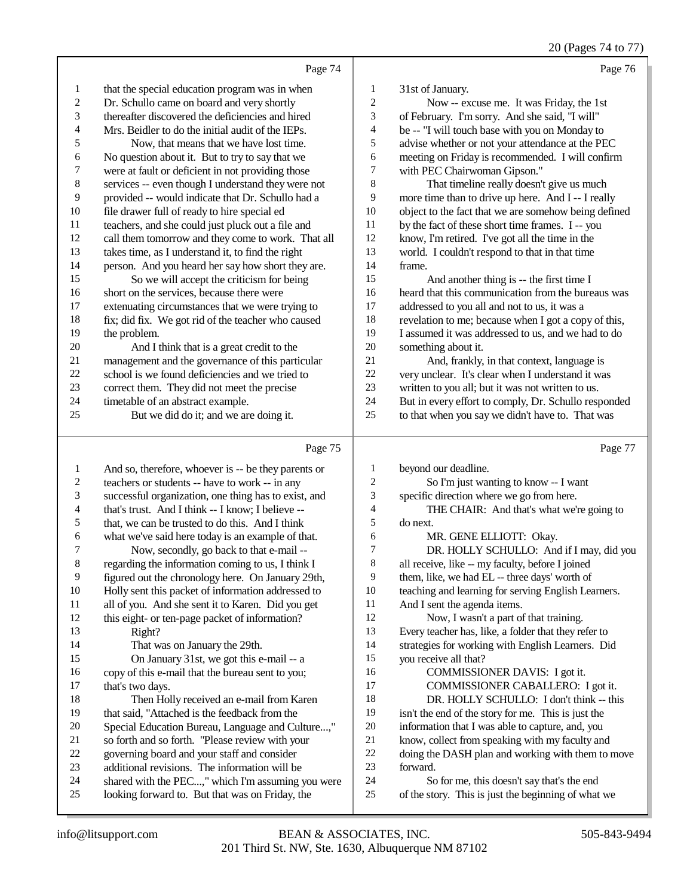Page 74

1 that the special education program was in when
2 Dr. Schullo came on board and very shortly
3 thereafter discovered the deficiencies and hired
4 Mrs. Beidler to do the initial audit of the IEPs.
5 Now, that means that we have lost time.
6 No question about it. But to try to say that we
7 were at fault or deficient in not providing those
8 services -- even though I understand they were not
9 provided -- would indicate that Dr. Schullo had a
10 file drawer full of ready to hire special ed
11 teachers, and she could just pluck out a file and
12 call them tomorrow and they come to work. That all
13 takes time, as I understand it, to find the right
14 person. And you heard her say how short they are.
15 So we will accept the criticism for being
16 short on the services, because there were
17 extenuating circumstances that we were trying to
18 fix; did fix. We got rid of the teacher who caused
19 the problem.
20 And I think that is a great credit to the
21 management and the governance of this particular
22 school is we found deficiencies and we tried to
23 correct them. They did not meet the precise
24 timetable of an abstract example.
25 But we did do it; and we are doing it.

Page 75

1 And so, therefore, whoever is -- be they parents or
2 teachers or students -- have to work -- in any
3 successful organization, one thing has to exist, and
4 that's trust. And I think -- I know; I believe --
5 that, we can be trusted to do this. And I think
6 what we've said here today is an example of that.
7 Now, secondly, go back to that e-mail --
8 regarding the information coming to us, I think I
9 figured out the chronology here. On January 29th,
10 Holly sent this packet of information addressed to
11 all of you. And she sent it to Karen. Did you get
12 this eight- or ten-page packet of information?
13 Right?
14 That was on January the 29th.
15 On January 31st, we got this e-mail -- a
16 copy of this e-mail that the bureau sent to you;
17 that's two days.
18 Then Holly received an e-mail from Karen
19 that said, "Attached is the feedback from the
20 Special Education Bureau, Language and Culture...,"
21 so forth and so forth. "Please review with your
22 governing board and your staff and consider
23 additional revisions. The information will be
24 shared with the PEC...," which I'm assuming you were
25 looking forward to. But that was on Friday, the

Page 76

1 31st of January.
2 Now -- excuse me. It was Friday, the 1st
3 of February. I'm sorry. And she said, "I will"
4 be -- "I will touch base with you on Monday to
5 advise whether or not your attendance at the PEC
6 meeting on Friday is recommended. I will confirm
7 with PEC Chairwoman Gipson."
8 That timeline really doesn't give us much
9 more time than to drive up here. And I -- I really
10 object to the fact that we are somehow being defined
11 by the fact of these short time frames. I -- you
12 know, I'm retired. I've got all the time in the
13 world. I couldn't respond to that in that time
14 frame.
15 And another thing is -- the first time I
16 heard that this communication from the bureaus was
17 addressed to you all and not to us, it was a
18 revelation to me; because when I got a copy of this,
19 I assumed it was addressed to us, and we had to do
20 something about it.
21 And, frankly, in that context, language is
22 very unclear. It's clear when I understand it was
23 written to you all; but it was not written to us.
24 But in every effort to comply, Dr. Schullo responded
25 to that when you say we didn't have to. That was

Page 77

1 beyond our deadline.
2 So I'm just wanting to know -- I want
3 specific direction where we go from here.
4 THE CHAIR: And that's what we're going to
5 do next.
6 MR. GENE ELLIOTT: Okay.
7 DR. HOLLY SCHULLO: And if I may, did you
8 all receive, like -- my faculty, before I joined
9 them, like, we had EL -- three days' worth of
10 teaching and learning for serving English Learners.
11 And I sent the agenda items.
12 Now, I wasn't a part of that training.
13 Every teacher has, like, a folder that they refer to
14 strategies for working with English Learners. Did
15 you receive all that?
16 COMMISSIONER DAVIS: I got it.
17 COMMISSIONER CABALLERO: I got it.
18 DR. HOLLY SCHULLO: I don't think -- this
19 isn't the end of the story for me. This is just the
20 information that I was able to capture, and, you
21 know, collect from speaking with my faculty and
22 doing the DASH plan and working with them to move
23 forward.
24 So for me, this doesn't say that's the end
25 of the story. This is just the beginning of what we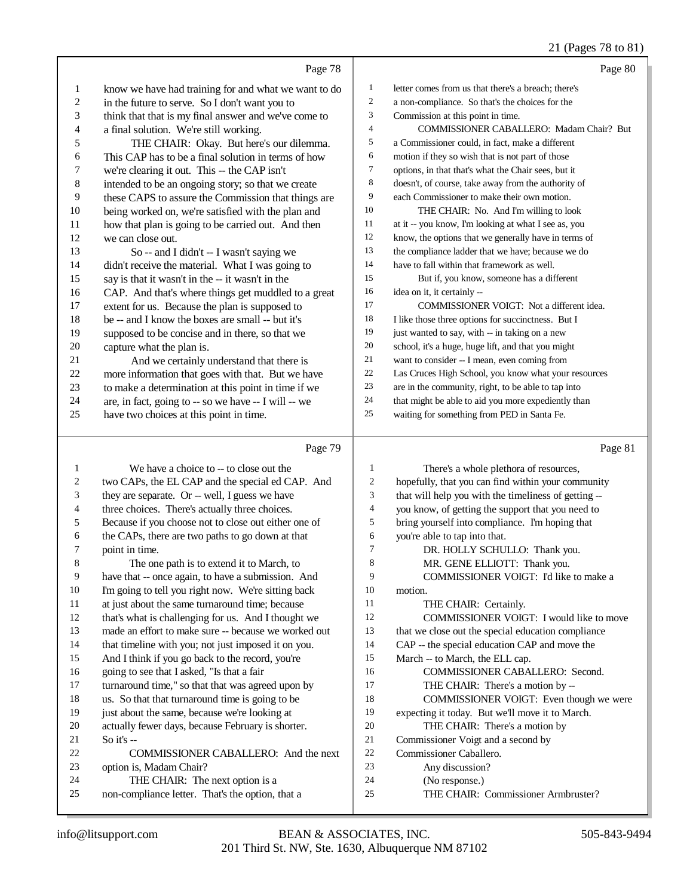Page 78

1 know we have had training for and what we want to do
2 in the future to serve. So I don't want you to
3 think that that is my final answer and we've come to
4 a final solution. We're still working.
5 THE CHAIR: Okay. But here's our dilemma.
6 This CAP has to be a final solution in terms of how
7 we're clearing it out. This -- the CAP isn't
8 intended to be an ongoing story; so that we create
9 these CAPS to assure the Commission that things are
10 being worked on, we're satisfied with the plan and
11 how that plan is going to be carried out. And then
12 we can close out.
13 So -- and I didn't -- I wasn't saying we
14 didn't receive the material. What I was going to
15 say is that it wasn't in the -- it wasn't in the
16 CAP. And that's where things get muddled to a great
17 extent for us. Because the plan is supposed to
18 be -- and I know the boxes are small -- but it's
19 supposed to be concise and in there, so that we
20 capture what the plan is.
21 And we certainly understand that there is
22 more information that goes with that. But we have
23 to make a determination at this point in time if we
24 are, in fact, going to -- so we have -- I will -- we
25 have two choices at this point in time.

Page 79

1 We have a choice to -- to close out the
2 two CAPs, the EL CAP and the special ed CAP. And
3 they are separate. Or -- well, I guess we have
4 three choices. There's actually three choices.
5 Because if you choose not to close out either one of
6 the CAPs, there are two paths to go down at that
7 point in time.
8 The one path is to extend it to March, to
9 have that -- once again, to have a submission. And
10 I'm going to tell you right now. We're sitting back
11 at just about the same turnaround time; because
12 that's what is challenging for us. And I thought we
13 made an effort to make sure -- because we worked out
14 that timeline with you; not just imposed it on you.
15 And I think if you go back to the record, you're
16 going to see that I asked, "Is that a fair
17 turnaround time," so that that was agreed upon by
18 us. So that that turnaround time is going to be
19 just about the same, because we're looking at
20 actually fewer days, because February is shorter.
21 So it's --
22 COMMISSIONER CABALLERO: And the next
23 option is, Madam Chair?
24 THE CHAIR: The next option is a
25 non-compliance letter. That's the option, that a

Page 80

1 letter comes from us that there's a breach; there's
2 a non-compliance. So that's the choices for the
3 Commission at this point in time.
4 COMMISSIONER CABALLERO: Madam Chair? But
5 a Commissioner could, in fact, make a different
6 motion if they so wish that is not part of those
7 options, in that that's what the Chair sees, but it
8 doesn't, of course, take away from the authority of
9 each Commissioner to make their own motion.
10 THE CHAIR: No. And I'm willing to look
11 at it -- you know, I'm looking at what I see as, you
12 know, the options that we generally have in terms of
13 the compliance ladder that we have; because we do
14 have to fall within that framework as well.
15 But if, you know, someone has a different
16 idea on it, it certainly --
17 COMMISSIONER VOIGT: Not a different idea.
18 I like those three options for succinctness. But I
19 just wanted to say, with -- in taking on a new
20 school, it's a huge, huge lift, and that you might
21 want to consider -- I mean, even coming from
22 Las Cruces High School, you know what your resources
23 are in the community, right, to be able to tap into
24 that might be able to aid you more expediently than
25 waiting for something from PED in Santa Fe.

Page 81

1 There's a whole plethora of resources,
2 hopefully, that you can find within your community
3 that will help you with the timeliness of getting --
4 you know, of getting the support that you need to
5 bring yourself into compliance. I'm hoping that
6 you're able to tap into that.
7 DR. HOLLY SCHULLO: Thank you.
8 MR. GENE ELLIOTT: Thank you.
9 COMMISSIONER VOIGT: I'd like to make a
10 motion.
11 THE CHAIR: Certainly.
12 COMMISSIONER VOIGT: I would like to move
13 that we close out the special education compliance
14 CAP -- the special education CAP and move the
15 March -- to March, the ELL cap.
16 COMMISSIONER CABALLERO: Second.
17 THE CHAIR: There's a motion by --
18 COMMISSIONER VOIGT: Even though we were
19 expecting it today. But we'll move it to March.
20 THE CHAIR: There's a motion by
21 Commissioner Voigt and a second by
22 Commissioner Caballero.
23 Any discussion?
24 (No response.)
25 THE CHAIR: Commissioner Armbruster?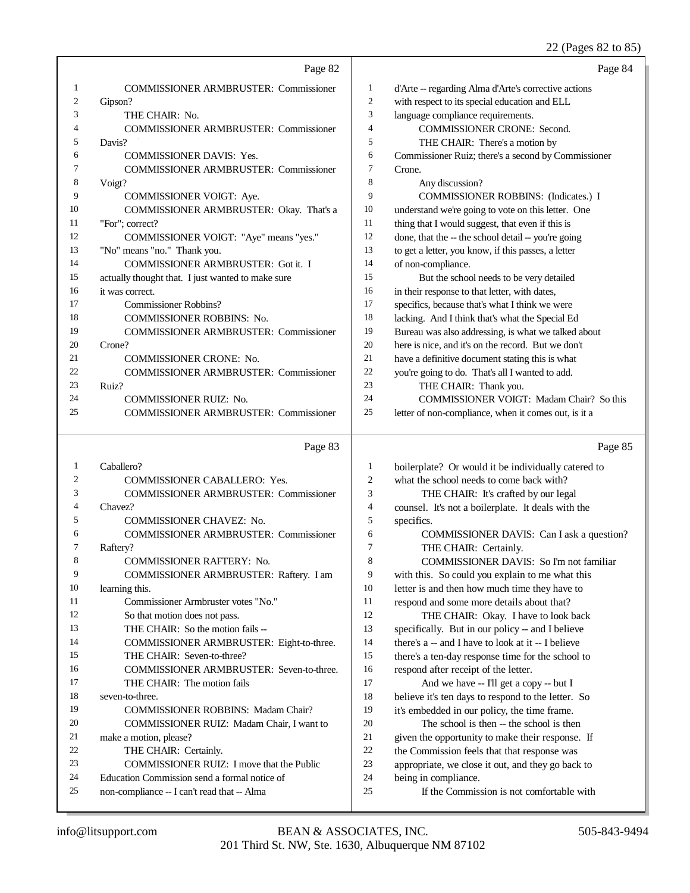Page 82

1 COMMISSIONER ARMBRUSTER: Commissioner
2 Gipson?
3 THE CHAIR: No.
4 COMMISSIONER ARMBRUSTER: Commissioner
5 Davis?
6 COMMISSIONER DAVIS: Yes.
7 COMMISSIONER ARMBRUSTER: Commissioner
8 Voigt?
9 COMMISSIONER VOIGT: Aye.
10 COMMISSIONER ARMBRUSTER: Okay. That's a
11 "For"; correct?
12 COMMISSIONER VOIGT: "Aye" means "yes."
13 "No" means "no." Thank you.
14 COMMISSIONER ARMBRUSTER: Got it. I
15 actually thought that. I just wanted to make sure
16 it was correct.
17 Commissioner Robbins?
18 COMMISSIONER ROBBINS: No.
19 COMMISSIONER ARMBRUSTER: Commissioner
20 Crone?
21 COMMISSIONER CRONE: No.
22 COMMISSIONER ARMBRUSTER: Commissioner
23 Ruiz?
24 COMMISSIONER RUIZ: No.
25 COMMISSIONER ARMBRUSTER: Commissioner

Page 83

1 Caballero?
2 COMMISSIONER CABALLERO: Yes.
3 COMMISSIONER ARMBRUSTER: Commissioner
4 Chavez?
5 COMMISSIONER CHAVEZ: No.
6 COMMISSIONER ARMBRUSTER: Commissioner
7 Raftery?
8 COMMISSIONER RAFTERY: No.
9 COMMISSIONER ARMBRUSTER: Raftery. I am
10 learning this.
11 Commissioner Armbruster votes "No."
12 So that motion does not pass.
13 THE CHAIR: So the motion fails --
14 COMMISSIONER ARMBRUSTER: Eight-to-three.
15 THE CHAIR: Seven-to-three?
16 COMMISSIONER ARMBRUSTER: Seven-to-three.
17 THE CHAIR: The motion fails
18 seven-to-three.
19 COMMISSIONER ROBBINS: Madam Chair?
20 COMMISSIONER RUIZ: Madam Chair, I want to
21 make a motion, please?
22 THE CHAIR: Certainly.
23 COMMISSIONER RUIZ: I move that the Public
24 Education Commission send a formal notice of
25 non-compliance -- I can't read that -- Alma

Page 84

1 d'Arte -- regarding Alma d'Arte's corrective actions
2 with respect to its special education and ELL
3 language compliance requirements.
4 COMMISSIONER CRONE: Second.
5 THE CHAIR: There's a motion by
6 Commissioner Ruiz; there's a second by Commissioner
7 Crone.
8 Any discussion?
9 COMMISSIONER ROBBINS: (Indicates.) I
10 understand we're going to vote on this letter. One
11 thing that I would suggest, that even if this is
12 done, that the -- the school detail -- you're going
13 to get a letter, you know, if this passes, a letter
14 of non-compliance.
15 But the school needs to be very detailed
16 in their response to that letter, with dates,
17 specifics, because that's what I think we were
18 lacking. And I think that's what the Special Ed
19 Bureau was also addressing, is what we talked about
20 here is nice, and it's on the record. But we don't
21 have a definitive document stating this is what
22 you're going to do. That's all I wanted to add.
23 THE CHAIR: Thank you.
24 COMMISSIONER VOIGT: Madam Chair? So this
25 letter of non-compliance, when it comes out, is it a

Page 85

1 boilerplate? Or would it be individually catered to
2 what the school needs to come back with?
3 THE CHAIR: It's crafted by our legal
4 counsel. It's not a boilerplate. It deals with the
5 specifics.
6 COMMISSIONER DAVIS: Can I ask a question?
7 THE CHAIR: Certainly.
8 COMMISSIONER DAVIS: So I'm not familiar
9 with this. So could you explain to me what this
10 letter is and then how much time they have to
11 respond and some more details about that?
12 THE CHAIR: Okay. I have to look back
13 specifically. But in our policy -- and I believe
14 there's a -- and I have to look at it -- I believe
15 there's a ten-day response time for the school to
16 respond after receipt of the letter.
17 And we have -- I'll get a copy -- but I
18 believe it's ten days to respond to the letter. So
19 it's embedded in our policy, the time frame.
20 The school is then -- the school is then
21 given the opportunity to make their response. If
22 the Commission feels that that response was
23 appropriate, we close it out, and they go back to
24 being in compliance.
25 If the Commission is not comfortable with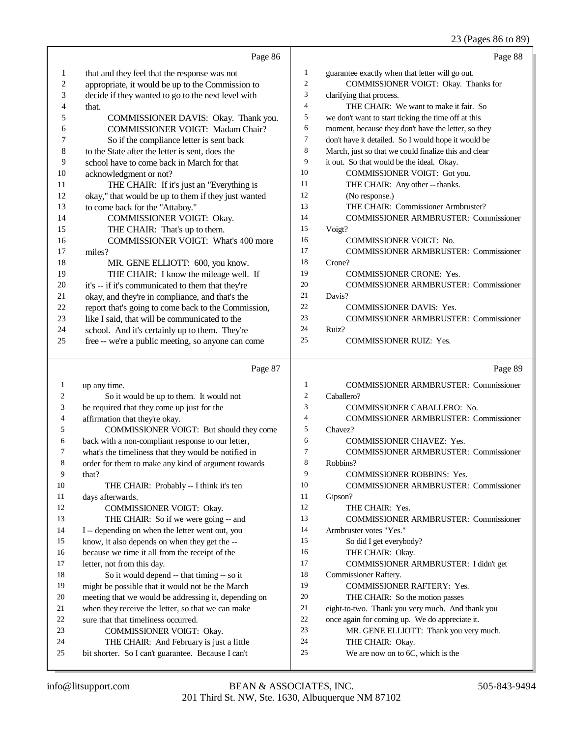Page 86

1 that and they feel that the response was not
2 appropriate, it would be up to the Commission to
3 decide if they wanted to go to the next level with
4 that.
5 COMMISSIONER DAVIS: Okay. Thank you.
6 COMMISSIONER VOIGT: Madam Chair?
7 So if the compliance letter is sent back
8 to the State after the letter is sent, does the
9 school have to come back in March for that
10 acknowledgment or not?
11 THE CHAIR: If it's just an "Everything is
12 okay," that would be up to them if they just wanted
13 to come back for the "Attaboy."
14 COMMISSIONER VOIGT: Okay.
15 THE CHAIR: That's up to them.
16 COMMISSIONER VOIGT: What's 400 more
17 miles?
18 MR. GENE ELLIOTT: 600, you know.
19 THE CHAIR: I know the mileage well. If
20 it's -- if it's communicated to them that they're
21 okay, and they're in compliance, and that's the
22 report that's going to come back to the Commission,
23 like I said, that will be communicated to the
24 school. And it's certainly up to them. They're
25 free -- we're a public meeting, so anyone can come

Page 87

1 up any time.
2 So it would be up to them. It would not
3 be required that they come up just for the
4 affirmation that they're okay.
5 COMMISSIONER VOIGT: But should they come
6 back with a non-compliant response to our letter,
7 what's the timeliness that they would be notified in
8 order for them to make any kind of argument towards
9 that?
10 THE CHAIR: Probably -- I think it's ten
11 days afterwards.
12 COMMISSIONER VOIGT: Okay.
13 THE CHAIR: So if we were going -- and
14 I -- depending on when the letter went out, you
15 know, it also depends on when they get the --
16 because we time it all from the receipt of the
17 letter, not from this day.
18 So it would depend -- that timing -- so it
19 might be possible that it would not be the March
20 meeting that we would be addressing it, depending on
21 when they receive the letter, so that we can make
22 sure that that timeliness occurred.
23 COMMISSIONER VOIGT: Okay.
24 THE CHAIR: And February is just a little
25 bit shorter. So I can't guarantee. Because I can't

Page 88

1 guarantee exactly when that letter will go out.
2 COMMISSIONER VOIGT: Okay. Thanks for
3 clarifying that process.
4 THE CHAIR: We want to make it fair. So
5 we don't want to start ticking the time off at this
6 moment, because they don't have the letter, so they
7 don't have it detailed. So I would hope it would be
8 March, just so that we could finalize this and clear
9 it out. So that would be the ideal. Okay.
10 COMMISSIONER VOIGT: Got you.
11 THE CHAIR: Any other -- thanks.
12 (No response.)
13 THE CHAIR: Commissioner Armbruster?
14 COMMISSIONER ARMBRUSTER: Commissioner
15 Voigt?
16 COMMISSIONER VOIGT: No.
17 COMMISSIONER ARMBRUSTER: Commissioner
18 Crone?
19 COMMISSIONER CRONE: Yes.
20 COMMISSIONER ARMBRUSTER: Commissioner
21 Davis?
22 COMMISSIONER DAVIS: Yes.
23 COMMISSIONER ARMBRUSTER: Commissioner
24 Ruiz?
25 COMMISSIONER RUIZ: Yes.

Page 89

1 COMMISSIONER ARMBRUSTER: Commissioner
2 Caballero?
3 COMMISSIONER CABALLERO: No.
4 COMMISSIONER ARMBRUSTER: Commissioner
5 Chavez?
6 COMMISSIONER CHAVEZ: Yes.
7 COMMISSIONER ARMBRUSTER: Commissioner
8 Robbins?
9 COMMISSIONER ROBBINS: Yes.
10 COMMISSIONER ARMBRUSTER: Commissioner
11 Gipson?
12 THE CHAIR: Yes.
13 COMMISSIONER ARMBRUSTER: Commissioner
14 Armbruster votes "Yes."
15 So did I get everybody?
16 THE CHAIR: Okay.
17 COMMISSIONER ARMBRUSTER: I didn't get
18 Commissioner Raftery.
19 COMMISSIONER RAFTERY: Yes.
20 THE CHAIR: So the motion passes
21 eight-to-two. Thank you very much. And thank you
22 once again for coming up. We do appreciate it.
23 MR. GENE ELLIOTT: Thank you very much.
24 THE CHAIR: Okay.
25 We are now on to 6C, which is the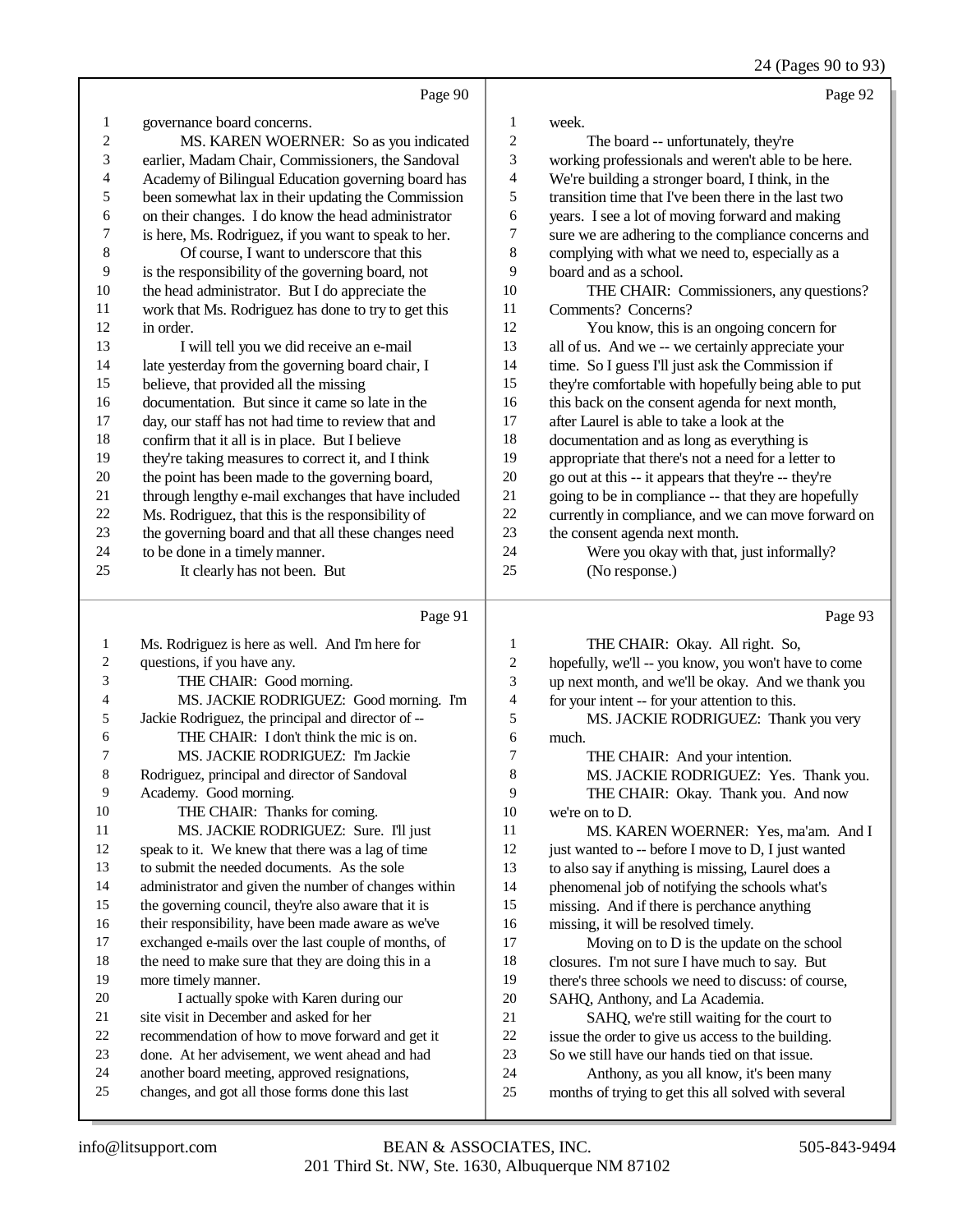Page 90

governance board concerns.

MS. KAREN WOERNER: So as you indicated earlier, Madam Chair, Commissioners, the Sandoval Academy of Bilingual Education governing board has been somewhat lax in their updating the Commission on their changes. I do know the head administrator is here, Ms. Rodriguez, if you want to speak to her.

Of course, I want to underscore that this is the responsibility of the governing board, not the head administrator. But I do appreciate the work that Ms. Rodriguez has done to try to get this in order.

I will tell you we did receive an e-mail late yesterday from the governing board chair, I believe, that provided all the missing documentation. But since it came so late in the day, our staff has not had time to review that and confirm that it all is in place. But I believe they're taking measures to correct it, and I think the point has been made to the governing board, through lengthy e-mail exchanges that have included Ms. Rodriguez, that this is the responsibility of the governing board and that all these changes need to be done in a timely manner.

It clearly has not been. But

Page 91

Ms. Rodriguez is here as well. And I'm here for questions, if you have any.

THE CHAIR: Good morning.

MS. JACKIE RODRIGUEZ: Good morning. I'm Jackie Rodriguez, the principal and director of --

THE CHAIR: I don't think the mic is on.

MS. JACKIE RODRIGUEZ: I'm Jackie Rodriguez, principal and director of Sandoval Academy. Good morning.

THE CHAIR: Thanks for coming.

MS. JACKIE RODRIGUEZ: Sure. I'll just speak to it. We knew that there was a lag of time to submit the needed documents. As the sole administrator and given the number of changes within the governing council, they're also aware that it is their responsibility, have been made aware as we've exchanged e-mails over the last couple of months, of the need to make sure that they are doing this in a more timely manner.

I actually spoke with Karen during our site visit in December and asked for her recommendation of how to move forward and get it done. At her advisement, we went ahead and had another board meeting, approved resignations, changes, and got all those forms done this last

Page 92

week.

The board -- unfortunately, they're working professionals and weren't able to be here. We're building a stronger board, I think, in the transition time that I've been there in the last two years. I see a lot of moving forward and making sure we are adhering to the compliance concerns and complying with what we need to, especially as a board and as a school.

THE CHAIR: Commissioners, any questions? Comments? Concerns?

You know, this is an ongoing concern for all of us. And we -- we certainly appreciate your time. So I guess I'll just ask the Commission if they're comfortable with hopefully being able to put this back on the consent agenda for next month, after Laurel is able to take a look at the documentation and as long as everything is appropriate that there's not a need for a letter to go out at this -- it appears that they're -- they're going to be in compliance -- that they are hopefully currently in compliance, and we can move forward on the consent agenda next month.

Were you okay with that, just informally?

(No response.)

Page 93

THE CHAIR: Okay. All right. So, hopefully, we'll -- you know, you won't have to come up next month, and we'll be okay. And we thank you for your intent -- for your attention to this.

MS. JACKIE RODRIGUEZ: Thank you very much.

THE CHAIR: And your intention.

MS. JACKIE RODRIGUEZ: Yes. Thank you.

THE CHAIR: Okay. Thank you. And now we're on to D.

MS. KAREN WOERNER: Yes, ma'am. And I just wanted to -- before I move to D, I just wanted to also say if anything is missing, Laurel does a phenomenal job of notifying the schools what's missing. And if there is perchance anything missing, it will be resolved timely.

Moving on to D is the update on the school closures. I'm not sure I have much to say. But there's three schools we need to discuss: of course, SAHQ, Anthony, and La Academia.

SAHQ, we're still waiting for the court to issue the order to give us access to the building. So we still have our hands tied on that issue.

Anthony, as you all know, it's been many months of trying to get this all solved with several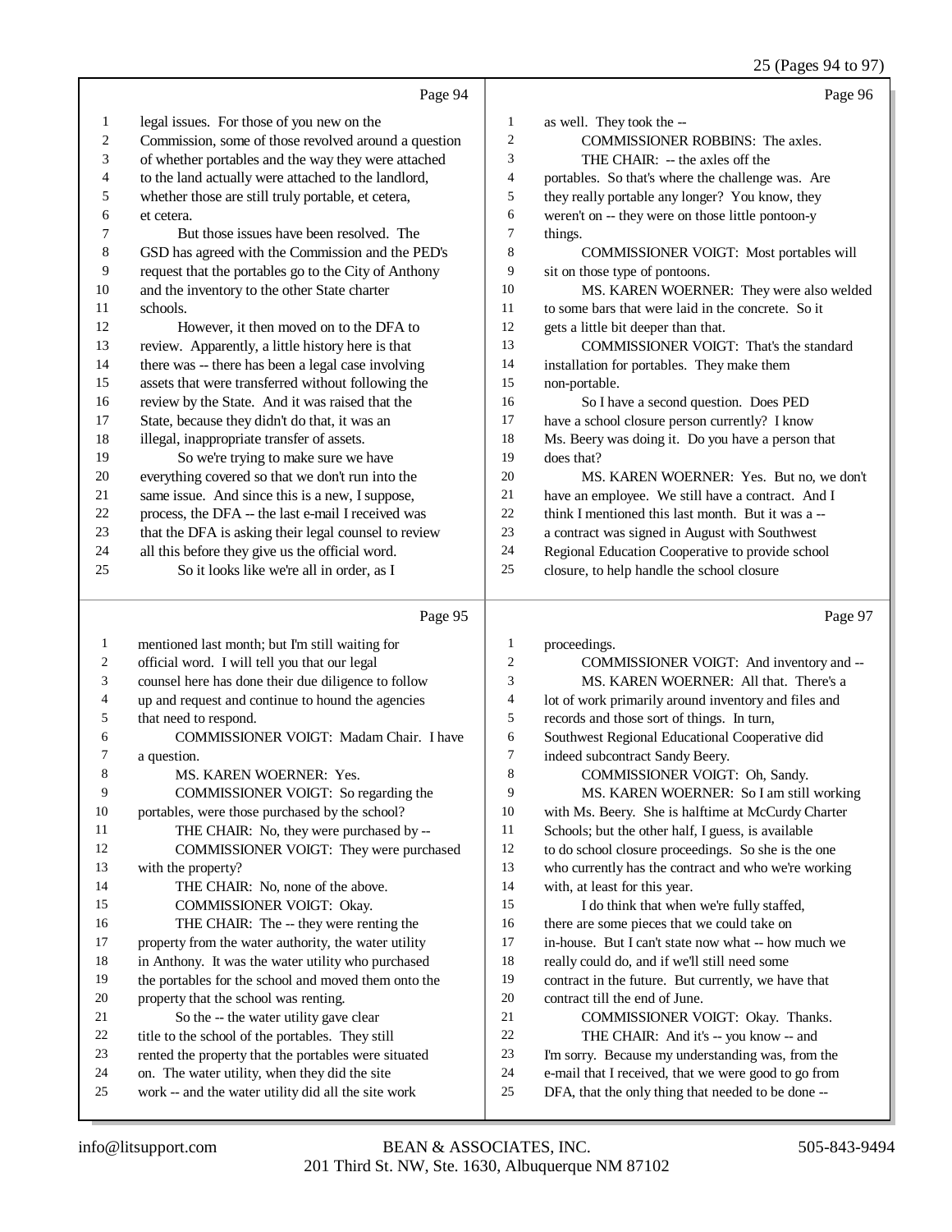Page 94

legal issues. For those of you new on the Commission, some of those revolved around a question of whether portables and the way they were attached to the land actually were attached to the landlord, whether those are still truly portable, et cetera, et cetera.

But those issues have been resolved. The GSD has agreed with the Commission and the PED's request that the portables go to the City of Anthony and the inventory to the other State charter schools.

However, it then moved on to the DFA to review. Apparently, a little history here is that there was -- there has been a legal case involving assets that were transferred without following the review by the State. And it was raised that the State, because they didn't do that, it was an illegal, inappropriate transfer of assets.

So we're trying to make sure we have everything covered so that we don't run into the same issue. And since this is a new, I suppose, process, the DFA -- the last e-mail I received was that the DFA is asking their legal counsel to review all this before they give us the official word.

So it looks like we're all in order, as I

Page 95

mentioned last month; but I'm still waiting for official word. I will tell you that our legal counsel here has done their due diligence to follow up and request and continue to hound the agencies that need to respond.

COMMISSIONER VOIGT: Madam Chair. I have a question.

MS. KAREN WOERNER: Yes.

COMMISSIONER VOIGT: So regarding the portables, were those purchased by the school?

THE CHAIR: No, they were purchased by --

COMMISSIONER VOIGT: They were purchased with the property?

THE CHAIR: No, none of the above.

COMMISSIONER VOIGT: Okay.

THE CHAIR: The -- they were renting the property from the water authority, the water utility in Anthony. It was the water utility who purchased the portables for the school and moved them onto the property that the school was renting.

So the -- the water utility gave clear title to the school of the portables. They still rented the property that the portables were situated on. The water utility, when they did the site work -- and the water utility did all the site work

Page 96

as well. They took the --

COMMISSIONER ROBBINS: The axles.

THE CHAIR: -- the axles off the portables. So that's where the challenge was. Are they really portable any longer? You know, they weren't on -- they were on those little pontoon-y things.

COMMISSIONER VOIGT: Most portables will sit on those type of pontoons.

MS. KAREN WOERNER: They were also welded to some bars that were laid in the concrete. So it gets a little bit deeper than that.

COMMISSIONER VOIGT: That's the standard installation for portables. They make them non-portable.

So I have a second question. Does PED have a school closure person currently? I know Ms. Beery was doing it. Do you have a person that does that?

MS. KAREN WOERNER: Yes. But no, we don't have an employee. We still have a contract. And I think I mentioned this last month. But it was a -- a contract was signed in August with Southwest Regional Education Cooperative to provide school closure, to help handle the school closure

Page 97

proceedings.

COMMISSIONER VOIGT: And inventory and --

MS. KAREN WOERNER: All that. There's a lot of work primarily around inventory and files and records and those sort of things. In turn, Southwest Regional Educational Cooperative did indeed subcontract Sandy Beery.

COMMISSIONER VOIGT: Oh, Sandy.

MS. KAREN WOERNER: So I am still working with Ms. Beery. She is halftime at McCurdy Charter Schools; but the other half, I guess, is available to do school closure proceedings. So she is the one who currently has the contract and who we're working with, at least for this year.

I do think that when we're fully staffed, there are some pieces that we could take on in-house. But I can't state now what -- how much we really could do, and if we'll still need some contract in the future. But currently, we have that contract till the end of June.

COMMISSIONER VOIGT: Okay. Thanks.

THE CHAIR: And it's -- you know -- and I'm sorry. Because my understanding was, from the e-mail that I received, that we were good to go from DFA, that the only thing that needed to be done --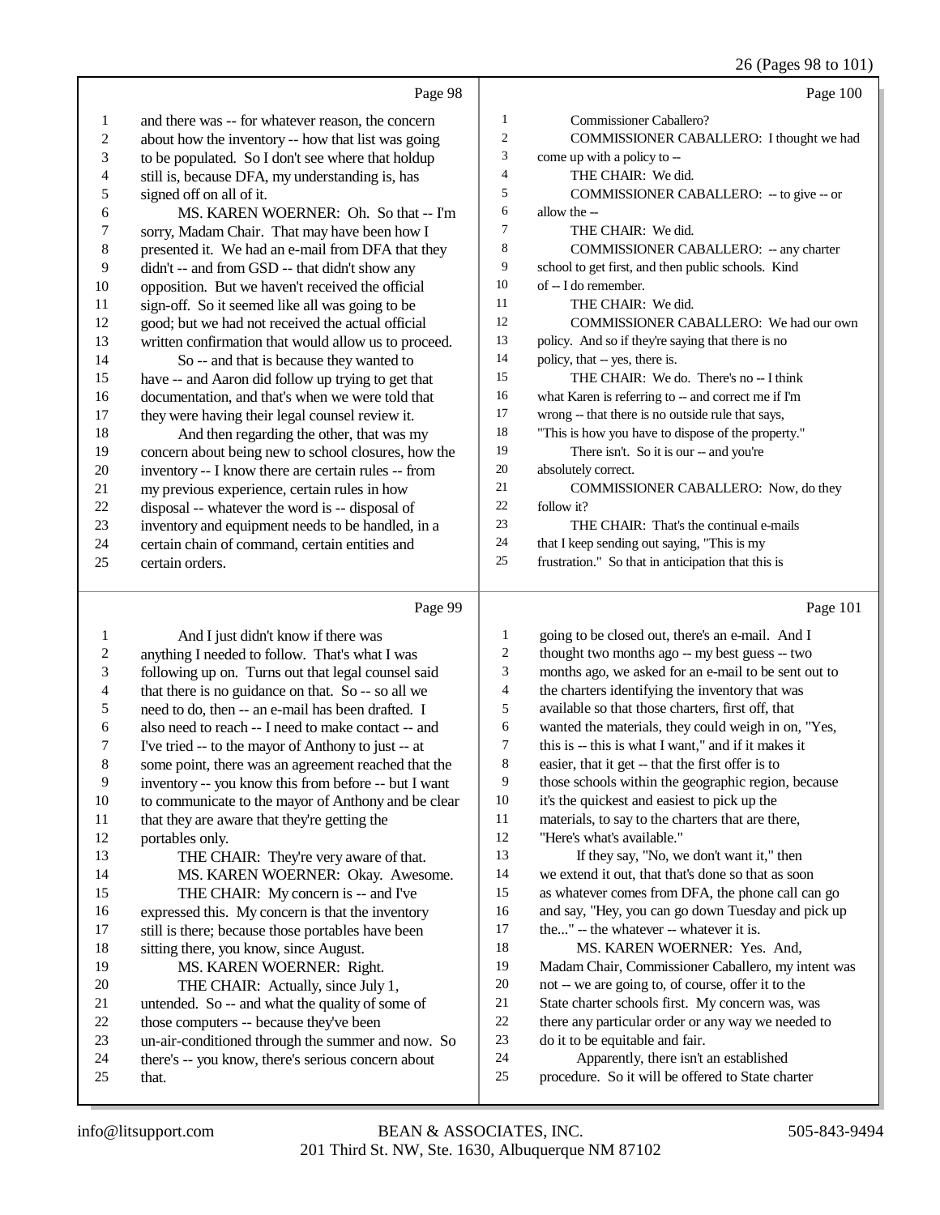Page 98

1 and there was -- for whatever reason, the concern
2 about how the inventory -- how that list was going
3 to be populated. So I don't see where that holdup
4 still is, because DFA, my understanding is, has
5 signed off on all of it.
6 MS. KAREN WOERNER: Oh. So that -- I'm
7 sorry, Madam Chair. That may have been how I
8 presented it. We had an e-mail from DFA that they
9 didn't -- and from GSD -- that didn't show any
10 opposition. But we haven't received the official
11 sign-off. So it seemed like all was going to be
12 good; but we had not received the actual official
13 written confirmation that would allow us to proceed.
14 So -- and that is because they wanted to
15 have -- and Aaron did follow up trying to get that
16 documentation, and that's when we were told that
17 they were having their legal counsel review it.
18 And then regarding the other, that was my
19 concern about being new to school closures, how the
20 inventory -- I know there are certain rules -- from
21 my previous experience, certain rules in how
22 disposal -- whatever the word is -- disposal of
23 inventory and equipment needs to be handled, in a
24 certain chain of command, certain entities and
25 certain orders.

Page 99

1 And I just didn't know if there was
2 anything I needed to follow. That's what I was
3 following up on. Turns out that legal counsel said
4 that there is no guidance on that. So -- so all we
5 need to do, then -- an e-mail has been drafted. I
6 also need to reach -- I need to make contact -- and
7 I've tried -- to the mayor of Anthony to just -- at
8 some point, there was an agreement reached that the
9 inventory -- you know this from before -- but I want
10 to communicate to the mayor of Anthony and be clear
11 that they are aware that they're getting the
12 portables only.
13 THE CHAIR: They're very aware of that.
14 MS. KAREN WOERNER: Okay. Awesome.
15 THE CHAIR: My concern is -- and I've
16 expressed this. My concern is that the inventory
17 still is there; because those portables have been
18 sitting there, you know, since August.
19 MS. KAREN WOERNER: Right.
20 THE CHAIR: Actually, since July 1,
21 untended. So -- and what the quality of some of
22 those computers -- because they've been
23 un-air-conditioned through the summer and now. So
24 there's -- you know, there's serious concern about
25 that.

Page 100

1 Commissioner Caballero?
2 COMMISSIONER CABALLERO: I thought we had
3 come up with a policy to --
4 THE CHAIR: We did.
5 COMMISSIONER CABALLERO: -- to give -- or
6 allow the --
7 THE CHAIR: We did.
8 COMMISSIONER CABALLERO: -- any charter
9 school to get first, and then public schools. Kind
10 of -- I do remember.
11 THE CHAIR: We did.
12 COMMISSIONER CABALLERO: We had our own
13 policy. And so if they're saying that there is no
14 policy, that -- yes, there is.
15 THE CHAIR: We do. There's no -- I think
16 what Karen is referring to -- and correct me if I'm
17 wrong -- that there is no outside rule that says,
18 "This is how you have to dispose of the property."
19 There isn't. So it is our -- and you're
20 absolutely correct.
21 COMMISSIONER CABALLERO: Now, do they
22 follow it?
23 THE CHAIR: That's the continual e-mails
24 that I keep sending out saying, "This is my
25 frustration." So that in anticipation that this is

Page 101

1 going to be closed out, there's an e-mail. And I
2 thought two months ago -- my best guess -- two
3 months ago, we asked for an e-mail to be sent out to
4 the charters identifying the inventory that was
5 available so that those charters, first off, that
6 wanted the materials, they could weigh in on, "Yes,
7 this is -- this is what I want," and if it makes it
8 easier, that it get -- that the first offer is to
9 those schools within the geographic region, because
10 it's the quickest and easiest to pick up the
11 materials, to say to the charters that are there,
12 "Here's what's available."
13 If they say, "No, we don't want it," then
14 we extend it out, that that's done so that as soon
15 as whatever comes from DFA, the phone call can go
16 and say, "Hey, you can go down Tuesday and pick up
17 the..." -- the whatever -- whatever it is.
18 MS. KAREN WOERNER: Yes. And,
19 Madam Chair, Commissioner Caballero, my intent was
20 not -- we are going to, of course, offer it to the
21 State charter schools first. My concern was, was
22 there any particular order or any way we needed to
23 do it to be equitable and fair.
24 Apparently, there isn't an established
25 procedure. So it will be offered to State charter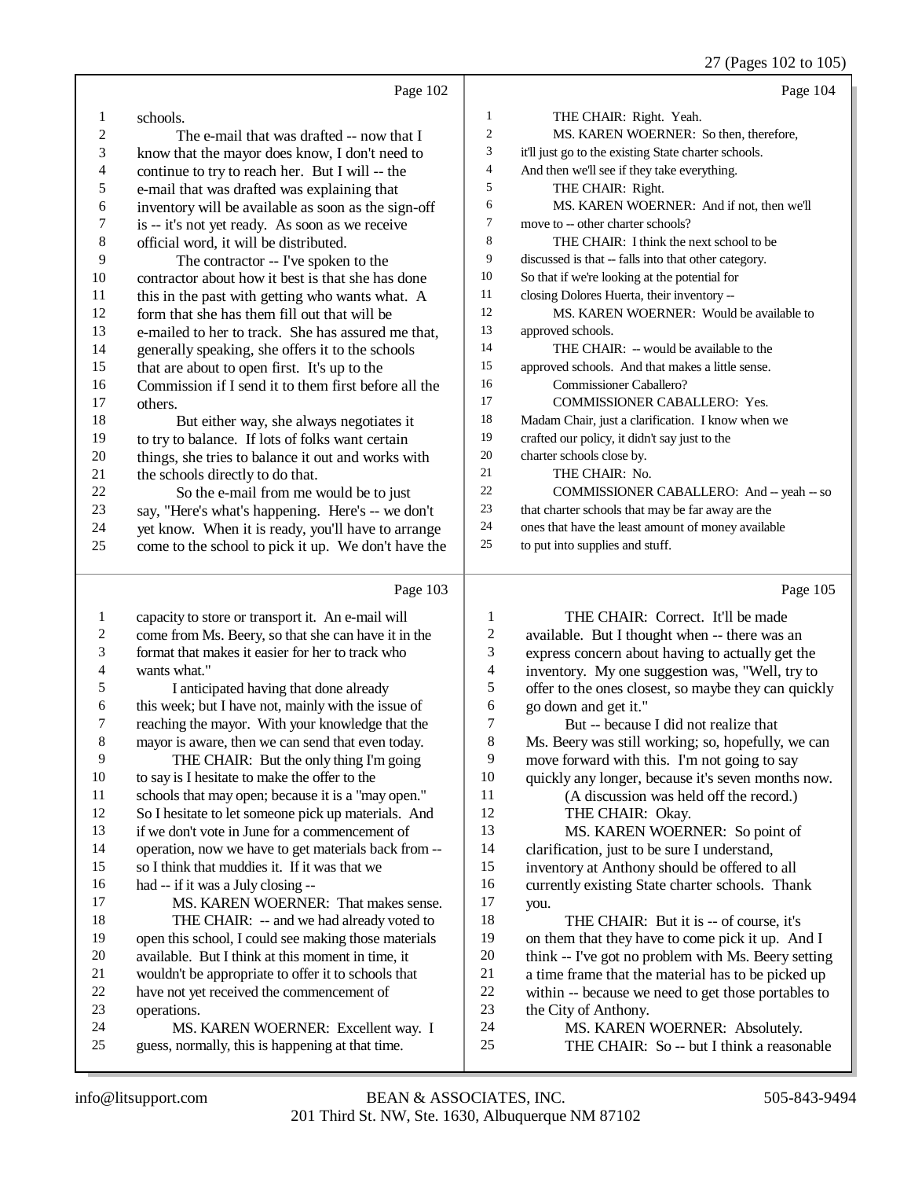Page 102

schools.

The e-mail that was drafted -- now that I know that the mayor does know, I don't need to continue to try to reach her. But I will -- the e-mail that was drafted was explaining that inventory will be available as soon as the sign-off is -- it's not yet ready. As soon as we receive official word, it will be distributed.

The contractor -- I've spoken to the contractor about how it best is that she has done this in the past with getting who wants what. A form that she has them fill out that will be e-mailed to her to track. She has assured me that, generally speaking, she offers it to the schools that are about to open first. It's up to the Commission if I send it to them first before all the others.

But either way, she always negotiates it to try to balance. If lots of folks want certain things, she tries to balance it out and works with the schools directly to do that.

So the e-mail from me would be to just say, "Here's what's happening. Here's -- we don't yet know. When it is ready, you'll have to arrange come to the school to pick it up. We don't have the

Page 103

capacity to store or transport it. An e-mail will come from Ms. Beery, so that she can have it in the format that makes it easier for her to track who wants what."

I anticipated having that done already this week; but I have not, mainly with the issue of reaching the mayor. With your knowledge that the mayor is aware, then we can send that even today.

THE CHAIR: But the only thing I'm going to say is I hesitate to make the offer to the schools that may open; because it is a "may open." So I hesitate to let someone pick up materials. And if we don't vote in June for a commencement of operation, now we have to get materials back from -- so I think that muddies it. If it was that we had -- if it was a July closing --

MS. KAREN WOERNER: That makes sense.

THE CHAIR: -- and we had already voted to open this school, I could see making those materials available. But I think at this moment in time, it wouldn't be appropriate to offer it to schools that have not yet received the commencement of operations.

MS. KAREN WOERNER: Excellent way. I guess, normally, this is happening at that time.

Page 104

THE CHAIR: Right. Yeah.

MS. KAREN WOERNER: So then, therefore, it'll just go to the existing State charter schools. And then we'll see if they take everything.

THE CHAIR: Right.

MS. KAREN WOERNER: And if not, then we'll move to -- other charter schools?

THE CHAIR: I think the next school to be discussed is that -- falls into that other category. So that if we're looking at the potential for closing Dolores Huerta, their inventory --

MS. KAREN WOERNER: Would be available to approved schools.

THE CHAIR: -- would be available to the approved schools. And that makes a little sense.

Commissioner Caballero?

COMMISSIONER CABALLERO: Yes. Madam Chair, just a clarification. I know when we crafted our policy, it didn't say just to the charter schools close by.

THE CHAIR: No.

COMMISSIONER CABALLERO: And -- yeah -- so that charter schools that may be far away are the ones that have the least amount of money available to put into supplies and stuff.

Page 105

THE CHAIR: Correct. It'll be made available. But I thought when -- there was an express concern about having to actually get the inventory. My one suggestion was, "Well, try to offer to the ones closest, so maybe they can quickly go down and get it."

But -- because I did not realize that Ms. Beery was still working; so, hopefully, we can move forward with this. I'm not going to say quickly any longer, because it's seven months now.

(A discussion was held off the record.)

THE CHAIR: Okay.

MS. KAREN WOERNER: So point of clarification, just to be sure I understand, inventory at Anthony should be offered to all currently existing State charter schools. Thank you.

THE CHAIR: But it is -- of course, it's on them that they have to come pick it up. And I think -- I've got no problem with Ms. Beery setting a time frame that the material has to be picked up within -- because we need to get those portables to the City of Anthony.

MS. KAREN WOERNER: Absolutely.

THE CHAIR: So -- but I think a reasonable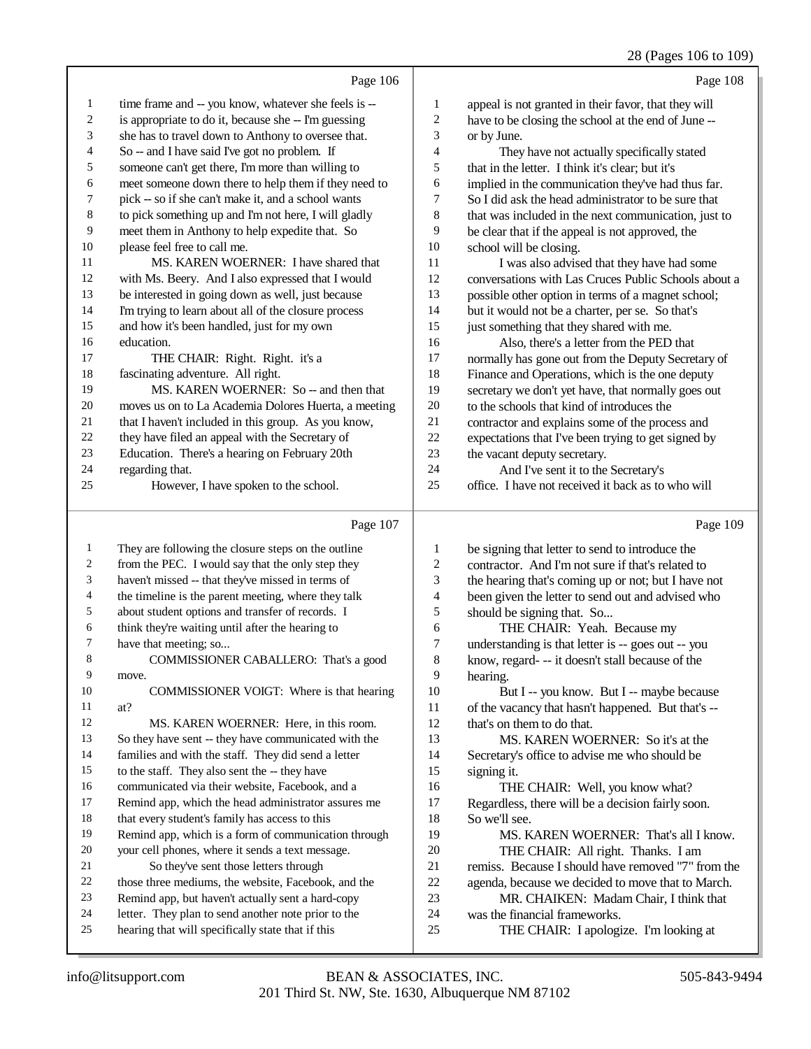Page 106

1 time frame and -- you know, whatever she feels is --
2 is appropriate to do it, because she -- I'm guessing
3 she has to travel down to Anthony to oversee that.
4 So -- and I have said I've got no problem. If
5 someone can't get there, I'm more than willing to
6 meet someone down there to help them if they need to
7 pick -- so if she can't make it, and a school wants
8 to pick something up and I'm not here, I will gladly
9 meet them in Anthony to help expedite that. So
10 please feel free to call me.
11 MS. KAREN WOERNER: I have shared that
12 with Ms. Beery. And I also expressed that I would
13 be interested in going down as well, just because
14 I'm trying to learn about all of the closure process
15 and how it's been handled, just for my own
16 education.
17 THE CHAIR: Right. Right. it's a
18 fascinating adventure. All right.
19 MS. KAREN WOERNER: So -- and then that
20 moves us on to La Academia Dolores Huerta, a meeting
21 that I haven't included in this group. As you know,
22 they have filed an appeal with the Secretary of
23 Education. There's a hearing on February 20th
24 regarding that.
25 However, I have spoken to the school.

Page 107

1 They are following the closure steps on the outline
2 from the PEC. I would say that the only step they
3 haven't missed -- that they've missed in terms of
4 the timeline is the parent meeting, where they talk
5 about student options and transfer of records. I
6 think they're waiting until after the hearing to
7 have that meeting; so...
8 COMMISSIONER CABALLERO: That's a good
9 move.
10 COMMISSIONER VOIGT: Where is that hearing
11 at?
12 MS. KAREN WOERNER: Here, in this room.
13 So they have sent -- they have communicated with the
14 families and with the staff. They did send a letter
15 to the staff. They also sent the -- they have
16 communicated via their website, Facebook, and a
17 Remind app, which the head administrator assures me
18 that every student's family has access to this
19 Remind app, which is a form of communication through
20 your cell phones, where it sends a text message.
21 So they've sent those letters through
22 those three mediums, the website, Facebook, and the
23 Remind app, but haven't actually sent a hard-copy
24 letter. They plan to send another note prior to the
25 hearing that will specifically state that if this

Page 108

1 appeal is not granted in their favor, that they will
2 have to be closing the school at the end of June --
3 or by June.
4 They have not actually specifically stated
5 that in the letter. I think it's clear; but it's
6 implied in the communication they've had thus far.
7 So I did ask the head administrator to be sure that
8 that was included in the next communication, just to
9 be clear that if the appeal is not approved, the
10 school will be closing.
11 I was also advised that they have had some
12 conversations with Las Cruces Public Schools about a
13 possible other option in terms of a magnet school;
14 but it would not be a charter, per se. So that's
15 just something that they shared with me.
16 Also, there's a letter from the PED that
17 normally has gone out from the Deputy Secretary of
18 Finance and Operations, which is the one deputy
19 secretary we don't yet have, that normally goes out
20 to the schools that kind of introduces the
21 contractor and explains some of the process and
22 expectations that I've been trying to get signed by
23 the vacant deputy secretary.
24 And I've sent it to the Secretary's
25 office. I have not received it back as to who will

Page 109

1 be signing that letter to send to introduce the
2 contractor. And I'm not sure if that's related to
3 the hearing that's coming up or not; but I have not
4 been given the letter to send out and advised who
5 should be signing that. So...
6 THE CHAIR: Yeah. Because my
7 understanding is that letter is -- goes out -- you
8 know, regard- -- it doesn't stall because of the
9 hearing.
10 But I -- you know. But I -- maybe because
11 of the vacancy that hasn't happened. But that's --
12 that's on them to do that.
13 MS. KAREN WOERNER: So it's at the
14 Secretary's office to advise me who should be
15 signing it.
16 THE CHAIR: Well, you know what?
17 Regardless, there will be a decision fairly soon.
18 So we'll see.
19 MS. KAREN WOERNER: That's all I know.
20 THE CHAIR: All right. Thanks. I am
21 remiss. Because I should have removed "7" from the
22 agenda, because we decided to move that to March.
23 MR. CHAIKEN: Madam Chair, I think that
24 was the financial frameworks.
25 THE CHAIR: I apologize. I'm looking at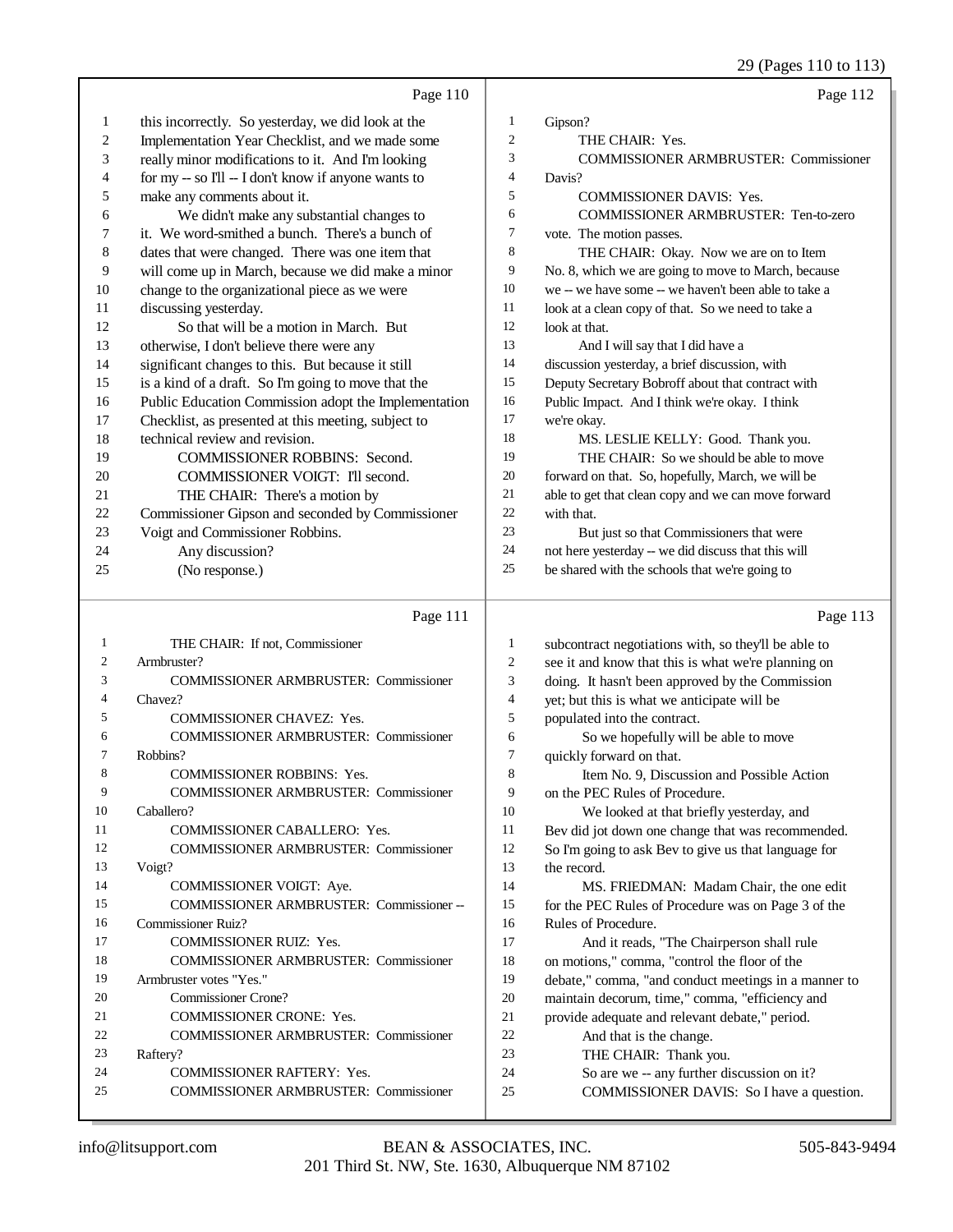Page 110

1 this incorrectly. So yesterday, we did look at the
2 Implementation Year Checklist, and we made some
3 really minor modifications to it. And I'm looking
4 for my -- so I'll -- I don't know if anyone wants to
5 make any comments about it.
6 We didn't make any substantial changes to
7 it. We word-smithed a bunch. There's a bunch of
8 dates that were changed. There was one item that
9 will come up in March, because we did make a minor
10 change to the organizational piece as we were
11 discussing yesterday.
12 So that will be a motion in March. But
13 otherwise, I don't believe there were any
14 significant changes to this. But because it still
15 is a kind of a draft. So I'm going to move that the
16 Public Education Commission adopt the Implementation
17 Checklist, as presented at this meeting, subject to
18 technical review and revision.
19 COMMISSIONER ROBBINS: Second.
20 COMMISSIONER VOIGT: I'll second.
21 THE CHAIR: There's a motion by
22 Commissioner Gipson and seconded by Commissioner
23 Voigt and Commissioner Robbins.
24 Any discussion?
25 (No response.)

Page 111

1 THE CHAIR: If not, Commissioner
2 Armbruster?
3 COMMISSIONER ARMBRUSTER: Commissioner
4 Chavez?
5 COMMISSIONER CHAVEZ: Yes.
6 COMMISSIONER ARMBRUSTER: Commissioner
7 Robbins?
8 COMMISSIONER ROBBINS: Yes.
9 COMMISSIONER ARMBRUSTER: Commissioner
10 Caballero?
11 COMMISSIONER CABALLERO: Yes.
12 COMMISSIONER ARMBRUSTER: Commissioner
13 Voigt?
14 COMMISSIONER VOIGT: Aye.
15 COMMISSIONER ARMBRUSTER: Commissioner --
16 Commissioner Ruiz?
17 COMMISSIONER RUIZ: Yes.
18 COMMISSIONER ARMBRUSTER: Commissioner
19 Armbruster votes "Yes."
20 Commissioner Crone?
21 COMMISSIONER CRONE: Yes.
22 COMMISSIONER ARMBRUSTER: Commissioner
23 Raftery?
24 COMMISSIONER RAFTERY: Yes.
25 COMMISSIONER ARMBRUSTER: Commissioner

Page 112

1 Gipson?
2 THE CHAIR: Yes.
3 COMMISSIONER ARMBRUSTER: Commissioner
4 Davis?
5 COMMISSIONER DAVIS: Yes.
6 COMMISSIONER ARMBRUSTER: Ten-to-zero
7 vote. The motion passes.
8 THE CHAIR: Okay. Now we are on to Item
9 No. 8, which we are going to move to March, because
10 we -- we have some -- we haven't been able to take a
11 look at a clean copy of that. So we need to take a
12 look at that.
13 And I will say that I did have a
14 discussion yesterday, a brief discussion, with
15 Deputy Secretary Bobroff about that contract with
16 Public Impact. And I think we're okay. I think
17 we're okay.
18 MS. LESLIE KELLY: Good. Thank you.
19 THE CHAIR: So we should be able to move
20 forward on that. So, hopefully, March, we will be
21 able to get that clean copy and we can move forward
22 with that.
23 But just so that Commissioners that were
24 not here yesterday -- we did discuss that this will
25 be shared with the schools that we're going to

Page 113

1 subcontract negotiations with, so they'll be able to
2 see it and know that this is what we're planning on
3 doing. It hasn't been approved by the Commission
4 yet; but this is what we anticipate will be
5 populated into the contract.
6 So we hopefully will be able to move
7 quickly forward on that.
8 Item No. 9, Discussion and Possible Action
9 on the PEC Rules of Procedure.
10 We looked at that briefly yesterday, and
11 Bev did jot down one change that was recommended.
12 So I'm going to ask Bev to give us that language for
13 the record.
14 MS. FRIEDMAN: Madam Chair, the one edit
15 for the PEC Rules of Procedure was on Page 3 of the
16 Rules of Procedure.
17 And it reads, "The Chairperson shall rule
18 on motions," comma, "control the floor of the
19 debate," comma, "and conduct meetings in a manner to
20 maintain decorum, time," comma, "efficiency and
21 provide adequate and relevant debate," period.
22 And that is the change.
23 THE CHAIR: Thank you.
24 So are we -- any further discussion on it?
25 COMMISSIONER DAVIS: So I have a question.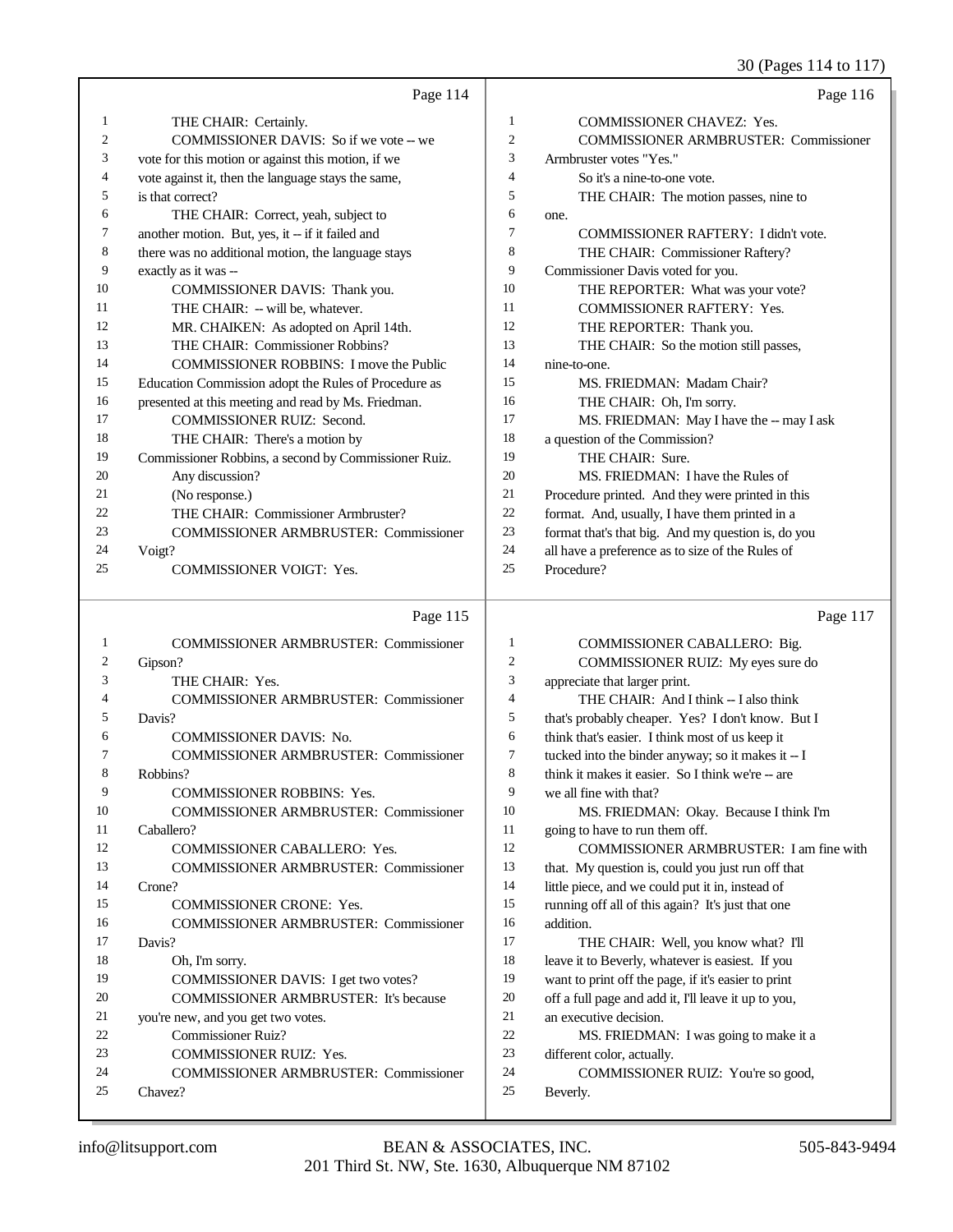Page 114

1 THE CHAIR: Certainly.
2 COMMISSIONER DAVIS: So if we vote -- we
3 vote for this motion or against this motion, if we
4 vote against it, then the language stays the same,
5 is that correct?
6 THE CHAIR: Correct, yeah, subject to
7 another motion. But, yes, it -- if it failed and
8 there was no additional motion, the language stays
9 exactly as it was --
10 COMMISSIONER DAVIS: Thank you.
11 THE CHAIR: -- will be, whatever.
12 MR. CHAIKEN: As adopted on April 14th.
13 THE CHAIR: Commissioner Robbins?
14 COMMISSIONER ROBBINS: I move the Public
15 Education Commission adopt the Rules of Procedure as
16 presented at this meeting and read by Ms. Friedman.
17 COMMISSIONER RUIZ: Second.
18 THE CHAIR: There's a motion by
19 Commissioner Robbins, a second by Commissioner Ruiz.
20 Any discussion?
21 (No response.)
22 THE CHAIR: Commissioner Armbruster?
23 COMMISSIONER ARMBRUSTER: Commissioner
24 Voigt?
25 COMMISSIONER VOIGT: Yes.

Page 115

1 COMMISSIONER ARMBRUSTER: Commissioner
2 Gipson?
3 THE CHAIR: Yes.
4 COMMISSIONER ARMBRUSTER: Commissioner
5 Davis?
6 COMMISSIONER DAVIS: No.
7 COMMISSIONER ARMBRUSTER: Commissioner
8 Robbins?
9 COMMISSIONER ROBBINS: Yes.
10 COMMISSIONER ARMBRUSTER: Commissioner
11 Caballero?
12 COMMISSIONER CABALLERO: Yes.
13 COMMISSIONER ARMBRUSTER: Commissioner
14 Crone?
15 COMMISSIONER CRONE: Yes.
16 COMMISSIONER ARMBRUSTER: Commissioner
17 Davis?
18 Oh, I'm sorry.
19 COMMISSIONER DAVIS: I get two votes?
20 COMMISSIONER ARMBRUSTER: It's because
21 you're new, and you get two votes.
22 Commissioner Ruiz?
23 COMMISSIONER RUIZ: Yes.
24 COMMISSIONER ARMBRUSTER: Commissioner
25 Chavez?

Page 116

1 COMMISSIONER CHAVEZ: Yes.
2 COMMISSIONER ARMBRUSTER: Commissioner
3 Armbruster votes "Yes."
4 So it's a nine-to-one vote.
5 THE CHAIR: The motion passes, nine to
6 one.
7 COMMISSIONER RAFTERY: I didn't vote.
8 THE CHAIR: Commissioner Raftery?
9 Commissioner Davis voted for you.
10 THE REPORTER: What was your vote?
11 COMMISSIONER RAFTERY: Yes.
12 THE REPORTER: Thank you.
13 THE CHAIR: So the motion still passes,
14 nine-to-one.
15 MS. FRIEDMAN: Madam Chair?
16 THE CHAIR: Oh, I'm sorry.
17 MS. FRIEDMAN: May I have the -- may I ask
18 a question of the Commission?
19 THE CHAIR: Sure.
20 MS. FRIEDMAN: I have the Rules of
21 Procedure printed. And they were printed in this
22 format. And, usually, I have them printed in a
23 format that's that big. And my question is, do you
24 all have a preference as to size of the Rules of
25 Procedure?

Page 117

1 COMMISSIONER CABALLERO: Big.
2 COMMISSIONER RUIZ: My eyes sure do
3 appreciate that larger print.
4 THE CHAIR: And I think -- I also think
5 that's probably cheaper. Yes? I don't know. But I
6 think that's easier. I think most of us keep it
7 tucked into the binder anyway; so it makes it -- I
8 think it makes it easier. So I think we're -- are
9 we all fine with that?
10 MS. FRIEDMAN: Okay. Because I think I'm
11 going to have to run them off.
12 COMMISSIONER ARMBRUSTER: I am fine with
13 that. My question is, could you just run off that
14 little piece, and we could put it in, instead of
15 running off all of this again? It's just that one
16 addition.
17 THE CHAIR: Well, you know what? I'll
18 leave it to Beverly, whatever is easiest. If you
19 want to print off the page, if it's easier to print
20 off a full page and add it, I'll leave it up to you,
21 an executive decision.
22 MS. FRIEDMAN: I was going to make it a
23 different color, actually.
24 COMMISSIONER RUIZ: You're so good,
25 Beverly.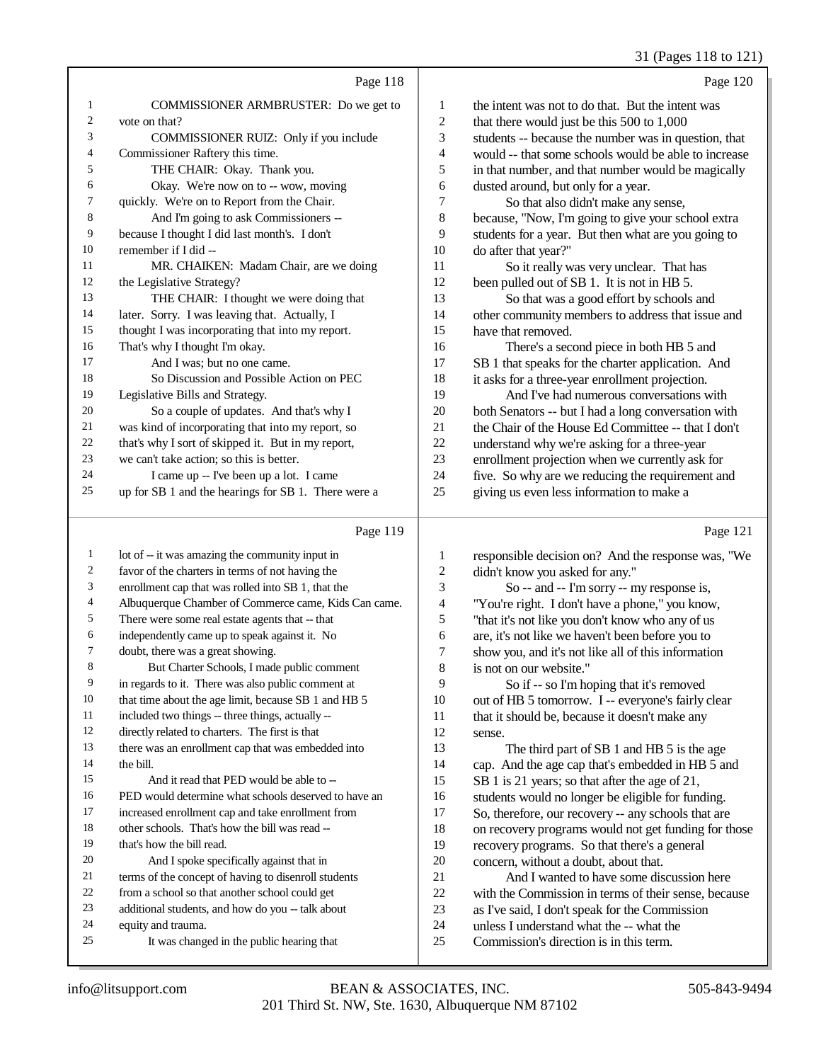Page 118

1 COMMISSIONER ARMBRUSTER: Do we get to
2 vote on that?
3 COMMISSIONER RUIZ: Only if you include
4 Commissioner Raftery this time.
5 THE CHAIR: Okay. Thank you.
6 Okay. We're now on to -- wow, moving
7 quickly. We're on to Report from the Chair.
8 And I'm going to ask Commissioners --
9 because I thought I did last month's. I don't
10 remember if I did --
11 MR. CHAIKEN: Madam Chair, are we doing
12 the Legislative Strategy?
13 THE CHAIR: I thought we were doing that
14 later. Sorry. I was leaving that. Actually, I
15 thought I was incorporating that into my report.
16 That's why I thought I'm okay.
17 And I was; but no one came.
18 So Discussion and Possible Action on PEC
19 Legislative Bills and Strategy.
20 So a couple of updates. And that's why I
21 was kind of incorporating that into my report, so
22 that's why I sort of skipped it. But in my report,
23 we can't take action; so this is better.
24 I came up -- I've been up a lot. I came
25 up for SB 1 and the hearings for SB 1. There were a

Page 119

1 lot of -- it was amazing the community input in
2 favor of the charters in terms of not having the
3 enrollment cap that was rolled into SB 1, that the
4 Albuquerque Chamber of Commerce came, Kids Can came.
5 There were some real estate agents that -- that
6 independently came up to speak against it. No
7 doubt, there was a great showing.
8 But Charter Schools, I made public comment
9 in regards to it. There was also public comment at
10 that time about the age limit, because SB 1 and HB 5
11 included two things -- three things, actually --
12 directly related to charters. The first is that
13 there was an enrollment cap that was embedded into
14 the bill.
15 And it read that PED would be able to --
16 PED would determine what schools deserved to have an
17 increased enrollment cap and take enrollment from
18 other schools. That's how the bill was read --
19 that's how the bill read.
20 And I spoke specifically against that in
21 terms of the concept of having to disenroll students
22 from a school so that another school could get
23 additional students, and how do you -- talk about
24 equity and trauma.
25 It was changed in the public hearing that

Page 120

1 the intent was not to do that. But the intent was
2 that there would just be this 500 to 1,000
3 students -- because the number was in question, that
4 would -- that some schools would be able to increase
5 in that number, and that number would be magically
6 dusted around, but only for a year.
7 So that also didn't make any sense,
8 because, "Now, I'm going to give your school extra
9 students for a year. But then what are you going to
10 do after that year?"
11 So it really was very unclear. That has
12 been pulled out of SB 1. It is not in HB 5.
13 So that was a good effort by schools and
14 other community members to address that issue and
15 have that removed.
16 There's a second piece in both HB 5 and
17 SB 1 that speaks for the charter application. And
18 it asks for a three-year enrollment projection.
19 And I've had numerous conversations with
20 both Senators -- but I had a long conversation with
21 the Chair of the House Ed Committee -- that I don't
22 understand why we're asking for a three-year
23 enrollment projection when we currently ask for
24 five. So why are we reducing the requirement and
25 giving us even less information to make a

Page 121

1 responsible decision on? And the response was, "We
2 didn't know you asked for any."
3 So -- and -- I'm sorry -- my response is,
4 "You're right. I don't have a phone," you know,
5 "that it's not like you don't know who any of us
6 are, it's not like we haven't been before you to
7 show you, and it's not like all of this information
8 is not on our website."
9 So if -- so I'm hoping that it's removed
10 out of HB 5 tomorrow. I -- everyone's fairly clear
11 that it should be, because it doesn't make any
12 sense.
13 The third part of SB 1 and HB 5 is the age
14 cap. And the age cap that's embedded in HB 5 and
15 SB 1 is 21 years; so that after the age of 21,
16 students would no longer be eligible for funding.
17 So, therefore, our recovery -- any schools that are
18 on recovery programs would not get funding for those
19 recovery programs. So that there's a general
20 concern, without a doubt, about that.
21 And I wanted to have some discussion here
22 with the Commission in terms of their sense, because
23 as I've said, I don't speak for the Commission
24 unless I understand what the -- what the
25 Commission's direction is in this term.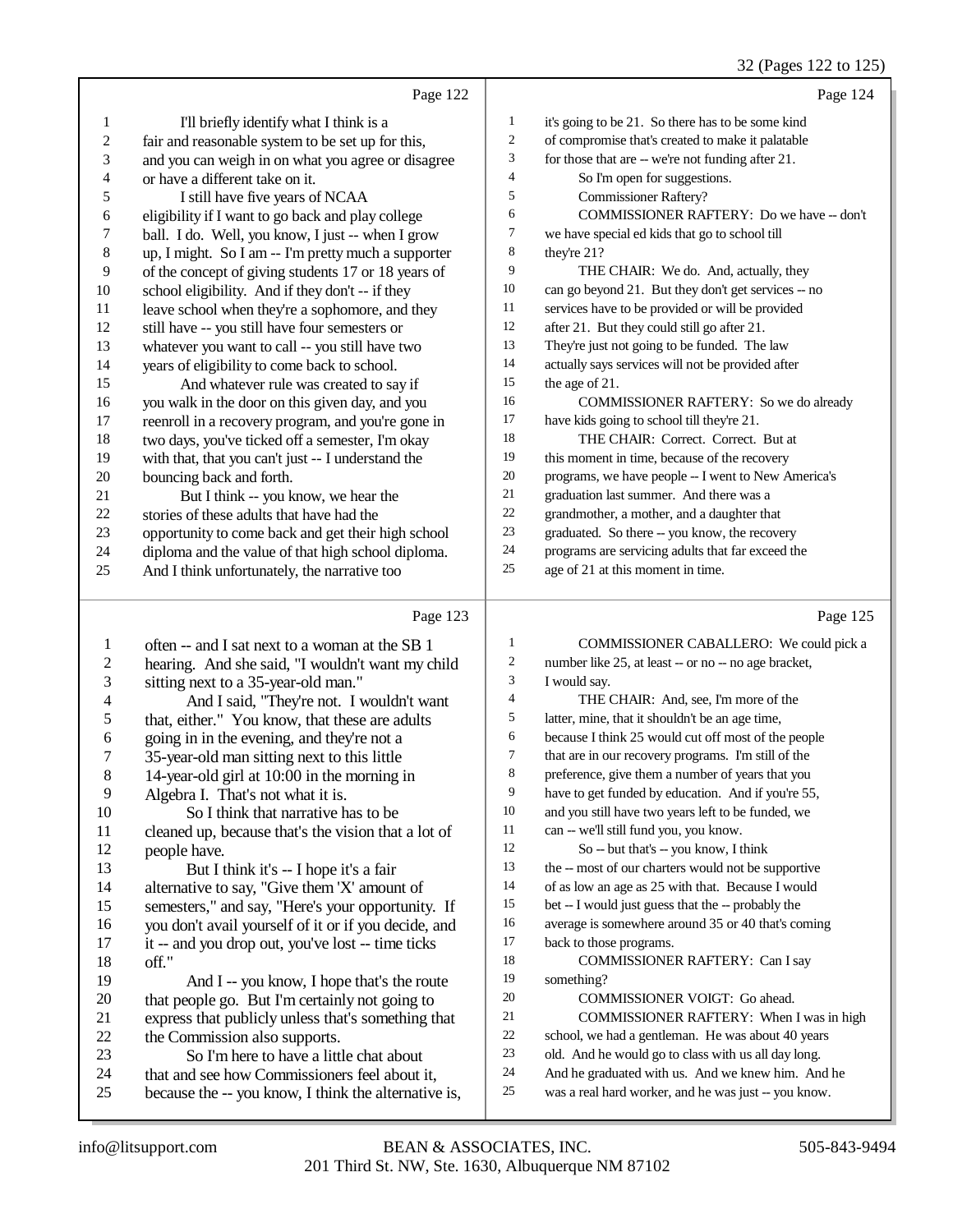Page 122

1 I'll briefly identify what I think is a
2 fair and reasonable system to be set up for this,
3 and you can weigh in on what you agree or disagree
4 or have a different take on it.
5 I still have five years of NCAA
6 eligibility if I want to go back and play college
7 ball. I do. Well, you know, I just -- when I grow
8 up, I might. So I am -- I'm pretty much a supporter
9 of the concept of giving students 17 or 18 years of
10 school eligibility. And if they don't -- if they
11 leave school when they're a sophomore, and they
12 still have -- you still have four semesters or
13 whatever you want to call -- you still have two
14 years of eligibility to come back to school.
15 And whatever rule was created to say if
16 you walk in the door on this given day, and you
17 reenroll in a recovery program, and you're gone in
18 two days, you've ticked off a semester, I'm okay
19 with that, that you can't just -- I understand the
20 bouncing back and forth.
21 But I think -- you know, we hear the
22 stories of these adults that have had the
23 opportunity to come back and get their high school
24 diploma and the value of that high school diploma.
25 And I think unfortunately, the narrative too

Page 123

1 often -- and I sat next to a woman at the SB 1
2 hearing. And she said, "I wouldn't want my child
3 sitting next to a 35-year-old man."
4 And I said, "They're not. I wouldn't want
5 that, either." You know, that these are adults
6 going in in the evening, and they're not a
7 35-year-old man sitting next to this little
8 14-year-old girl at 10:00 in the morning in
9 Algebra I. That's not what it is.
10 So I think that narrative has to be
11 cleaned up, because that's the vision that a lot of
12 people have.
13 But I think it's -- I hope it's a fair
14 alternative to say, "Give them 'X' amount of
15 semesters," and say, "Here's your opportunity. If
16 you don't avail yourself of it or if you decide, and
17 it -- and you drop out, you've lost -- time ticks
18 off."
19 And I -- you know, I hope that's the route
20 that people go. But I'm certainly not going to
21 express that publicly unless that's something that
22 the Commission also supports.
23 So I'm here to have a little chat about
24 that and see how Commissioners feel about it,
25 because the -- you know, I think the alternative is,

Page 124

1 it's going to be 21. So there has to be some kind
2 of compromise that's created to make it palatable
3 for those that are -- we're not funding after 21.
4 So I'm open for suggestions.
5 Commissioner Raftery?
6 COMMISSIONER RAFTERY: Do we have -- don't
7 we have special ed kids that go to school till
8 they're 21?
9 THE CHAIR: We do. And, actually, they
10 can go beyond 21. But they don't get services -- no
11 services have to be provided or will be provided
12 after 21. But they could still go after 21.
13 They're just not going to be funded. The law
14 actually says services will not be provided after
15 the age of 21.
16 COMMISSIONER RAFTERY: So we do already
17 have kids going to school till they're 21.
18 THE CHAIR: Correct. Correct. But at
19 this moment in time, because of the recovery
20 programs, we have people -- I went to New America's
21 graduation last summer. And there was a
22 grandmother, a mother, and a daughter that
23 graduated. So there -- you know, the recovery
24 programs are servicing adults that far exceed the
25 age of 21 at this moment in time.

Page 125

1 COMMISSIONER CABALLERO: We could pick a
2 number like 25, at least -- or no -- no age bracket,
3 I would say.
4 THE CHAIR: And, see, I'm more of the
5 latter, mine, that it shouldn't be an age time,
6 because I think 25 would cut off most of the people
7 that are in our recovery programs. I'm still of the
8 preference, give them a number of years that you
9 have to get funded by education. And if you're 55,
10 and you still have two years left to be funded, we
11 can -- we'll still fund you, you know.
12 So -- but that's -- you know, I think
13 the -- most of our charters would not be supportive
14 of as low an age as 25 with that. Because I would
15 bet -- I would just guess that the -- probably the
16 average is somewhere around 35 or 40 that's coming
17 back to those programs.
18 COMMISSIONER RAFTERY: Can I say
19 something?
20 COMMISSIONER VOIGT: Go ahead.
21 COMMISSIONER RAFTERY: When I was in high
22 school, we had a gentleman. He was about 40 years
23 old. And he would go to class with us all day long.
24 And he graduated with us. And we knew him. And he
25 was a real hard worker, and he was just -- you know.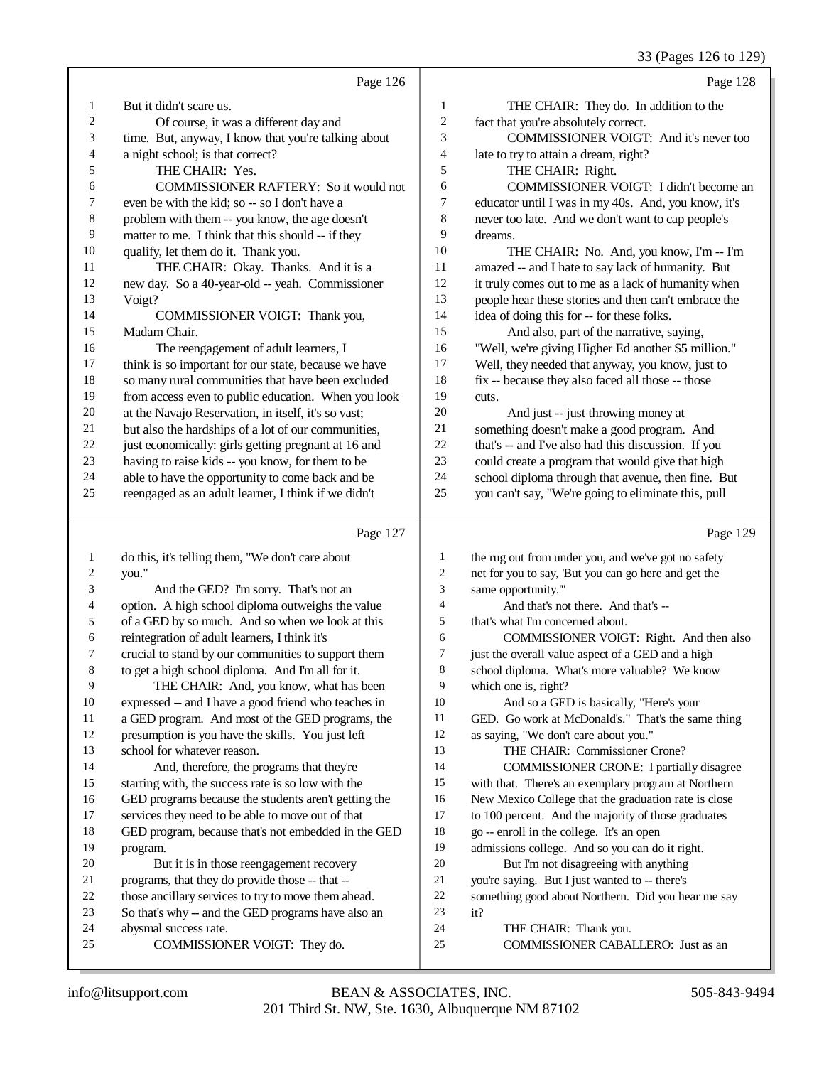Page 126

1 But it didn't scare us.
2 Of course, it was a different day and
3 time. But, anyway, I know that you're talking about
4 a night school; is that correct?
5 THE CHAIR: Yes.
6 COMMISSIONER RAFTERY: So it would not
7 even be with the kid; so -- so I don't have a
8 problem with them -- you know, the age doesn't
9 matter to me. I think that this should -- if they
10 qualify, let them do it. Thank you.
11 THE CHAIR: Okay. Thanks. And it is a
12 new day. So a 40-year-old -- yeah. Commissioner
13 Voigt?
14 COMMISSIONER VOIGT: Thank you,
15 Madam Chair.
16 The reengagement of adult learners, I
17 think is so important for our state, because we have
18 so many rural communities that have been excluded
19 from access even to public education. When you look
20 at the Navajo Reservation, in itself, it's so vast;
21 but also the hardships of a lot of our communities,
22 just economically: girls getting pregnant at 16 and
23 having to raise kids -- you know, for them to be
24 able to have the opportunity to come back and be
25 reengaged as an adult learner, I think if we didn't

Page 127

1 do this, it's telling them, "We don't care about
2 you."
3 And the GED? I'm sorry. That's not an
4 option. A high school diploma outweighs the value
5 of a GED by so much. And so when we look at this
6 reintegration of adult learners, I think it's
7 crucial to stand by our communities to support them
8 to get a high school diploma. And I'm all for it.
9 THE CHAIR: And, you know, what has been
10 expressed -- and I have a good friend who teaches in
11 a GED program. And most of the GED programs, the
12 presumption is you have the skills. You just left
13 school for whatever reason.
14 And, therefore, the programs that they're
15 starting with, the success rate is so low with the
16 GED programs because the students aren't getting the
17 services they need to be able to move out of that
18 GED program, because that's not embedded in the GED
19 program.
20 But it is in those reengagement recovery
21 programs, that they do provide those -- that --
22 those ancillary services to try to move them ahead.
23 So that's why -- and the GED programs have also an
24 abysmal success rate.
25 COMMISSIONER VOIGT: They do.

Page 128

1 THE CHAIR: They do. In addition to the
2 fact that you're absolutely correct.
3 COMMISSIONER VOIGT: And it's never too
4 late to try to attain a dream, right?
5 THE CHAIR: Right.
6 COMMISSIONER VOIGT: I didn't become an
7 educator until I was in my 40s. And, you know, it's
8 never too late. And we don't want to cap people's
9 dreams.
10 THE CHAIR: No. And, you know, I'm -- I'm
11 amazed -- and I hate to say lack of humanity. But
12 it truly comes out to me as a lack of humanity when
13 people hear these stories and then can't embrace the
14 idea of doing this for -- for these folks.
15 And also, part of the narrative, saying,
16 "Well, we're giving Higher Ed another $5 million."
17 Well, they needed that anyway, you know, just to
18 fix -- because they also faced all those -- those
19 cuts.
20 And just -- just throwing money at
21 something doesn't make a good program. And
22 that's -- and I've also had this discussion. If you
23 could create a program that would give that high
24 school diploma through that avenue, then fine. But
25 you can't say, "We're going to eliminate this, pull

Page 129

1 the rug out from under you, and we've got no safety
2 net for you to say, 'But you can go here and get the
3 same opportunity.'"
4 And that's not there. And that's --
5 that's what I'm concerned about.
6 COMMISSIONER VOIGT: Right. And then also
7 just the overall value aspect of a GED and a high
8 school diploma. What's more valuable? We know
9 which one is, right?
10 And so a GED is basically, "Here's your
11 GED. Go work at McDonald's." That's the same thing
12 as saying, "We don't care about you."
13 THE CHAIR: Commissioner Crone?
14 COMMISSIONER CRONE: I partially disagree
15 with that. There's an exemplary program at Northern
16 New Mexico College that the graduation rate is close
17 to 100 percent. And the majority of those graduates
18 go -- enroll in the college. It's an open
19 admissions college. And so you can do it right.
20 But I'm not disagreeing with anything
21 you're saying. But I just wanted to -- there's
22 something good about Northern. Did you hear me say
23 it?
24 THE CHAIR: Thank you.
25 COMMISSIONER CABALLERO: Just as an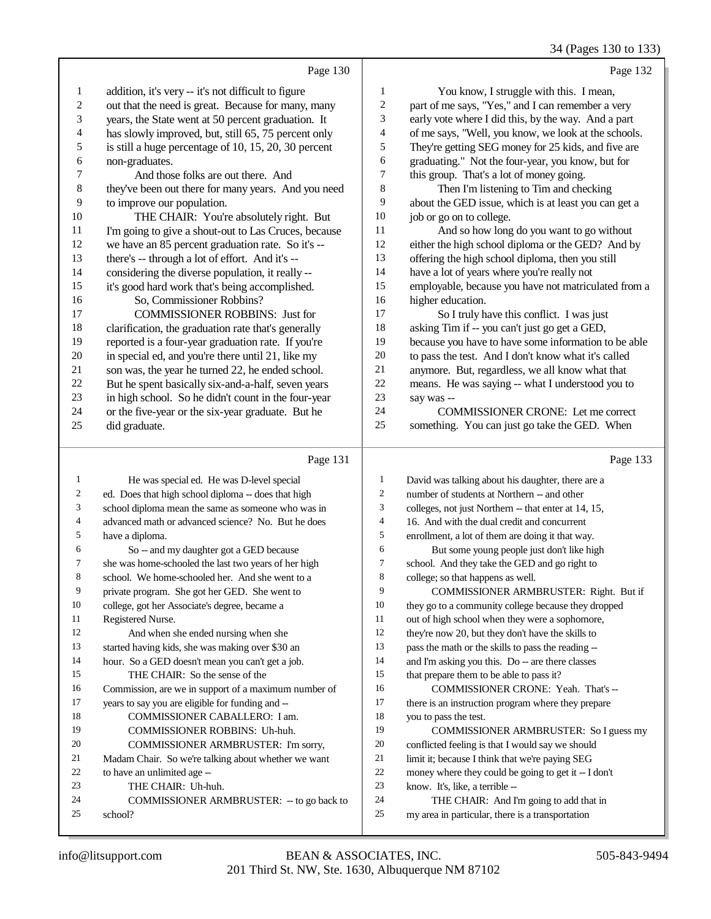Page 130

1 addition, it's very -- it's not difficult to figure
2 out that the need is great. Because for many, many
3 years, the State went at 50 percent graduation. It
4 has slowly improved, but, still 65, 75 percent only
5 is still a huge percentage of 10, 15, 20, 30 percent
6 non-graduates.
7 And those folks are out there. And
8 they've been out there for many years. And you need
9 to improve our population.
10 THE CHAIR: You're absolutely right. But
11 I'm going to give a shout-out to Las Cruces, because
12 we have an 85 percent graduation rate. So it's --
13 there's -- through a lot of effort. And it's --
14 considering the diverse population, it really --
15 it's good hard work that's being accomplished.
16 So, Commissioner Robbins?
17 COMMISSIONER ROBBINS: Just for
18 clarification, the graduation rate that's generally
19 reported is a four-year graduation rate. If you're
20 in special ed, and you're there until 21, like my
21 son was, the year he turned 22, he ended school.
22 But he spent basically six-and-a-half, seven years
23 in high school. So he didn't count in the four-year
24 or the five-year or the six-year graduate. But he
25 did graduate.

Page 131

1 He was special ed. He was D-level special
2 ed. Does that high school diploma -- does that high
3 school diploma mean the same as someone who was in
4 advanced math or advanced science? No. But he does
5 have a diploma.
6 So -- and my daughter got a GED because
7 she was home-schooled the last two years of her high
8 school. We home-schooled her. And she went to a
9 private program. She got her GED. She went to
10 college, got her Associate's degree, became a
11 Registered Nurse.
12 And when she ended nursing when she
13 started having kids, she was making over $30 an
14 hour. So a GED doesn't mean you can't get a job.
15 THE CHAIR: So the sense of the
16 Commission, are we in support of a maximum number of
17 years to say you are eligible for funding and --
18 COMMISSIONER CABALLERO: I am.
19 COMMISSIONER ROBBINS: Uh-huh.
20 COMMISSIONER ARMBRUSTER: I'm sorry,
21 Madam Chair. So we're talking about whether we want
22 to have an unlimited age --
23 THE CHAIR: Uh-huh.
24 COMMISSIONER ARMBRUSTER: -- to go back to
25 school?

Page 132

1 You know, I struggle with this. I mean,
2 part of me says, "Yes," and I can remember a very
3 early vote where I did this, by the way. And a part
4 of me says, "Well, you know, we look at the schools.
5 They're getting SEG money for 25 kids, and five are
6 graduating." Not the four-year, you know, but for
7 this group. That's a lot of money going.
8 Then I'm listening to Tim and checking
9 about the GED issue, which is at least you can get a
10 job or go on to college.
11 And so how long do you want to go without
12 either the high school diploma or the GED? And by
13 offering the high school diploma, then you still
14 have a lot of years where you're really not
15 employable, because you have not matriculated from a
16 higher education.
17 So I truly have this conflict. I was just
18 asking Tim if -- you can't just go get a GED,
19 because you have to have some information to be able
20 to pass the test. And I don't know what it's called
21 anymore. But, regardless, we all know what that
22 means. He was saying -- what I understood you to
23 say was --
24 COMMISSIONER CRONE: Let me correct
25 something. You can just go take the GED. When

Page 133

1 David was talking about his daughter, there are a
2 number of students at Northern -- and other
3 colleges, not just Northern -- that enter at 14, 15,
4 16. And with the dual credit and concurrent
5 enrollment, a lot of them are doing it that way.
6 But some young people just don't like high
7 school. And they take the GED and go right to
8 college; so that happens as well.
9 COMMISSIONER ARMBRUSTER: Right. But if
10 they go to a community college because they dropped
11 out of high school when they were a sophomore,
12 they're now 20, but they don't have the skills to
13 pass the math or the skills to pass the reading --
14 and I'm asking you this. Do -- are there classes
15 that prepare them to be able to pass it?
16 COMMISSIONER CRONE: Yeah. That's --
17 there is an instruction program where they prepare
18 you to pass the test.
19 COMMISSIONER ARMBRUSTER: So I guess my
20 conflicted feeling is that I would say we should
21 limit it; because I think that we're paying SEG
22 money where they could be going to get it -- I don't
23 know. It's, like, a terrible --
24 THE CHAIR: And I'm going to add that in
25 my area in particular, there is a transportation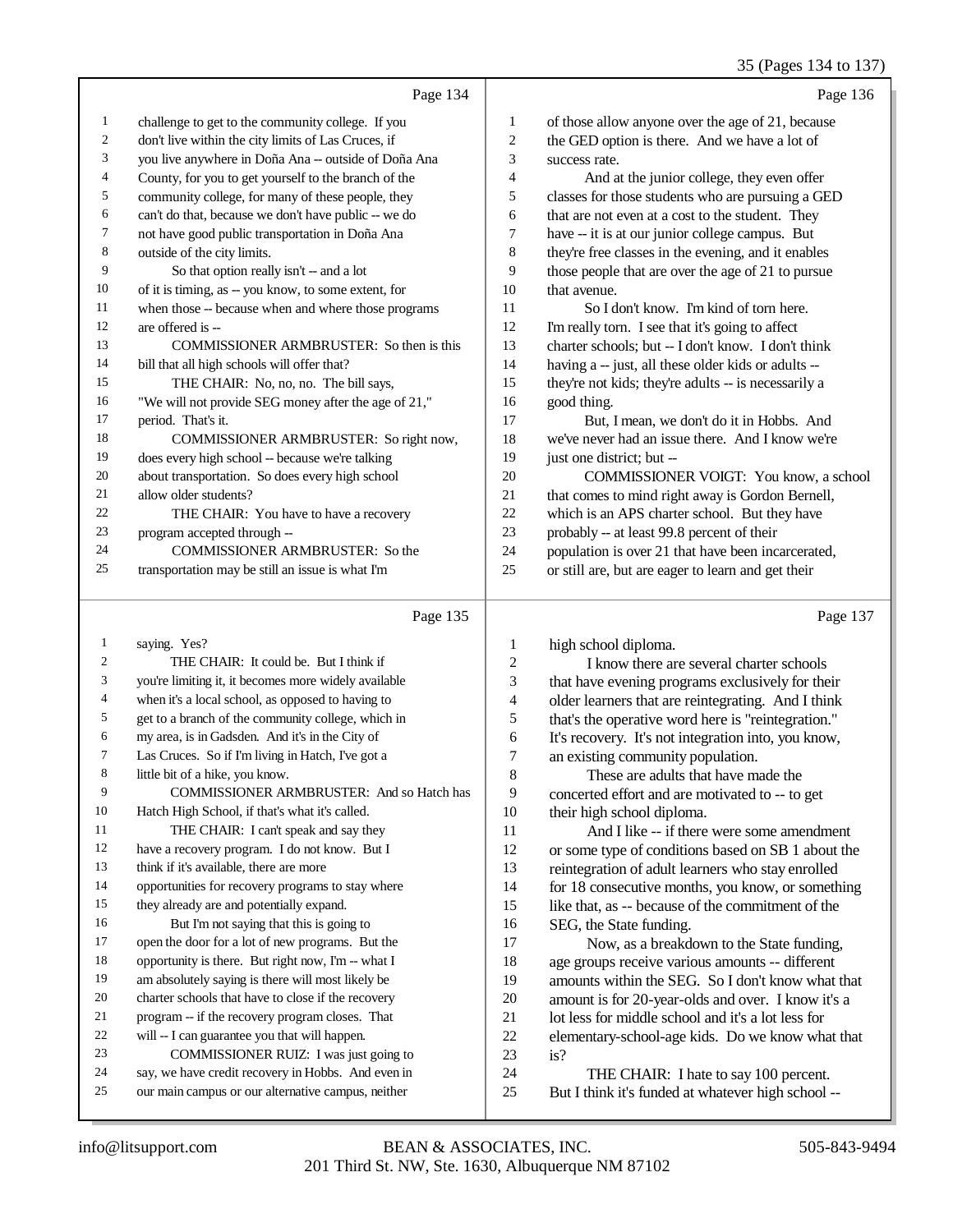Page 134

1 challenge to get to the community college. If you
2 don't live within the city limits of Las Cruces, if
3 you live anywhere in Doña Ana -- outside of Doña Ana
4 County, for you to get yourself to the branch of the
5 community college, for many of these people, they
6 can't do that, because we don't have public -- we do
7 not have good public transportation in Doña Ana
8 outside of the city limits.
9 So that option really isn't -- and a lot
10 of it is timing, as -- you know, to some extent, for
11 when those -- because when and where those programs
12 are offered is --
13 COMMISSIONER ARMBRUSTER: So then is this
14 bill that all high schools will offer that?
15 THE CHAIR: No, no, no. The bill says,
16 "We will not provide SEG money after the age of 21,"
17 period. That's it.
18 COMMISSIONER ARMBRUSTER: So right now,
19 does every high school -- because we're talking
20 about transportation. So does every high school
21 allow older students?
22 THE CHAIR: You have to have a recovery
23 program accepted through --
24 COMMISSIONER ARMBRUSTER: So the
25 transportation may be still an issue is what I'm

Page 135

1 saying. Yes?
2 THE CHAIR: It could be. But I think if
3 you're limiting it, it becomes more widely available
4 when it's a local school, as opposed to having to
5 get to a branch of the community college, which in
6 my area, is in Gadsden. And it's in the City of
7 Las Cruces. So if I'm living in Hatch, I've got a
8 little bit of a hike, you know.
9 COMMISSIONER ARMBRUSTER: And so Hatch has
10 Hatch High School, if that's what it's called.
11 THE CHAIR: I can't speak and say they
12 have a recovery program. I do not know. But I
13 think if it's available, there are more
14 opportunities for recovery programs to stay where
15 they already are and potentially expand.
16 But I'm not saying that this is going to
17 open the door for a lot of new programs. But the
18 opportunity is there. But right now, I'm -- what I
19 am absolutely saying is there will most likely be
20 charter schools that have to close if the recovery
21 program -- if the recovery program closes. That
22 will -- I can guarantee you that will happen.
23 COMMISSIONER RUIZ: I was just going to
24 say, we have credit recovery in Hobbs. And even in
25 our main campus or our alternative campus, neither

Page 136

1 of those allow anyone over the age of 21, because
2 the GED option is there. And we have a lot of
3 success rate.
4 And at the junior college, they even offer
5 classes for those students who are pursuing a GED
6 that are not even at a cost to the student. They
7 have -- it is at our junior college campus. But
8 they're free classes in the evening, and it enables
9 those people that are over the age of 21 to pursue
10 that avenue.
11 So I don't know. I'm kind of torn here.
12 I'm really torn. I see that it's going to affect
13 charter schools; but -- I don't know. I don't think
14 having a -- just, all these older kids or adults --
15 they're not kids; they're adults -- is necessarily a
16 good thing.
17 But, I mean, we don't do it in Hobbs. And
18 we've never had an issue there. And I know we're
19 just one district; but --
20 COMMISSIONER VOIGT: You know, a school
21 that comes to mind right away is Gordon Bernell,
22 which is an APS charter school. But they have
23 probably -- at least 99.8 percent of their
24 population is over 21 that have been incarcerated,
25 or still are, but are eager to learn and get their

Page 137

1 high school diploma.
2 I know there are several charter schools
3 that have evening programs exclusively for their
4 older learners that are reintegrating. And I think
5 that's the operative word here is "reintegration."
6 It's recovery. It's not integration into, you know,
7 an existing community population.
8 These are adults that have made the
9 concerted effort and are motivated to -- to get
10 their high school diploma.
11 And I like -- if there were some amendment
12 or some type of conditions based on SB 1 about the
13 reintegration of adult learners who stay enrolled
14 for 18 consecutive months, you know, or something
15 like that, as -- because of the commitment of the
16 SEG, the State funding.
17 Now, as a breakdown to the State funding,
18 age groups receive various amounts -- different
19 amounts within the SEG. So I don't know what that
20 amount is for 20-year-olds and over. I know it's a
21 lot less for middle school and it's a lot less for
22 elementary-school-age kids. Do we know what that
23 is?
24 THE CHAIR: I hate to say 100 percent.
25 But I think it's funded at whatever high school --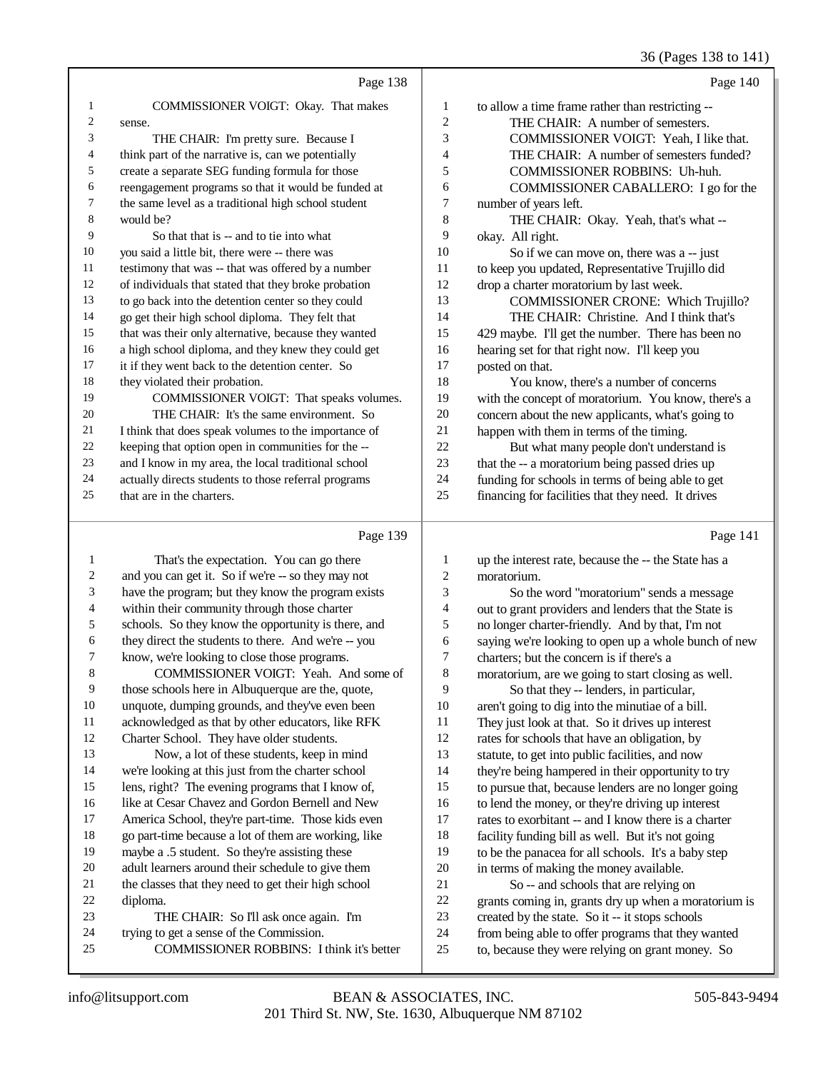Page 138

1 COMMISSIONER VOIGT: Okay. That makes
2 sense.
3 THE CHAIR: I'm pretty sure. Because I
4 think part of the narrative is, can we potentially
5 create a separate SEG funding formula for those
6 reengagement programs so that it would be funded at
7 the same level as a traditional high school student
8 would be?
9 So that that is -- and to tie into what
10 you said a little bit, there were -- there was
11 testimony that was -- that was offered by a number
12 of individuals that stated that they broke probation
13 to go back into the detention center so they could
14 go get their high school diploma. They felt that
15 that was their only alternative, because they wanted
16 a high school diploma, and they knew they could get
17 it if they went back to the detention center. So
18 they violated their probation.
19 COMMISSIONER VOIGT: That speaks volumes.
20 THE CHAIR: It's the same environment. So
21 I think that does speak volumes to the importance of
22 keeping that option open in communities for the --
23 and I know in my area, the local traditional school
24 actually directs students to those referral programs
25 that are in the charters.

Page 139

1 That's the expectation. You can go there
2 and you can get it. So if we're -- so they may not
3 have the program; but they know the program exists
4 within their community through those charter
5 schools. So they know the opportunity is there, and
6 they direct the students to there. And we're -- you
7 know, we're looking to close those programs.
8 COMMISSIONER VOIGT: Yeah. And some of
9 those schools here in Albuquerque are the, quote,
10 unquote, dumping grounds, and they've even been
11 acknowledged as that by other educators, like RFK
12 Charter School. They have older students.
13 Now, a lot of these students, keep in mind
14 we're looking at this just from the charter school
15 lens, right? The evening programs that I know of,
16 like at Cesar Chavez and Gordon Bernell and New
17 America School, they're part-time. Those kids even
18 go part-time because a lot of them are working, like
19 maybe a .5 student. So they're assisting these
20 adult learners around their schedule to give them
21 the classes that they need to get their high school
22 diploma.
23 THE CHAIR: So I'll ask once again. I'm
24 trying to get a sense of the Commission.
25 COMMISSIONER ROBBINS: I think it's better

Page 140

1 to allow a time frame rather than restricting --
2 THE CHAIR: A number of semesters.
3 COMMISSIONER VOIGT: Yeah, I like that.
4 THE CHAIR: A number of semesters funded?
5 COMMISSIONER ROBBINS: Uh-huh.
6 COMMISSIONER CABALLERO: I go for the
7 number of years left.
8 THE CHAIR: Okay. Yeah, that's what --
9 okay. All right.
10 So if we can move on, there was a -- just
11 to keep you updated, Representative Trujillo did
12 drop a charter moratorium by last week.
13 COMMISSIONER CRONE: Which Trujillo?
14 THE CHAIR: Christine. And I think that's
15 429 maybe. I'll get the number. There has been no
16 hearing set for that right now. I'll keep you
17 posted on that.
18 You know, there's a number of concerns
19 with the concept of moratorium. You know, there's a
20 concern about the new applicants, what's going to
21 happen with them in terms of the timing.
22 But what many people don't understand is
23 that the -- a moratorium being passed dries up
24 funding for schools in terms of being able to get
25 financing for facilities that they need. It drives

Page 141

1 up the interest rate, because the -- the State has a
2 moratorium.
3 So the word "moratorium" sends a message
4 out to grant providers and lenders that the State is
5 no longer charter-friendly. And by that, I'm not
6 saying we're looking to open up a whole bunch of new
7 charters; but the concern is if there's a
8 moratorium, are we going to start closing as well.
9 So that they -- lenders, in particular,
10 aren't going to dig into the minutiae of a bill.
11 They just look at that. So it drives up interest
12 rates for schools that have an obligation, by
13 statute, to get into public facilities, and now
14 they're being hampered in their opportunity to try
15 to pursue that, because lenders are no longer going
16 to lend the money, or they're driving up interest
17 rates to exorbitant -- and I know there is a charter
18 facility funding bill as well. But it's not going
19 to be the panacea for all schools. It's a baby step
20 in terms of making the money available.
21 So -- and schools that are relying on
22 grants coming in, grants dry up when a moratorium is
23 created by the state. So it -- it stops schools
24 from being able to offer programs that they wanted
25 to, because they were relying on grant money. So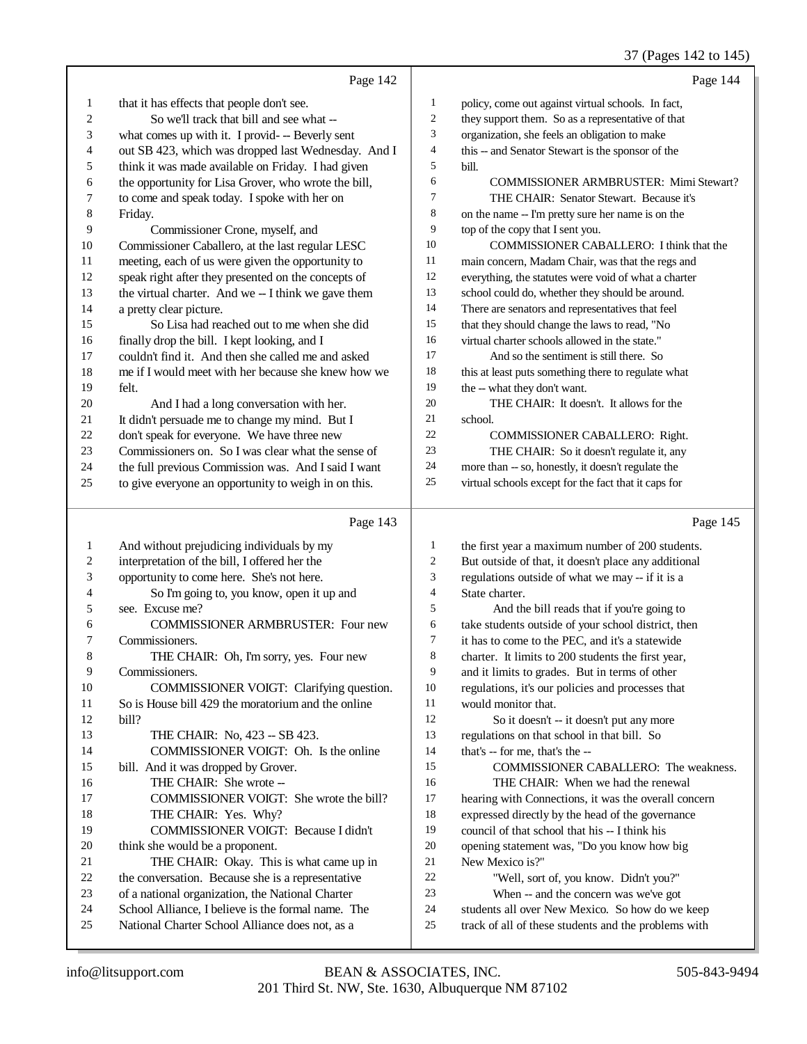Page 142

1 that it has effects that people don't see.
2 So we'll track that bill and see what --
3 what comes up with it. I provid- -- Beverly sent
4 out SB 423, which was dropped last Wednesday. And I
5 think it was made available on Friday. I had given
6 the opportunity for Lisa Grover, who wrote the bill,
7 to come and speak today. I spoke with her on
8 Friday.
9 Commissioner Crone, myself, and
10 Commissioner Caballero, at the last regular LESC
11 meeting, each of us were given the opportunity to
12 speak right after they presented on the concepts of
13 the virtual charter. And we -- I think we gave them
14 a pretty clear picture.
15 So Lisa had reached out to me when she did
16 finally drop the bill. I kept looking, and I
17 couldn't find it. And then she called me and asked
18 me if I would meet with her because she knew how we
19 felt.
20 And I had a long conversation with her.
21 It didn't persuade me to change my mind. But I
22 don't speak for everyone. We have three new
23 Commissioners on. So I was clear what the sense of
24 the full previous Commission was. And I said I want
25 to give everyone an opportunity to weigh in on this.

Page 143

1 And without prejudicing individuals by my
2 interpretation of the bill, I offered her the
3 opportunity to come here. She's not here.
4 So I'm going to, you know, open it up and
5 see. Excuse me?
6 COMMISSIONER ARMBRUSTER: Four new
7 Commissioners.
8 THE CHAIR: Oh, I'm sorry, yes. Four new
9 Commissioners.
10 COMMISSIONER VOIGT: Clarifying question.
11 So is House bill 429 the moratorium and the online
12 bill?
13 THE CHAIR: No, 423 -- SB 423.
14 COMMISSIONER VOIGT: Oh. Is the online
15 bill. And it was dropped by Grover.
16 THE CHAIR: She wrote --
17 COMMISSIONER VOIGT: She wrote the bill?
18 THE CHAIR: Yes. Why?
19 COMMISSIONER VOIGT: Because I didn't
20 think she would be a proponent.
21 THE CHAIR: Okay. This is what came up in
22 the conversation. Because she is a representative
23 of a national organization, the National Charter
24 School Alliance, I believe is the formal name. The
25 National Charter School Alliance does not, as a

Page 144

1 policy, come out against virtual schools. In fact,
2 they support them. So as a representative of that
3 organization, she feels an obligation to make
4 this -- and Senator Stewart is the sponsor of the
5 bill.
6 COMMISSIONER ARMBRUSTER: Mimi Stewart?
7 THE CHAIR: Senator Stewart. Because it's
8 on the name -- I'm pretty sure her name is on the
9 top of the copy that I sent you.
10 COMMISSIONER CABALLERO: I think that the
11 main concern, Madam Chair, was that the regs and
12 everything, the statutes were void of what a charter
13 school could do, whether they should be around.
14 There are senators and representatives that feel
15 that they should change the laws to read, "No
16 virtual charter schools allowed in the state."
17 And so the sentiment is still there. So
18 this at least puts something there to regulate what
19 the -- what they don't want.
20 THE CHAIR: It doesn't. It allows for the
21 school.
22 COMMISSIONER CABALLERO: Right.
23 THE CHAIR: So it doesn't regulate it, any
24 more than -- so, honestly, it doesn't regulate the
25 virtual schools except for the fact that it caps for

Page 145

1 the first year a maximum number of 200 students.
2 But outside of that, it doesn't place any additional
3 regulations outside of what we may -- if it is a
4 State charter.
5 And the bill reads that if you're going to
6 take students outside of your school district, then
7 it has to come to the PEC, and it's a statewide
8 charter. It limits to 200 students the first year,
9 and it limits to grades. But in terms of other
10 regulations, it's our policies and processes that
11 would monitor that.
12 So it doesn't -- it doesn't put any more
13 regulations on that school in that bill. So
14 that's -- for me, that's the --
15 COMMISSIONER CABALLERO: The weakness.
16 THE CHAIR: When we had the renewal
17 hearing with Connections, it was the overall concern
18 expressed directly by the head of the governance
19 council of that school that his -- I think his
20 opening statement was, "Do you know how big
21 New Mexico is?"
22 "Well, sort of, you know. Didn't you?"
23 When -- and the concern was we've got
24 students all over New Mexico. So how do we keep
25 track of all of these students and the problems with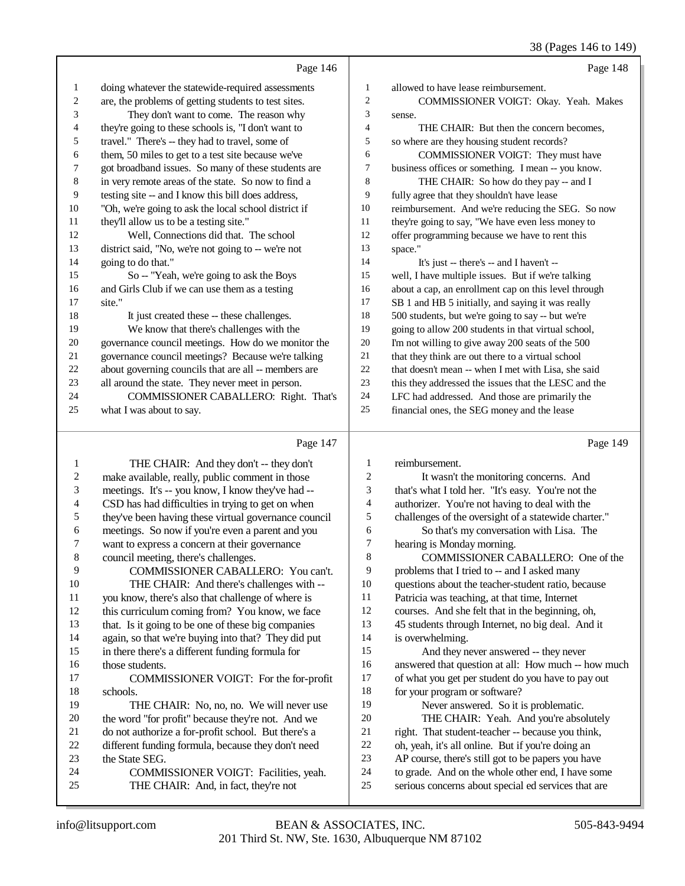Page 146

1 doing whatever the statewide-required assessments
2 are, the problems of getting students to test sites.
3 They don't want to come. The reason why
4 they're going to these schools is, "I don't want to
5 travel." There's -- they had to travel, some of
6 them, 50 miles to get to a test site because we've
7 got broadband issues. So many of these students are
8 in very remote areas of the state. So now to find a
9 testing site -- and I know this bill does address,
10 "Oh, we're going to ask the local school district if
11 they'll allow us to be a testing site."
12 Well, Connections did that. The school
13 district said, "No, we're not going to -- we're not
14 going to do that."
15 So -- "Yeah, we're going to ask the Boys
16 and Girls Club if we can use them as a testing
17 site."
18 It just created these -- these challenges.
19 We know that there's challenges with the
20 governance council meetings. How do we monitor the
21 governance council meetings? Because we're talking
22 about governing councils that are all -- members are
23 all around the state. They never meet in person.
24 COMMISSIONER CABALLERO: Right. That's
25 what I was about to say.

Page 147

1 THE CHAIR: And they don't -- they don't
2 make available, really, public comment in those
3 meetings. It's -- you know, I know they've had --
4 CSD has had difficulties in trying to get on when
5 they've been having these virtual governance council
6 meetings. So now if you're even a parent and you
7 want to express a concern at their governance
8 council meeting, there's challenges.
9 COMMISSIONER CABALLERO: You can't.
10 THE CHAIR: And there's challenges with --
11 you know, there's also that challenge of where is
12 this curriculum coming from? You know, we face
13 that. Is it going to be one of these big companies
14 again, so that we're buying into that? They did put
15 in there there's a different funding formula for
16 those students.
17 COMMISSIONER VOIGT: For the for-profit
18 schools.
19 THE CHAIR: No, no, no. We will never use
20 the word "for profit" because they're not. And we
21 do not authorize a for-profit school. But there's a
22 different funding formula, because they don't need
23 the State SEG.
24 COMMISSIONER VOIGT: Facilities, yeah.
25 THE CHAIR: And, in fact, they're not

Page 148

1 allowed to have lease reimbursement.
2 COMMISSIONER VOIGT: Okay. Yeah. Makes
3 sense.
4 THE CHAIR: But then the concern becomes,
5 so where are they housing student records?
6 COMMISSIONER VOIGT: They must have
7 business offices or something. I mean -- you know.
8 THE CHAIR: So how do they pay -- and I
9 fully agree that they shouldn't have lease
10 reimbursement. And we're reducing the SEG. So now
11 they're going to say, "We have even less money to
12 offer programming because we have to rent this
13 space."
14 It's just -- there's -- and I haven't --
15 well, I have multiple issues. But if we're talking
16 about a cap, an enrollment cap on this level through
17 SB 1 and HB 5 initially, and saying it was really
18 500 students, but we're going to say -- but we're
19 going to allow 200 students in that virtual school,
20 I'm not willing to give away 200 seats of the 500
21 that they think are out there to a virtual school
22 that doesn't mean -- when I met with Lisa, she said
23 this they addressed the issues that the LESC and the
24 LFC had addressed. And those are primarily the
25 financial ones, the SEG money and the lease

Page 149

1 reimbursement.
2 It wasn't the monitoring concerns. And
3 that's what I told her. "It's easy. You're not the
4 authorizer. You're not having to deal with the
5 challenges of the oversight of a statewide charter."
6 So that's my conversation with Lisa. The
7 hearing is Monday morning.
8 COMMISSIONER CABALLERO: One of the
9 problems that I tried to -- and I asked many
10 questions about the teacher-student ratio, because
11 Patricia was teaching, at that time, Internet
12 courses. And she felt that in the beginning, oh,
13 45 students through Internet, no big deal. And it
14 is overwhelming.
15 And they never answered -- they never
16 answered that question at all: How much -- how much
17 of what you get per student do you have to pay out
18 for your program or software?
19 Never answered. So it is problematic.
20 THE CHAIR: Yeah. And you're absolutely
21 right. That student-teacher -- because you think,
22 oh, yeah, it's all online. But if you're doing an
23 AP course, there's still got to be papers you have
24 to grade. And on the whole other end, I have some
25 serious concerns about special ed services that are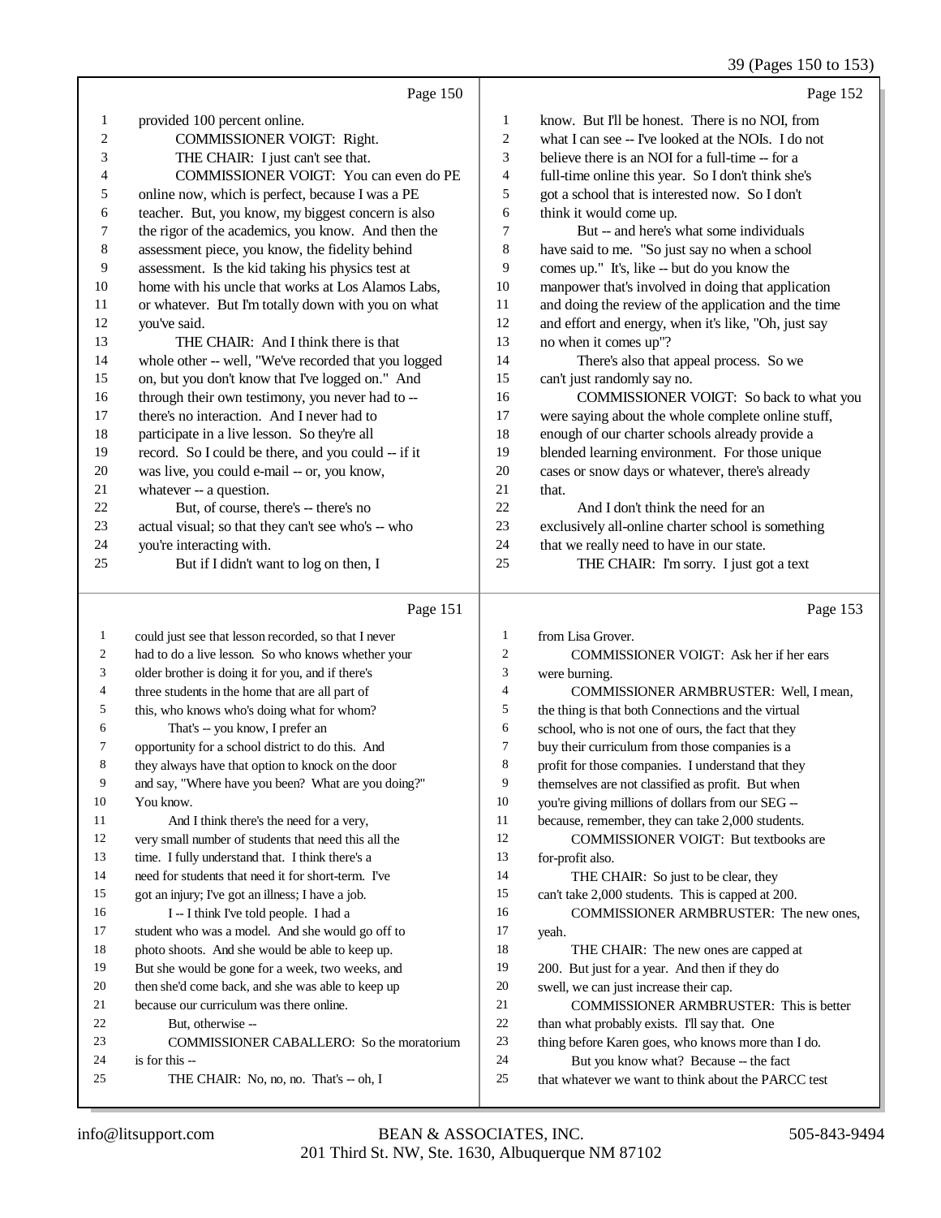Page 150

1 provided 100 percent online.
2 COMMISSIONER VOIGT: Right.
3 THE CHAIR: I just can't see that.
4 COMMISSIONER VOIGT: You can even do PE
5 online now, which is perfect, because I was a PE
6 teacher. But, you know, my biggest concern is also
7 the rigor of the academics, you know. And then the
8 assessment piece, you know, the fidelity behind
9 assessment. Is the kid taking his physics test at
10 home with his uncle that works at Los Alamos Labs,
11 or whatever. But I'm totally down with you on what
12 you've said.
13 THE CHAIR: And I think there is that
14 whole other -- well, "We've recorded that you logged
15 on, but you don't know that I've logged on." And
16 through their own testimony, you never had to --
17 there's no interaction. And I never had to
18 participate in a live lesson. So they're all
19 record. So I could be there, and you could -- if it
20 was live, you could e-mail -- or, you know,
21 whatever -- a question.
22 But, of course, there's -- there's no
23 actual visual; so that they can't see who's -- who
24 you're interacting with.
25 But if I didn't want to log on then, I

Page 151

1 could just see that lesson recorded, so that I never
2 had to do a live lesson. So who knows whether your
3 older brother is doing it for you, and if there's
4 three students in the home that are all part of
5 this, who knows who's doing what for whom?
6 That's -- you know, I prefer an
7 opportunity for a school district to do this. And
8 they always have that option to knock on the door
9 and say, "Where have you been? What are you doing?"
10 You know.
11 And I think there's the need for a very,
12 very small number of students that need this all the
13 time. I fully understand that. I think there's a
14 need for students that need it for short-term. I've
15 got an injury; I've got an illness; I have a job.
16 I -- I think I've told people. I had a
17 student who was a model. And she would go off to
18 photo shoots. And she would be able to keep up.
19 But she would be gone for a week, two weeks, and
20 then she'd come back, and she was able to keep up
21 because our curriculum was there online.
22 But, otherwise --
23 COMMISSIONER CABALLERO: So the moratorium
24 is for this --
25 THE CHAIR: No, no, no. That's -- oh, I

Page 152

1 know. But I'll be honest. There is no NOI, from
2 what I can see -- I've looked at the NOIs. I do not
3 believe there is an NOI for a full-time -- for a
4 full-time online this year. So I don't think she's
5 got a school that is interested now. So I don't
6 think it would come up.
7 But -- and here's what some individuals
8 have said to me. "So just say no when a school
9 comes up." It's, like -- but do you know the
10 manpower that's involved in doing that application
11 and doing the review of the application and the time
12 and effort and energy, when it's like, "Oh, just say
13 no when it comes up"?
14 There's also that appeal process. So we
15 can't just randomly say no.
16 COMMISSIONER VOIGT: So back to what you
17 were saying about the whole complete online stuff,
18 enough of our charter schools already provide a
19 blended learning environment. For those unique
20 cases or snow days or whatever, there's already
21 that.
22 And I don't think the need for an
23 exclusively all-online charter school is something
24 that we really need to have in our state.
25 THE CHAIR: I'm sorry. I just got a text

Page 153

1 from Lisa Grover.
2 COMMISSIONER VOIGT: Ask her if her ears
3 were burning.
4 COMMISSIONER ARMBRUSTER: Well, I mean,
5 the thing is that both Connections and the virtual
6 school, who is not one of ours, the fact that they
7 buy their curriculum from those companies is a
8 profit for those companies. I understand that they
9 themselves are not classified as profit. But when
10 you're giving millions of dollars from our SEG --
11 because, remember, they can take 2,000 students.
12 COMMISSIONER VOIGT: But textbooks are
13 for-profit also.
14 THE CHAIR: So just to be clear, they
15 can't take 2,000 students. This is capped at 200.
16 COMMISSIONER ARMBRUSTER: The new ones,
17 yeah.
18 THE CHAIR: The new ones are capped at
19 200. But just for a year. And then if they do
20 swell, we can just increase their cap.
21 COMMISSIONER ARMBRUSTER: This is better
22 than what probably exists. I'll say that. One
23 thing before Karen goes, who knows more than I do.
24 But you know what? Because -- the fact
25 that whatever we want to think about the PARCC test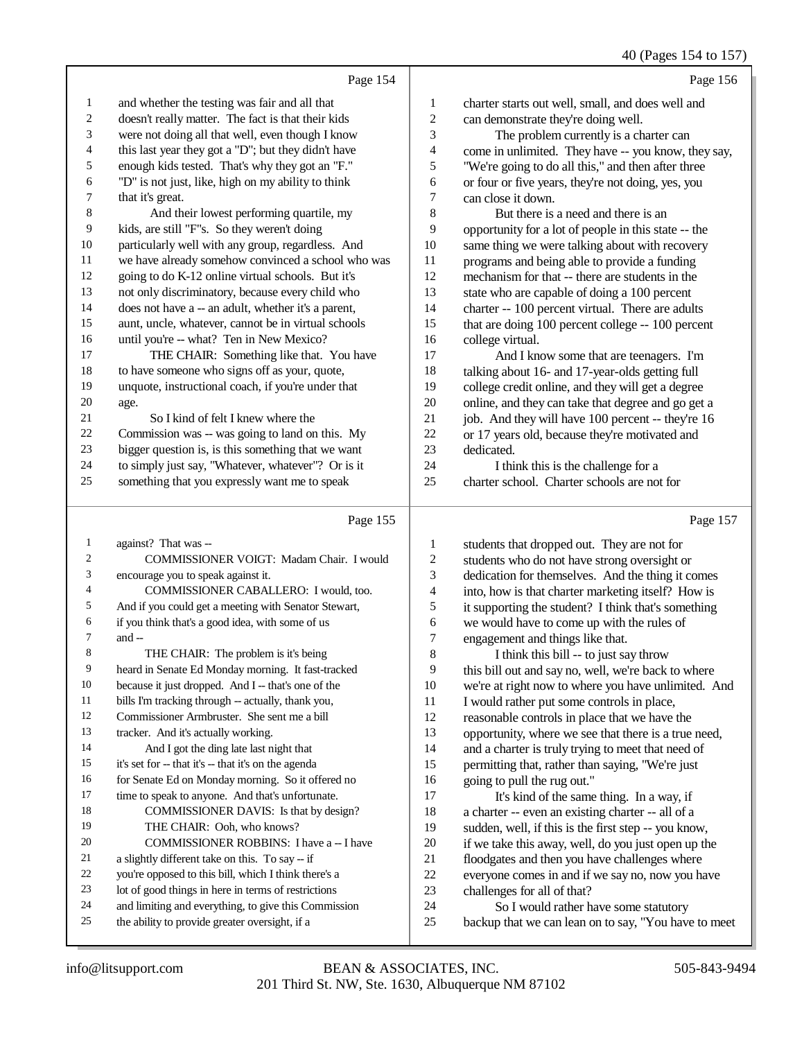Page 154

1 and whether the testing was fair and all that
2 doesn't really matter. The fact is that their kids
3 were not doing all that well, even though I know
4 this last year they got a "D"; but they didn't have
5 enough kids tested. That's why they got an "F."
6 "D" is not just, like, high on my ability to think
7 that it's great.
8 And their lowest performing quartile, my
9 kids, are still "F"s. So they weren't doing
10 particularly well with any group, regardless. And
11 we have already somehow convinced a school who was
12 going to do K-12 online virtual schools. But it's
13 not only discriminatory, because every child who
14 does not have a -- an adult, whether it's a parent,
15 aunt, uncle, whatever, cannot be in virtual schools
16 until you're -- what? Ten in New Mexico?
17 THE CHAIR: Something like that. You have
18 to have someone who signs off as your, quote,
19 unquote, instructional coach, if you're under that
20 age.
21 So I kind of felt I knew where the
22 Commission was -- was going to land on this. My
23 bigger question is, is this something that we want
24 to simply just say, "Whatever, whatever"? Or is it
25 something that you expressly want me to speak

Page 155

1 against? That was --
2 COMMISSIONER VOIGT: Madam Chair. I would
3 encourage you to speak against it.
4 COMMISSIONER CABALLERO: I would, too.
5 And if you could get a meeting with Senator Stewart,
6 if you think that's a good idea, with some of us
7 and --
8 THE CHAIR: The problem is it's being
9 heard in Senate Ed Monday morning. It fast-tracked
10 because it just dropped. And I -- that's one of the
11 bills I'm tracking through -- actually, thank you,
12 Commissioner Armbruster. She sent me a bill
13 tracker. And it's actually working.
14 And I got the ding late last night that
15 it's set for -- that it's -- that it's on the agenda
16 for Senate Ed on Monday morning. So it offered no
17 time to speak to anyone. And that's unfortunate.
18 COMMISSIONER DAVIS: Is that by design?
19 THE CHAIR: Ooh, who knows?
20 COMMISSIONER ROBBINS: I have a -- I have
21 a slightly different take on this. To say -- if
22 you're opposed to this bill, which I think there's a
23 lot of good things in here in terms of restrictions
24 and limiting and everything, to give this Commission
25 the ability to provide greater oversight, if a

Page 156

1 charter starts out well, small, and does well and
2 can demonstrate they're doing well.
3 The problem currently is a charter can
4 come in unlimited. They have -- you know, they say,
5 "We're going to do all this," and then after three
6 or four or five years, they're not doing, yes, you
7 can close it down.
8 But there is a need and there is an
9 opportunity for a lot of people in this state -- the
10 same thing we were talking about with recovery
11 programs and being able to provide a funding
12 mechanism for that -- there are students in the
13 state who are capable of doing a 100 percent
14 charter -- 100 percent virtual. There are adults
15 that are doing 100 percent college -- 100 percent
16 college virtual.
17 And I know some that are teenagers. I'm
18 talking about 16- and 17-year-olds getting full
19 college credit online, and they will get a degree
20 online, and they can take that degree and go get a
21 job. And they will have 100 percent -- they're 16
22 or 17 years old, because they're motivated and
23 dedicated.
24 I think this is the challenge for a
25 charter school. Charter schools are not for

Page 157

1 students that dropped out. They are not for
2 students who do not have strong oversight or
3 dedication for themselves. And the thing it comes
4 into, how is that charter marketing itself? How is
5 it supporting the student? I think that's something
6 we would have to come up with the rules of
7 engagement and things like that.
8 I think this bill -- to just say throw
9 this bill out and say no, well, we're back to where
10 we're at right now to where you have unlimited. And
11 I would rather put some controls in place,
12 reasonable controls in place that we have the
13 opportunity, where we see that there is a true need,
14 and a charter is truly trying to meet that need of
15 permitting that, rather than saying, "We're just
16 going to pull the rug out."
17 It's kind of the same thing. In a way, if
18 a charter -- even an existing charter -- all of a
19 sudden, well, if this is the first step -- you know,
20 if we take this away, well, do you just open up the
21 floodgates and then you have challenges where
22 everyone comes in and if we say no, now you have
23 challenges for all of that?
24 So I would rather have some statutory
25 backup that we can lean on to say, "You have to meet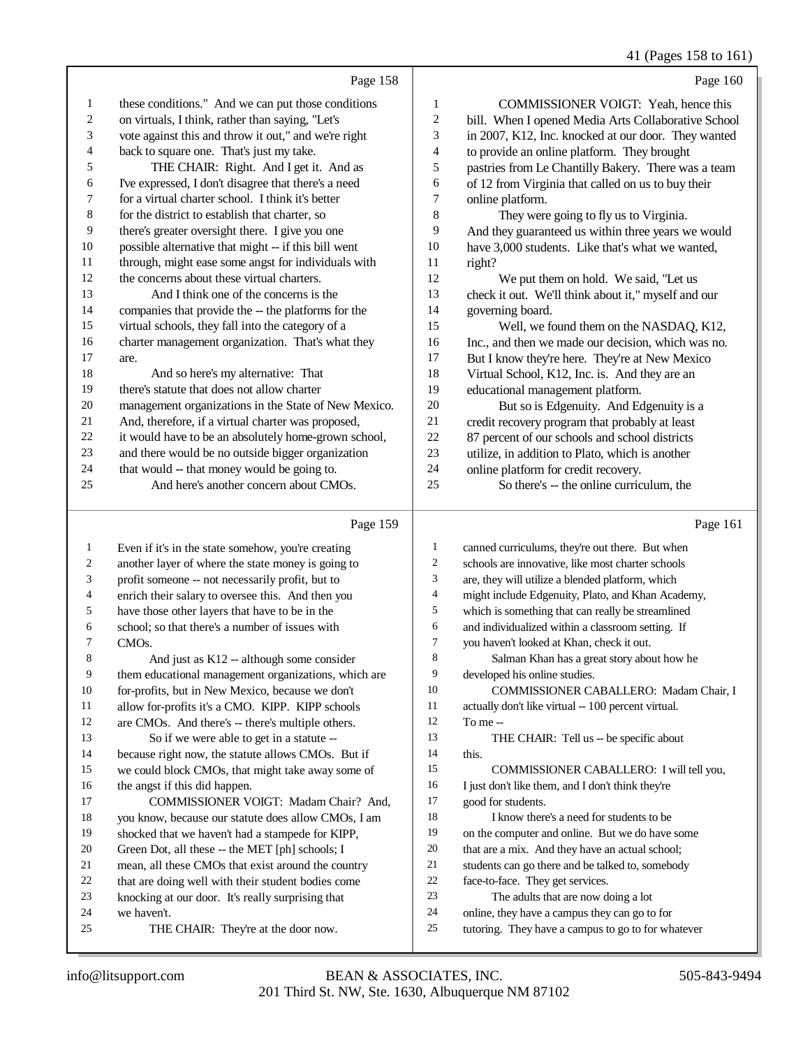Page 158

1 these conditions." And we can put those conditions
2 on virtuals, I think, rather than saying, "Let's
3 vote against this and throw it out," and we're right
4 back to square one. That's just my take.
5 THE CHAIR: Right. And I get it. And as
6 I've expressed, I don't disagree that there's a need
7 for a virtual charter school. I think it's better
8 for the district to establish that charter, so
9 there's greater oversight there. I give you one
10 possible alternative that might -- if this bill went
11 through, might ease some angst for individuals with
12 the concerns about these virtual charters.
13 And I think one of the concerns is the
14 companies that provide the -- the platforms for the
15 virtual schools, they fall into the category of a
16 charter management organization. That's what they
17 are.
18 And so here's my alternative: That
19 there's statute that does not allow charter
20 management organizations in the State of New Mexico.
21 And, therefore, if a virtual charter was proposed,
22 it would have to be an absolutely home-grown school,
23 and there would be no outside bigger organization
24 that would -- that money would be going to.
25 And here's another concern about CMOs.

Page 159

1 Even if it's in the state somehow, you're creating
2 another layer of where the state money is going to
3 profit someone -- not necessarily profit, but to
4 enrich their salary to oversee this. And then you
5 have those other layers that have to be in the
6 school; so that there's a number of issues with
7 CMOs.
8 And just as K12 -- although some consider
9 them educational management organizations, which are
10 for-profits, but in New Mexico, because we don't
11 allow for-profits it's a CMO. KIPP. KIPP schools
12 are CMOs. And there's -- there's multiple others.
13 So if we were able to get in a statute --
14 because right now, the statute allows CMOs. But if
15 we could block CMOs, that might take away some of
16 the angst if this did happen.
17 COMMISSIONER VOIGT: Madam Chair? And,
18 you know, because our statute does allow CMOs, I am
19 shocked that we haven't had a stampede for KIPP,
20 Green Dot, all these -- the MET [ph] schools; I
21 mean, all these CMOs that exist around the country
22 that are doing well with their student bodies come
23 knocking at our door. It's really surprising that
24 we haven't.
25 THE CHAIR: They're at the door now.

Page 160

1 COMMISSIONER VOIGT: Yeah, hence this
2 bill. When I opened Media Arts Collaborative School
3 in 2007, K12, Inc. knocked at our door. They wanted
4 to provide an online platform. They brought
5 pastries from Le Chantilly Bakery. There was a team
6 of 12 from Virginia that called on us to buy their
7 online platform.
8 They were going to fly us to Virginia.
9 And they guaranteed us within three years we would
10 have 3,000 students. Like that's what we wanted,
11 right?
12 We put them on hold. We said, "Let us
13 check it out. We'll think about it," myself and our
14 governing board.
15 Well, we found them on the NASDAQ, K12,
16 Inc., and then we made our decision, which was no.
17 But I know they're here. They're at New Mexico
18 Virtual School, K12, Inc. is. And they are an
19 educational management platform.
20 But so is Edgenuity. And Edgenuity is a
21 credit recovery program that probably at least
22 87 percent of our schools and school districts
23 utilize, in addition to Plato, which is another
24 online platform for credit recovery.
25 So there's -- the online curriculum, the

Page 161

1 canned curriculums, they're out there. But when
2 schools are innovative, like most charter schools
3 are, they will utilize a blended platform, which
4 might include Edgenuity, Plato, and Khan Academy,
5 which is something that can really be streamlined
6 and individualized within a classroom setting. If
7 you haven't looked at Khan, check it out.
8 Salman Khan has a great story about how he
9 developed his online studies.
10 COMMISSIONER CABALLERO: Madam Chair, I
11 actually don't like virtual -- 100 percent virtual.
12 To me --
13 THE CHAIR: Tell us -- be specific about
14 this.
15 COMMISSIONER CABALLERO: I will tell you,
16 I just don't like them, and I don't think they're
17 good for students.
18 I know there's a need for students to be
19 on the computer and online. But we do have some
20 that are a mix. And they have an actual school;
21 students can go there and be talked to, somebody
22 face-to-face. They get services.
23 The adults that are now doing a lot
24 online, they have a campus they can go to for
25 tutoring. They have a campus to go to for whatever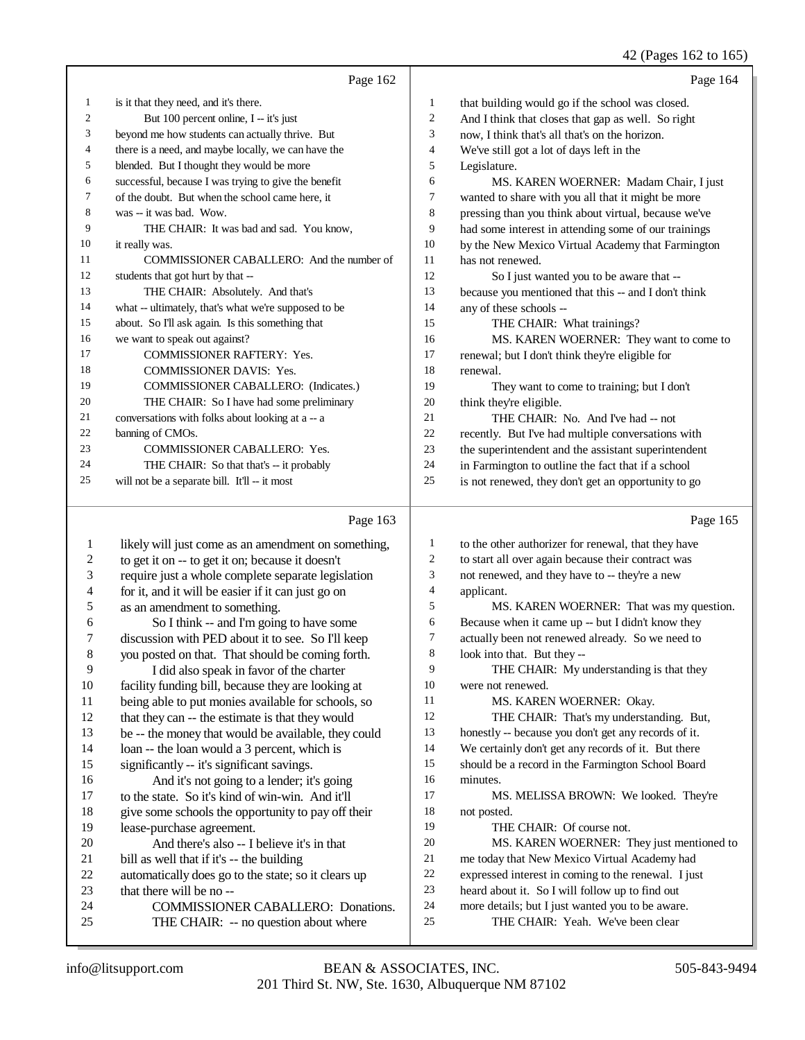Page 162

1 is it that they need, and it's there.
2 But 100 percent online, I -- it's just
3 beyond me how students can actually thrive. But
4 there is a need, and maybe locally, we can have the
5 blended. But I thought they would be more
6 successful, because I was trying to give the benefit
7 of the doubt. But when the school came here, it
8 was -- it was bad. Wow.
9 THE CHAIR: It was bad and sad. You know,
10 it really was.
11 COMMISSIONER CABALLERO: And the number of
12 students that got hurt by that --
13 THE CHAIR: Absolutely. And that's
14 what -- ultimately, that's what we're supposed to be
15 about. So I'll ask again. Is this something that
16 we want to speak out against?
17 COMMISSIONER RAFTERY: Yes.
18 COMMISSIONER DAVIS: Yes.
19 COMMISSIONER CABALLERO: (Indicates.)
20 THE CHAIR: So I have had some preliminary
21 conversations with folks about looking at a -- a
22 banning of CMOs.
23 COMMISSIONER CABALLERO: Yes.
24 THE CHAIR: So that that's -- it probably
25 will not be a separate bill. It'll -- it most

Page 163

1 likely will just come as an amendment on something,
2 to get it on -- to get it on; because it doesn't
3 require just a whole complete separate legislation
4 for it, and it will be easier if it can just go on
5 as an amendment to something.
6 So I think -- and I'm going to have some
7 discussion with PED about it to see. So I'll keep
8 you posted on that. That should be coming forth.
9 I did also speak in favor of the charter
10 facility funding bill, because they are looking at
11 being able to put monies available for schools, so
12 that they can -- the estimate is that they would
13 be -- the money that would be available, they could
14 loan -- the loan would a 3 percent, which is
15 significantly -- it's significant savings.
16 And it's not going to a lender; it's going
17 to the state. So it's kind of win-win. And it'll
18 give some schools the opportunity to pay off their
19 lease-purchase agreement.
20 And there's also -- I believe it's in that
21 bill as well that if it's -- the building
22 automatically does go to the state; so it clears up
23 that there will be no --
24 COMMISSIONER CABALLERO: Donations.
25 THE CHAIR: -- no question about where

Page 164

1 that building would go if the school was closed.
2 And I think that closes that gap as well. So right
3 now, I think that's all that's on the horizon.
4 We've still got a lot of days left in the
5 Legislature.
6 MS. KAREN WOERNER: Madam Chair, I just
7 wanted to share with you all that it might be more
8 pressing than you think about virtual, because we've
9 had some interest in attending some of our trainings
10 by the New Mexico Virtual Academy that Farmington
11 has not renewed.
12 So I just wanted you to be aware that --
13 because you mentioned that this -- and I don't think
14 any of these schools --
15 THE CHAIR: What trainings?
16 MS. KAREN WOERNER: They want to come to
17 renewal; but I don't think they're eligible for
18 renewal.
19 They want to come to training; but I don't
20 think they're eligible.
21 THE CHAIR: No. And I've had -- not
22 recently. But I've had multiple conversations with
23 the superintendent and the assistant superintendent
24 in Farmington to outline the fact that if a school
25 is not renewed, they don't get an opportunity to go

Page 165

1 to the other authorizer for renewal, that they have
2 to start all over again because their contract was
3 not renewed, and they have to -- they're a new
4 applicant.
5 MS. KAREN WOERNER: That was my question.
6 Because when it came up -- but I didn't know they
7 actually been not renewed already. So we need to
8 look into that. But they --
9 THE CHAIR: My understanding is that they
10 were not renewed.
11 MS. KAREN WOERNER: Okay.
12 THE CHAIR: That's my understanding. But,
13 honestly -- because you don't get any records of it.
14 We certainly don't get any records of it. But there
15 should be a record in the Farmington School Board
16 minutes.
17 MS. MELISSA BROWN: We looked. They're
18 not posted.
19 THE CHAIR: Of course not.
20 MS. KAREN WOERNER: They just mentioned to
21 me today that New Mexico Virtual Academy had
22 expressed interest in coming to the renewal. I just
23 heard about it. So I will follow up to find out
24 more details; but I just wanted you to be aware.
25 THE CHAIR: Yeah. We've been clear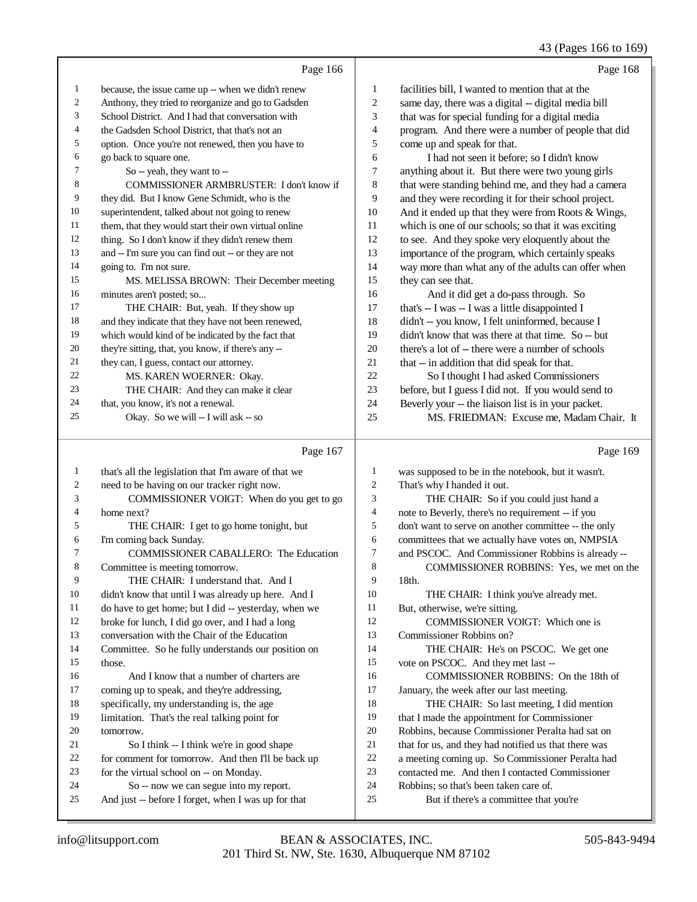Page 166

1 because, the issue came up -- when we didn't renew
2 Anthony, they tried to reorganize and go to Gadsden
3 School District. And I had that conversation with
4 the Gadsden School District, that that's not an
5 option. Once you're not renewed, then you have to
6 go back to square one.
7 So -- yeah, they want to --
8 COMMISSIONER ARMBRUSTER: I don't know if
9 they did. But I know Gene Schmidt, who is the
10 superintendent, talked about not going to renew
11 them, that they would start their own virtual online
12 thing. So I don't know if they didn't renew them
13 and -- I'm sure you can find out -- or they are not
14 going to. I'm not sure.
15 MS. MELISSA BROWN: Their December meeting
16 minutes aren't posted; so...
17 THE CHAIR: But, yeah. If they show up
18 and they indicate that they have not been renewed,
19 which would kind of be indicated by the fact that
20 they're sitting, that, you know, if there's any --
21 they can, I guess, contact our attorney.
22 MS. KAREN WOERNER: Okay.
23 THE CHAIR: And they can make it clear
24 that, you know, it's not a renewal.
25 Okay. So we will -- I will ask -- so

Page 167

1 that's all the legislation that I'm aware of that we
2 need to be having on our tracker right now.
3 COMMISSIONER VOIGT: When do you get to go
4 home next?
5 THE CHAIR: I get to go home tonight, but
6 I'm coming back Sunday.
7 COMMISSIONER CABALLERO: The Education
8 Committee is meeting tomorrow.
9 THE CHAIR: I understand that. And I
10 didn't know that until I was already up here. And I
11 do have to get home; but I did -- yesterday, when we
12 broke for lunch, I did go over, and I had a long
13 conversation with the Chair of the Education
14 Committee. So he fully understands our position on
15 those.
16 And I know that a number of charters are
17 coming up to speak, and they're addressing,
18 specifically, my understanding is, the age
19 limitation. That's the real talking point for
20 tomorrow.
21 So I think -- I think we're in good shape
22 for comment for tomorrow. And then I'll be back up
23 for the virtual school on -- on Monday.
24 So -- now we can segue into my report.
25 And just -- before I forget, when I was up for that

Page 168

1 facilities bill, I wanted to mention that at the
2 same day, there was a digital -- digital media bill
3 that was for special funding for a digital media
4 program. And there were a number of people that did
5 come up and speak for that.
6 I had not seen it before; so I didn't know
7 anything about it. But there were two young girls
8 that were standing behind me, and they had a camera
9 and they were recording it for their school project.
10 And it ended up that they were from Roots & Wings,
11 which is one of our schools; so that it was exciting
12 to see. And they spoke very eloquently about the
13 importance of the program, which certainly speaks
14 way more than what any of the adults can offer when
15 they can see that.
16 And it did get a do-pass through. So
17 that's -- I was -- I was a little disappointed I
18 didn't -- you know, I felt uninformed, because I
19 didn't know that was there at that time. So -- but
20 there's a lot of -- there were a number of schools
21 that -- in addition that did speak for that.
22 So I thought I had asked Commissioners
23 before, but I guess I did not. If you would send to
24 Beverly your -- the liaison list is in your packet.
25 MS. FRIEDMAN: Excuse me, Madam Chair. It

Page 169

1 was supposed to be in the notebook, but it wasn't.
2 That's why I handed it out.
3 THE CHAIR: So if you could just hand a
4 note to Beverly, there's no requirement -- if you
5 don't want to serve on another committee -- the only
6 committees that we actually have votes on, NMPSIA
7 and PSCOC. And Commissioner Robbins is already --
8 COMMISSIONER ROBBINS: Yes, we met on the
9 18th.
10 THE CHAIR: I think you've already met.
11 But, otherwise, we're sitting.
12 COMMISSIONER VOIGT: Which one is
13 Commissioner Robbins on?
14 THE CHAIR: He's on PSCOC. We get one
15 vote on PSCOC. And they met last --
16 COMMISSIONER ROBBINS: On the 18th of
17 January, the week after our last meeting.
18 THE CHAIR: So last meeting, I did mention
19 that I made the appointment for Commissioner
20 Robbins, because Commissioner Peralta had sat on
21 that for us, and they had notified us that there was
22 a meeting coming up. So Commissioner Peralta had
23 contacted me. And then I contacted Commissioner
24 Robbins; so that's been taken care of.
25 But if there's a committee that you're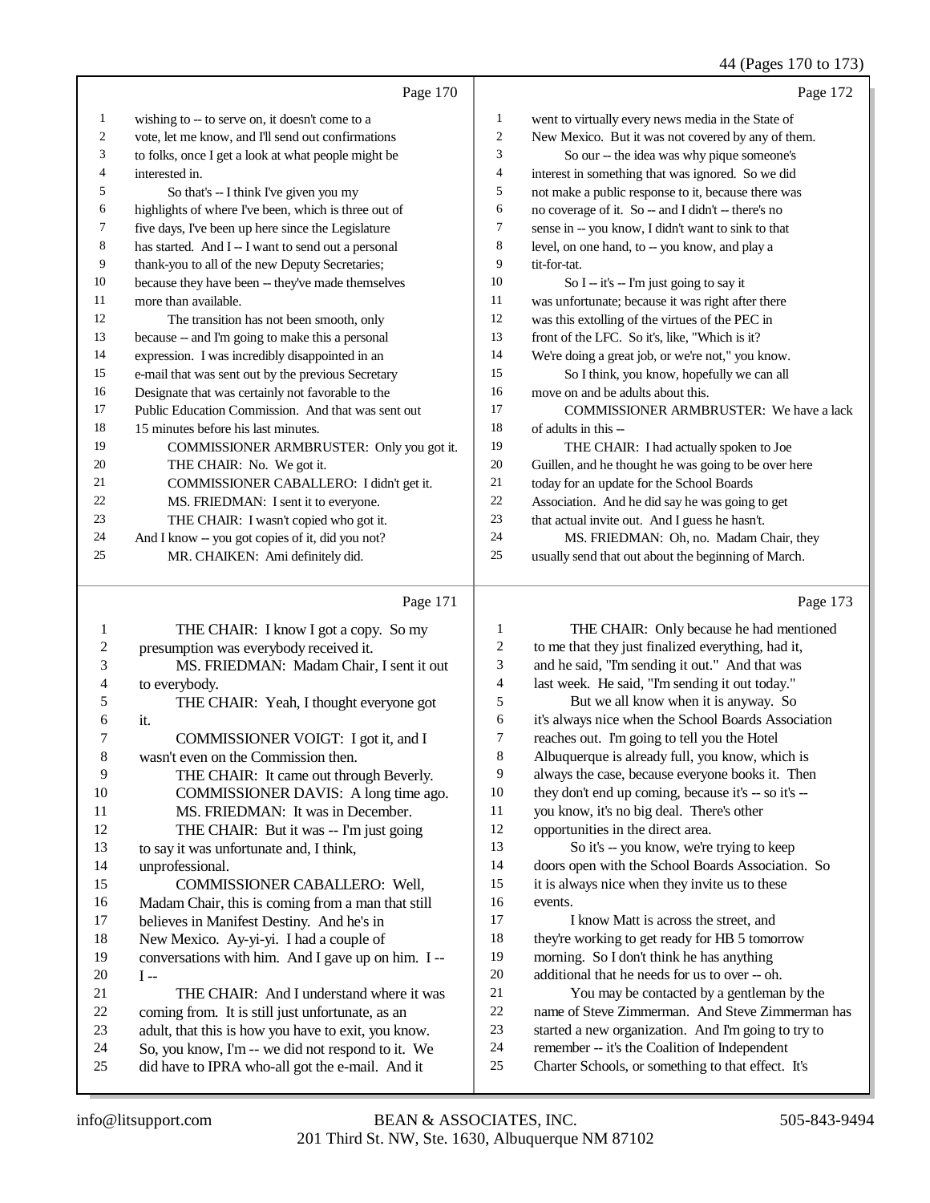Page 170

1 wishing to -- to serve on, it doesn't come to a
2 vote, let me know, and I'll send out confirmations
3 to folks, once I get a look at what people might be
4 interested in.
5 So that's -- I think I've given you my
6 highlights of where I've been, which is three out of
7 five days, I've been up here since the Legislature
8 has started. And I -- I want to send out a personal
9 thank-you to all of the new Deputy Secretaries;
10 because they have been -- they've made themselves
11 more than available.
12 The transition has not been smooth, only
13 because -- and I'm going to make this a personal
14 expression. I was incredibly disappointed in an
15 e-mail that was sent out by the previous Secretary
16 Designate that was certainly not favorable to the
17 Public Education Commission. And that was sent out
18 15 minutes before his last minutes.
19 COMMISSIONER ARMBRUSTER: Only you got it.
20 THE CHAIR: No. We got it.
21 COMMISSIONER CABALLERO: I didn't get it.
22 MS. FRIEDMAN: I sent it to everyone.
23 THE CHAIR: I wasn't copied who got it.
24 And I know -- you got copies of it, did you not?
25 MR. CHAIKEN: Ami definitely did.

Page 171

1 THE CHAIR: I know I got a copy. So my
2 presumption was everybody received it.
3 MS. FRIEDMAN: Madam Chair, I sent it out
4 to everybody.
5 THE CHAIR: Yeah, I thought everyone got
6 it.
7 COMMISSIONER VOIGT: I got it, and I
8 wasn't even on the Commission then.
9 THE CHAIR: It came out through Beverly.
10 COMMISSIONER DAVIS: A long time ago.
11 MS. FRIEDMAN: It was in December.
12 THE CHAIR: But it was -- I'm just going
13 to say it was unfortunate and, I think,
14 unprofessional.
15 COMMISSIONER CABALLERO: Well,
16 Madam Chair, this is coming from a man that still
17 believes in Manifest Destiny. And he's in
18 New Mexico. Ay-yi-yi. I had a couple of
19 conversations with him. And I gave up on him. I --
20 I --
21 THE CHAIR: And I understand where it was
22 coming from. It is still just unfortunate, as an
23 adult, that this is how you have to exit, you know.
24 So, you know, I'm -- we did not respond to it. We
25 did have to IPRA who-all got the e-mail. And it

Page 172

1 went to virtually every news media in the State of
2 New Mexico. But it was not covered by any of them.
3 So our -- the idea was why pique someone's
4 interest in something that was ignored. So we did
5 not make a public response to it, because there was
6 no coverage of it. So -- and I didn't -- there's no
7 sense in -- you know, I didn't want to sink to that
8 level, on one hand, to -- you know, and play a
9 tit-for-tat.
10 So I -- it's -- I'm just going to say it
11 was unfortunate; because it was right after there
12 was this extolling of the virtues of the PEC in
13 front of the LFC. So it's, like, "Which is it?
14 We're doing a great job, or we're not," you know.
15 So I think, you know, hopefully we can all
16 move on and be adults about this.
17 COMMISSIONER ARMBRUSTER: We have a lack
18 of adults in this --
19 THE CHAIR: I had actually spoken to Joe
20 Guillen, and he thought he was going to be over here
21 today for an update for the School Boards
22 Association. And he did say he was going to get
23 that actual invite out. And I guess he hasn't.
24 MS. FRIEDMAN: Oh, no. Madam Chair, they
25 usually send that out about the beginning of March.

Page 173

1 THE CHAIR: Only because he had mentioned
2 to me that they just finalized everything, had it,
3 and he said, "I'm sending it out." And that was
4 last week. He said, "I'm sending it out today."
5 But we all know when it is anyway. So
6 it's always nice when the School Boards Association
7 reaches out. I'm going to tell you the Hotel
8 Albuquerque is already full, you know, which is
9 always the case, because everyone books it. Then
10 they don't end up coming, because it's -- so it's --
11 you know, it's no big deal. There's other
12 opportunities in the direct area.
13 So it's -- you know, we're trying to keep
14 doors open with the School Boards Association. So
15 it is always nice when they invite us to these
16 events.
17 I know Matt is across the street, and
18 they're working to get ready for HB 5 tomorrow
19 morning. So I don't think he has anything
20 additional that he needs for us to over -- oh.
21 You may be contacted by a gentleman by the
22 name of Steve Zimmerman. And Steve Zimmerman has
23 started a new organization. And I'm going to try to
24 remember -- it's the Coalition of Independent
25 Charter Schools, or something to that effect. It's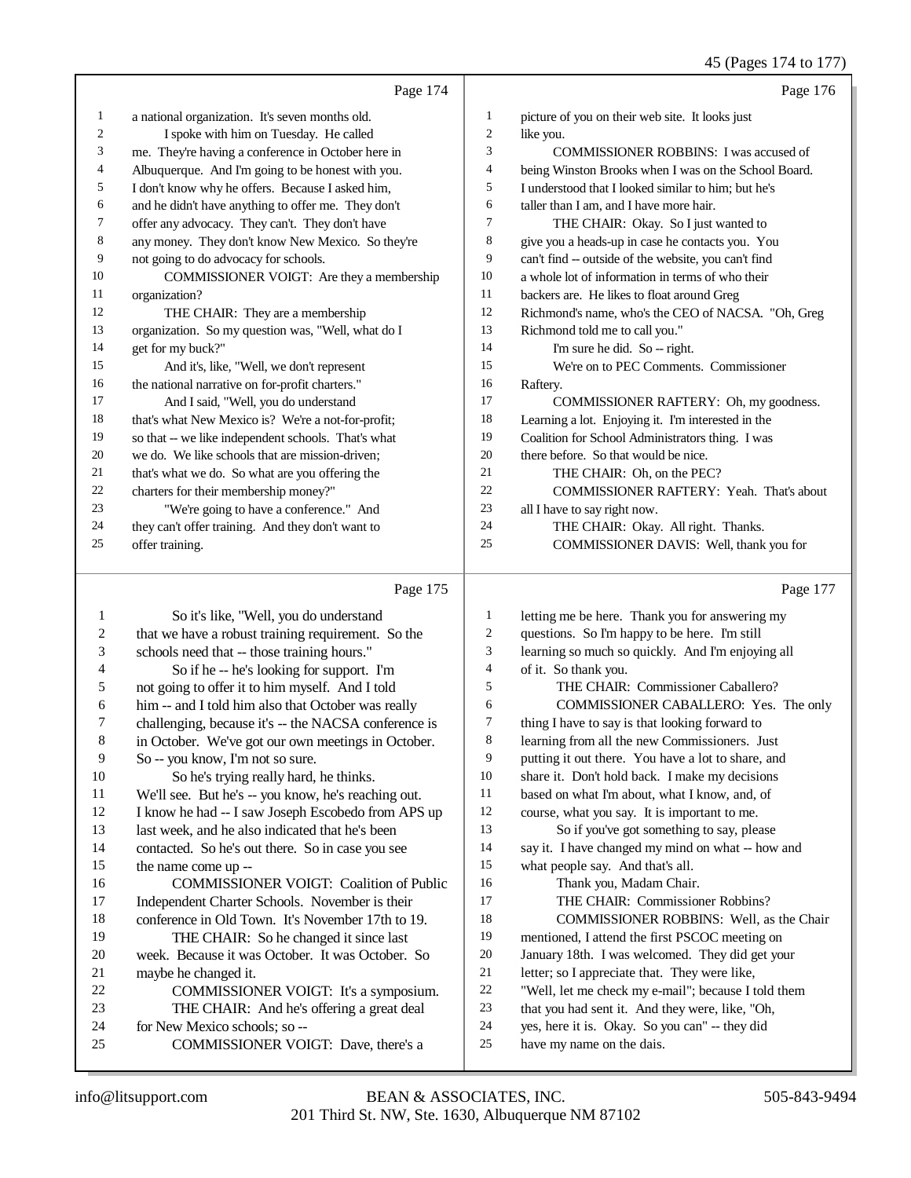Page 174

1 a national organization. It's seven months old.
2 I spoke with him on Tuesday. He called
3 me. They're having a conference in October here in
4 Albuquerque. And I'm going to be honest with you.
5 I don't know why he offers. Because I asked him,
6 and he didn't have anything to offer me. They don't
7 offer any advocacy. They can't. They don't have
8 any money. They don't know New Mexico. So they're
9 not going to do advocacy for schools.
10 COMMISSIONER VOIGT: Are they a membership
11 organization?
12 THE CHAIR: They are a membership
13 organization. So my question was, "Well, what do I
14 get for my buck?"
15 And it's, like, "Well, we don't represent
16 the national narrative on for-profit charters."
17 And I said, "Well, you do understand
18 that's what New Mexico is? We're a not-for-profit;
19 so that -- we like independent schools. That's what
20 we do. We like schools that are mission-driven;
21 that's what we do. So what are you offering the
22 charters for their membership money?"
23 "We're going to have a conference." And
24 they can't offer training. And they don't want to
25 offer training.

Page 175

1 So it's like, "Well, you do understand
2 that we have a robust training requirement. So the
3 schools need that -- those training hours."
4 So if he -- he's looking for support. I'm
5 not going to offer it to him myself. And I told
6 him -- and I told him also that October was really
7 challenging, because it's -- the NACSA conference is
8 in October. We've got our own meetings in October.
9 So -- you know, I'm not so sure.
10 So he's trying really hard, he thinks.
11 We'll see. But he's -- you know, he's reaching out.
12 I know he had -- I saw Joseph Escobedo from APS up
13 last week, and he also indicated that he's been
14 contacted. So he's out there. So in case you see
15 the name come up --
16 COMMISSIONER VOIGT: Coalition of Public
17 Independent Charter Schools. November is their
18 conference in Old Town. It's November 17th to 19.
19 THE CHAIR: So he changed it since last
20 week. Because it was October. It was October. So
21 maybe he changed it.
22 COMMISSIONER VOIGT: It's a symposium.
23 THE CHAIR: And he's offering a great deal
24 for New Mexico schools; so --
25 COMMISSIONER VOIGT: Dave, there's a

Page 176

1 picture of you on their web site. It looks just
2 like you.
3 COMMISSIONER ROBBINS: I was accused of
4 being Winston Brooks when I was on the School Board.
5 I understood that I looked similar to him; but he's
6 taller than I am, and I have more hair.
7 THE CHAIR: Okay. So I just wanted to
8 give you a heads-up in case he contacts you. You
9 can't find -- outside of the website, you can't find
10 a whole lot of information in terms of who their
11 backers are. He likes to float around Greg
12 Richmond's name, who's the CEO of NACSA. "Oh, Greg
13 Richmond told me to call you."
14 I'm sure he did. So -- right.
15 We're on to PEC Comments. Commissioner
16 Raftery.
17 COMMISSIONER RAFTERY: Oh, my goodness.
18 Learning a lot. Enjoying it. I'm interested in the
19 Coalition for School Administrators thing. I was
20 there before. So that would be nice.
21 THE CHAIR: Oh, on the PEC?
22 COMMISSIONER RAFTERY: Yeah. That's about
23 all I have to say right now.
24 THE CHAIR: Okay. All right. Thanks.
25 COMMISSIONER DAVIS: Well, thank you for

Page 177

1 letting me be here. Thank you for answering my
2 questions. So I'm happy to be here. I'm still
3 learning so much so quickly. And I'm enjoying all
4 of it. So thank you.
5 THE CHAIR: Commissioner Caballero?
6 COMMISSIONER CABALLERO: Yes. The only
7 thing I have to say is that looking forward to
8 learning from all the new Commissioners. Just
9 putting it out there. You have a lot to share, and
10 share it. Don't hold back. I make my decisions
11 based on what I'm about, what I know, and, of
12 course, what you say. It is important to me.
13 So if you've got something to say, please
14 say it. I have changed my mind on what -- how and
15 what people say. And that's all.
16 Thank you, Madam Chair.
17 THE CHAIR: Commissioner Robbins?
18 COMMISSIONER ROBBINS: Well, as the Chair
19 mentioned, I attend the first PSCOC meeting on
20 January 18th. I was welcomed. They did get your
21 letter; so I appreciate that. They were like,
22 "Well, let me check my e-mail"; because I told them
23 that you had sent it. And they were, like, "Oh,
24 yes, here it is. Okay. So you can" -- they did
25 have my name on the dais.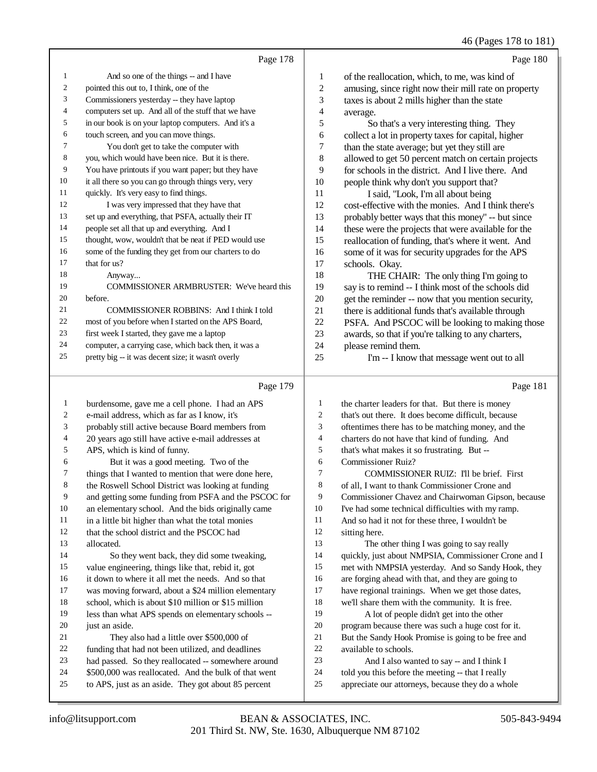Page 178

1 And so one of the things -- and I have
2 pointed this out to, I think, one of the
3 Commissioners yesterday -- they have laptop
4 computers set up. And all of the stuff that we have
5 in our book is on your laptop computers. And it's a
6 touch screen, and you can move things.
7 You don't get to take the computer with
8 you, which would have been nice. But it is there.
9 You have printouts if you want paper; but they have
10 it all there so you can go through things very, very
11 quickly. It's very easy to find things.
12 I was very impressed that they have that
13 set up and everything, that PSFA, actually their IT
14 people set all that up and everything. And I
15 thought, wow, wouldn't that be neat if PED would use
16 some of the funding they get from our charters to do
17 that for us?
18 Anyway...
19 COMMISSIONER ARMBRUSTER: We've heard this
20 before.
21 COMMISSIONER ROBBINS: And I think I told
22 most of you before when I started on the APS Board,
23 first week I started, they gave me a laptop
24 computer, a carrying case, which back then, it was a
25 pretty big -- it was decent size; it wasn't overly

Page 179

1 burdensome, gave me a cell phone. I had an APS
2 e-mail address, which as far as I know, it's
3 probably still active because Board members from
4 20 years ago still have active e-mail addresses at
5 APS, which is kind of funny.
6 But it was a good meeting. Two of the
7 things that I wanted to mention that were done here,
8 the Roswell School District was looking at funding
9 and getting some funding from PSFA and the PSCOC for
10 an elementary school. And the bids originally came
11 in a little bit higher than what the total monies
12 that the school district and the PSCOC had
13 allocated.
14 So they went back, they did some tweaking,
15 value engineering, things like that, rebid it, got
16 it down to where it all met the needs. And so that
17 was moving forward, about a $24 million elementary
18 school, which is about $10 million or $15 million
19 less than what APS spends on elementary schools --
20 just an aside.
21 They also had a little over $500,000 of
22 funding that had not been utilized, and deadlines
23 had passed. So they reallocated -- somewhere around
24 $500,000 was reallocated. And the bulk of that went
25 to APS, just as an aside. They got about 85 percent

Page 180

1 of the reallocation, which, to me, was kind of
2 amusing, since right now their mill rate on property
3 taxes is about 2 mills higher than the state
4 average.
5 So that's a very interesting thing. They
6 collect a lot in property taxes for capital, higher
7 than the state average; but yet they still are
8 allowed to get 50 percent match on certain projects
9 for schools in the district. And I live there. And
10 people think why don't you support that?
11 I said, "Look, I'm all about being
12 cost-effective with the monies. And I think there's
13 probably better ways that this money" -- but since
14 these were the projects that were available for the
15 reallocation of funding, that's where it went. And
16 some of it was for security upgrades for the APS
17 schools. Okay.
18 THE CHAIR: The only thing I'm going to
19 say is to remind -- I think most of the schools did
20 get the reminder -- now that you mention security,
21 there is additional funds that's available through
22 PSFA. And PSCOC will be looking to making those
23 awards, so that if you're talking to any charters,
24 please remind them.
25 I'm -- I know that message went out to all

Page 181

1 the charter leaders for that. But there is money
2 that's out there. It does become difficult, because
3 oftentimes there has to be matching money, and the
4 charters do not have that kind of funding. And
5 that's what makes it so frustrating. But --
6 Commissioner Ruiz?
7 COMMISSIONER RUIZ: I'll be brief. First
8 of all, I want to thank Commissioner Crone and
9 Commissioner Chavez and Chairwoman Gipson, because
10 I've had some technical difficulties with my ramp.
11 And so had it not for these three, I wouldn't be
12 sitting here.
13 The other thing I was going to say really
14 quickly, just about NMPSIA, Commissioner Crone and I
15 met with NMPSIA yesterday. And so Sandy Hook, they
16 are forging ahead with that, and they are going to
17 have regional trainings. When we get those dates,
18 we'll share them with the community. It is free.
19 A lot of people didn't get into the other
20 program because there was such a huge cost for it.
21 But the Sandy Hook Promise is going to be free and
22 available to schools.
23 And I also wanted to say -- and I think I
24 told you this before the meeting -- that I really
25 appreciate our attorneys, because they do a whole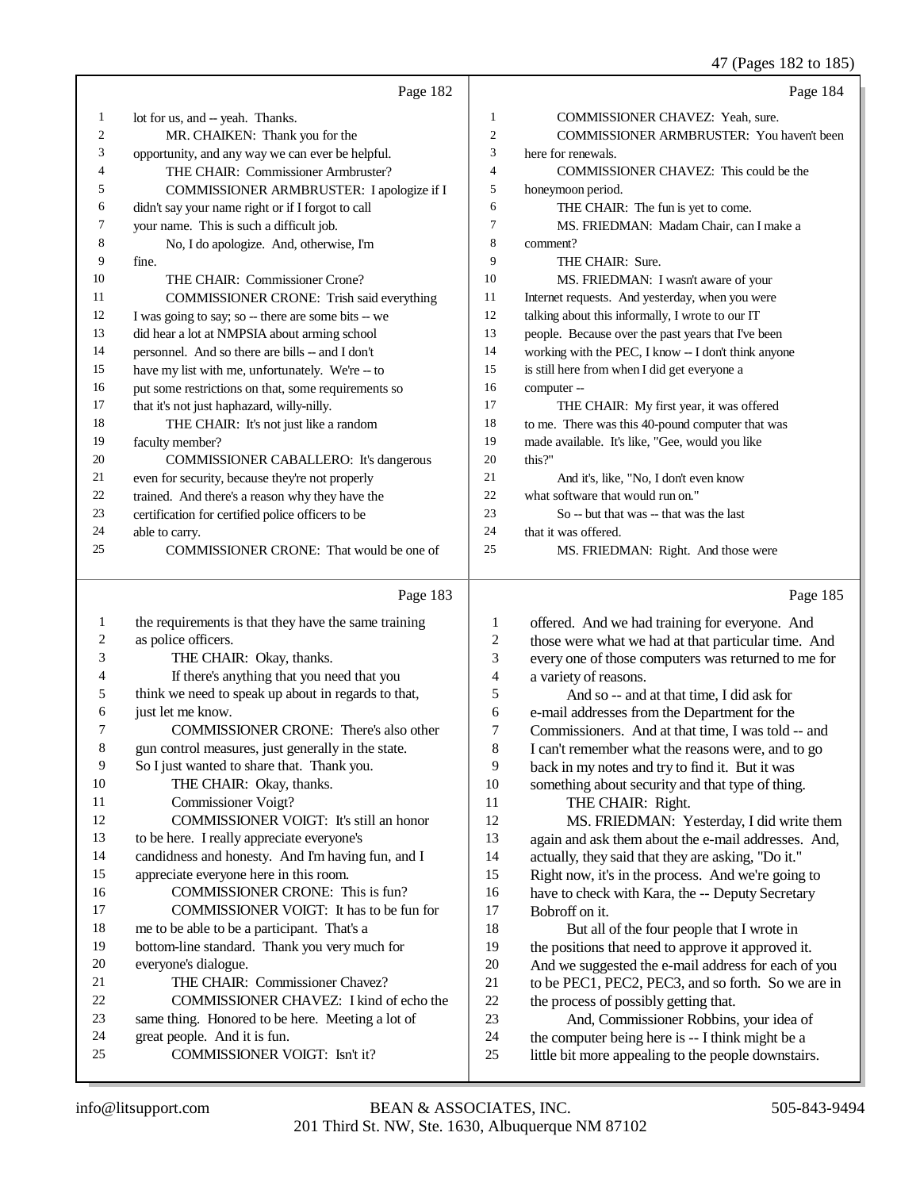Page 182

1 lot for us, and -- yeah. Thanks.
2 MR. CHAIKEN: Thank you for the
3 opportunity, and any way we can ever be helpful.
4 THE CHAIR: Commissioner Armbruster?
5 COMMISSIONER ARMBRUSTER: I apologize if I
6 didn't say your name right or if I forgot to call
7 your name. This is such a difficult job.
8 No, I do apologize. And, otherwise, I'm
9 fine.
10 THE CHAIR: Commissioner Crone?
11 COMMISSIONER CRONE: Trish said everything
12 I was going to say; so -- there are some bits -- we
13 did hear a lot at NMPSIA about arming school
14 personnel. And so there are bills -- and I don't
15 have my list with me, unfortunately. We're -- to
16 put some restrictions on that, some requirements so
17 that it's not just haphazard, willy-nilly.
18 THE CHAIR: It's not just like a random
19 faculty member?
20 COMMISSIONER CABALLERO: It's dangerous
21 even for security, because they're not properly
22 trained. And there's a reason why they have the
23 certification for certified police officers to be
24 able to carry.
25 COMMISSIONER CRONE: That would be one of

Page 183

1 the requirements is that they have the same training
2 as police officers.
3 THE CHAIR: Okay, thanks.
4 If there's anything that you need that you
5 think we need to speak up about in regards to that,
6 just let me know.
7 COMMISSIONER CRONE: There's also other
8 gun control measures, just generally in the state.
9 So I just wanted to share that. Thank you.
10 THE CHAIR: Okay, thanks.
11 Commissioner Voigt?
12 COMMISSIONER VOIGT: It's still an honor
13 to be here. I really appreciate everyone's
14 candidness and honesty. And I'm having fun, and I
15 appreciate everyone here in this room.
16 COMMISSIONER CRONE: This is fun?
17 COMMISSIONER VOIGT: It has to be fun for
18 me to be able to be a participant. That's a
19 bottom-line standard. Thank you very much for
20 everyone's dialogue.
21 THE CHAIR: Commissioner Chavez?
22 COMMISSIONER CHAVEZ: I kind of echo the
23 same thing. Honored to be here. Meeting a lot of
24 great people. And it is fun.
25 COMMISSIONER VOIGT: Isn't it?

Page 184

1 COMMISSIONER CHAVEZ: Yeah, sure.
2 COMMISSIONER ARMBRUSTER: You haven't been
3 here for renewals.
4 COMMISSIONER CHAVEZ: This could be the
5 honeymoon period.
6 THE CHAIR: The fun is yet to come.
7 MS. FRIEDMAN: Madam Chair, can I make a
8 comment?
9 THE CHAIR: Sure.
10 MS. FRIEDMAN: I wasn't aware of your
11 Internet requests. And yesterday, when you were
12 talking about this informally, I wrote to our IT
13 people. Because over the past years that I've been
14 working with the PEC, I know -- I don't think anyone
15 is still here from when I did get everyone a
16 computer --
17 THE CHAIR: My first year, it was offered
18 to me. There was this 40-pound computer that was
19 made available. It's like, "Gee, would you like
20 this?"
21 And it's, like, "No, I don't even know
22 what software that would run on."
23 So -- but that was -- that was the last
24 that it was offered.
25 MS. FRIEDMAN: Right. And those were

Page 185

1 offered. And we had training for everyone. And
2 those were what we had at that particular time. And
3 every one of those computers was returned to me for
4 a variety of reasons.
5 And so -- and at that time, I did ask for
6 e-mail addresses from the Department for the
7 Commissioners. And at that time, I was told -- and
8 I can't remember what the reasons were, and to go
9 back in my notes and try to find it. But it was
10 something about security and that type of thing.
11 THE CHAIR: Right.
12 MS. FRIEDMAN: Yesterday, I did write them
13 again and ask them about the e-mail addresses. And,
14 actually, they said that they are asking, "Do it."
15 Right now, it's in the process. And we're going to
16 have to check with Kara, the -- Deputy Secretary
17 Bobroff on it.
18 But all of the four people that I wrote in
19 the positions that need to approve it approved it.
20 And we suggested the e-mail address for each of you
21 to be PEC1, PEC2, PEC3, and so forth. So we are in
22 the process of possibly getting that.
23 And, Commissioner Robbins, your idea of
24 the computer being here is -- I think might be a
25 little bit more appealing to the people downstairs.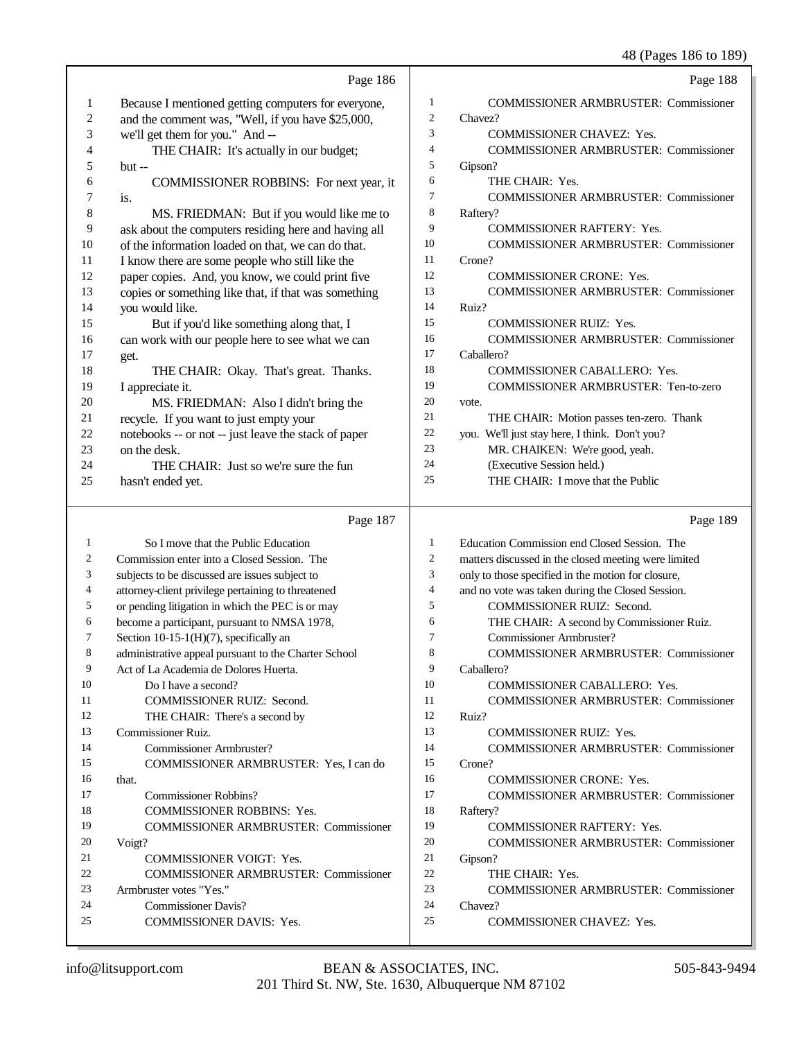Page 186

1 Because I mentioned getting computers for everyone,
2 and the comment was, "Well, if you have $25,000,
3 we'll get them for you." And --
4 THE CHAIR: It's actually in our budget;
5 but --
6 COMMISSIONER ROBBINS: For next year, it
7 is.
8 MS. FRIEDMAN: But if you would like me to
9 ask about the computers residing here and having all
10 of the information loaded on that, we can do that.
11 I know there are some people who still like the
12 paper copies. And, you know, we could print five
13 copies or something like that, if that was something
14 you would like.
15 But if you'd like something along that, I
16 can work with our people here to see what we can
17 get.
18 THE CHAIR: Okay. That's great. Thanks.
19 I appreciate it.
20 MS. FRIEDMAN: Also I didn't bring the
21 recycle. If you want to just empty your
22 notebooks -- or not -- just leave the stack of paper
23 on the desk.
24 THE CHAIR: Just so we're sure the fun
25 hasn't ended yet.

Page 187

1 So I move that the Public Education
2 Commission enter into a Closed Session. The
3 subjects to be discussed are issues subject to
4 attorney-client privilege pertaining to threatened
5 or pending litigation in which the PEC is or may
6 become a participant, pursuant to NMSA 1978,
7 Section 10-15-1(H)(7), specifically an
8 administrative appeal pursuant to the Charter School
9 Act of La Academia de Dolores Huerta.
10 Do I have a second?
11 COMMISSIONER RUIZ: Second.
12 THE CHAIR: There's a second by
13 Commissioner Ruiz.
14 Commissioner Armbruster?
15 COMMISSIONER ARMBRUSTER: Yes, I can do
16 that.
17 Commissioner Robbins?
18 COMMISSIONER ROBBINS: Yes.
19 COMMISSIONER ARMBRUSTER: Commissioner
20 Voigt?
21 COMMISSIONER VOIGT: Yes.
22 COMMISSIONER ARMBRUSTER: Commissioner
23 Armbruster votes "Yes."
24 Commissioner Davis?
25 COMMISSIONER DAVIS: Yes.

Page 188

1 COMMISSIONER ARMBRUSTER: Commissioner
2 Chavez?
3 COMMISSIONER CHAVEZ: Yes.
4 COMMISSIONER ARMBRUSTER: Commissioner
5 Gipson?
6 THE CHAIR: Yes.
7 COMMISSIONER ARMBRUSTER: Commissioner
8 Raftery?
9 COMMISSIONER RAFTERY: Yes.
10 COMMISSIONER ARMBRUSTER: Commissioner
11 Crone?
12 COMMISSIONER CRONE: Yes.
13 COMMISSIONER ARMBRUSTER: Commissioner
14 Ruiz?
15 COMMISSIONER RUIZ: Yes.
16 COMMISSIONER ARMBRUSTER: Commissioner
17 Caballero?
18 COMMISSIONER CABALLERO: Yes.
19 COMMISSIONER ARMBRUSTER: Ten-to-zero
20 vote.
21 THE CHAIR: Motion passes ten-zero. Thank
22 you. We'll just stay here, I think. Don't you?
23 MR. CHAIKEN: We're good, yeah.
24 (Executive Session held.)
25 THE CHAIR: I move that the Public

Page 189

1 Education Commission end Closed Session. The
2 matters discussed in the closed meeting were limited
3 only to those specified in the motion for closure,
4 and no vote was taken during the Closed Session.
5 COMMISSIONER RUIZ: Second.
6 THE CHAIR: A second by Commissioner Ruiz.
7 Commissioner Armbruster?
8 COMMISSIONER ARMBRUSTER: Commissioner
9 Caballero?
10 COMMISSIONER CABALLERO: Yes.
11 COMMISSIONER ARMBRUSTER: Commissioner
12 Ruiz?
13 COMMISSIONER RUIZ: Yes.
14 COMMISSIONER ARMBRUSTER: Commissioner
15 Crone?
16 COMMISSIONER CRONE: Yes.
17 COMMISSIONER ARMBRUSTER: Commissioner
18 Raftery?
19 COMMISSIONER RAFTERY: Yes.
20 COMMISSIONER ARMBRUSTER: Commissioner
21 Gipson?
22 THE CHAIR: Yes.
23 COMMISSIONER ARMBRUSTER: Commissioner
24 Chavez?
25 COMMISSIONER CHAVEZ: Yes.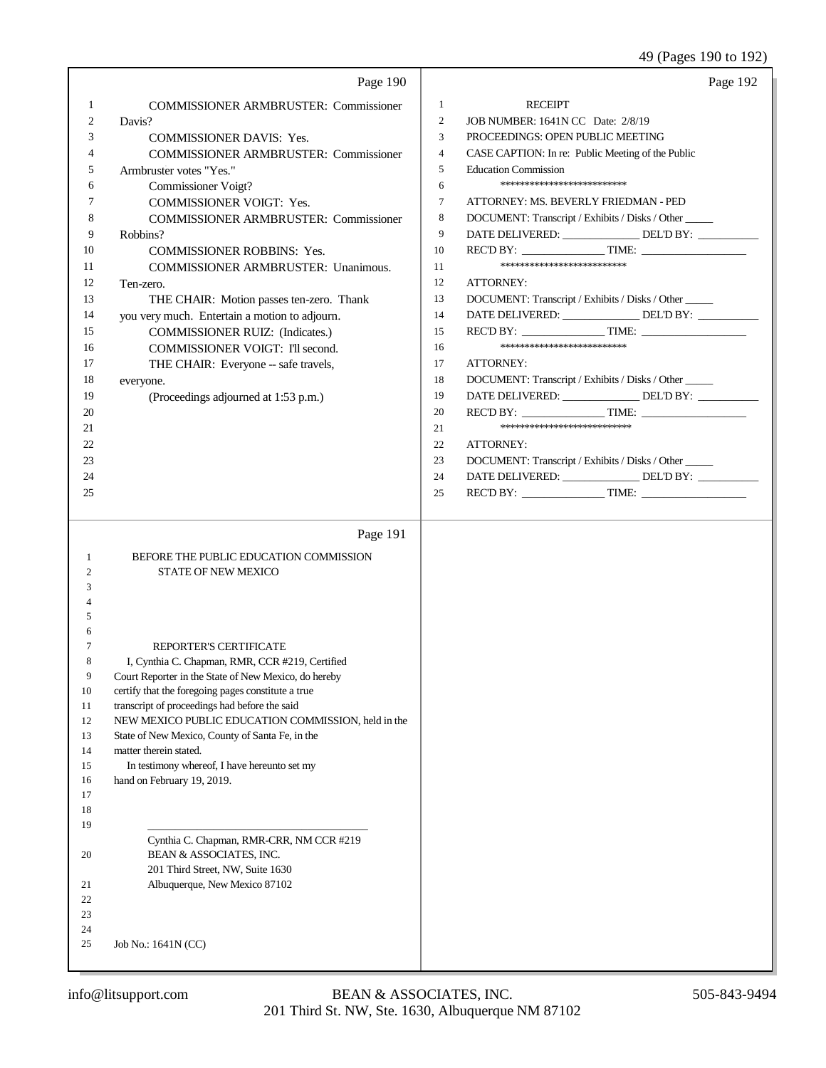Page 190

1 COMMISSIONER ARMBRUSTER: Commissioner
2 Davis?
3 COMMISSIONER DAVIS: Yes.
4 COMMISSIONER ARMBRUSTER: Commissioner
5 Armbruster votes "Yes."
6 Commissioner Voigt?
7 COMMISSIONER VOIGT: Yes.
8 COMMISSIONER ARMBRUSTER: Commissioner
9 Robbins?
10 COMMISSIONER ROBBINS: Yes.
11 COMMISSIONER ARMBRUSTER: Unanimous.
12 Ten-zero.
13 THE CHAIR: Motion passes ten-zero. Thank
14 you very much. Entertain a motion to adjourn.
15 COMMISSIONER RUIZ: (Indicates.)
16 COMMISSIONER VOIGT: I'll second.
17 THE CHAIR: Everyone -- safe travels,
18 everyone.
19 (Proceedings adjourned at 1:53 p.m.)
20
21
22
23
24
25

Page 191

1 BEFORE THE PUBLIC EDUCATION COMMISSION
2 STATE OF NEW MEXICO
3
4
5
6
7 REPORTER'S CERTIFICATE
8 I, Cynthia C. Chapman, RMR, CCR #219, Certified
9 Court Reporter in the State of New Mexico, do hereby
10 certify that the foregoing pages constitute a true
11 transcript of proceedings had before the said
12 NEW MEXICO PUBLIC EDUCATION COMMISSION, held in the
13 State of New Mexico, County of Santa Fe, in the
14 matter therein stated.
15 In testimony whereof, I have hereunto set my
16 hand on February 19, 2019.
17
18
19 ________________________________
Cynthia C. Chapman, RMR-CRR, NM CCR #219
20 BEAN & ASSOCIATES, INC.
201 Third Street, NW, Suite 1630
21 Albuquerque, New Mexico 87102
22
23
24
25 Job No.: 1641N (CC)

Page 192

1 RECEIPT
2 JOB NUMBER: 1641N CC Date: 2/8/19
3 PROCEEDINGS: OPEN PUBLIC MEETING
4 CASE CAPTION: In re: Public Meeting of the Public
5 Education Commission
6 ***************************
7 ATTORNEY: MS. BEVERLY FRIEDMAN - PED
8 DOCUMENT: Transcript / Exhibits / Disks / Other _____
9 DATE DELIVERED: ______________ DEL'D BY: ___________
10 REC'D BY: _______________ TIME: ___________________
11 ***************************
12 ATTORNEY:
13 DOCUMENT: Transcript / Exhibits / Disks / Other _____
14 DATE DELIVERED: ______________ DEL'D BY: ___________
15 REC'D BY: _______________ TIME: ___________________
16 ***************************
17 ATTORNEY:
18 DOCUMENT: Transcript / Exhibits / Disks / Other _____
19 DATE DELIVERED: ______________ DEL'D BY: ___________
20 REC'D BY: _______________ TIME: ___________________
21 ****************************
22 ATTORNEY:
23 DOCUMENT: Transcript / Exhibits / Disks / Other _____
24 DATE DELIVERED: ______________ DEL'D BY: ___________
25 REC'D BY: _______________ TIME: ___________________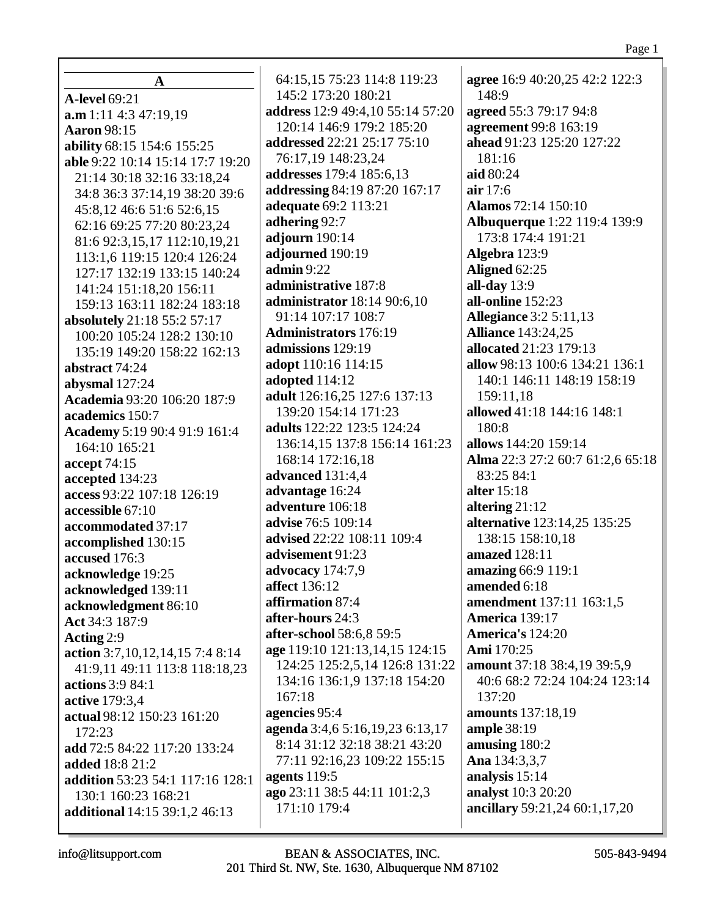## A

**A-level** 69:21
**a.m** 1:11 4:3 47:19,19
**Aaron** 98:15
**ability** 68:15 154:6 155:25
**able** 9:22 10:14 15:14 17:7 19:20 21:14 30:18 32:16 33:18,24 34:8 36:3 37:14,19 38:20 39:6 45:8,12 46:6 51:6 52:6,15 62:16 69:25 77:20 80:23,24 81:6 92:3,15,17 112:10,19,21 113:1,6 119:15 120:4 126:24 127:17 132:19 133:15 140:24 141:24 151:18,20 156:11 159:13 163:11 182:24 183:18
**absolutely** 21:18 55:2 57:17 100:20 105:24 128:2 130:10 135:19 149:20 158:22 162:13
**abstract** 74:24
**abysmal** 127:24
**Academia** 93:20 106:20 187:9
**academics** 150:7
**Academy** 5:19 90:4 91:9 161:4 164:10 165:21
**accept** 74:15
**accepted** 134:23
**access** 93:22 107:18 126:19
**accessible** 67:10
**accommodated** 37:17
**accomplished** 130:15
**accused** 176:3
**acknowledge** 19:25
**acknowledged** 139:11
**acknowledgment** 86:10
**Act** 34:3 187:9
**Acting** 2:9
**action** 3:7,10,12,14,15 7:4 8:14 41:9,11 49:11 113:8 118:18,23
**actions** 3:9 84:1
**active** 179:3,4
**actual** 98:12 150:23 161:20 172:23
**add** 72:5 84:22 117:20 133:24
**added** 18:8 21:2
**addition** 53:23 54:1 117:16 128:1 130:1 160:23 168:21
**additional** 14:15 39:1,2 46:13 64:15,15 75:23 114:8 119:23 145:2 173:20 180:21
**address** 12:9 49:4,10 55:14 57:20 120:14 146:9 179:2 185:20
**addressed** 22:21 25:17 75:10 76:17,19 148:23,24
**addresses** 179:4 185:6,13
**addressing** 84:19 87:20 167:17
**adequate** 69:2 113:21
**adhering** 92:7
**adjourn** 190:14
**adjourned** 190:19
**admin** 9:22
**administrative** 187:8
**administrator** 18:14 90:6,10 91:14 107:17 108:7
**Administrators** 176:19
**admissions** 129:19
**adopt** 110:16 114:15
**adopted** 114:12
**adult** 126:16,25 127:6 137:13 139:20 154:14 171:23
**adults** 122:22 123:5 124:24 136:14,15 137:8 156:14 161:23 168:14 172:16,18
**advanced** 131:4,4
**advantage** 16:24
**adventure** 106:18
**advise** 76:5 109:14
**advised** 22:22 108:11 109:4
**advisement** 91:23
**advocacy** 174:7,9
**affect** 136:12
**affirmation** 87:4
**after-hours** 24:3
**after-school** 58:6,8 59:5
**age** 119:10 121:13,14,15 124:15 124:25 125:2,5,14 126:8 131:22 134:16 136:1,9 137:18 154:20 167:18
**agencies** 95:4
**agenda** 3:4,6 5:16,19,23 6:13,17 8:14 31:12 32:18 38:21 43:20 77:11 92:16,23 109:22 155:15
**agents** 119:5
**ago** 23:11 38:5 44:11 101:2,3 171:10 179:4
**agree** 16:9 40:20,25 42:2 122:3 148:9
**agreed** 55:3 79:17 94:8
**agreement** 99:8 163:19
**ahead** 91:23 125:20 127:22 181:16
**aid** 80:24
**air** 17:6
**Alamos** 72:14 150:10
**Albuquerque** 1:22 119:4 139:9 173:8 174:4 191:21
**Algebra** 123:9
**Aligned** 62:25
**all-day** 13:9
**all-online** 152:23
**Allegiance** 3:2 5:11,13
**Alliance** 143:24,25
**allocated** 21:23 179:13
**allow** 98:13 100:6 134:21 136:1 140:1 146:11 148:19 158:19 159:11,18
**allowed** 41:18 144:16 148:1 180:8
**allows** 144:20 159:14
**Alma** 22:3 27:2 60:7 61:2,6 65:18 83:25 84:1
**alter** 15:18
**altering** 21:12
**alternative** 123:14,25 135:25 138:15 158:10,18
**amazed** 128:11
**amazing** 66:9 119:1
**amended** 6:18
**amendment** 137:11 163:1,5
**America** 139:17
**America's** 124:20
**Ami** 170:25
**amount** 37:18 38:4,19 39:5,9 40:6 68:2 72:24 104:24 123:14 137:20
**amounts** 137:18,19
**ample** 38:19
**amusing** 180:2
**Ana** 134:3,3,7
**analysis** 15:14
**analyst** 10:3 20:20
**ancillary** 59:21,24 60:1,17,20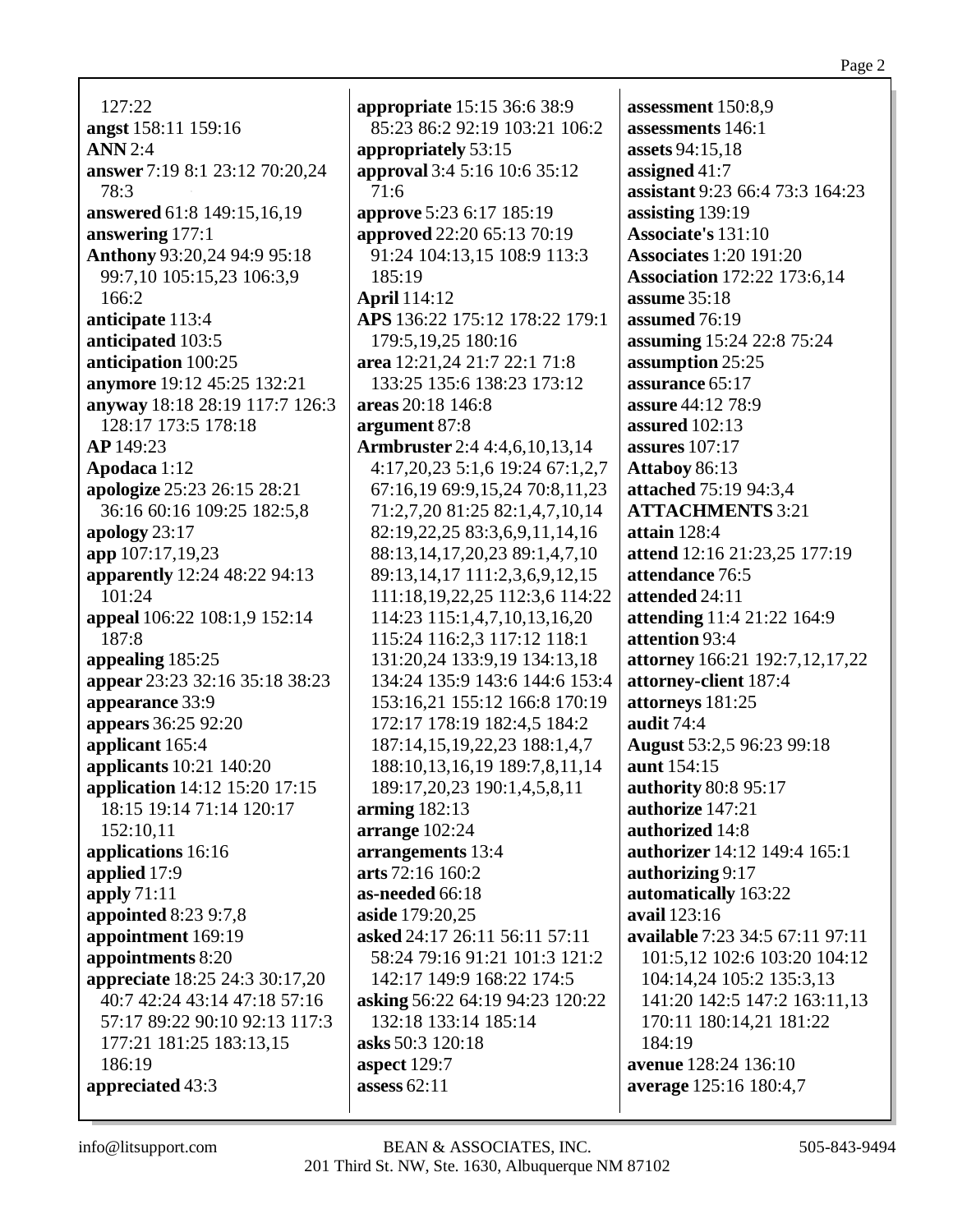127:22
**angst** 158:11 159:16
**ANN** 2:4
**answer** 7:19 8:1 23:12 70:20,24 78:3
**answered** 61:8 149:15,16,19
**answering** 177:1
**Anthony** 93:20,24 94:9 95:18 99:7,10 105:15,23 106:3,9 166:2
**anticipate** 113:4
**anticipated** 103:5
**anticipation** 100:25
**anymore** 19:12 45:25 132:21
**anyway** 18:18 28:19 117:7 126:3 128:17 173:5 178:18
**AP** 149:23
**Apodaca** 1:12
**apologize** 25:23 26:15 28:21 36:16 60:16 109:25 182:5,8
**apology** 23:17
**app** 107:17,19,23
**apparently** 12:24 48:22 94:13 101:24
**appeal** 106:22 108:1,9 152:14 187:8
**appealing** 185:25
**appear** 23:23 32:16 35:18 38:23
**appearance** 33:9
**appears** 36:25 92:20
**applicant** 165:4
**applicants** 10:21 140:20
**application** 14:12 15:20 17:15 18:15 19:14 71:14 120:17 152:10,11
**applications** 16:16
**applied** 17:9
**apply** 71:11
**appointed** 8:23 9:7,8
**appointment** 169:19
**appointments** 8:20
**appreciate** 18:25 24:3 30:17,20 40:7 42:24 43:14 47:18 57:16 57:17 89:22 90:10 92:13 117:3 177:21 181:25 183:13,15 186:19
**appreciated** 43:3
**appropriate** 15:15 36:6 38:9 85:23 86:2 92:19 103:21 106:2
**appropriately** 53:15
**approval** 3:4 5:16 10:6 35:12 71:6
**approve** 5:23 6:17 185:19
**approved** 22:20 65:13 70:19 91:24 104:13,15 108:9 113:3 185:19
**April** 114:12
**APS** 136:22 175:12 178:22 179:1 179:5,19,25 180:16
**area** 12:21,24 21:7 22:1 71:8 133:25 135:6 138:23 173:12
**areas** 20:18 146:8
**argument** 87:8
**Armbruster** 2:4 4:4,6,10,13,14 4:17,20,23 5:1,6 19:24 67:1,2,7 67:16,19 69:9,15,24 70:8,11,23 71:2,7,20 81:25 82:1,4,7,10,14 82:19,22,25 83:3,6,9,11,14,16 88:13,14,17,20,23 89:1,4,7,10 89:13,14,17 111:2,3,6,9,12,15 111:18,19,22,25 112:3,6 114:22 114:23 115:1,4,7,10,13,16,20 115:24 116:2,3 117:12 118:1 131:20,24 133:9,19 134:13,18 134:24 135:9 143:6 144:6 153:4 153:16,21 155:12 166:8 170:19 172:17 178:19 182:4,5 184:2 187:14,15,19,22,23 188:1,4,7 188:10,13,16,19 189:7,8,11,14 189:17,20,23 190:1,4,5,8,11
**arming** 182:13
**arrange** 102:24
**arrangements** 13:4
**arts** 72:16 160:2
**as-needed** 66:18
**aside** 179:20,25
**asked** 24:17 26:11 56:11 57:11 58:24 79:16 91:21 101:3 121:2 142:17 149:9 168:22 174:5
**asking** 56:22 64:19 94:23 120:22 132:18 133:14 185:14
**asks** 50:3 120:18
**aspect** 129:7
**assess** 62:11
**assessment** 150:8,9
**assessments** 146:1
**assets** 94:15,18
**assigned** 41:7
**assistant** 9:23 66:4 73:3 164:23
**assisting** 139:19
**Associate's** 131:10
**Associates** 1:20 191:20
**Association** 172:22 173:6,14
**assume** 35:18
**assumed** 76:19
**assuming** 15:24 22:8 75:24
**assumption** 25:25
**assurance** 65:17
**assure** 44:12 78:9
**assured** 102:13
**assures** 107:17
**Attaboy** 86:13
**attached** 75:19 94:3,4
**ATTACHMENTS** 3:21
**attain** 128:4
**attend** 12:16 21:23,25 177:19
**attendance** 76:5
**attended** 24:11
**attending** 11:4 21:22 164:9
**attention** 93:4
**attorney** 166:21 192:7,12,17,22
**attorney-client** 187:4
**attorneys** 181:25
**audit** 74:4
**August** 53:2,5 96:23 99:18
**aunt** 154:15
**authority** 80:8 95:17
**authorize** 147:21
**authorized** 14:8
**authorizer** 14:12 149:4 165:1
**authorizing** 9:17
**automatically** 163:22
**avail** 123:16
**available** 7:23 34:5 67:11 97:11 101:5,12 102:6 103:20 104:12 104:14,24 105:2 135:3,13 141:20 142:5 147:2 163:11,13 170:11 180:14,21 181:22 184:19
**avenue** 128:24 136:10
**average** 125:16 180:4,7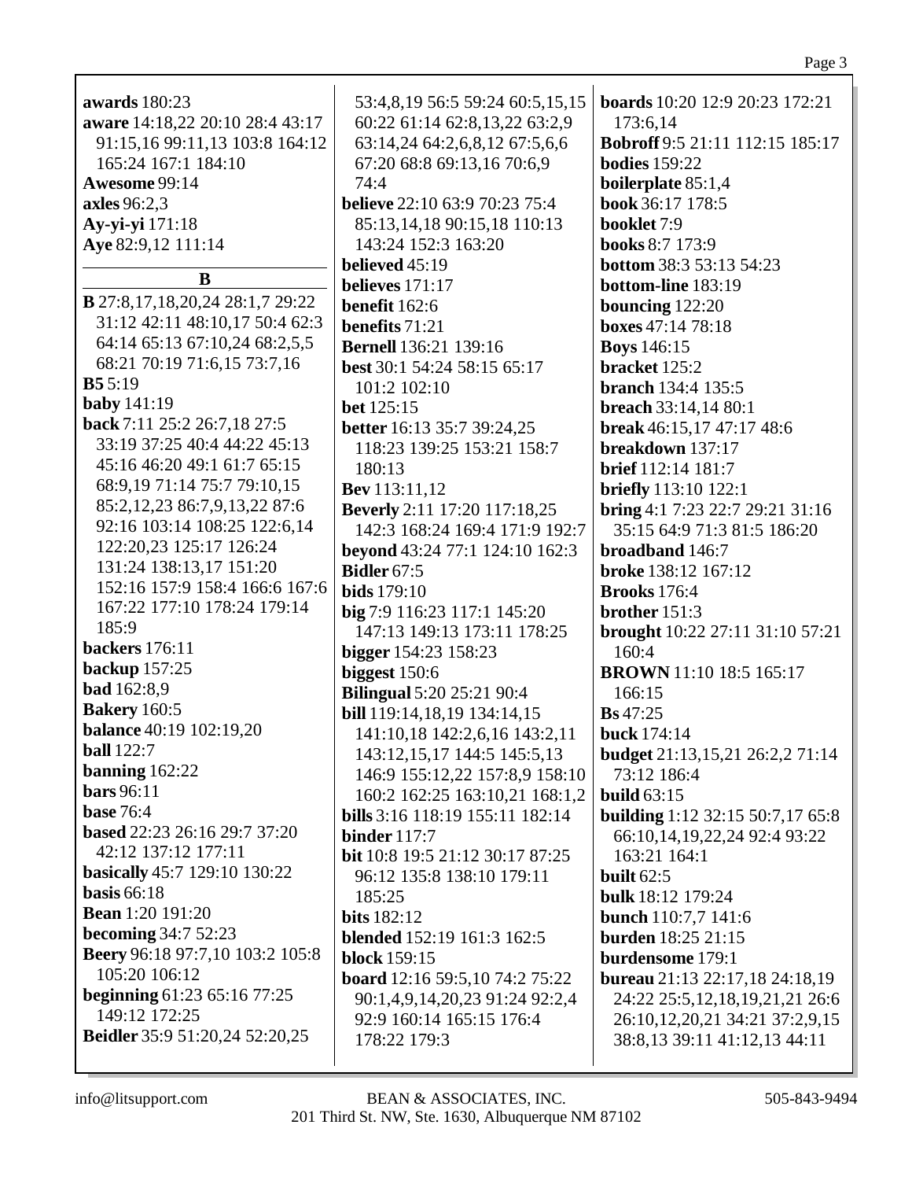**awards** 180:23
**aware** 14:18,22 20:10 28:4 43:17 91:15,16 99:11,13 103:8 164:12 165:24 167:1 184:10
**Awesome** 99:14
**axles** 96:2,3
**Ay-yi-yi** 171:18
**Aye** 82:9,12 111:14

**B**

**B** 27:8,17,18,20,24 28:1,7 29:22 31:12 42:11 48:10,17 50:4 62:3 64:14 65:13 67:10,24 68:2,5,5 68:21 70:19 71:6,15 73:7,16
**B5** 5:19
**baby** 141:19
**back** 7:11 25:2 26:7,18 27:5 33:19 37:25 40:4 44:22 45:13 45:16 46:20 49:1 61:7 65:15 68:9,19 71:14 75:7 79:10,15 85:2,12,23 86:7,9,13,22 87:6 92:16 103:14 108:25 122:6,14 122:20,23 125:17 126:24 131:24 138:13,17 151:20 152:16 157:9 158:4 166:6 167:6 167:22 177:10 178:24 179:14 185:9
**backers** 176:11
**backup** 157:25
**bad** 162:8,9
**Bakery** 160:5
**balance** 40:19 102:19,20
**ball** 122:7
**banning** 162:22
**bars** 96:11
**base** 76:4
**based** 22:23 26:16 29:7 37:20 42:12 137:12 177:11
**basically** 45:7 129:10 130:22
**basis** 66:18
**Bean** 1:20 191:20
**becoming** 34:7 52:23
**Beery** 96:18 97:7,10 103:2 105:8 105:20 106:12
**beginning** 61:23 65:16 77:25 149:12 172:25
**Beidler** 35:9 51:20,24 52:20,25 53:4,8,19 56:5 59:24 60:5,15,15 60:22 61:14 62:8,13,22 63:2,9 63:14,24 64:2,6,8,12 67:5,6,6 67:20 68:8 69:13,16 70:6,9 74:4
**believe** 22:10 63:9 70:23 75:4 85:13,14,18 90:15,18 110:13 143:24 152:3 163:20
**believed** 45:19
**believes** 171:17
**benefit** 162:6
**benefits** 71:21
**Bernell** 136:21 139:16
**best** 30:1 54:24 58:15 65:17 101:2 102:10
**bet** 125:15
**better** 16:13 35:7 39:24,25 118:23 139:25 153:21 158:7 180:13
**Bev** 113:11,12
**Beverly** 2:11 17:20 117:18,25 142:3 168:24 169:4 171:9 192:7
**beyond** 43:24 77:1 124:10 162:3
**Bidler** 67:5
**bids** 179:10
**big** 7:9 116:23 117:1 145:20 147:13 149:13 173:11 178:25
**bigger** 154:23 158:23
**biggest** 150:6
**Bilingual** 5:20 25:21 90:4
**bill** 119:14,18,19 134:14,15 141:10,18 142:2,6,16 143:2,11 143:12,15,17 144:5 145:5,13 146:9 155:12,22 157:8,9 158:10 160:2 162:25 163:10,21 168:1,2
**bills** 3:16 118:19 155:11 182:14
**binder** 117:7
**bit** 10:8 19:5 21:12 30:17 87:25 96:12 135:8 138:10 179:11 185:25
**bits** 182:12
**blended** 152:19 161:3 162:5
**block** 159:15
**board** 12:16 59:5,10 74:2 75:22 90:1,4,9,14,20,23 91:24 92:2,4 92:9 160:14 165:15 176:4 178:22 179:3
**boards** 10:20 12:9 20:23 172:21 173:6,14
**Bobroff** 9:5 21:11 112:15 185:17
**bodies** 159:22
**boilerplate** 85:1,4
**book** 36:17 178:5
**booklet** 7:9
**books** 8:7 173:9
**bottom** 38:3 53:13 54:23
**bottom-line** 183:19
**bouncing** 122:20
**boxes** 47:14 78:18
**Boys** 146:15
**bracket** 125:2
**branch** 134:4 135:5
**breach** 33:14,14 80:1
**break** 46:15,17 47:17 48:6
**breakdown** 137:17
**brief** 112:14 181:7
**briefly** 113:10 122:1
**bring** 4:1 7:23 22:7 29:21 31:16 35:15 64:9 71:3 81:5 186:20
**broadband** 146:7
**broke** 138:12 167:12
**Brooks** 176:4
**brother** 151:3
**brought** 10:22 27:11 31:10 57:21 160:4
**BROWN** 11:10 18:5 165:17 166:15
**Bs** 47:25
**buck** 174:14
**budget** 21:13,15,21 26:2,2 71:14 73:12 186:4
**build** 63:15
**building** 1:12 32:15 50:7,17 65:8 66:10,14,19,22,24 92:4 93:22 163:21 164:1
**built** 62:5
**bulk** 18:12 179:24
**bunch** 110:7,7 141:6
**burden** 18:25 21:15
**burdensome** 179:1
**bureau** 21:13 22:17,18 24:18,19 24:22 25:5,12,18,19,21,21 26:6 26:10,12,20,21 34:21 37:2,9,15 38:8,13 39:11 41:12,13 44:11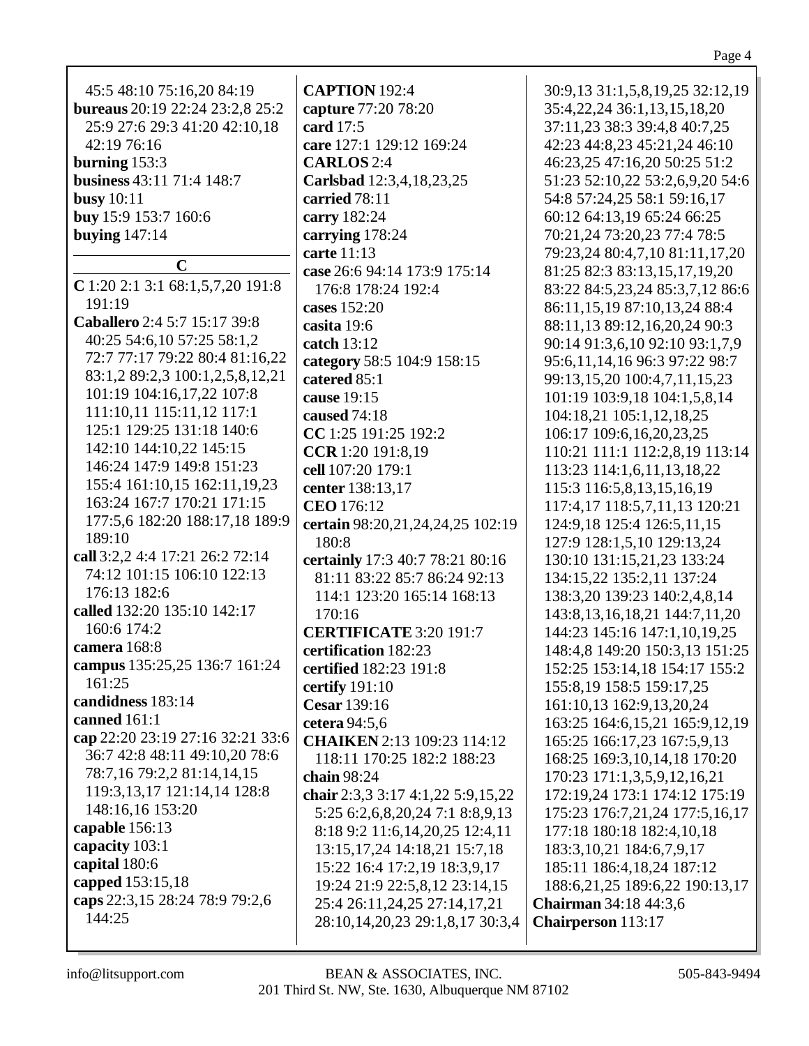45:5 48:10 75:16,20 84:19
**bureaus** 20:19 22:24 23:2,8 25:2 25:9 27:6 29:3 41:20 42:10,18 42:19 76:16
**burning** 153:3
**business** 43:11 71:4 148:7
**busy** 10:11
**buy** 15:9 153:7 160:6
**buying** 147:14

## C

**C** 1:20 2:1 3:1 68:1,5,7,20 191:8 191:19
**Caballero** 2:4 5:7 15:17 39:8 40:25 54:6,10 57:25 58:1,2 72:7 77:17 79:22 80:4 81:16,22 83:1,2 89:2,3 100:1,2,5,8,12,21 101:19 104:16,17,22 107:8 111:10,11 115:11,12 117:1 125:1 129:25 131:18 140:6 142:10 144:10,22 145:15 146:24 147:9 149:8 151:23 155:4 161:10,15 162:11,19,23 163:24 167:7 170:21 171:15 177:5,6 182:20 188:17,18 189:9 189:10
**call** 3:2,2 4:4 17:21 26:2 72:14 74:12 101:15 106:10 122:13 176:13 182:6
**called** 132:20 135:10 142:17 160:6 174:2
**camera** 168:8
**campus** 135:25,25 136:7 161:24 161:25
**candidness** 183:14
**canned** 161:1
**cap** 22:20 23:19 27:16 32:21 33:6 36:7 42:8 48:11 49:10,20 78:6 78:7,16 79:2,2 81:14,14,15 119:3,13,17 121:14,14 128:8 148:16,16 153:20
**capable** 156:13
**capacity** 103:1
**capital** 180:6
**capped** 153:15,18
**caps** 22:3,15 28:24 78:9 79:2,6 144:25
**CAPTION** 192:4
**capture** 77:20 78:20
**card** 17:5
**care** 127:1 129:12 169:24
**CARLOS** 2:4
**Carlsbad** 12:3,4,18,23,25
**carried** 78:11
**carry** 182:24
**carrying** 178:24
**carte** 11:13
**case** 26:6 94:14 173:9 175:14 176:8 178:24 192:4
**cases** 152:20
**casita** 19:6
**catch** 13:12
**category** 58:5 104:9 158:15
**catered** 85:1
**cause** 19:15
**caused** 74:18
**CC** 1:25 191:25 192:2
**CCR** 1:20 191:8,19
**cell** 107:20 179:1
**center** 138:13,17
**CEO** 176:12
**certain** 98:20,21,24,24,25 102:19 180:8
**certainly** 17:3 40:7 78:21 80:16 81:11 83:22 85:7 86:24 92:13 114:1 123:20 165:14 168:13 170:16
**CERTIFICATE** 3:20 191:7
**certification** 182:23
**certified** 182:23 191:8
**certify** 191:10
**Cesar** 139:16
**cetera** 94:5,6
**CHAIKEN** 2:13 109:23 114:12 118:11 170:25 182:2 188:23
**chain** 98:24
**chair** 2:3,3 3:17 4:1,22 5:9,15,22 5:25 6:2,6,8,20,24 7:1 8:8,9,13 8:18 9:2 11:6,14,20,25 12:4,11 13:15,17,24 14:18,21 15:7,18 15:22 16:4 17:2,19 18:3,9,17 19:24 21:9 22:5,8,12 23:14,15 25:4 26:11,24,25 27:14,17,21 28:10,14,20,23 29:1,8,17 30:3,4 30:9,13 31:1,5,8,19,25 32:12,19 35:4,22,24 36:1,13,15,18,20 37:11,23 38:3 39:4,8 40:7,25 42:23 44:8,23 45:21,24 46:10 46:23,25 47:16,20 50:25 51:2 51:23 52:10,22 53:2,6,9,20 54:6 54:8 57:24,25 58:1 59:16,17 60:12 64:13,19 65:24 66:25 70:21,24 73:20,23 77:4 78:5 79:23,24 80:4,7,10 81:11,17,20 81:25 82:3 83:13,15,17,19,20 83:22 84:5,23,24 85:3,7,12 86:6 86:11,15,19 87:10,13,24 88:4 88:11,13 89:12,16,20,24 90:3 90:14 91:3,6,10 92:10 93:1,7,9 95:6,11,14,16 96:3 97:22 98:7 99:13,15,20 100:4,7,11,15,23 101:19 103:9,18 104:1,5,8,14 104:18,21 105:1,12,18,25 106:17 109:6,16,20,23,25 110:21 111:1 112:2,8,19 113:14 113:23 114:1,6,11,13,18,22 115:3 116:5,8,13,15,16,19 117:4,17 118:5,7,11,13 120:21 124:9,18 125:4 126:5,11,15 127:9 128:1,5,10 129:13,24 130:10 131:15,21,23 133:24 134:15,22 135:2,11 137:24 138:3,20 139:23 140:2,4,8,14 143:8,13,16,18,21 144:7,11,20 144:23 145:16 147:1,10,19,25 148:4,8 149:20 150:3,13 151:25 152:25 153:14,18 154:17 155:2 155:8,19 158:5 159:17,25 161:10,13 162:9,13,20,24 163:25 164:6,15,21 165:9,12,19 165:25 166:17,23 167:5,9,13 168:25 169:3,10,14,18 170:20 170:23 171:1,3,5,9,12,16,21 172:19,24 173:1 174:12 175:19 175:23 176:7,21,24 177:5,16,17 177:18 180:18 182:4,10,18 183:3,10,21 184:6,7,9,17 185:11 186:4,18,24 187:12 188:6,21,25 189:6,22 190:13,17
**Chairman** 34:18 44:3,6
**Chairperson** 113:17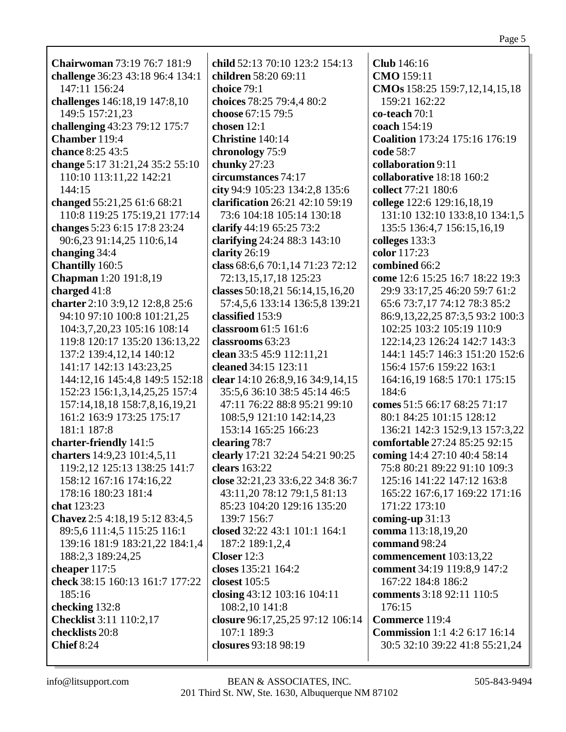**Chairwoman** 73:19 76:7 181:9
**challenge** 36:23 43:18 96:4 134:1 147:11 156:24
**challenges** 146:18,19 147:8,10 149:5 157:21,23
**challenging** 43:23 79:12 175:7
**Chamber** 119:4
**chance** 8:25 43:5
**change** 5:17 31:21,24 35:2 55:10 110:10 113:11,22 142:21 144:15
**changed** 55:21,25 61:6 68:21 110:8 119:25 175:19,21 177:14
**changes** 5:23 6:15 17:8 23:24 90:6,23 91:14,25 110:6,14
**changing** 34:4
**Chantilly** 160:5
**Chapman** 1:20 191:8,19
**charged** 41:8
**charter** 2:10 3:9,12 12:8,8 25:6 94:10 97:10 100:8 101:21,25 104:3,7,20,23 105:16 108:14 119:8 120:17 135:20 136:13,22 137:2 139:4,12,14 140:12 141:17 142:13 143:23,25 144:12,16 145:4,8 149:5 152:18 152:23 156:1,3,14,25,25 157:4 157:14,18,18 158:7,8,16,19,21 161:2 163:9 173:25 175:17 181:1 187:8
**charter-friendly** 141:5
**charters** 14:9,23 101:4,5,11 119:2,12 125:13 138:25 141:7 158:12 167:16 174:16,22 178:16 180:23 181:4
**chat** 123:23
**Chavez** 2:5 4:18,19 5:12 83:4,5 89:5,6 111:4,5 115:25 116:1 139:16 181:9 183:21,22 184:1,4 188:2,3 189:24,25
**cheaper** 117:5
**check** 38:15 160:13 161:7 177:22 185:16
**checking** 132:8
**Checklist** 3:11 110:2,17
**checklists** 20:8
**Chief** 8:24
**child** 52:13 70:10 123:2 154:13
**children** 58:20 69:11
**choice** 79:1
**choices** 78:25 79:4,4 80:2
**choose** 67:15 79:5
**chosen** 12:1
**Christine** 140:14
**chronology** 75:9
**chunky** 27:23
**circumstances** 74:17
**city** 94:9 105:23 134:2,8 135:6
**clarification** 26:21 42:10 59:19 73:6 104:18 105:14 130:18
**clarify** 44:19 65:25 73:2
**clarifying** 24:24 88:3 143:10
**clarity** 26:19
**class** 68:6,6 70:1,14 71:23 72:12 72:13,15,17,18 125:23
**classes** 50:18,21 56:14,15,16,20 57:4,5,6 133:14 136:5,8 139:21
**classified** 153:9
**classroom** 61:5 161:6
**classrooms** 63:23
**clean** 33:5 45:9 112:11,21
**cleaned** 34:15 123:11
**clear** 14:10 26:8,9,16 34:9,14,15 35:5,6 36:10 38:5 45:14 46:5 47:11 76:22 88:8 95:21 99:10 108:5,9 121:10 142:14,23 153:14 165:25 166:23
**clearing** 78:7
**clearly** 17:21 32:24 54:21 90:25
**clears** 163:22
**close** 32:21,23 33:6,22 34:8 36:7 43:11,20 78:12 79:1,5 81:13 85:23 104:20 129:16 135:20 139:7 156:7
**closed** 32:22 43:1 101:1 164:1 187:2 189:1,2,4
**Closer** 12:3
**closes** 135:21 164:2
**closest** 105:5
**closing** 43:12 103:16 104:11 108:2,10 141:8
**closure** 96:17,25,25 97:12 106:14 107:1 189:3
**closures** 93:18 98:19
**Club** 146:16
**CMO** 159:11
**CMOs** 158:25 159:7,12,14,15,18 159:21 162:22
**co-teach** 70:1
**coach** 154:19
**Coalition** 173:24 175:16 176:19
**code** 58:7
**collaboration** 9:11
**collaborative** 18:18 160:2
**collect** 77:21 180:6
**college** 122:6 129:16,18,19 131:10 132:10 133:8,10 134:1,5 135:5 136:4,7 156:15,16,19
**colleges** 133:3
**color** 117:23
**combined** 66:2
**come** 12:6 15:25 16:7 18:22 19:3 29:9 33:17,25 46:20 59:7 61:2 65:6 73:7,17 74:12 78:3 85:2 86:9,13,22,25 87:3,5 93:2 100:3 102:25 103:2 105:19 110:9 122:14,23 126:24 142:7 143:3 144:1 145:7 146:3 151:20 152:6 156:4 157:6 159:22 163:1 164:16,19 168:5 170:1 175:15 184:6
**comes** 51:5 66:17 68:25 71:17 80:1 84:25 101:15 128:12 136:21 142:3 152:9,13 157:3,22
**comfortable** 27:24 85:25 92:15
**coming** 14:4 27:10 40:4 58:14 75:8 80:21 89:22 91:10 109:3 125:16 141:22 147:12 163:8 165:22 167:6,17 169:22 171:16 171:22 173:10
**coming-up** 31:13
**comma** 113:18,19,20
**command** 98:24
**commencement** 103:13,22
**comment** 34:19 119:8,9 147:2 167:22 184:8 186:2
**comments** 3:18 92:11 110:5 176:15
**Commerce** 119:4
**Commission** 1:1 4:2 6:17 16:14 30:5 32:10 39:22 41:8 55:21,24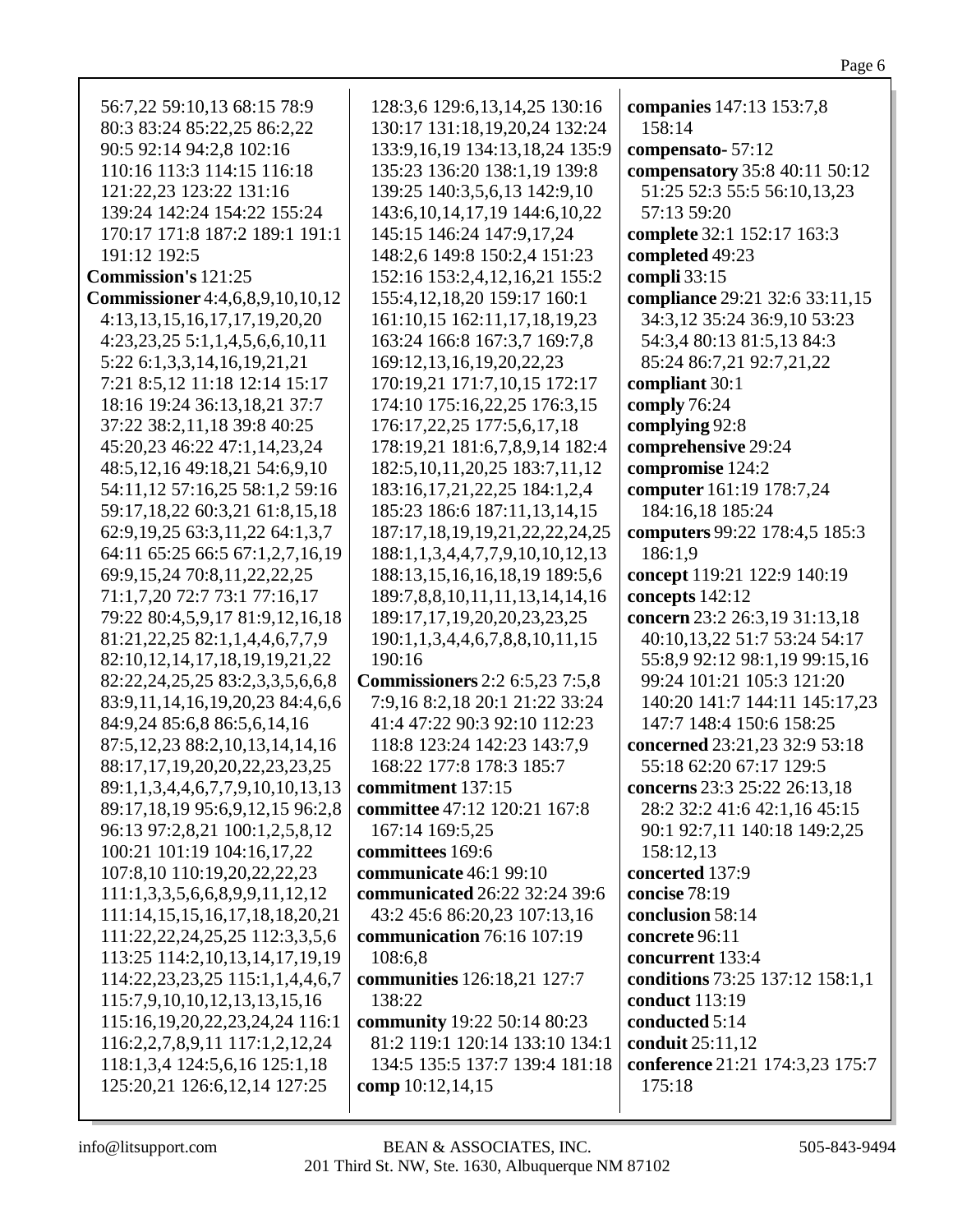56:7,22 59:10,13 68:15 78:9 80:3 83:24 85:22,25 86:2,22 90:5 92:14 94:2,8 102:16 110:16 113:3 114:15 116:18 121:22,23 123:22 131:16 139:24 142:24 154:22 155:24 170:17 171:8 187:2 189:1 191:1 191:12 192:5

**Commission's** 121:25

**Commissioner** 4:4,6,8,9,10,10,12 4:13,13,15,16,17,17,19,20,20 4:23,23,25 5:1,1,4,5,6,6,10,11 5:22 6:1,3,3,14,16,19,21,21 7:21 8:5,12 11:18 12:14 15:17 18:16 19:24 36:13,18,21 37:7 37:22 38:2,11,18 39:8 40:25 45:20,23 46:22 47:1,14,23,24 48:5,12,16 49:18,21 54:6,9,10 54:11,12 57:16,25 58:1,2 59:16 59:17,18,22 60:3,21 61:8,15,18 62:9,19,25 63:3,11,22 64:1,3,7 64:11 65:25 66:5 67:1,2,7,16,19 69:9,15,24 70:8,11,22,22,25 71:1,7,20 72:7 73:1 77:16,17 79:22 80:4,5,9,17 81:9,12,16,18 81:21,22,25 82:1,1,4,4,6,7,7,9 82:10,12,14,17,18,19,19,21,22 82:22,24,25,25 83:2,3,3,5,6,6,8 83:9,11,14,16,19,20,23 84:4,6,6 84:9,24 85:6,8 86:5,6,14,16 87:5,12,23 88:2,10,13,14,14,16 88:17,17,19,20,20,22,23,23,25 89:1,1,3,4,4,6,7,7,9,10,10,13,13 89:17,18,19 95:6,9,12,15 96:2,8 96:13 97:2,8,21 100:1,2,5,8,12 100:21 101:19 104:16,17,22 107:8,10 110:19,20,22,22,23 111:1,3,3,5,6,6,8,9,9,11,12,12 111:14,15,15,16,17,18,18,20,21 111:22,22,24,25,25 112:3,3,5,6 113:25 114:2,10,13,14,17,19,19 114:22,23,23,25 115:1,1,4,4,6,7 115:7,9,10,10,12,13,13,15,16 115:16,19,20,22,23,24,24 116:1 116:2,2,7,8,9,11 117:1,2,12,24 118:1,3,4 124:5,6,16 125:1,18 125:20,21 126:6,12,14 127:25 128:3,6 129:6,13,14,25 130:16 130:17 131:18,19,20,24 132:24 133:9,16,19 134:13,18,24 135:9 135:23 136:20 138:1,19 139:8 139:25 140:3,5,6,13 142:9,10 143:6,10,14,17,19 144:6,10,22 145:15 146:24 147:9,17,24 148:2,6 149:8 150:2,4 151:23 152:16 153:2,4,12,16,21 155:2 155:4,12,18,20 159:17 160:1 161:10,15 162:11,17,18,19,23 163:24 166:8 167:3,7 169:7,8 169:12,13,16,19,20,22,23 170:19,21 171:7,10,15 172:17 174:10 175:16,22,25 176:3,15 176:17,22,25 177:5,6,17,18 178:19,21 181:6,7,8,9,14 182:4 182:5,10,11,20,25 183:7,11,12 183:16,17,21,22,25 184:1,2,4 185:23 186:6 187:11,13,14,15 187:17,18,19,19,21,22,22,24,25 188:1,1,3,4,4,7,7,9,10,10,12,13 188:13,15,16,16,18,19 189:5,6 189:7,8,8,10,11,11,13,14,14,16 189:17,17,19,20,20,23,23,25 190:1,1,3,4,4,6,7,8,8,10,11,15 190:16

**Commissioners** 2:2 6:5,23 7:5,8 7:9,16 8:2,18 20:1 21:22 33:24 41:4 47:22 90:3 92:10 112:23 118:8 123:24 142:23 143:7,9 168:22 177:8 178:3 185:7

**commitment** 137:15

**committee** 47:12 120:21 167:8 167:14 169:5,25

**committees** 169:6

**communicate** 46:1 99:10

**communicated** 26:22 32:24 39:6 43:2 45:6 86:20,23 107:13,16

**communication** 76:16 107:19 108:6,8

**communities** 126:18,21 127:7 138:22

**community** 19:22 50:14 80:23 81:2 119:1 120:14 133:10 134:1 134:5 135:5 137:7 139:4 181:18

**comp** 10:12,14,15

**companies** 147:13 153:7,8 158:14

**compensato-** 57:12

**compensatory** 35:8 40:11 50:12 51:25 52:3 55:5 56:10,13,23 57:13 59:20

**complete** 32:1 152:17 163:3

**completed** 49:23

**compli** 33:15

**compliance** 29:21 32:6 33:11,15 34:3,12 35:24 36:9,10 53:23 54:3,4 80:13 81:5,13 84:3 85:24 86:7,21 92:7,21,22

**compliant** 30:1

**comply** 76:24

**complying** 92:8

**comprehensive** 29:24

**compromise** 124:2

**computer** 161:19 178:7,24 184:16,18 185:24

**computers** 99:22 178:4,5 185:3 186:1,9

**concept** 119:21 122:9 140:19

**concepts** 142:12

**concern** 23:2 26:3,19 31:13,18 40:10,13,22 51:7 53:24 54:17 55:8,9 92:12 98:1,19 99:15,16 99:24 101:21 105:3 121:20 140:20 141:7 144:11 145:17,23 147:7 148:4 150:6 158:25

**concerned** 23:21,23 32:9 53:18 55:18 62:20 67:17 129:5

**concerns** 23:3 25:22 26:13,18 28:2 32:2 41:6 42:1,16 45:15 90:1 92:7,11 140:18 149:2,25 158:12,13

**concerted** 137:9

**concise** 78:19

**conclusion** 58:14

**concrete** 96:11

**concurrent** 133:4

**conditions** 73:25 137:12 158:1,1

**conduct** 113:19

**conducted** 5:14

**conduit** 25:11,12

**conference** 21:21 174:3,23 175:7 175:18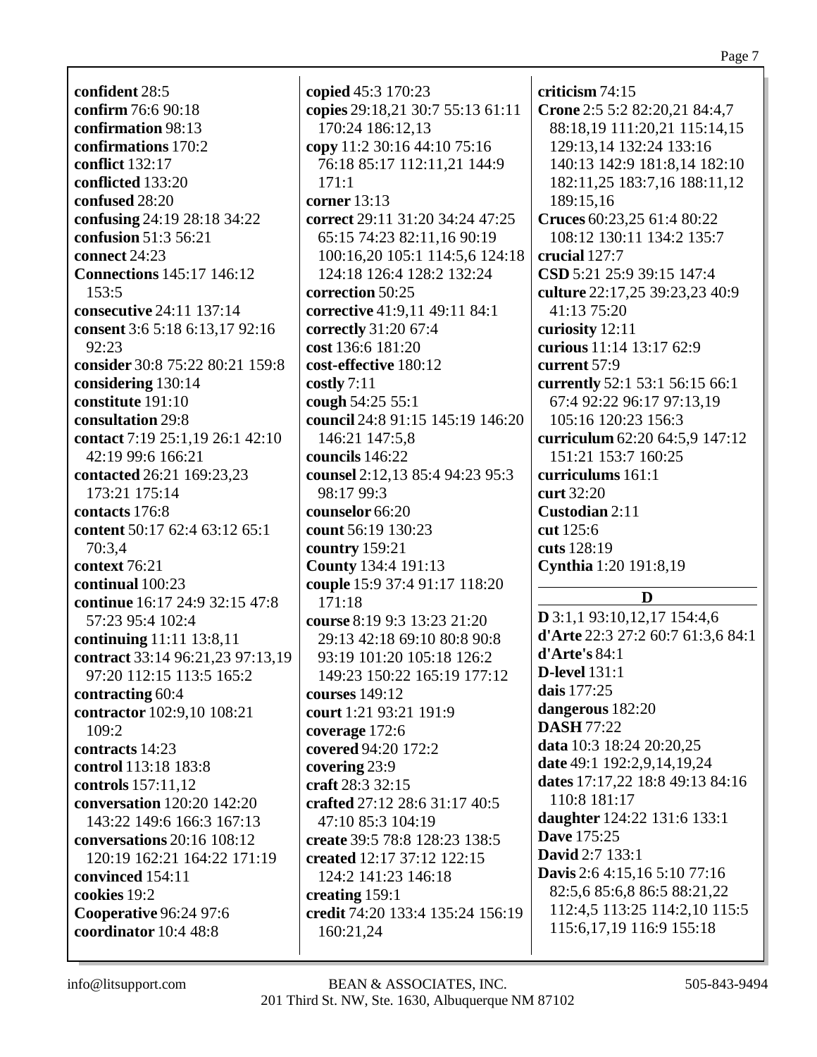**confident** 28:5
**confirm** 76:6 90:18
**confirmation** 98:13
**confirmations** 170:2
**conflict** 132:17
**conflicted** 133:20
**confused** 28:20
**confusing** 24:19 28:18 34:22
**confusion** 51:3 56:21
**connect** 24:23
**Connections** 145:17 146:12 153:5
**consecutive** 24:11 137:14
**consent** 3:6 5:18 6:13,17 92:16 92:23
**consider** 30:8 75:22 80:21 159:8
**considering** 130:14
**constitute** 191:10
**consultation** 29:8
**contact** 7:19 25:1,19 26:1 42:10 42:19 99:6 166:21
**contacted** 26:21 169:23,23 173:21 175:14
**contacts** 176:8
**content** 50:17 62:4 63:12 65:1 70:3,4
**context** 76:21
**continual** 100:23
**continue** 16:17 24:9 32:15 47:8 57:23 95:4 102:4
**continuing** 11:11 13:8,11
**contract** 33:14 96:21,23 97:13,19 97:20 112:15 113:5 165:2
**contracting** 60:4
**contractor** 102:9,10 108:21 109:2
**contracts** 14:23
**control** 113:18 183:8
**controls** 157:11,12
**conversation** 120:20 142:20 143:22 149:6 166:3 167:13
**conversations** 20:16 108:12 120:19 162:21 164:22 171:19
**convinced** 154:11
**cookies** 19:2
**Cooperative** 96:24 97:6
**coordinator** 10:4 48:8
**copied** 45:3 170:23
**copies** 29:18,21 30:7 55:13 61:11 170:24 186:12,13
**copy** 11:2 30:16 44:10 75:16 76:18 85:17 112:11,21 144:9 171:1
**corner** 13:13
**correct** 29:11 31:20 34:24 47:25 65:15 74:23 82:11,16 90:19 100:16,20 105:1 114:5,6 124:18 124:18 126:4 128:2 132:24
**correction** 50:25
**corrective** 41:9,11 49:11 84:1
**correctly** 31:20 67:4
**cost** 136:6 181:20
**cost-effective** 180:12
**costly** 7:11
**cough** 54:25 55:1
**council** 24:8 91:15 145:19 146:20 146:21 147:5,8
**councils** 146:22
**counsel** 2:12,13 85:4 94:23 95:3 98:17 99:3
**counselor** 66:20
**count** 56:19 130:23
**country** 159:21
**County** 134:4 191:13
**couple** 15:9 37:4 91:17 118:20 171:18
**course** 8:19 9:3 13:23 21:20 29:13 42:18 69:10 80:8 90:8 93:19 101:20 105:18 126:2 149:23 150:22 165:19 177:12
**courses** 149:12
**court** 1:21 93:21 191:9
**coverage** 172:6
**covered** 94:20 172:2
**covering** 23:9
**craft** 28:3 32:15
**crafted** 27:12 28:6 31:17 40:5 47:10 85:3 104:19
**create** 39:5 78:8 128:23 138:5
**created** 12:17 37:12 122:15 124:2 141:23 146:18
**creating** 159:1
**credit** 74:20 133:4 135:24 156:19 160:21,24
**criticism** 74:15
**Crone** 2:5 5:2 82:20,21 84:4,7 88:18,19 111:20,21 115:14,15 129:13,14 132:24 133:16 140:13 142:9 181:8,14 182:10 182:11,25 183:7,16 188:11,12 189:15,16
**Cruces** 60:23,25 61:4 80:22 108:12 130:11 134:2 135:7
**crucial** 127:7
**CSD** 5:21 25:9 39:15 147:4
**culture** 22:17,25 39:23,23 40:9 41:13 75:20
**curiosity** 12:11
**curious** 11:14 13:17 62:9
**current** 57:9
**currently** 52:1 53:1 56:15 66:1 67:4 92:22 96:17 97:13,19 105:16 120:23 156:3
**curriculum** 62:20 64:5,9 147:12 151:21 153:7 160:25
**curriculums** 161:1
**curt** 32:20
**Custodian** 2:11
**cut** 125:6
**cuts** 128:19
**Cynthia** 1:20 191:8,19

## D

**D** 3:1,1 93:10,12,17 154:4,6
**d'Arte** 22:3 27:2 60:7 61:3,6 84:1
**d'Arte's** 84:1
**D-level** 131:1
**dais** 177:25
**dangerous** 182:20
**DASH** 77:22
**data** 10:3 18:24 20:20,25
**date** 49:1 192:2,9,14,19,24
**dates** 17:17,22 18:8 49:13 84:16 110:8 181:17
**daughter** 124:22 131:6 133:1
**Dave** 175:25
**David** 2:7 133:1
**Davis** 2:6 4:15,16 5:10 77:16 82:5,6 85:6,8 86:5 88:21,22 112:4,5 113:25 114:2,10 115:5 115:6,17,19 116:9 155:18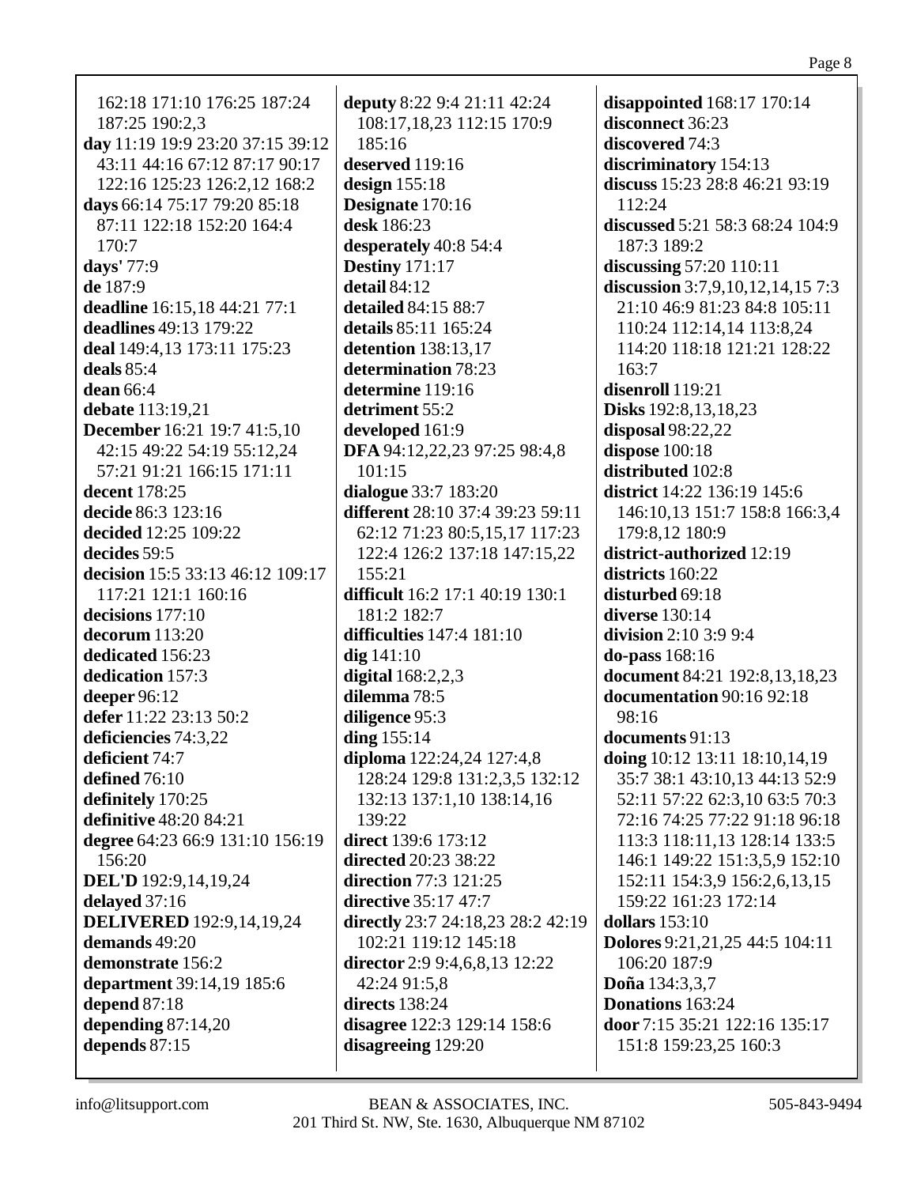162:18 171:10 176:25 187:24 187:25 190:2,3
**day** 11:19 19:9 23:20 37:15 39:12 43:11 44:16 67:12 87:17 90:17 122:16 125:23 126:2,12 168:2
**days** 66:14 75:17 79:20 85:18 87:11 122:18 152:20 164:4 170:7
**days'** 77:9
**de** 187:9
**deadline** 16:15,18 44:21 77:1
**deadlines** 49:13 179:22
**deal** 149:4,13 173:11 175:23
**deals** 85:4
**dean** 66:4
**debate** 113:19,21
**December** 16:21 19:7 41:5,10 42:15 49:22 54:19 55:12,24 57:21 91:21 166:15 171:11
**decent** 178:25
**decide** 86:3 123:16
**decided** 12:25 109:22
**decides** 59:5
**decision** 15:5 33:13 46:12 109:17 117:21 121:1 160:16
**decisions** 177:10
**decorum** 113:20
**dedicated** 156:23
**dedication** 157:3
**deeper** 96:12
**defer** 11:22 23:13 50:2
**deficiencies** 74:3,22
**deficient** 74:7
**defined** 76:10
**definitely** 170:25
**definitive** 48:20 84:21
**degree** 64:23 66:9 131:10 156:19 156:20
**DEL'D** 192:9,14,19,24
**delayed** 37:16
**DELIVERED** 192:9,14,19,24
**demands** 49:20
**demonstrate** 156:2
**department** 39:14,19 185:6
**depend** 87:18
**depending** 87:14,20
**depends** 87:15
**deputy** 8:22 9:4 21:11 42:24 108:17,18,23 112:15 170:9 185:16
**deserved** 119:16
**design** 155:18
**Designate** 170:16
**desk** 186:23
**desperately** 40:8 54:4
**Destiny** 171:17
**detail** 84:12
**detailed** 84:15 88:7
**details** 85:11 165:24
**detention** 138:13,17
**determination** 78:23
**determine** 119:16
**detriment** 55:2
**developed** 161:9
**DFA** 94:12,22,23 97:25 98:4,8 101:15
**dialogue** 33:7 183:20
**different** 28:10 37:4 39:23 59:11 62:12 71:23 80:5,15,17 117:23 122:4 126:2 137:18 147:15,22 155:21
**difficult** 16:2 17:1 40:19 130:1 181:2 182:7
**difficulties** 147:4 181:10
**dig** 141:10
**digital** 168:2,2,3
**dilemma** 78:5
**diligence** 95:3
**ding** 155:14
**diploma** 122:24,24 127:4,8 128:24 129:8 131:2,3,5 132:12 132:13 137:1,10 138:14,16 139:22
**direct** 139:6 173:12
**directed** 20:23 38:22
**direction** 77:3 121:25
**directive** 35:17 47:7
**directly** 23:7 24:18,23 28:2 42:19 102:21 119:12 145:18
**director** 2:9 9:4,6,8,13 12:22 42:24 91:5,8
**directs** 138:24
**disagree** 122:3 129:14 158:6
**disagreeing** 129:20
**disappointed** 168:17 170:14
**disconnect** 36:23
**discovered** 74:3
**discriminatory** 154:13
**discuss** 15:23 28:8 46:21 93:19 112:24
**discussed** 5:21 58:3 68:24 104:9 187:3 189:2
**discussing** 57:20 110:11
**discussion** 3:7,9,10,12,14,15 7:3 21:10 46:9 81:23 84:8 105:11 110:24 112:14,14 113:8,24 114:20 118:18 121:21 128:22 163:7
**disenroll** 119:21
**Disks** 192:8,13,18,23
**disposal** 98:22,22
**dispose** 100:18
**distributed** 102:8
**district** 14:22 136:19 145:6 146:10,13 151:7 158:8 166:3,4 179:8,12 180:9
**district-authorized** 12:19
**districts** 160:22
**disturbed** 69:18
**diverse** 130:14
**division** 2:10 3:9 9:4
**do-pass** 168:16
**document** 84:21 192:8,13,18,23
**documentation** 90:16 92:18 98:16
**documents** 91:13
**doing** 10:12 13:11 18:10,14,19 35:7 38:1 43:10,13 44:13 52:9 52:11 57:22 62:3,10 63:5 70:3 72:16 74:25 77:22 91:18 96:18 113:3 118:11,13 128:14 133:5 146:1 149:22 151:3,5,9 152:10 152:11 154:3,9 156:2,6,13,15 159:22 161:23 172:14
**dollars** 153:10
**Dolores** 9:21,21,25 44:5 104:11 106:20 187:9
**Doña** 134:3,3,7
**Donations** 163:24
**door** 7:15 35:21 122:16 135:17 151:8 159:23,25 160:3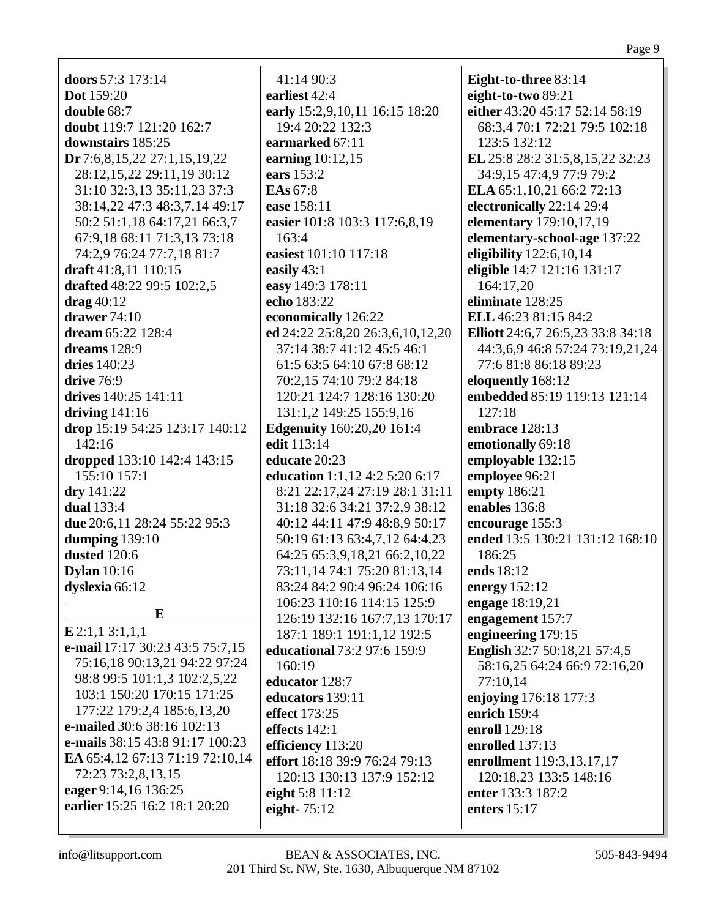**doors** 57:3 173:14
**Dot** 159:20
**double** 68:7
**doubt** 119:7 121:20 162:7
**downstairs** 185:25
**Dr** 7:6,8,15,22 27:1,15,19,22 28:12,15,22 29:11,19 30:12 31:10 32:3,13 35:11,23 37:3 38:14,22 47:3 48:3,7,14 49:17 50:2 51:1,18 64:17,21 66:3,7 67:9,18 68:11 71:3,13 73:18 74:2,9 76:24 77:7,18 81:7
**draft** 41:8,11 110:15
**drafted** 48:22 99:5 102:2,5
**drag** 40:12
**drawer** 74:10
**dream** 65:22 128:4
**dreams** 128:9
**dries** 140:23
**drive** 76:9
**drives** 140:25 141:11
**driving** 141:16
**drop** 15:19 54:25 123:17 140:12 142:16
**dropped** 133:10 142:4 143:15 155:10 157:1
**dry** 141:22
**dual** 133:4
**due** 20:6,11 28:24 55:22 95:3
**dumping** 139:10
**dusted** 120:6
**Dylan** 10:16
**dyslexia** 66:12

## E

**E** 2:1,1 3:1,1,1
**e-mail** 17:17 30:23 43:5 75:7,15 75:16,18 90:13,21 94:22 97:24 98:8 99:5 101:1,3 102:2,5,22 103:1 150:20 170:15 171:25 177:22 179:2,4 185:6,13,20
**e-mailed** 30:6 38:16 102:13
**e-mails** 38:15 43:8 91:17 100:23
**EA** 65:4,12 67:13 71:19 72:10,14 72:23 73:2,8,13,15
**eager** 9:14,16 136:25
**earlier** 15:25 16:2 18:1 20:20 41:14 90:3
**earliest** 42:4
**early** 15:2,9,10,11 16:15 18:20 19:4 20:22 132:3
**earmarked** 67:11
**earning** 10:12,15
**ears** 153:2
**EAs** 67:8
**ease** 158:11
**easier** 101:8 103:3 117:6,8,19 163:4
**easiest** 101:10 117:18
**easily** 43:1
**easy** 149:3 178:11
**echo** 183:22
**economically** 126:22
**ed** 24:22 25:8,20 26:3,6,10,12,20 37:14 38:7 41:12 45:5 46:1 61:5 63:5 64:10 67:8 68:12 70:2,15 74:10 79:2 84:18 120:21 124:7 128:16 130:20 131:1,2 149:25 155:9,16
**Edgenuity** 160:20,20 161:4
**edit** 113:14
**educate** 20:23
**education** 1:1,12 4:2 5:20 6:17 8:21 22:17,24 27:19 28:1 31:11 31:18 32:6 34:21 37:2,9 38:12 40:12 44:11 47:9 48:8,9 50:17 50:19 61:13 63:4,7,12 64:4,23 64:25 65:3,9,18,21 66:2,10,22 73:11,14 74:1 75:20 81:13,14 83:24 84:2 90:4 96:24 106:16 106:23 110:16 114:15 125:9 126:19 132:16 167:7,13 170:17 187:1 189:1 191:1,12 192:5
**educational** 73:2 97:6 159:9 160:19
**educator** 128:7
**educators** 139:11
**effect** 173:25
**effects** 142:1
**efficiency** 113:20
**effort** 18:18 39:9 76:24 79:13 120:13 130:13 137:9 152:12
**eight** 5:8 11:12
**eight-** 75:12
**Eight-to-three** 83:14
**eight-to-two** 89:21
**either** 43:20 45:17 52:14 58:19 68:3,4 70:1 72:21 79:5 102:18 123:5 132:12
**EL** 25:8 28:2 31:5,8,15,22 32:23 34:9,15 47:4,9 77:9 79:2
**ELA** 65:1,10,21 66:2 72:13
**electronically** 22:14 29:4
**elementary** 179:10,17,19
**elementary-school-age** 137:22
**eligibility** 122:6,10,14
**eligible** 14:7 121:16 131:17 164:17,20
**eliminate** 128:25
**ELL** 46:23 81:15 84:2
**Elliott** 24:6,7 26:5,23 33:8 34:18 44:3,6,9 46:8 57:24 73:19,21,24 77:6 81:8 86:18 89:23
**eloquently** 168:12
**embedded** 85:19 119:13 121:14 127:18
**embrace** 128:13
**emotionally** 69:18
**employable** 132:15
**employee** 96:21
**empty** 186:21
**enables** 136:8
**encourage** 155:3
**ended** 13:5 130:21 131:12 168:10 186:25
**ends** 18:12
**energy** 152:12
**engage** 18:19,21
**engagement** 157:7
**engineering** 179:15
**English** 32:7 50:18,21 57:4,5 58:16,25 64:24 66:9 72:16,20 77:10,14
**enjoying** 176:18 177:3
**enrich** 159:4
**enroll** 129:18
**enrolled** 137:13
**enrollment** 119:3,13,17,17 120:18,23 133:5 148:16
**enter** 133:3 187:2
**enters** 15:17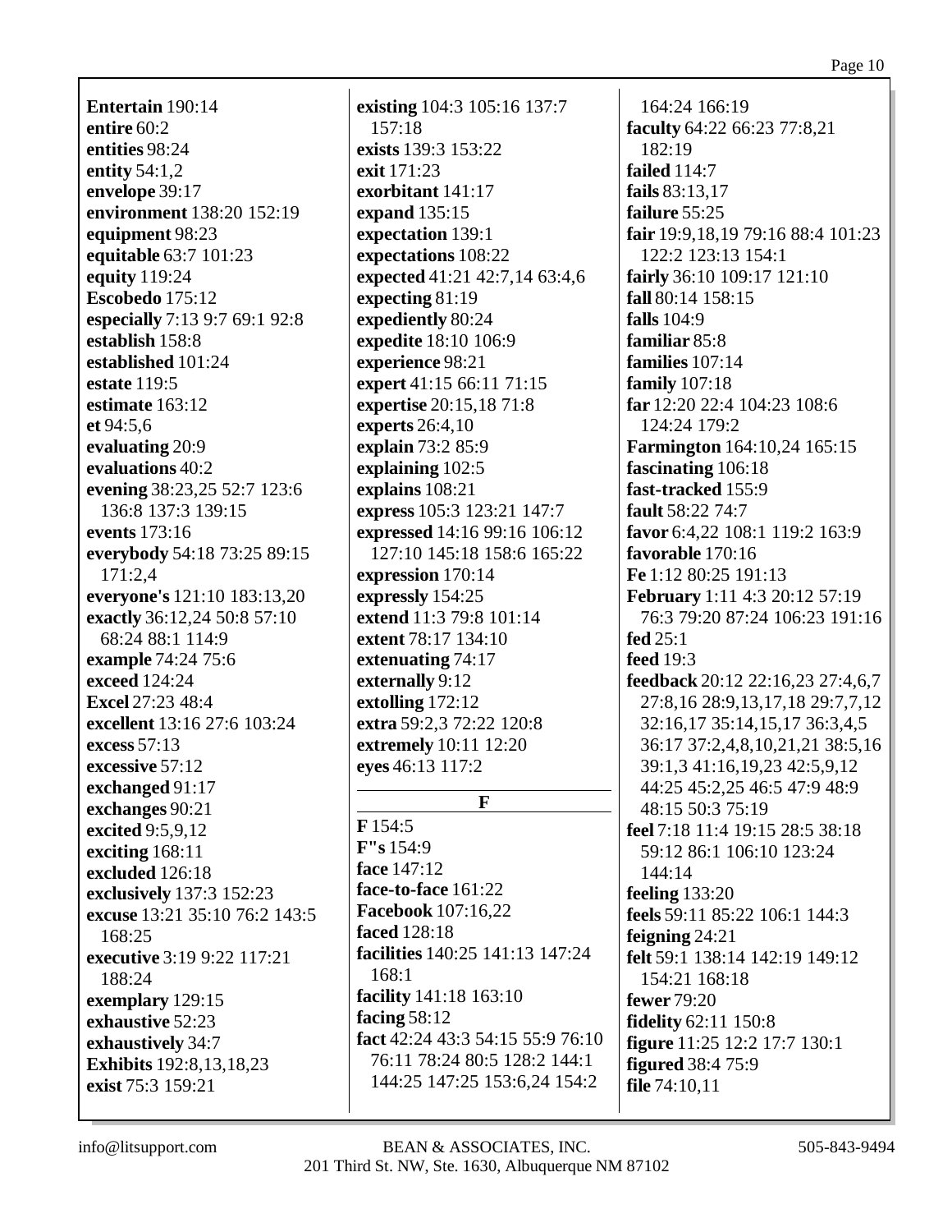**Entertain** 190:14
**entire** 60:2
**entities** 98:24
**entity** 54:1,2
**envelope** 39:17
**environment** 138:20 152:19
**equipment** 98:23
**equitable** 63:7 101:23
**equity** 119:24
**Escobedo** 175:12
**especially** 7:13 9:7 69:1 92:8
**establish** 158:8
**established** 101:24
**estate** 119:5
**estimate** 163:12
**et** 94:5,6
**evaluating** 20:9
**evaluations** 40:2
**evening** 38:23,25 52:7 123:6 136:8 137:3 139:15
**events** 173:16
**everybody** 54:18 73:25 89:15 171:2,4
**everyone's** 121:10 183:13,20
**exactly** 36:12,24 50:8 57:10 68:24 88:1 114:9
**example** 74:24 75:6
**exceed** 124:24
**Excel** 27:23 48:4
**excellent** 13:16 27:6 103:24
**excess** 57:13
**excessive** 57:12
**exchanged** 91:17
**exchanges** 90:21
**excited** 9:5,9,12
**exciting** 168:11
**excluded** 126:18
**exclusively** 137:3 152:23
**excuse** 13:21 35:10 76:2 143:5 168:25
**executive** 3:19 9:22 117:21 188:24
**exemplary** 129:15
**exhaustive** 52:23
**exhaustively** 34:7
**Exhibits** 192:8,13,18,23
**exist** 75:3 159:21
**existing** 104:3 105:16 137:7 157:18
**exists** 139:3 153:22
**exit** 171:23
**exorbitant** 141:17
**expand** 135:15
**expectation** 139:1
**expectations** 108:22
**expected** 41:21 42:7,14 63:4,6
**expecting** 81:19
**expediently** 80:24
**expedite** 18:10 106:9
**experience** 98:21
**expert** 41:15 66:11 71:15
**expertise** 20:15,18 71:8
**experts** 26:4,10
**explain** 73:2 85:9
**explaining** 102:5
**explains** 108:21
**express** 105:3 123:21 147:7
**expressed** 14:16 99:16 106:12 127:10 145:18 158:6 165:22
**expression** 170:14
**expressly** 154:25
**extend** 11:3 79:8 101:14
**extent** 78:17 134:10
**extenuating** 74:17
**externally** 9:12
**extolling** 172:12
**extra** 59:2,3 72:22 120:8
**extremely** 10:11 12:20
**eyes** 46:13 117:2

## F

**F** 154:5
**F"s** 154:9
**face** 147:12
**face-to-face** 161:22
**Facebook** 107:16,22
**faced** 128:18
**facilities** 140:25 141:13 147:24 168:1
**facility** 141:18 163:10
**facing** 58:12
**fact** 42:24 43:3 54:15 55:9 76:10 76:11 78:24 80:5 128:2 144:1 144:25 147:25 153:6,24 154:2 164:24 166:19
**faculty** 64:22 66:23 77:8,21 182:19
**failed** 114:7
**fails** 83:13,17
**failure** 55:25
**fair** 19:9,18,19 79:16 88:4 101:23 122:2 123:13 154:1
**fairly** 36:10 109:17 121:10
**fall** 80:14 158:15
**falls** 104:9
**familiar** 85:8
**families** 107:14
**family** 107:18
**far** 12:20 22:4 104:23 108:6 124:24 179:2
**Farmington** 164:10,24 165:15
**fascinating** 106:18
**fast-tracked** 155:9
**fault** 58:22 74:7
**favor** 6:4,22 108:1 119:2 163:9
**favorable** 170:16
**Fe** 1:12 80:25 191:13
**February** 1:11 4:3 20:12 57:19 76:3 79:20 87:24 106:23 191:16
**fed** 25:1
**feed** 19:3
**feedback** 20:12 22:16,23 27:4,6,7 27:8,16 28:9,13,17,18 29:7,7,12 32:16,17 35:14,15,17 36:3,4,5 36:17 37:2,4,8,10,21,21 38:5,16 39:1,3 41:16,19,23 42:5,9,12 44:25 45:2,25 46:5 47:9 48:9 48:15 50:3 75:19
**feel** 7:18 11:4 19:15 28:5 38:18 59:12 86:1 106:10 123:24 144:14
**feeling** 133:20
**feels** 59:11 85:22 106:1 144:3
**feigning** 24:21
**felt** 59:1 138:14 142:19 149:12 154:21 168:18
**fewer** 79:20
**fidelity** 62:11 150:8
**figure** 11:25 12:2 17:7 130:1
**figured** 38:4 75:9
**file** 74:10,11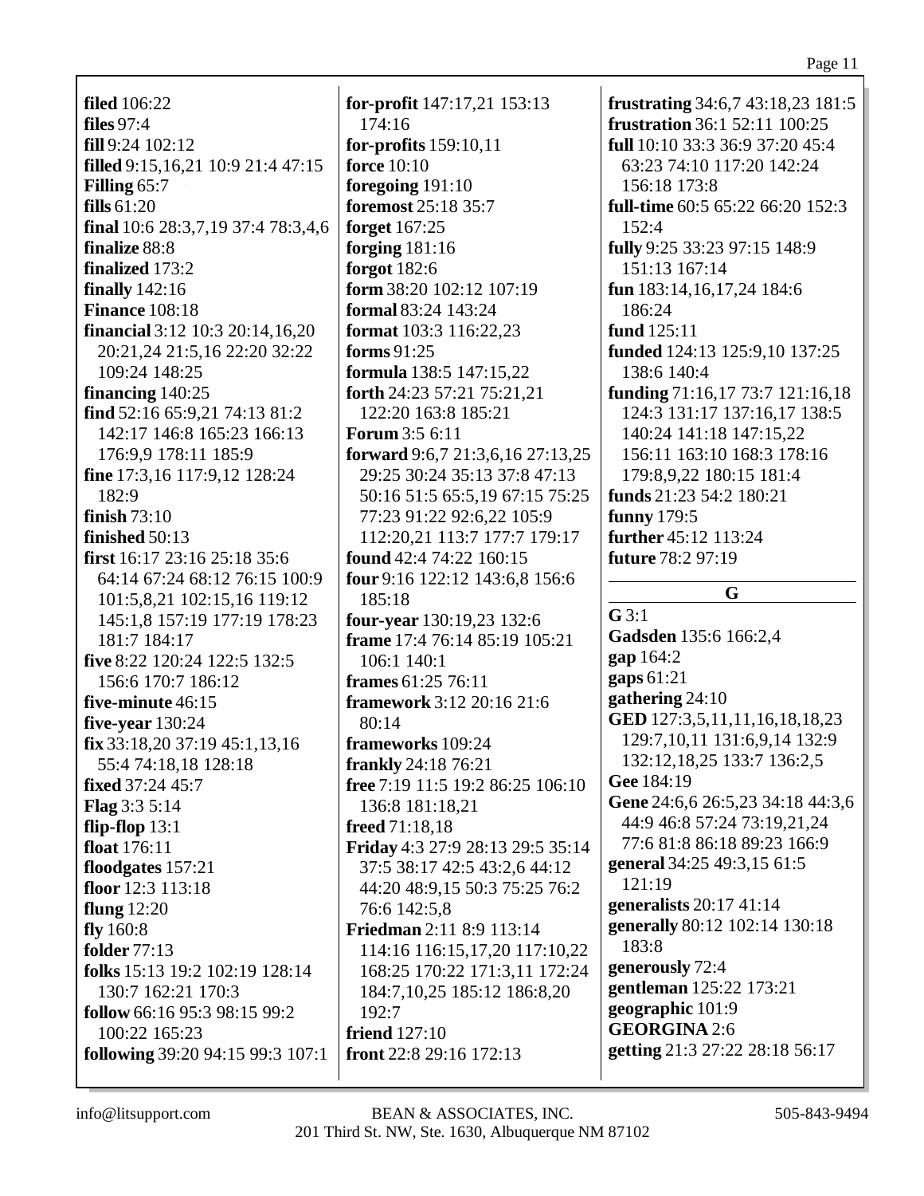**filed** 106:22
**files** 97:4
**fill** 9:24 102:12
**filled** 9:15,16,21 10:9 21:4 47:15
**Filling** 65:7
**fills** 61:20
**final** 10:6 28:3,7,19 37:4 78:3,4,6
**finalize** 88:8
**finalized** 173:2
**finally** 142:16
**Finance** 108:18
**financial** 3:12 10:3 20:14,16,20 20:21,24 21:5,16 22:20 32:22 109:24 148:25
**financing** 140:25
**find** 52:16 65:9,21 74:13 81:2 142:17 146:8 165:23 166:13 176:9,9 178:11 185:9
**fine** 17:3,16 117:9,12 128:24 182:9
**finish** 73:10
**finished** 50:13
**first** 16:17 23:16 25:18 35:6 64:14 67:24 68:12 76:15 100:9 101:5,8,21 102:15,16 119:12 145:1,8 157:19 177:19 178:23 181:7 184:17
**five** 8:22 120:24 122:5 132:5 156:6 170:7 186:12
**five-minute** 46:15
**five-year** 130:24
**fix** 33:18,20 37:19 45:1,13,16 55:4 74:18,18 128:18
**fixed** 37:24 45:7
**Flag** 3:3 5:14
**flip-flop** 13:1
**float** 176:11
**floodgates** 157:21
**floor** 12:3 113:18
**flung** 12:20
**fly** 160:8
**folder** 77:13
**folks** 15:13 19:2 102:19 128:14 130:7 162:21 170:3
**follow** 66:16 95:3 98:15 99:2 100:22 165:23
**following** 39:20 94:15 99:3 107:1
**for-profit** 147:17,21 153:13 174:16
**for-profits** 159:10,11
**force** 10:10
**foregoing** 191:10
**foremost** 25:18 35:7
**forget** 167:25
**forging** 181:16
**forgot** 182:6
**form** 38:20 102:12 107:19
**formal** 83:24 143:24
**format** 103:3 116:22,23
**forms** 91:25
**formula** 138:5 147:15,22
**forth** 24:23 57:21 75:21,21 122:20 163:8 185:21
**Forum** 3:5 6:11
**forward** 9:6,7 21:3,6,16 27:13,25 29:25 30:24 35:13 37:8 47:13 50:16 51:5 65:5,19 67:15 75:25 77:23 91:22 92:6,22 105:9 112:20,21 113:7 177:7 179:17
**found** 42:4 74:22 160:15
**four** 9:16 122:12 143:6,8 156:6 185:18
**four-year** 130:19,23 132:6
**frame** 17:4 76:14 85:19 105:21 106:1 140:1
**frames** 61:25 76:11
**framework** 3:12 20:16 21:6 80:14
**frameworks** 109:24
**frankly** 24:18 76:21
**free** 7:19 11:5 19:2 86:25 106:10 136:8 181:18,21
**freed** 71:18,18
**Friday** 4:3 27:9 28:13 29:5 35:14 37:5 38:17 42:5 43:2,6 44:12 44:20 48:9,15 50:3 75:25 76:2 76:6 142:5,8
**Friedman** 2:11 8:9 113:14 114:16 116:15,17,20 117:10,22 168:25 170:22 171:3,11 172:24 184:7,10,25 185:12 186:8,20 192:7
**friend** 127:10
**front** 22:8 29:16 172:13
**frustrating** 34:6,7 43:18,23 181:5
**frustration** 36:1 52:11 100:25
**full** 10:10 33:3 36:9 37:20 45:4 63:23 74:10 117:20 142:24 156:18 173:8
**full-time** 60:5 65:22 66:20 152:3 152:4
**fully** 9:25 33:23 97:15 148:9 151:13 167:14
**fun** 183:14,16,17,24 184:6 186:24
**fund** 125:11
**funded** 124:13 125:9,10 137:25 138:6 140:4
**funding** 71:16,17 73:7 121:16,18 124:3 131:17 137:16,17 138:5 140:24 141:18 147:15,22 156:11 163:10 168:3 178:16 179:8,9,22 180:15 181:4
**funds** 21:23 54:2 180:21
**funny** 179:5
**further** 45:12 113:24
**future** 78:2 97:19

## G

**G** 3:1
**Gadsden** 135:6 166:2,4
**gap** 164:2
**gaps** 61:21
**gathering** 24:10
**GED** 127:3,5,11,11,16,18,18,23 129:7,10,11 131:6,9,14 132:9 132:12,18,25 133:7 136:2,5
**Gee** 184:19
**Gene** 24:6,6 26:5,23 34:18 44:3,6 44:9 46:8 57:24 73:19,21,24 77:6 81:8 86:18 89:23 166:9
**general** 34:25 49:3,15 61:5 121:19
**generalists** 20:17 41:14
**generally** 80:12 102:14 130:18 183:8
**generously** 72:4
**gentleman** 125:22 173:21
**geographic** 101:9
**GEORGINA** 2:6
**getting** 21:3 27:22 28:18 56:17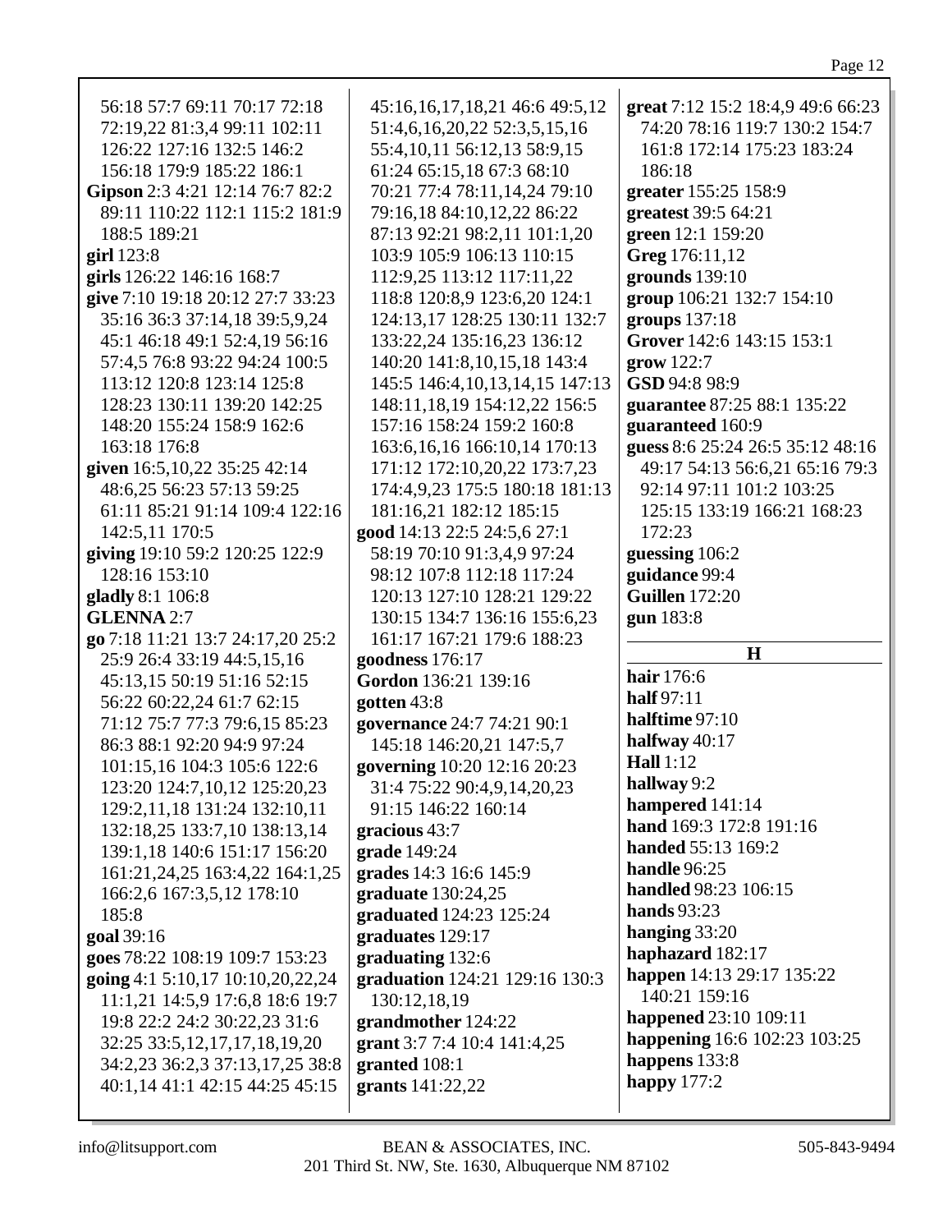56:18 57:7 69:11 70:17 72:18 72:19,22 81:3,4 99:11 102:11 126:22 127:16 132:5 146:2 156:18 179:9 185:22 186:1
**Gipson** 2:3 4:21 12:14 76:7 82:2 89:11 110:22 112:1 115:2 181:9 188:5 189:21
**girl** 123:8
**girls** 126:22 146:16 168:7
**give** 7:10 19:18 20:12 27:7 33:23 35:16 36:3 37:14,18 39:5,9,24 45:1 46:18 49:1 52:4,19 56:16 57:4,5 76:8 93:22 94:24 100:5 113:12 120:8 123:14 125:8 128:23 130:11 139:20 142:25 148:20 155:24 158:9 162:6 163:18 176:8
**given** 16:5,10,22 35:25 42:14 48:6,25 56:23 57:13 59:25 61:11 85:21 91:14 109:4 122:16 142:5,11 170:5
**giving** 19:10 59:2 120:25 122:9 128:16 153:10
**gladly** 8:1 106:8
**GLENNA** 2:7
**go** 7:18 11:21 13:7 24:17,20 25:2 25:9 26:4 33:19 44:5,15,16 45:13,15 50:19 51:16 52:15 56:22 60:22,24 61:7 62:15 71:12 75:7 77:3 79:6,15 85:23 86:3 88:1 92:20 94:9 97:24 101:15,16 104:3 105:6 122:6 123:20 124:7,10,12 125:20,23 129:2,11,18 131:24 132:10,11 132:18,25 133:7,10 138:13,14 139:1,18 140:6 151:17 156:20 161:21,24,25 163:4,22 164:1,25 166:2,6 167:3,5,12 178:10 185:8
**goal** 39:16
**goes** 78:22 108:19 109:7 153:23
**going** 4:1 5:10,17 10:10,20,22,24 11:1,21 14:5,9 17:6,8 18:6 19:7 19:8 22:2 24:2 30:22,23 31:6 32:25 33:5,12,17,17,18,19,20 34:2,23 36:2,3 37:13,17,25 38:8 40:1,14 41:1 42:15 44:25 45:15 45:16,16,17,18,21 46:6 49:5,12 51:4,6,16,20,22 52:3,5,15,16 55:4,10,11 56:12,13 58:9,15 61:24 65:15,18 67:3 68:10 70:21 77:4 78:11,14,24 79:10 79:16,18 84:10,12,22 86:22 87:13 92:21 98:2,11 101:1,20 103:9 105:9 106:13 110:15 112:9,25 113:12 117:11,22 118:8 120:8,9 123:6,20 124:1 124:13,17 128:25 130:11 132:7 133:22,24 135:16,23 136:12 140:20 141:8,10,15,18 143:4 145:5 146:4,10,13,14,15 147:13 148:11,18,19 154:12,22 156:5 157:16 158:24 159:2 160:8 163:6,16,16 166:10,14 170:13 171:12 172:10,20,22 173:7,23 174:4,9,23 175:5 180:18 181:13 181:16,21 182:12 185:15
**good** 14:13 22:5 24:5,6 27:1 58:19 70:10 91:3,4,9 97:24 98:12 107:8 112:18 117:24 120:13 127:10 128:21 129:22 130:15 134:7 136:16 155:6,23 161:17 167:21 179:6 188:23
**goodness** 176:17
**Gordon** 136:21 139:16
**gotten** 43:8
**governance** 24:7 74:21 90:1 145:18 146:20,21 147:5,7
**governing** 10:20 12:16 20:23 31:4 75:22 90:4,9,14,20,23 91:15 146:22 160:14
**gracious** 43:7
**grade** 149:24
**grades** 14:3 16:6 145:9
**graduate** 130:24,25
**graduated** 124:23 125:24
**graduates** 129:17
**graduating** 132:6
**graduation** 124:21 129:16 130:3 130:12,18,19
**grandmother** 124:22
**grant** 3:7 7:4 10:4 141:4,25
**granted** 108:1
**grants** 141:22,22
**great** 7:12 15:2 18:4,9 49:6 66:23 74:20 78:16 119:7 130:2 154:7 161:8 172:14 175:23 183:24 186:18
**greater** 155:25 158:9
**greatest** 39:5 64:21
**green** 12:1 159:20
**Greg** 176:11,12
**grounds** 139:10
**group** 106:21 132:7 154:10
**groups** 137:18
**Grover** 142:6 143:15 153:1
**grow** 122:7
**GSD** 94:8 98:9
**guarantee** 87:25 88:1 135:22
**guaranteed** 160:9
**guess** 8:6 25:24 26:5 35:12 48:16 49:17 54:13 56:6,21 65:16 79:3 92:14 97:11 101:2 103:25 125:15 133:19 166:21 168:23 172:23
**guessing** 106:2
**guidance** 99:4
**Guillen** 172:20
**gun** 183:8

## H

**hair** 176:6
**half** 97:11
**halftime** 97:10
**halfway** 40:17
**Hall** 1:12
**hallway** 9:2
**hampered** 141:14
**hand** 169:3 172:8 191:16
**handed** 55:13 169:2
**handle** 96:25
**handled** 98:23 106:15
**hands** 93:23
**hanging** 33:20
**haphazard** 182:17
**happen** 14:13 29:17 135:22 140:21 159:16
**happened** 23:10 109:11
**happening** 16:6 102:23 103:25
**happens** 133:8
**happy** 177:2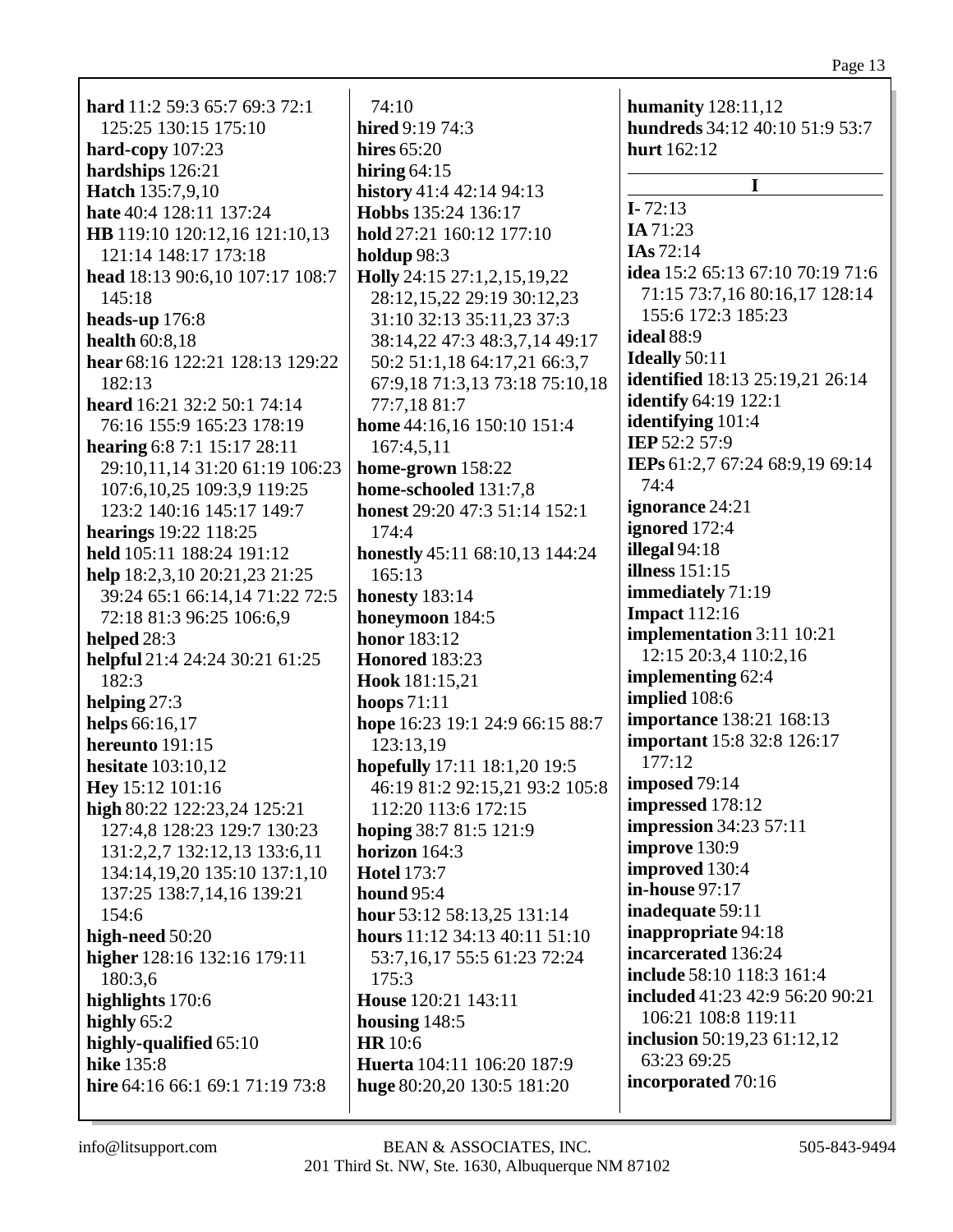**hard** 11:2 59:3 65:7 69:3 72:1 125:25 130:15 175:10
**hard-copy** 107:23
**hardships** 126:21
**Hatch** 135:7,9,10
**hate** 40:4 128:11 137:24
**HB** 119:10 120:12,16 121:10,13 121:14 148:17 173:18
**head** 18:13 90:6,10 107:17 108:7 145:18
**heads-up** 176:8
**health** 60:8,18
**hear** 68:16 122:21 128:13 129:22 182:13
**heard** 16:21 32:2 50:1 74:14 76:16 155:9 165:23 178:19
**hearing** 6:8 7:1 15:17 28:11 29:10,11,14 31:20 61:19 106:23 107:6,10,25 109:3,9 119:25 123:2 140:16 145:17 149:7
**hearings** 19:22 118:25
**held** 105:11 188:24 191:12
**help** 18:2,3,10 20:21,23 21:25 39:24 65:1 66:14,14 71:22 72:5 72:18 81:3 96:25 106:6,9
**helped** 28:3
**helpful** 21:4 24:24 30:21 61:25 182:3
**helping** 27:3
**helps** 66:16,17
**hereunto** 191:15
**hesitate** 103:10,12
**Hey** 15:12 101:16
**high** 80:22 122:23,24 125:21 127:4,8 128:23 129:7 130:23 131:2,2,7 132:12,13 133:6,11 134:14,19,20 135:10 137:1,10 137:25 138:7,14,16 139:21 154:6
**high-need** 50:20
**higher** 128:16 132:16 179:11 180:3,6
**highlights** 170:6
**highly** 65:2
**highly-qualified** 65:10
**hike** 135:8
**hire** 64:16 66:1 69:1 71:19 73:8 74:10
**hired** 9:19 74:3
**hires** 65:20
**hiring** 64:15
**history** 41:4 42:14 94:13
**Hobbs** 135:24 136:17
**hold** 27:21 160:12 177:10
**holdup** 98:3
**Holly** 24:15 27:1,2,15,19,22 28:12,15,22 29:19 30:12,23 31:10 32:13 35:11,23 37:3 38:14,22 47:3 48:3,7,14 49:17 50:2 51:1,18 64:17,21 66:3,7 67:9,18 71:3,13 73:18 75:10,18 77:7,18 81:7
**home** 44:16,16 150:10 151:4 167:4,5,11
**home-grown** 158:22
**home-schooled** 131:7,8
**honest** 29:20 47:3 51:14 152:1 174:4
**honestly** 45:11 68:10,13 144:24 165:13
**honesty** 183:14
**honeymoon** 184:5
**honor** 183:12
**Honored** 183:23
**Hook** 181:15,21
**hoops** 71:11
**hope** 16:23 19:1 24:9 66:15 88:7 123:13,19
**hopefully** 17:11 18:1,20 19:5 46:19 81:2 92:15,21 93:2 105:8 112:20 113:6 172:15
**hoping** 38:7 81:5 121:9
**horizon** 164:3
**Hotel** 173:7
**hound** 95:4
**hour** 53:12 58:13,25 131:14
**hours** 11:12 34:13 40:11 51:10 53:7,16,17 55:5 61:23 72:24 175:3
**House** 120:21 143:11
**housing** 148:5
**HR** 10:6
**Huerta** 104:11 106:20 187:9
**huge** 80:20,20 130:5 181:20
**humanity** 128:11,12
**hundreds** 34:12 40:10 51:9 53:7
**hurt** 162:12

## I

**I-** 72:13
**IA** 71:23
**IAs** 72:14
**idea** 15:2 65:13 67:10 70:19 71:6 71:15 73:7,16 80:16,17 128:14 155:6 172:3 185:23
**ideal** 88:9
**Ideally** 50:11
**identified** 18:13 25:19,21 26:14
**identify** 64:19 122:1
**identifying** 101:4
**IEP** 52:2 57:9
**IEPs** 61:2,7 67:24 68:9,19 69:14 74:4
**ignorance** 24:21
**ignored** 172:4
**illegal** 94:18
**illness** 151:15
**immediately** 71:19
**Impact** 112:16
**implementation** 3:11 10:21 12:15 20:3,4 110:2,16
**implementing** 62:4
**implied** 108:6
**importance** 138:21 168:13
**important** 15:8 32:8 126:17 177:12
**imposed** 79:14
**impressed** 178:12
**impression** 34:23 57:11
**improve** 130:9
**improved** 130:4
**in-house** 97:17
**inadequate** 59:11
**inappropriate** 94:18
**incarcerated** 136:24
**include** 58:10 118:3 161:4
**included** 41:23 42:9 56:20 90:21 106:21 108:8 119:11
**inclusion** 50:19,23 61:12,12 63:23 69:25
**incorporated** 70:16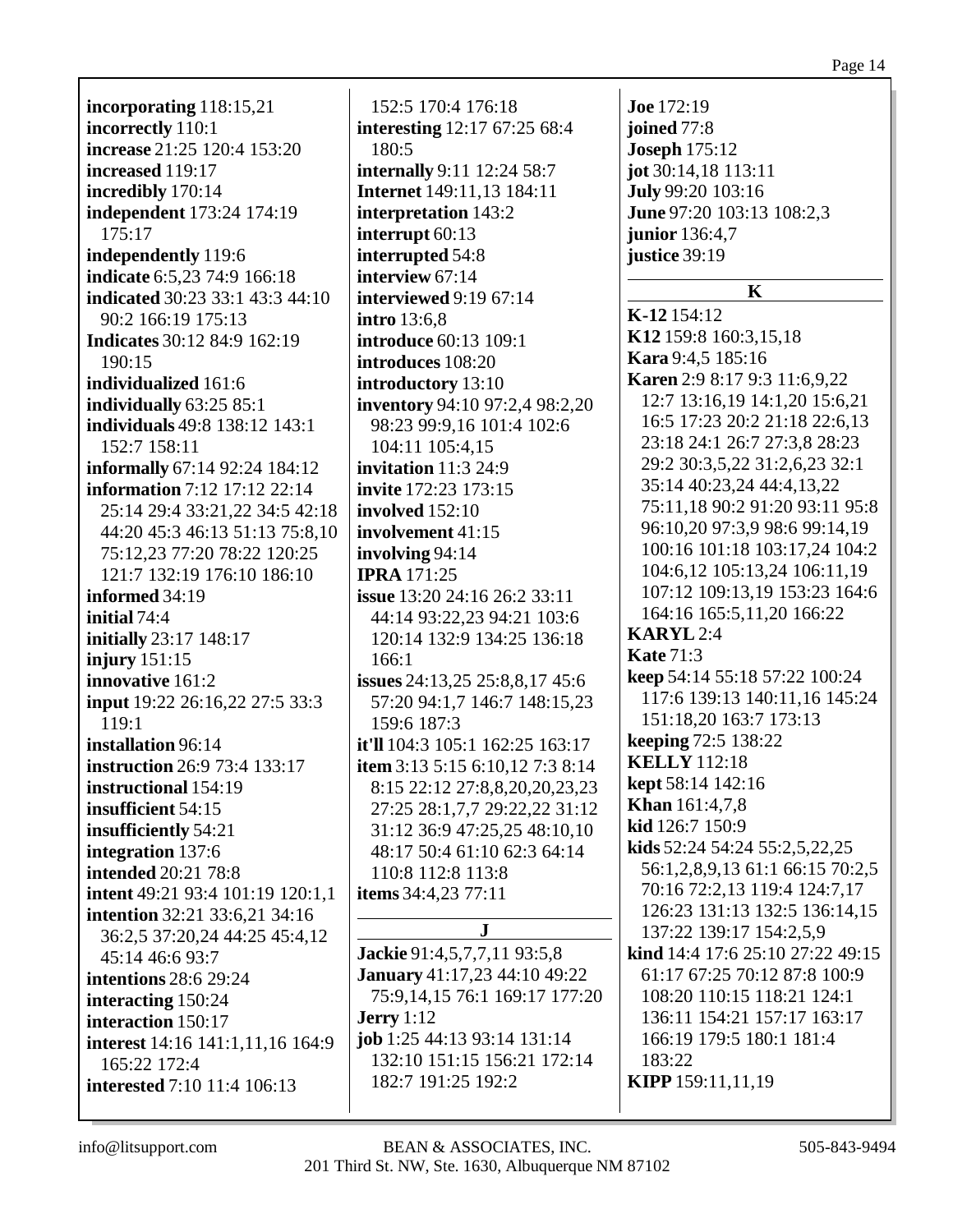**incorporating** 118:15,21
**incorrectly** 110:1
**increase** 21:25 120:4 153:20
**increased** 119:17
**incredibly** 170:14
**independent** 173:24 174:19 175:17
**independently** 119:6
**indicate** 6:5,23 74:9 166:18
**indicated** 30:23 33:1 43:3 44:10 90:2 166:19 175:13
**Indicates** 30:12 84:9 162:19 190:15
**individualized** 161:6
**individually** 63:25 85:1
**individuals** 49:8 138:12 143:1 152:7 158:11
**informally** 67:14 92:24 184:12
**information** 7:12 17:12 22:14 25:14 29:4 33:21,22 34:5 42:18 44:20 45:3 46:13 51:13 75:8,10 75:12,23 77:20 78:22 120:25 121:7 132:19 176:10 186:10
**informed** 34:19
**initial** 74:4
**initially** 23:17 148:17
**injury** 151:15
**innovative** 161:2
**input** 19:22 26:16,22 27:5 33:3 119:1
**installation** 96:14
**instruction** 26:9 73:4 133:17
**instructional** 154:19
**insufficient** 54:15
**insufficiently** 54:21
**integration** 137:6
**intended** 20:21 78:8
**intent** 49:21 93:4 101:19 120:1,1
**intention** 32:21 33:6,21 34:16 36:2,5 37:20,24 44:25 45:4,12 45:14 46:6 93:7
**intentions** 28:6 29:24
**interacting** 150:24
**interaction** 150:17
**interest** 14:16 141:1,11,16 164:9 165:22 172:4
**interested** 7:10 11:4 106:13 152:5 170:4 176:18
**interesting** 12:17 67:25 68:4 180:5
**internally** 9:11 12:24 58:7
**Internet** 149:11,13 184:11
**interpretation** 143:2
**interrupt** 60:13
**interrupted** 54:8
**interview** 67:14
**interviewed** 9:19 67:14
**intro** 13:6,8
**introduce** 60:13 109:1
**introduces** 108:20
**introductory** 13:10
**inventory** 94:10 97:2,4 98:2,20 98:23 99:9,16 101:4 102:6 104:11 105:4,15
**invitation** 11:3 24:9
**invite** 172:23 173:15
**involved** 152:10
**involvement** 41:15
**involving** 94:14
**IPRA** 171:25
**issue** 13:20 24:16 26:2 33:11 44:14 93:22,23 94:21 103:6 120:14 132:9 134:25 136:18 166:1
**issues** 24:13,25 25:8,8,17 45:6 57:20 94:1,7 146:7 148:15,23 159:6 187:3
**it'll** 104:3 105:1 162:25 163:17
**item** 3:13 5:15 6:10,12 7:3 8:14 8:15 22:12 27:8,8,20,20,23,23 27:25 28:1,7,7 29:22,22 31:12 31:12 36:9 47:25,25 48:10,10 48:17 50:4 61:10 62:3 64:14 110:8 112:8 113:8
**items** 34:4,23 77:11

## J

**Jackie** 91:4,5,7,7,11 93:5,8
**January** 41:17,23 44:10 49:22 75:9,14,15 76:1 169:17 177:20
**Jerry** 1:12
**job** 1:25 44:13 93:14 131:14 132:10 151:15 156:21 172:14 182:7 191:25 192:2
**Joe** 172:19
**joined** 77:8
**Joseph** 175:12
**jot** 30:14,18 113:11
**July** 99:20 103:16
**June** 97:20 103:13 108:2,3
**junior** 136:4,7
**justice** 39:19

## K

**K-12** 154:12
**K12** 159:8 160:3,15,18
**Kara** 9:4,5 185:16
**Karen** 2:9 8:17 9:3 11:6,9,22 12:7 13:16,19 14:1,20 15:6,21 16:5 17:23 20:2 21:18 22:6,13 23:18 24:1 26:7 27:3,8 28:23 29:2 30:3,5,22 31:2,6,23 32:1 35:14 40:23,24 44:4,13,22 75:11,18 90:2 91:20 93:11 95:8 96:10,20 97:3,9 98:6 99:14,19 100:16 101:18 103:17,24 104:2 104:6,12 105:13,24 106:11,19 107:12 109:13,19 153:23 164:6 164:16 165:5,11,20 166:22
**KARYL** 2:4
**Kate** 71:3
**keep** 54:14 55:18 57:22 100:24 117:6 139:13 140:11,16 145:24 151:18,20 163:7 173:13
**keeping** 72:5 138:22
**KELLY** 112:18
**kept** 58:14 142:16
**Khan** 161:4,7,8
**kid** 126:7 150:9
**kids** 52:24 54:24 55:2,5,22,25 56:1,2,8,9,13 61:1 66:15 70:2,5 70:16 72:2,13 119:4 124:7,17 126:23 131:13 132:5 136:14,15 137:22 139:17 154:2,5,9
**kind** 14:4 17:6 25:10 27:22 49:15 61:17 67:25 70:12 87:8 100:9 108:20 110:15 118:21 124:1 136:11 154:21 157:17 163:17 166:19 179:5 180:1 181:4 183:22
**KIPP** 159:11,11,19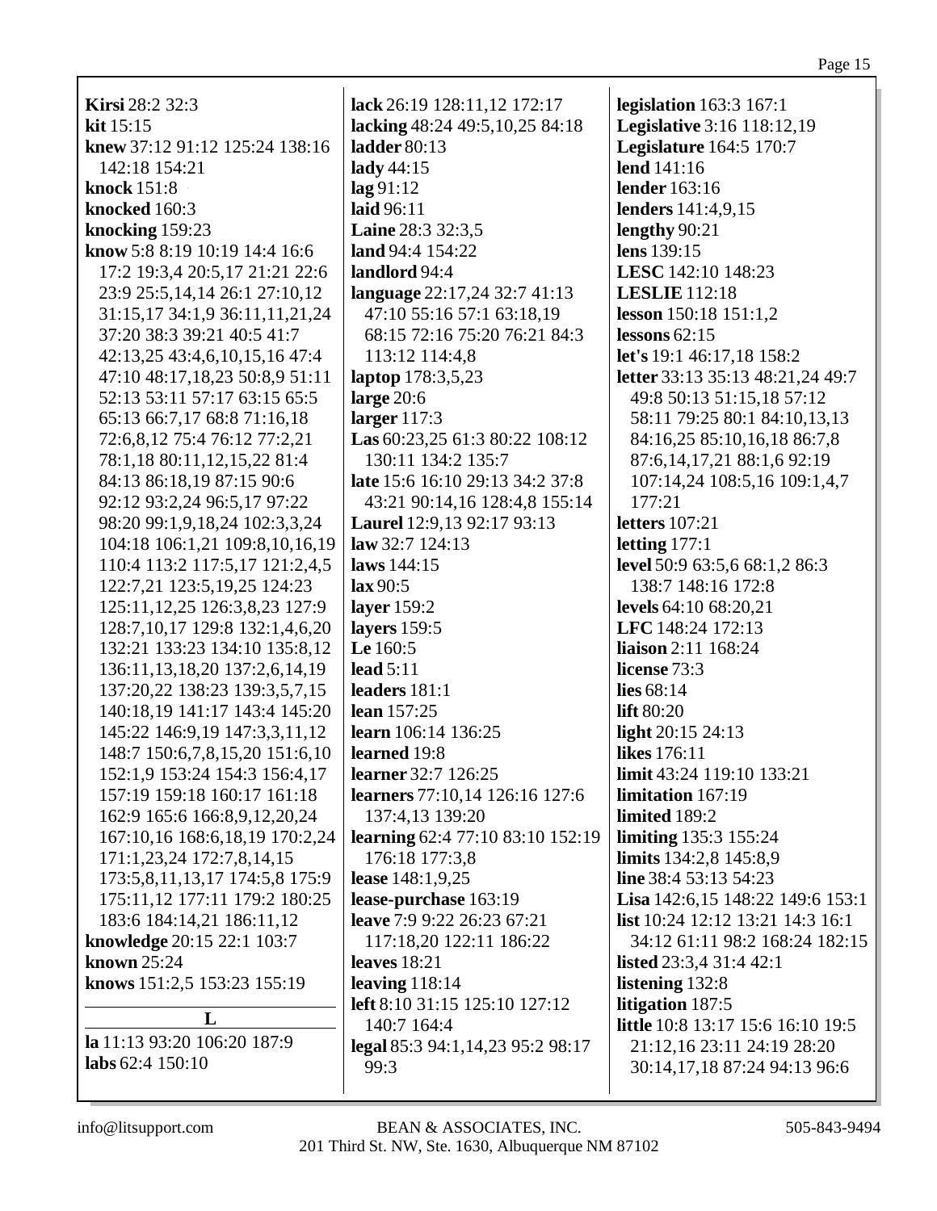**Kirsi** 28:2 32:3
**kit** 15:15
**knew** 37:12 91:12 125:24 138:16 142:18 154:21
**knock** 151:8
**knocked** 160:3
**knocking** 159:23
**know** 5:8 8:19 10:19 14:4 16:6 17:2 19:3,4 20:5,17 21:21 22:6 23:9 25:5,14,14 26:1 27:10,12 31:15,17 34:1,9 36:11,11,21,24 37:20 38:3 39:21 40:5 41:7 42:13,25 43:4,6,10,15,16 47:4 47:10 48:17,18,23 50:8,9 51:11 52:13 53:11 57:17 63:15 65:5 65:13 66:7,17 68:8 71:16,18 72:6,8,12 75:4 76:12 77:2,21 78:1,18 80:11,12,15,22 81:4 84:13 86:18,19 87:15 90:6 92:12 93:2,24 96:5,17 97:22 98:20 99:1,9,18,24 102:3,3,24 104:18 106:1,21 109:8,10,16,19 110:4 113:2 117:5,17 121:2,4,5 122:7,21 123:5,19,25 124:23 125:11,12,25 126:3,8,23 127:9 128:7,10,17 129:8 132:1,4,6,20 132:21 133:23 134:10 135:8,12 136:11,13,18,20 137:2,6,14,19 137:20,22 138:23 139:3,5,7,15 140:18,19 141:17 143:4 145:20 145:22 146:9,19 147:3,3,11,12 148:7 150:6,7,8,15,20 151:6,10 152:1,9 153:24 154:3 156:4,17 157:19 159:18 160:17 161:18 162:9 165:6 166:8,9,12,20,24 167:10,16 168:6,18,19 170:2,24 171:1,23,24 172:7,8,14,15 173:5,8,11,13,17 174:5,8 175:9 175:11,12 177:11 179:2 180:25 183:6 184:14,21 186:11,12
**knowledge** 20:15 22:1 103:7
**known** 25:24
**knows** 151:2,5 153:23 155:19

## L

**la** 11:13 93:20 106:20 187:9
**labs** 62:4 150:10
**lack** 26:19 128:11,12 172:17
**lacking** 48:24 49:5,10,25 84:18
**ladder** 80:13
**lady** 44:15
**lag** 91:12
**laid** 96:11
**Laine** 28:3 32:3,5
**land** 94:4 154:22
**landlord** 94:4
**language** 22:17,24 32:7 41:13 47:10 55:16 57:1 63:18,19 68:15 72:16 75:20 76:21 84:3 113:12 114:4,8
**laptop** 178:3,5,23
**large** 20:6
**larger** 117:3
**Las** 60:23,25 61:3 80:22 108:12 130:11 134:2 135:7
**late** 15:6 16:10 29:13 34:2 37:8 43:21 90:14,16 128:4,8 155:14
**Laurel** 12:9,13 92:17 93:13
**law** 32:7 124:13
**laws** 144:15
**lax** 90:5
**layer** 159:2
**layers** 159:5
**Le** 160:5
**lead** 5:11
**leaders** 181:1
**lean** 157:25
**learn** 106:14 136:25
**learned** 19:8
**learner** 32:7 126:25
**learners** 77:10,14 126:16 127:6 137:4,13 139:20
**learning** 62:4 77:10 83:10 152:19 176:18 177:3,8
**lease** 148:1,9,25
**lease-purchase** 163:19
**leave** 7:9 9:22 26:23 67:21 117:18,20 122:11 186:22
**leaves** 18:21
**leaving** 118:14
**left** 8:10 31:15 125:10 127:12 140:7 164:4
**legal** 85:3 94:1,14,23 95:2 98:17 99:3
**legislation** 163:3 167:1
**Legislative** 3:16 118:12,19
**Legislature** 164:5 170:7
**lend** 141:16
**lender** 163:16
**lenders** 141:4,9,15
**lengthy** 90:21
**lens** 139:15
**LESC** 142:10 148:23
**LESLIE** 112:18
**lesson** 150:18 151:1,2
**lessons** 62:15
**let's** 19:1 46:17,18 158:2
**letter** 33:13 35:13 48:21,24 49:7 49:8 50:13 51:15,18 57:12 58:11 79:25 80:1 84:10,13,13 84:16,25 85:10,16,18 86:7,8 87:6,14,17,21 88:1,6 92:19 107:14,24 108:5,16 109:1,4,7 177:21
**letters** 107:21
**letting** 177:1
**level** 50:9 63:5,6 68:1,2 86:3 138:7 148:16 172:8
**levels** 64:10 68:20,21
**LFC** 148:24 172:13
**liaison** 2:11 168:24
**license** 73:3
**lies** 68:14
**lift** 80:20
**light** 20:15 24:13
**likes** 176:11
**limit** 43:24 119:10 133:21
**limitation** 167:19
**limited** 189:2
**limiting** 135:3 155:24
**limits** 134:2,8 145:8,9
**line** 38:4 53:13 54:23
**Lisa** 142:6,15 148:22 149:6 153:1
**list** 10:24 12:12 13:21 14:3 16:1 34:12 61:11 98:2 168:24 182:15
**listed** 23:3,4 31:4 42:1
**listening** 132:8
**litigation** 187:5
**little** 10:8 13:17 15:6 16:10 19:5 21:12,16 23:11 24:19 28:20 30:14,17,18 87:24 94:13 96:6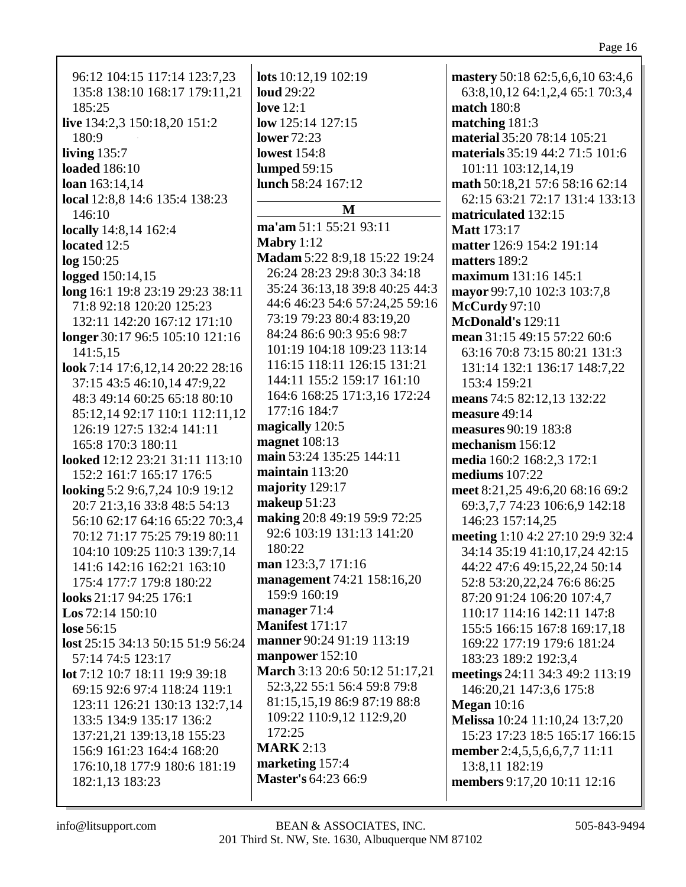96:12 104:15 117:14 123:7,23 135:8 138:10 168:17 179:11,21 185:25
**live** 134:2,3 150:18,20 151:2 180:9
**living** 135:7
**loaded** 186:10
**loan** 163:14,14
**local** 12:8,8 14:6 135:4 138:23 146:10
**locally** 14:8,14 162:4
**located** 12:5
**log** 150:25
**logged** 150:14,15
**long** 16:1 19:8 23:19 29:23 38:11 71:8 92:18 120:20 125:23 132:11 142:20 167:12 171:10
**longer** 30:17 96:5 105:10 121:16 141:5,15
**look** 7:14 17:6,12,14 20:22 28:16 37:15 43:5 46:10,14 47:9,22 48:3 49:14 60:25 65:18 80:10 85:12,14 92:17 110:1 112:11,12 126:19 127:5 132:4 141:11 165:8 170:3 180:11
**looked** 12:12 23:21 31:11 113:10 152:2 161:7 165:17 176:5
**looking** 5:2 9:6,7,24 10:9 19:12 20:7 21:3,16 33:8 48:5 54:13 56:10 62:17 64:16 65:22 70:3,4 70:12 71:17 75:25 79:19 80:11 104:10 109:25 110:3 139:7,14 141:6 142:16 162:21 163:10 175:4 177:7 179:8 180:22
**looks** 21:17 94:25 176:1
**Los** 72:14 150:10
**lose** 56:15
**lost** 25:15 34:13 50:15 51:9 56:24 57:14 74:5 123:17
**lot** 7:12 10:7 18:11 19:9 39:18 69:15 92:6 97:4 118:24 119:1 123:11 126:21 130:13 132:7,14 133:5 134:9 135:17 136:2 137:21,21 139:13,18 155:23 156:9 161:23 164:4 168:20 176:10,18 177:9 180:6 181:19 182:1,13 183:23
**lots** 10:12,19 102:19
**loud** 29:22
**love** 12:1
**low** 125:14 127:15
**lower** 72:23
**lowest** 154:8
**lumped** 59:15
**lunch** 58:24 167:12

## M

**ma'am** 51:1 55:21 93:11
**Mabry** 1:12
**Madam** 5:22 8:9,18 15:22 19:24 26:24 28:23 29:8 30:3 34:18 35:24 36:13,18 39:8 40:25 44:3 44:6 46:23 54:6 57:24,25 59:16 73:19 79:23 80:4 83:19,20 84:24 86:6 90:3 95:6 98:7 101:19 104:18 109:23 113:14 116:15 118:11 126:15 131:21 144:11 155:2 159:17 161:10 164:6 168:25 171:3,16 172:24 177:16 184:7
**magically** 120:5
**magnet** 108:13
**main** 53:24 135:25 144:11
**maintain** 113:20
**majority** 129:17
**makeup** 51:23
**making** 20:8 49:19 59:9 72:25 92:6 103:19 131:13 141:20 180:22
**man** 123:3,7 171:16
**management** 74:21 158:16,20 159:9 160:19
**manager** 71:4
**Manifest** 171:17
**manner** 90:24 91:19 113:19
**manpower** 152:10
**March** 3:13 20:6 50:12 51:17,21 52:3,22 55:1 56:4 59:8 79:8 81:15,15,19 86:9 87:19 88:8 109:22 110:9,12 112:9,20 172:25
**MARK** 2:13
**marketing** 157:4
**Master's** 64:23 66:9
**mastery** 50:18 62:5,6,6,10 63:4,6 63:8,10,12 64:1,2,4 65:1 70:3,4
**match** 180:8
**matching** 181:3
**material** 35:20 78:14 105:21
**materials** 35:19 44:2 71:5 101:6 101:11 103:12,14,19
**math** 50:18,21 57:6 58:16 62:14 62:15 63:21 72:17 131:4 133:13
**matriculated** 132:15
**Matt** 173:17
**matter** 126:9 154:2 191:14
**matters** 189:2
**maximum** 131:16 145:1
**mayor** 99:7,10 102:3 103:7,8
**McCurdy** 97:10
**McDonald's** 129:11
**mean** 31:15 49:15 57:22 60:6 63:16 70:8 73:15 80:21 131:3 131:14 132:1 136:17 148:7,22 153:4 159:21
**means** 74:5 82:12,13 132:22
**measure** 49:14
**measures** 90:19 183:8
**mechanism** 156:12
**media** 160:2 168:2,3 172:1
**mediums** 107:22
**meet** 8:21,25 49:6,20 68:16 69:2 69:3,7,7 74:23 106:6,9 142:18 146:23 157:14,25
**meeting** 1:10 4:2 27:10 29:9 32:4 34:14 35:19 41:10,17,24 42:15 44:22 47:6 49:15,22,24 50:14 52:8 53:20,22,24 76:6 86:25 87:20 91:24 106:20 107:4,7 110:17 114:16 142:11 147:8 155:5 166:15 167:8 169:17,18 169:22 177:19 179:6 181:24 183:23 189:2 192:3,4
**meetings** 24:11 34:3 49:2 113:19 146:20,21 147:3,6 175:8
**Megan** 10:16
**Melissa** 10:24 11:10,24 13:7,20 15:23 17:23 18:5 165:17 166:15
**member** 2:4,5,5,6,6,7,7 11:11 13:8,11 182:19
**members** 9:17,20 10:11 12:16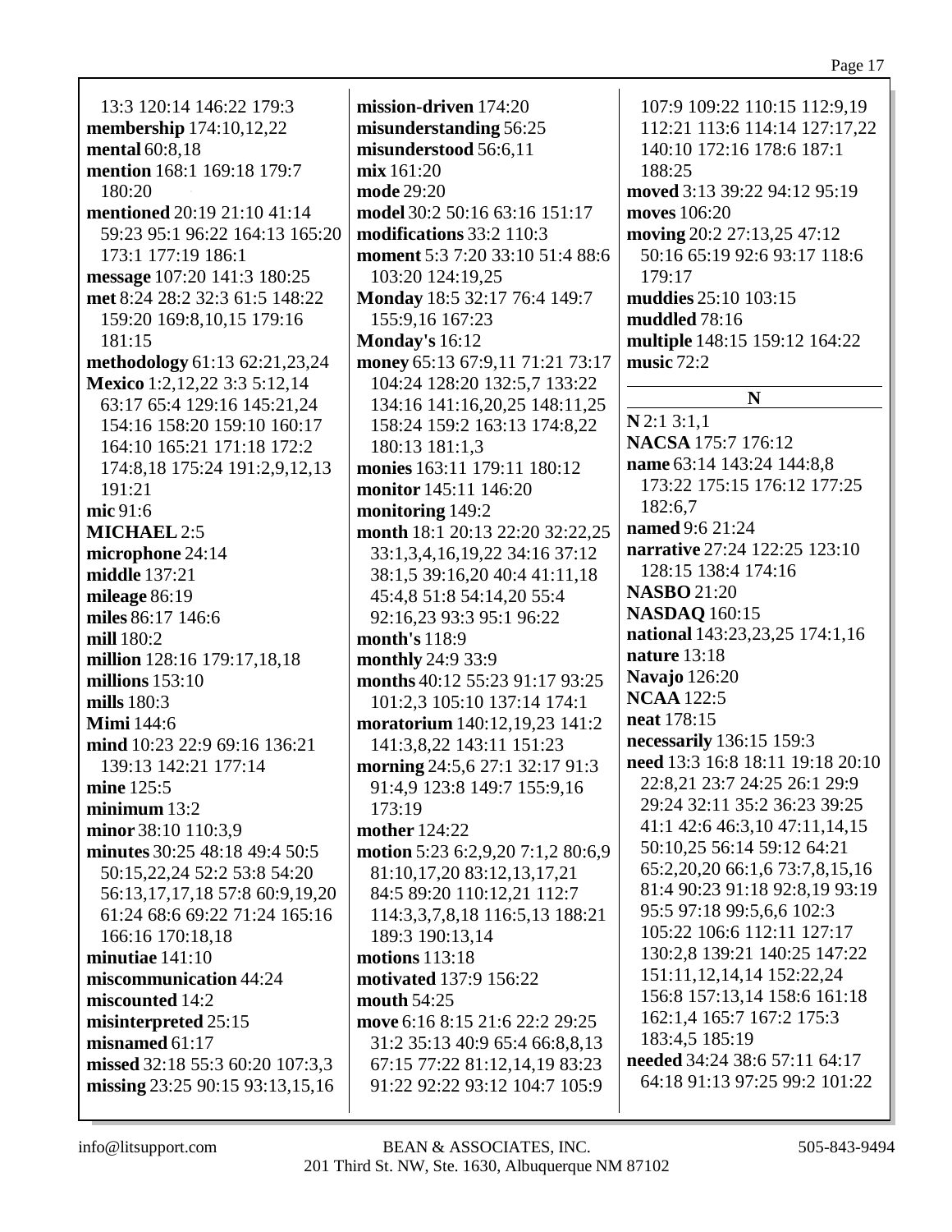13:3 120:14 146:22 179:3
**membership** 174:10,12,22
**mental** 60:8,18
**mention** 168:1 169:18 179:7 180:20
**mentioned** 20:19 21:10 41:14 59:23 95:1 96:22 164:13 165:20 173:1 177:19 186:1
**message** 107:20 141:3 180:25
**met** 8:24 28:2 32:3 61:5 148:22 159:20 169:8,10,15 179:16 181:15
**methodology** 61:13 62:21,23,24
**Mexico** 1:2,12,22 3:3 5:12,14 63:17 65:4 129:16 145:21,24 154:16 158:20 159:10 160:17 164:10 165:21 171:18 172:2 174:8,18 175:24 191:2,9,12,13 191:21
**mic** 91:6
**MICHAEL** 2:5
**microphone** 24:14
**middle** 137:21
**mileage** 86:19
**miles** 86:17 146:6
**mill** 180:2
**million** 128:16 179:17,18,18
**millions** 153:10
**mills** 180:3
**Mimi** 144:6
**mind** 10:23 22:9 69:16 136:21 139:13 142:21 177:14
**mine** 125:5
**minimum** 13:2
**minor** 38:10 110:3,9
**minutes** 30:25 48:18 49:4 50:5 50:15,22,24 52:2 53:8 54:20 56:13,17,17,18 57:8 60:9,19,20 61:24 68:6 69:22 71:24 165:16 166:16 170:18,18
**minutiae** 141:10
**miscommunication** 44:24
**miscounted** 14:2
**misinterpreted** 25:15
**misnamed** 61:17
**missed** 32:18 55:3 60:20 107:3,3
**missing** 23:25 90:15 93:13,15,16
**mission-driven** 174:20
**misunderstanding** 56:25
**misunderstood** 56:6,11
**mix** 161:20
**mode** 29:20
**model** 30:2 50:16 63:16 151:17
**modifications** 33:2 110:3
**moment** 5:3 7:20 33:10 51:4 88:6 103:20 124:19,25
**Monday** 18:5 32:17 76:4 149:7 155:9,16 167:23
**Monday's** 16:12
**money** 65:13 67:9,11 71:21 73:17 104:24 128:20 132:5,7 133:22 134:16 141:16,20,25 148:11,25 158:24 159:2 163:13 174:8,22 180:13 181:1,3
**monies** 163:11 179:11 180:12
**monitor** 145:11 146:20
**monitoring** 149:2
**month** 18:1 20:13 22:20 32:22,25 33:1,3,4,16,19,22 34:16 37:12 38:1,5 39:16,20 40:4 41:11,18 45:4,8 51:8 54:14,20 55:4 92:16,23 93:3 95:1 96:22
**month's** 118:9
**monthly** 24:9 33:9
**months** 40:12 55:23 91:17 93:25 101:2,3 105:10 137:14 174:1
**moratorium** 140:12,19,23 141:2 141:3,8,22 143:11 151:23
**morning** 24:5,6 27:1 32:17 91:3 91:4,9 123:8 149:7 155:9,16 173:19
**mother** 124:22
**motion** 5:23 6:2,9,20 7:1,2 80:6,9 81:10,17,20 83:12,13,17,21 84:5 89:20 110:12,21 112:7 114:3,3,7,8,18 116:5,13 188:21 189:3 190:13,14
**motions** 113:18
**motivated** 137:9 156:22
**mouth** 54:25
**move** 6:16 8:15 21:6 22:2 29:25 31:2 35:13 40:9 65:4 66:8,8,13 67:15 77:22 81:12,14,19 83:23 91:22 92:22 93:12 104:7 105:9 107:9 109:22 110:15 112:9,19 112:21 113:6 114:14 127:17,22 140:10 172:16 178:6 187:1 188:25
**moved** 3:13 39:22 94:12 95:19
**moves** 106:20
**moving** 20:2 27:13,25 47:12 50:16 65:19 92:6 93:17 118:6 179:17
**muddies** 25:10 103:15
**muddled** 78:16
**multiple** 148:15 159:12 164:22
**music** 72:2

## N

**N** 2:1 3:1,1
**NACSA** 175:7 176:12
**name** 63:14 143:24 144:8,8 173:22 175:15 176:12 177:25 182:6,7
**named** 9:6 21:24
**narrative** 27:24 122:25 123:10 128:15 138:4 174:16
**NASBO** 21:20
**NASDAQ** 160:15
**national** 143:23,23,25 174:1,16
**nature** 13:18
**Navajo** 126:20
**NCAA** 122:5
**neat** 178:15
**necessarily** 136:15 159:3
**need** 13:3 16:8 18:11 19:18 20:10 22:8,21 23:7 24:25 26:1 29:9 29:24 32:11 35:2 36:23 39:25 41:1 42:6 46:3,10 47:11,14,15 50:10,25 56:14 59:12 64:21 65:2,20,20 66:1,6 73:7,8,15,16 81:4 90:23 91:18 92:8,19 93:19 95:5 97:18 99:5,6,6 102:3 105:22 106:6 112:11 127:17 130:2,8 139:21 140:25 147:22 151:11,12,14,14 152:22,24 156:8 157:13,14 158:6 161:18 162:1,4 165:7 167:2 175:3 183:4,5 185:19
**needed** 34:24 38:6 57:11 64:17 64:18 91:13 97:25 99:2 101:22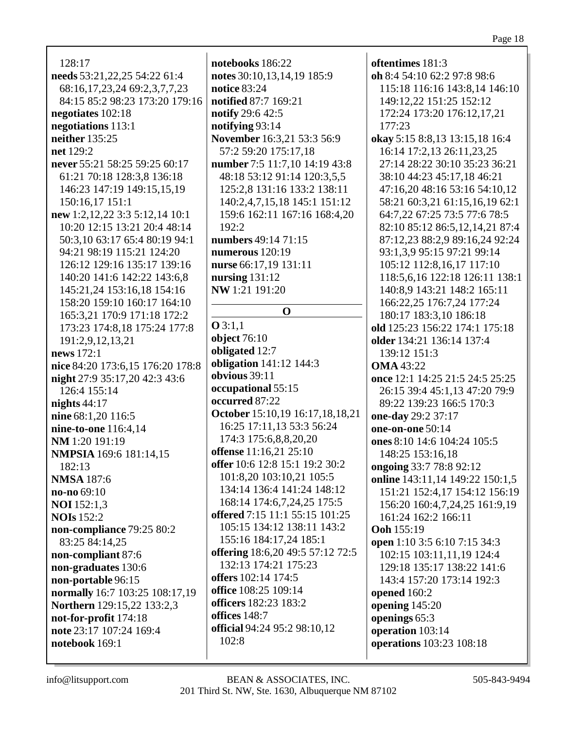128:17
**needs** 53:21,22,25 54:22 61:4 68:16,17,23,24 69:2,3,7,7,23 84:15 85:2 98:23 173:20 179:16
**negotiates** 102:18
**negotiations** 113:1
**neither** 135:25
**net** 129:2
**never** 55:21 58:25 59:25 60:17 61:21 70:18 128:3,8 136:18 146:23 147:19 149:15,15,19 150:16,17 151:1
**new** 1:2,12,22 3:3 5:12,14 10:1 10:20 12:15 13:21 20:4 48:14 50:3,10 63:17 65:4 80:19 94:1 94:21 98:19 115:21 124:20 126:12 129:16 135:17 139:16 140:20 141:6 142:22 143:6,8 145:21,24 153:16,18 154:16 158:20 159:10 160:17 164:10 165:3,21 170:9 171:18 172:2 173:23 174:8,18 175:24 177:8 191:2,9,12,13,21
**news** 172:1
**nice** 84:20 173:6,15 176:20 178:8
**night** 27:9 35:17,20 42:3 43:6 126:4 155:14
**nights** 44:17
**nine** 68:1,20 116:5
**nine-to-one** 116:4,14
**NM** 1:20 191:19
**NMPSIA** 169:6 181:14,15 182:13
**NMSA** 187:6
**no-no** 69:10
**NOI** 152:1,3
**NOIs** 152:2
**non-compliance** 79:25 80:2 83:25 84:14,25
**non-compliant** 87:6
**non-graduates** 130:6
**non-portable** 96:15
**normally** 16:7 103:25 108:17,19
**Northern** 129:15,22 133:2,3
**not-for-profit** 174:18
**note** 23:17 107:24 169:4
**notebook** 169:1
**notebooks** 186:22
**notes** 30:10,13,14,19 185:9
**notice** 83:24
**notified** 87:7 169:21
**notify** 29:6 42:5
**notifying** 93:14
**November** 16:3,21 53:3 56:9 57:2 59:20 175:17,18
**number** 7:5 11:7,10 14:19 43:8 48:18 53:12 91:14 120:3,5,5 125:2,8 131:16 133:2 138:11 140:2,4,7,15,18 145:1 151:12 159:6 162:11 167:16 168:4,20 192:2
**numbers** 49:14 71:15
**numerous** 120:19
**nurse** 66:17,19 131:11
**nursing** 131:12
**NW** 1:21 191:20

## O

**O** 3:1,1
**object** 76:10
**obligated** 12:7
**obligation** 141:12 144:3
**obvious** 39:11
**occupational** 55:15
**occurred** 87:22
**October** 15:10,19 16:17,18,18,21 16:25 17:11,13 53:3 56:24 174:3 175:6,8,8,20,20
**offense** 11:16,21 25:10
**offer** 10:6 12:8 15:1 19:2 30:2 101:8,20 103:10,21 105:5 134:14 136:4 141:24 148:12 168:14 174:6,7,24,25 175:5
**offered** 7:15 11:1 55:15 101:25 105:15 134:12 138:11 143:2 155:16 184:17,24 185:1
**offering** 18:6,20 49:5 57:12 72:5 132:13 174:21 175:23
**offers** 102:14 174:5
**office** 108:25 109:14
**officers** 182:23 183:2
**offices** 148:7
**official** 94:24 95:2 98:10,12 102:8
**oftentimes** 181:3
**oh** 8:4 54:10 62:2 97:8 98:6 115:18 116:16 143:8,14 146:10 149:12,22 151:25 152:12 172:24 173:20 176:12,17,21 177:23
**okay** 5:15 8:8,13 13:15,18 16:4 16:14 17:2,13 26:11,23,25 27:14 28:22 30:10 35:23 36:21 38:10 44:23 45:17,18 46:21 47:16,20 48:16 53:16 54:10,12 58:21 60:3,21 61:15,16,19 62:1 64:7,22 67:25 73:5 77:6 78:5 82:10 85:12 86:5,12,14,21 87:4 87:12,23 88:2,9 89:16,24 92:24 93:1,3,9 95:15 97:21 99:14 105:12 112:8,16,17 117:10 118:5,6,16 122:18 126:11 138:1 140:8,9 143:21 148:2 165:11 166:22,25 176:7,24 177:24 180:17 183:3,10 186:18
**old** 125:23 156:22 174:1 175:18
**older** 134:21 136:14 137:4 139:12 151:3
**OMA** 43:22
**once** 12:1 14:25 21:5 24:5 25:25 26:15 39:4 45:1,13 47:20 79:9 89:22 139:23 166:5 170:3
**one-day** 29:2 37:17
**one-on-one** 50:14
**ones** 8:10 14:6 104:24 105:5 148:25 153:16,18
**ongoing** 33:7 78:8 92:12
**online** 143:11,14 149:22 150:1,5 151:21 152:4,17 154:12 156:19 156:20 160:4,7,24,25 161:9,19 161:24 162:2 166:11
**Ooh** 155:19
**open** 1:10 3:5 6:10 7:15 34:3 102:15 103:11,11,19 124:4 129:18 135:17 138:22 141:6 143:4 157:20 173:14 192:3
**opened** 160:2
**opening** 145:20
**openings** 65:3
**operation** 103:14
**operations** 103:23 108:18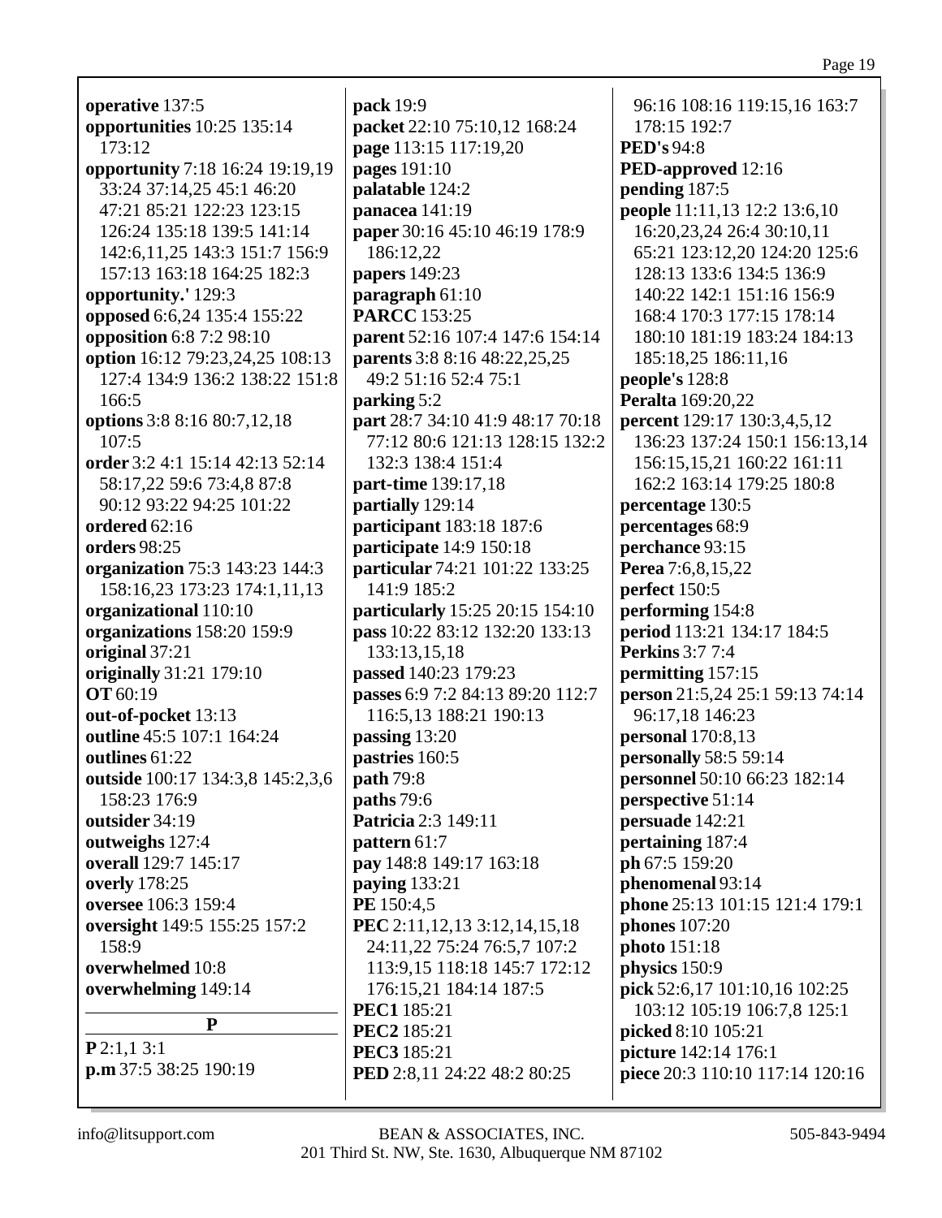**operative** 137:5
**opportunities** 10:25 135:14 173:12
**opportunity** 7:18 16:24 19:19,19 33:24 37:14,25 45:1 46:20 47:21 85:21 122:23 123:15 126:24 135:18 139:5 141:14 142:6,11,25 143:3 151:7 156:9 157:13 163:18 164:25 182:3
**opportunity.'** 129:3
**opposed** 6:6,24 135:4 155:22
**opposition** 6:8 7:2 98:10
**option** 16:12 79:23,24,25 108:13 127:4 134:9 136:2 138:22 151:8 166:5
**options** 3:8 8:16 80:7,12,18 107:5
**order** 3:2 4:1 15:14 42:13 52:14 58:17,22 59:6 73:4,8 87:8 90:12 93:22 94:25 101:22
**ordered** 62:16
**orders** 98:25
**organization** 75:3 143:23 144:3 158:16,23 173:23 174:1,11,13
**organizational** 110:10
**organizations** 158:20 159:9
**original** 37:21
**originally** 31:21 179:10
**OT** 60:19
**out-of-pocket** 13:13
**outline** 45:5 107:1 164:24
**outlines** 61:22
**outside** 100:17 134:3,8 145:2,3,6 158:23 176:9
**outsider** 34:19
**outweighs** 127:4
**overall** 129:7 145:17
**overly** 178:25
**oversee** 106:3 159:4
**oversight** 149:5 155:25 157:2 158:9
**overwhelmed** 10:8
**overwhelming** 149:14

**P**

**P** 2:1,1 3:1
**p.m** 37:5 38:25 190:19
**pack** 19:9
**packet** 22:10 75:10,12 168:24
**page** 113:15 117:19,20
**pages** 191:10
**palatable** 124:2
**panacea** 141:19
**paper** 30:16 45:10 46:19 178:9 186:12,22
**papers** 149:23
**paragraph** 61:10
**PARCC** 153:25
**parent** 52:16 107:4 147:6 154:14
**parents** 3:8 8:16 48:22,25,25 49:2 51:16 52:4 75:1
**parking** 5:2
**part** 28:7 34:10 41:9 48:17 70:18 77:12 80:6 121:13 128:15 132:2 132:3 138:4 151:4
**part-time** 139:17,18
**partially** 129:14
**participant** 183:18 187:6
**participate** 14:9 150:18
**particular** 74:21 101:22 133:25 141:9 185:2
**particularly** 15:25 20:15 154:10
**pass** 10:22 83:12 132:20 133:13 133:13,15,18
**passed** 140:23 179:23
**passes** 6:9 7:2 84:13 89:20 112:7 116:5,13 188:21 190:13
**passing** 13:20
**pastries** 160:5
**path** 79:8
**paths** 79:6
**Patricia** 2:3 149:11
**pattern** 61:7
**pay** 148:8 149:17 163:18
**paying** 133:21
**PE** 150:4,5
**PEC** 2:11,12,13 3:12,14,15,18 24:11,22 75:24 76:5,7 107:2 113:9,15 118:18 145:7 172:12 176:15,21 184:14 187:5
**PEC1** 185:21
**PEC2** 185:21
**PEC3** 185:21
**PED** 2:8,11 24:22 48:2 80:25 96:16 108:16 119:15,16 163:7 178:15 192:7
**PED's** 94:8
**PED-approved** 12:16
**pending** 187:5
**people** 11:11,13 12:2 13:6,10 16:20,23,24 26:4 30:10,11 65:21 123:12,20 124:20 125:6 128:13 133:6 134:5 136:9 140:22 142:1 151:16 156:9 168:4 170:3 177:15 178:14 180:10 181:19 183:24 184:13 185:18,25 186:11,16
**people's** 128:8
**Peralta** 169:20,22
**percent** 129:17 130:3,4,5,12 136:23 137:24 150:1 156:13,14 156:15,15,21 160:22 161:11 162:2 163:14 179:25 180:8
**percentage** 130:5
**percentages** 68:9
**perchance** 93:15
**Perea** 7:6,8,15,22
**perfect** 150:5
**performing** 154:8
**period** 113:21 134:17 184:5
**Perkins** 3:7 7:4
**permitting** 157:15
**person** 21:5,24 25:1 59:13 74:14 96:17,18 146:23
**personal** 170:8,13
**personally** 58:5 59:14
**personnel** 50:10 66:23 182:14
**perspective** 51:14
**persuade** 142:21
**pertaining** 187:4
**ph** 67:5 159:20
**phenomenal** 93:14
**phone** 25:13 101:15 121:4 179:1
**phones** 107:20
**photo** 151:18
**physics** 150:9
**pick** 52:6,17 101:10,16 102:25 103:12 105:19 106:7,8 125:1
**picked** 8:10 105:21
**picture** 142:14 176:1
**piece** 20:3 110:10 117:14 120:16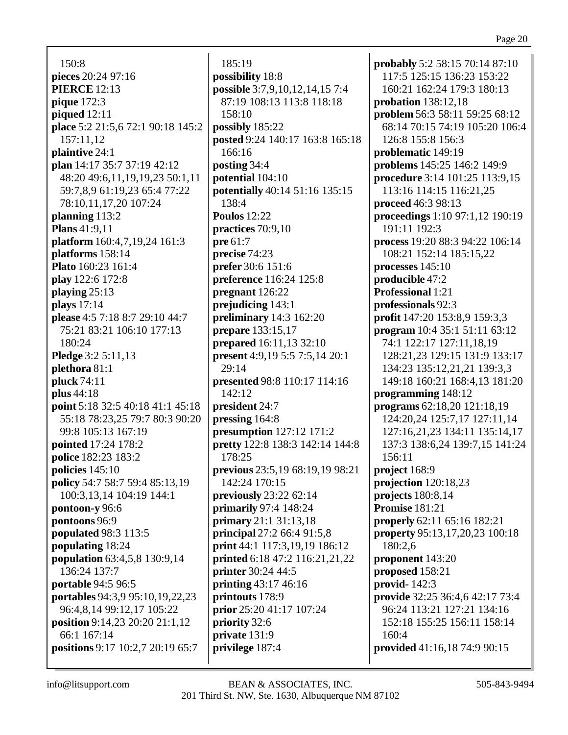150:8
**pieces** 20:24 97:16
**PIERCE** 12:13
**pique** 172:3
**piqued** 12:11
**place** 5:2 21:5,6 72:1 90:18 145:2 157:11,12
**plaintive** 24:1
**plan** 14:17 35:7 37:19 42:12 48:20 49:6,11,19,19,23 50:1,11 59:7,8,9 61:19,23 65:4 77:22 78:10,11,17,20 107:24
**planning** 113:2
**Plans** 41:9,11
**platform** 160:4,7,19,24 161:3
**platforms** 158:14
**Plato** 160:23 161:4
**play** 122:6 172:8
**playing** 25:13
**plays** 17:14
**please** 4:5 7:18 8:7 29:10 44:7 75:21 83:21 106:10 177:13 180:24
**Pledge** 3:2 5:11,13
**plethora** 81:1
**pluck** 74:11
**plus** 44:18
**point** 5:18 32:5 40:18 41:1 45:18 55:18 78:23,25 79:7 80:3 90:20 99:8 105:13 167:19
**pointed** 17:24 178:2
**police** 182:23 183:2
**policies** 145:10
**policy** 54:7 58:7 59:4 85:13,19 100:3,13,14 104:19 144:1
**pontoon-y** 96:6
**pontoons** 96:9
**populated** 98:3 113:5
**populating** 18:24
**population** 63:4,5,8 130:9,14 136:24 137:7
**portable** 94:5 96:5
**portables** 94:3,9 95:10,19,22,23 96:4,8,14 99:12,17 105:22
**position** 9:14,23 20:20 21:1,12 66:1 167:14
**positions** 9:17 10:2,7 20:19 65:7
185:19
**possibility** 18:8
**possible** 3:7,9,10,12,14,15 7:4 87:19 108:13 113:8 118:18 158:10
**possibly** 185:22
**posted** 9:24 140:17 163:8 165:18 166:16
**posting** 34:4
**potential** 104:10
**potentially** 40:14 51:16 135:15 138:4
**Poulos** 12:22
**practices** 70:9,10
**pre** 61:7
**precise** 74:23
**prefer** 30:6 151:6
**preference** 116:24 125:8
**pregnant** 126:22
**prejudicing** 143:1
**preliminary** 14:3 162:20
**prepare** 133:15,17
**prepared** 16:11,13 32:10
**present** 4:9,19 5:5 7:5,14 20:1 29:14
**presented** 98:8 110:17 114:16 142:12
**president** 24:7
**pressing** 164:8
**presumption** 127:12 171:2
**pretty** 122:8 138:3 142:14 144:8 178:25
**previous** 23:5,19 68:19,19 98:21 142:24 170:15
**previously** 23:22 62:14
**primarily** 97:4 148:24
**primary** 21:1 31:13,18
**principal** 27:2 66:4 91:5,8
**print** 44:1 117:3,19,19 186:12
**printed** 6:18 47:2 116:21,21,22
**printer** 30:24 44:5
**printing** 43:17 46:16
**printouts** 178:9
**prior** 25:20 41:17 107:24
**priority** 32:6
**private** 131:9
**privilege** 187:4
**probably** 5:2 58:15 70:14 87:10 117:5 125:15 136:23 153:22 160:21 162:24 179:3 180:13
**probation** 138:12,18
**problem** 56:3 58:11 59:25 68:12 68:14 70:15 74:19 105:20 106:4 126:8 155:8 156:3
**problematic** 149:19
**problems** 145:25 146:2 149:9
**procedure** 3:14 101:25 113:9,15 113:16 114:15 116:21,25
**proceed** 46:3 98:13
**proceedings** 1:10 97:1,12 190:19 191:11 192:3
**process** 19:20 88:3 94:22 106:14 108:21 152:14 185:15,22
**processes** 145:10
**producible** 47:2
**Professional** 1:21
**professionals** 92:3
**profit** 147:20 153:8,9 159:3,3
**program** 10:4 35:1 51:11 63:12 74:1 122:17 127:11,18,19 128:21,23 129:15 131:9 133:17 134:23 135:12,21,21 139:3,3 149:18 160:21 168:4,13 181:20
**programming** 148:12
**programs** 62:18,20 121:18,19 124:20,24 125:7,17 127:11,14 127:16,21,23 134:11 135:14,17 137:3 138:6,24 139:7,15 141:24 156:11
**project** 168:9
**projection** 120:18,23
**projects** 180:8,14
**Promise** 181:21
**properly** 62:11 65:16 182:21
**property** 95:13,17,20,23 100:18 180:2,6
**proponent** 143:20
**proposed** 158:21
**provid-** 142:3
**provide** 32:25 36:4,6 42:17 73:4 96:24 113:21 127:21 134:16 152:18 155:25 156:11 158:14 160:4
**provided** 41:16,18 74:9 90:15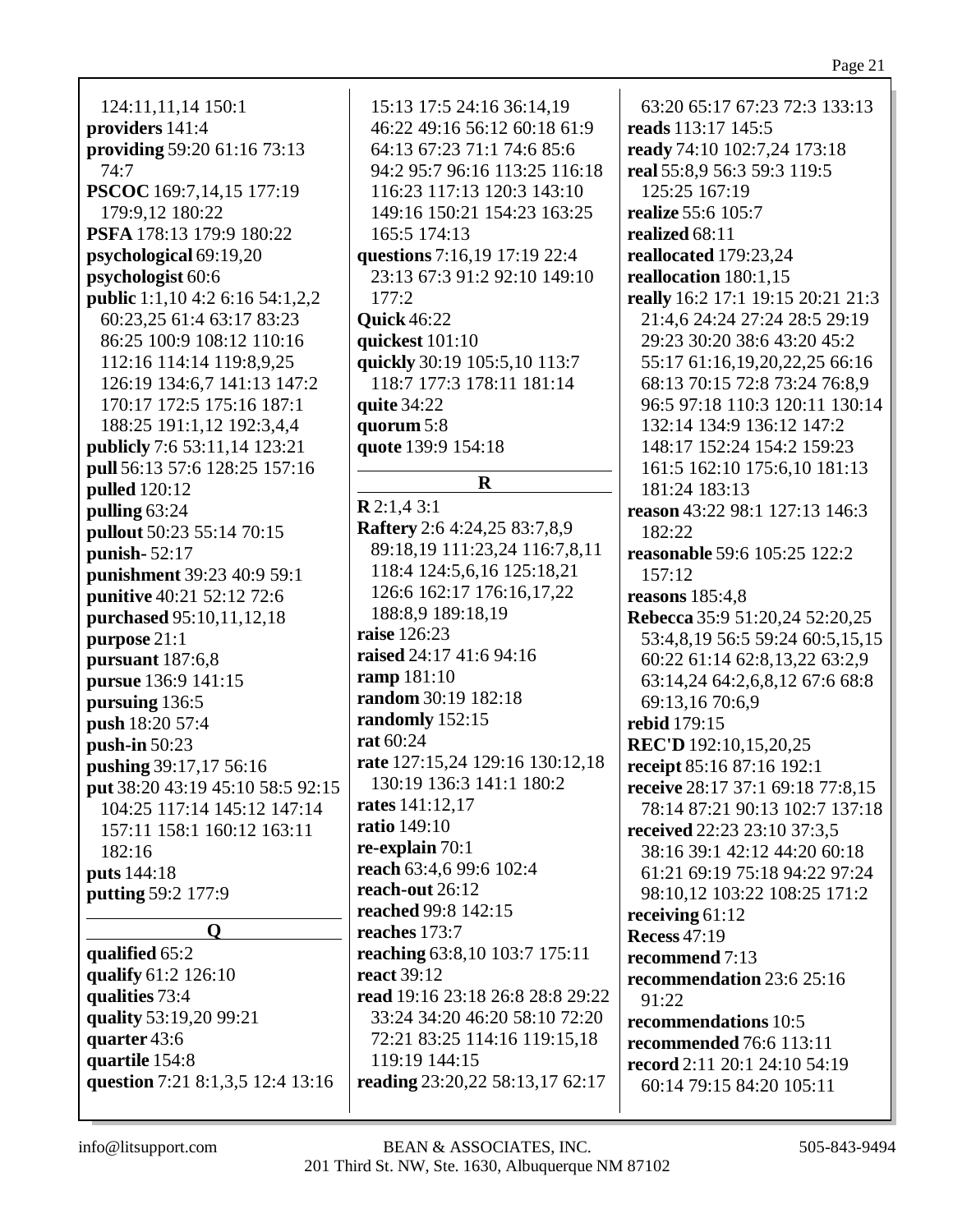124:11,11,14 150:1
**providers** 141:4
**providing** 59:20 61:16 73:13 74:7
**PSCOC** 169:7,14,15 177:19 179:9,12 180:22
**PSFA** 178:13 179:9 180:22
**psychological** 69:19,20
**psychologist** 60:6
**public** 1:1,10 4:2 6:16 54:1,2,2 60:23,25 61:4 63:17 83:23 86:25 100:9 108:12 110:16 112:16 114:14 119:8,9,25 126:19 134:6,7 141:13 147:2 170:17 172:5 175:16 187:1 188:25 191:1,12 192:3,4,4
**publicly** 7:6 53:11,14 123:21
**pull** 56:13 57:6 128:25 157:16
**pulled** 120:12
**pulling** 63:24
**pullout** 50:23 55:14 70:15
**punish-** 52:17
**punishment** 39:23 40:9 59:1
**punitive** 40:21 52:12 72:6
**purchased** 95:10,11,12,18
**purpose** 21:1
**pursuant** 187:6,8
**pursue** 136:9 141:15
**pursuing** 136:5
**push** 18:20 57:4
**push-in** 50:23
**pushing** 39:17,17 56:16
**put** 38:20 43:19 45:10 58:5 92:15 104:25 117:14 145:12 147:14 157:11 158:1 160:12 163:11 182:16
**puts** 144:18
**putting** 59:2 177:9

## Q

**qualified** 65:2
**qualify** 61:2 126:10
**qualities** 73:4
**quality** 53:19,20 99:21
**quarter** 43:6
**quartile** 154:8
**question** 7:21 8:1,3,5 12:4 13:16 15:13 17:5 24:16 36:14,19 46:22 49:16 56:12 60:18 61:9 64:13 67:23 71:1 74:6 85:6 94:2 95:7 96:16 113:25 116:18 116:23 117:13 120:3 143:10 149:16 150:21 154:23 163:25 165:5 174:13
**questions** 7:16,19 17:19 22:4 23:13 67:3 91:2 92:10 149:10 177:2
**Quick** 46:22
**quickest** 101:10
**quickly** 30:19 105:5,10 113:7 118:7 177:3 178:11 181:14
**quite** 34:22
**quorum** 5:8
**quote** 139:9 154:18

## R

**R** 2:1,4 3:1
**Raftery** 2:6 4:24,25 83:7,8,9 89:18,19 111:23,24 116:7,8,11 118:4 124:5,6,16 125:18,21 126:6 162:17 176:16,17,22 188:8,9 189:18,19
**raise** 126:23
**raised** 24:17 41:6 94:16
**ramp** 181:10
**random** 30:19 182:18
**randomly** 152:15
**rat** 60:24
**rate** 127:15,24 129:16 130:12,18 130:19 136:3 141:1 180:2
**rates** 141:12,17
**ratio** 149:10
**re-explain** 70:1
**reach** 63:4,6 99:6 102:4
**reach-out** 26:12
**reached** 99:8 142:15
**reaches** 173:7
**reaching** 63:8,10 103:7 175:11
**react** 39:12
**read** 19:16 23:18 26:8 28:8 29:22 33:24 34:20 46:20 58:10 72:20 72:21 83:25 114:16 119:15,18 119:19 144:15
**reading** 23:20,22 58:13,17 62:17 63:20 65:17 67:23 72:3 133:13
**reads** 113:17 145:5
**ready** 74:10 102:7,24 173:18
**real** 55:8,9 56:3 59:3 119:5 125:25 167:19
**realize** 55:6 105:7
**realized** 68:11
**reallocated** 179:23,24
**reallocation** 180:1,15
**really** 16:2 17:1 19:15 20:21 21:3 21:4,6 24:24 27:24 28:5 29:19 29:23 30:20 38:6 43:20 45:2 55:17 61:16,19,20,22,25 66:16 68:13 70:15 72:8 73:24 76:8,9 96:5 97:18 110:3 120:11 130:14 132:14 134:9 136:12 147:2 148:17 152:24 154:2 159:23 161:5 162:10 175:6,10 181:13 181:24 183:13
**reason** 43:22 98:1 127:13 146:3 182:22
**reasonable** 59:6 105:25 122:2 157:12
**reasons** 185:4,8
**Rebecca** 35:9 51:20,24 52:20,25 53:4,8,19 56:5 59:24 60:5,15,15 60:22 61:14 62:8,13,22 63:2,9 63:14,24 64:2,6,8,12 67:6 68:8 69:13,16 70:6,9
**rebid** 179:15
**REC'D** 192:10,15,20,25
**receipt** 85:16 87:16 192:1
**receive** 28:17 37:1 69:18 77:8,15 78:14 87:21 90:13 102:7 137:18
**received** 22:23 23:10 37:3,5 38:16 39:1 42:12 44:20 60:18 61:21 69:19 75:18 94:22 97:24 98:10,12 103:22 108:25 171:2
**receiving** 61:12
**Recess** 47:19
**recommend** 7:13
**recommendation** 23:6 25:16 91:22
**recommendations** 10:5
**recommended** 76:6 113:11
**record** 2:11 20:1 24:10 54:19 60:14 79:15 84:20 105:11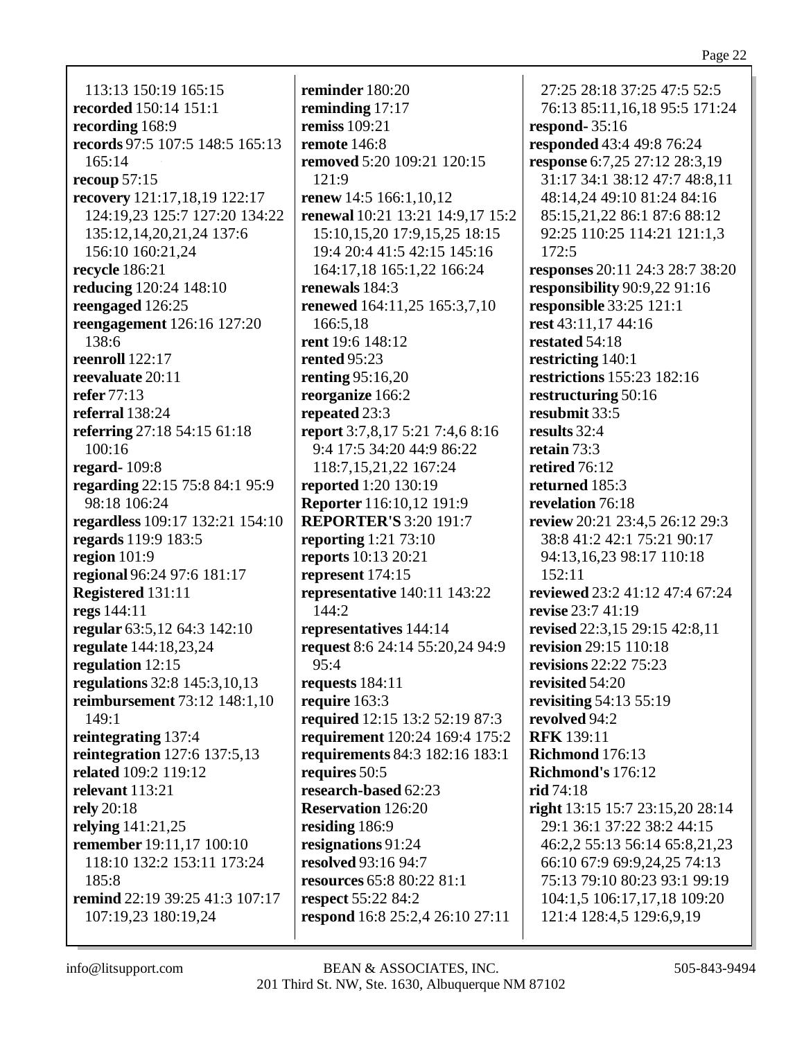113:13 150:19 165:15
**recorded** 150:14 151:1
**recording** 168:9
**records** 97:5 107:5 148:5 165:13 165:14
**recoup** 57:15
**recovery** 121:17,18,19 122:17 124:19,23 125:7 127:20 134:22 135:12,14,20,21,24 137:6 156:10 160:21,24
**recycle** 186:21
**reducing** 120:24 148:10
**reengaged** 126:25
**reengagement** 126:16 127:20 138:6
**reenroll** 122:17
**reevaluate** 20:11
**refer** 77:13
**referral** 138:24
**referring** 27:18 54:15 61:18 100:16
**regard-** 109:8
**regarding** 22:15 75:8 84:1 95:9 98:18 106:24
**regardless** 109:17 132:21 154:10
**regards** 119:9 183:5
**region** 101:9
**regional** 96:24 97:6 181:17
**Registered** 131:11
**regs** 144:11
**regular** 63:5,12 64:3 142:10
**regulate** 144:18,23,24
**regulation** 12:15
**regulations** 32:8 145:3,10,13
**reimbursement** 73:12 148:1,10 149:1
**reintegrating** 137:4
**reintegration** 127:6 137:5,13
**related** 109:2 119:12
**relevant** 113:21
**rely** 20:18
**relying** 141:21,25
**remember** 19:11,17 100:10 118:10 132:2 153:11 173:24 185:8
**remind** 22:19 39:25 41:3 107:17 107:19,23 180:19,24
**reminder** 180:20
**reminding** 17:17
**remiss** 109:21
**remote** 146:8
**removed** 5:20 109:21 120:15 121:9
**renew** 14:5 166:1,10,12
**renewal** 10:21 13:21 14:9,17 15:2 15:10,15,20 17:9,15,25 18:15 19:4 20:4 41:5 42:15 145:16 164:17,18 165:1,22 166:24
**renewals** 184:3
**renewed** 164:11,25 165:3,7,10 166:5,18
**rent** 19:6 148:12
**rented** 95:23
**renting** 95:16,20
**reorganize** 166:2
**repeated** 23:3
**report** 3:7,8,17 5:21 7:4,6 8:16 9:4 17:5 34:20 44:9 86:22 118:7,15,21,22 167:24
**reported** 1:20 130:19
**Reporter** 116:10,12 191:9
**REPORTER'S** 3:20 191:7
**reporting** 1:21 73:10
**reports** 10:13 20:21
**represent** 174:15
**representative** 140:11 143:22 144:2
**representatives** 144:14
**request** 8:6 24:14 55:20,24 94:9 95:4
**requests** 184:11
**require** 163:3
**required** 12:15 13:2 52:19 87:3
**requirement** 120:24 169:4 175:2
**requirements** 84:3 182:16 183:1
**requires** 50:5
**research-based** 62:23
**Reservation** 126:20
**residing** 186:9
**resignations** 91:24
**resolved** 93:16 94:7
**resources** 65:8 80:22 81:1
**respect** 55:22 84:2
**respond** 16:8 25:2,4 26:10 27:11 27:25 28:18 37:25 47:5 52:5 76:13 85:11,16,18 95:5 171:24
**respond-** 35:16
**responded** 43:4 49:8 76:24
**response** 6:7,25 27:12 28:3,19 31:17 34:1 38:12 47:7 48:8,11 48:14,24 49:10 81:24 84:16 85:15,21,22 86:1 87:6 88:12 92:25 110:25 114:21 121:1,3 172:5
**responses** 20:11 24:3 28:7 38:20
**responsibility** 90:9,22 91:16
**responsible** 33:25 121:1
**rest** 43:11,17 44:16
**restated** 54:18
**restricting** 140:1
**restrictions** 155:23 182:16
**restructuring** 50:16
**resubmit** 33:5
**results** 32:4
**retain** 73:3
**retired** 76:12
**returned** 185:3
**revelation** 76:18
**review** 20:21 23:4,5 26:12 29:3 38:8 41:2 42:1 75:21 90:17 94:13,16,23 98:17 110:18 152:11
**reviewed** 23:2 41:12 47:4 67:24
**revise** 23:7 41:19
**revised** 22:3,15 29:15 42:8,11
**revision** 29:15 110:18
**revisions** 22:22 75:23
**revisited** 54:20
**revisiting** 54:13 55:19
**revolved** 94:2
**RFK** 139:11
**Richmond** 176:13
**Richmond's** 176:12
**rid** 74:18
**right** 13:15 15:7 23:15,20 28:14 29:1 36:1 37:22 38:2 44:15 46:2,2 55:13 56:14 65:8,21,23 66:10 67:9 69:9,24,25 74:13 75:13 79:10 80:23 93:1 99:19 104:1,5 106:17,17,18 109:20 121:4 128:4,5 129:6,9,19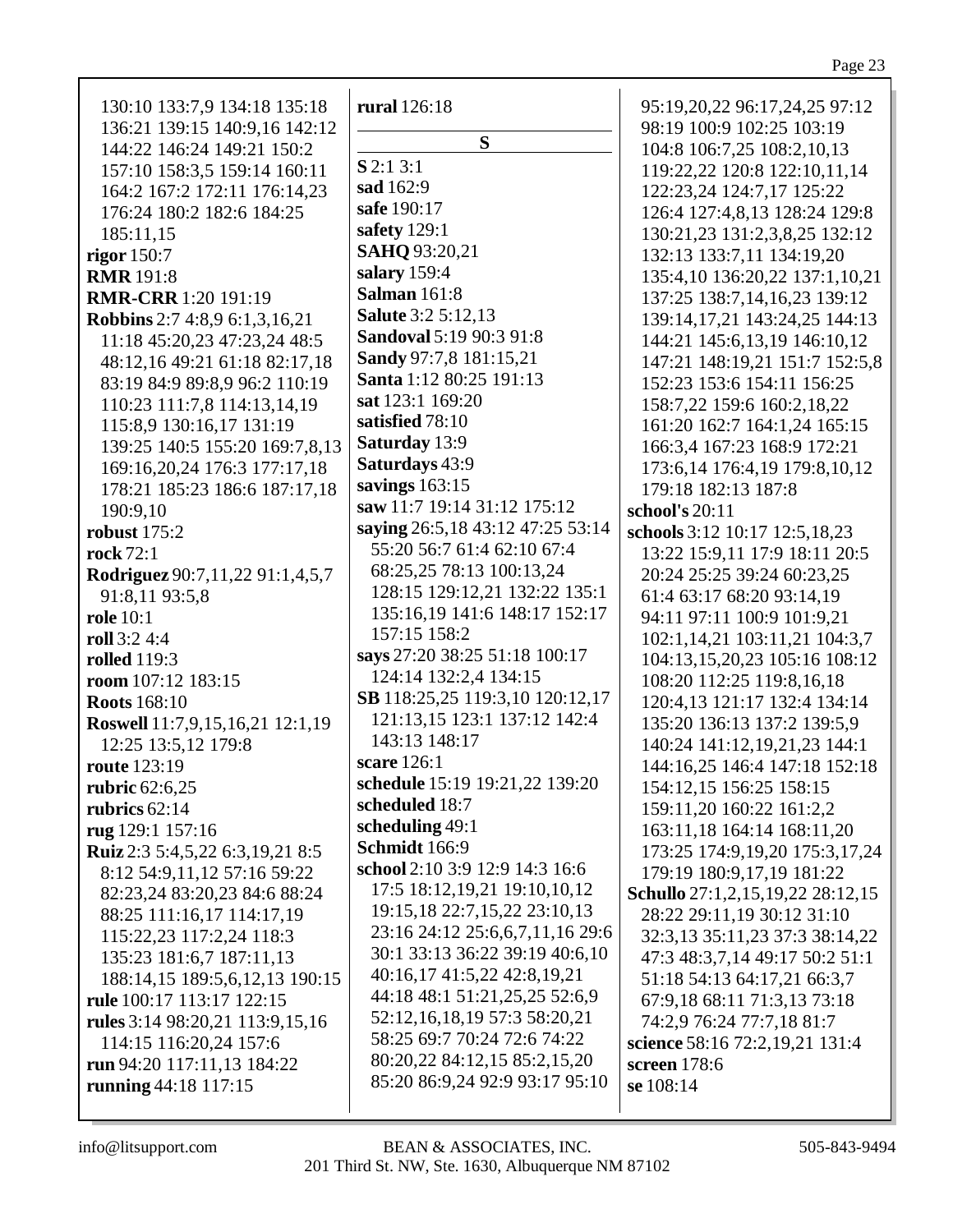130:10 133:7,9 134:18 135:18 136:21 139:15 140:9,16 142:12 144:22 146:24 149:21 150:2 157:10 158:3,5 159:14 160:11 164:2 167:2 172:11 176:14,23 176:24 180:2 182:6 184:25 185:11,15

**rigor** 150:7

**RMR** 191:8

**RMR-CRR** 1:20 191:19

**Robbins** 2:7 4:8,9 6:1,3,16,21 11:18 45:20,23 47:23,24 48:5 48:12,16 49:21 61:18 82:17,18 83:19 84:9 89:8,9 96:2 110:19 110:23 111:7,8 114:13,14,19 115:8,9 130:16,17 131:19 139:25 140:5 155:20 169:7,8,13 169:16,20,24 176:3 177:17,18 178:21 185:23 186:6 187:17,18 190:9,10

**robust** 175:2

**rock** 72:1

**Rodriguez** 90:7,11,22 91:1,4,5,7 91:8,11 93:5,8

**role** 10:1

**roll** 3:2 4:4

**rolled** 119:3

**room** 107:12 183:15

**Roots** 168:10

**Roswell** 11:7,9,15,16,21 12:1,19 12:25 13:5,12 179:8

**route** 123:19

**rubric** 62:6,25

**rubrics** 62:14

**rug** 129:1 157:16

**Ruiz** 2:3 5:4,5,22 6:3,19,21 8:5 8:12 54:9,11,12 57:16 59:22 82:23,24 83:20,23 84:6 88:24 88:25 111:16,17 114:17,19 115:22,23 117:2,24 118:3 135:23 181:6,7 187:11,13 188:14,15 189:5,6,12,13 190:15

**rule** 100:17 113:17 122:15

**rules** 3:14 98:20,21 113:9,15,16 114:15 116:20,24 157:6

**run** 94:20 117:11,13 184:22

**running** 44:18 117:15

**rural** 126:18

## S

**S** 2:1 3:1

**sad** 162:9

**safe** 190:17

**safety** 129:1

**SAHQ** 93:20,21

**salary** 159:4

**Salman** 161:8

**Salute** 3:2 5:12,13

**Sandoval** 5:19 90:3 91:8

**Sandy** 97:7,8 181:15,21

**Santa** 1:12 80:25 191:13

**sat** 123:1 169:20

**satisfied** 78:10

**Saturday** 13:9

**Saturdays** 43:9

**savings** 163:15

**saw** 11:7 19:14 31:12 175:12

**saying** 26:5,18 43:12 47:25 53:14 55:20 56:7 61:4 62:10 67:4 68:25,25 78:13 100:13,24 128:15 129:12,21 132:22 135:1 135:16,19 141:6 148:17 152:17 157:15 158:2

**says** 27:20 38:25 51:18 100:17 124:14 132:2,4 134:15

**SB** 118:25,25 119:3,10 120:12,17 121:13,15 123:1 137:12 142:4 143:13 148:17

**scare** 126:1

**schedule** 15:19 19:21,22 139:20

**scheduled** 18:7

**scheduling** 49:1

**Schmidt** 166:9

**school** 2:10 3:9 12:9 14:3 16:6 17:5 18:12,19,21 19:10,10,12 19:15,18 22:7,15,22 23:10,13 23:16 24:12 25:6,6,7,11,16 29:6 30:1 33:13 36:22 39:19 40:6,10 40:16,17 41:5,22 42:8,19,21 44:18 48:1 51:21,25,25 52:6,9 52:12,16,18,19 57:3 58:20,21 58:25 69:7 70:24 72:6 74:22 80:20,22 84:12,15 85:2,15,20 85:20 86:9,24 92:9 93:17 95:10 95:19,20,22 96:17,24,25 97:12 98:19 100:9 102:25 103:19 104:8 106:7,25 108:2,10,13 119:22,22 120:8 122:10,11,14 122:23,24 124:7,17 125:22 126:4 127:4,8,13 128:24 129:8 130:21,23 131:2,3,8,25 132:12 132:13 133:7,11 134:19,20 135:4,10 136:20,22 137:1,10,21 137:25 138:7,14,16,23 139:12 139:14,17,21 143:24,25 144:13 144:21 145:6,13,19 146:10,12 147:21 148:19,21 151:7 152:5,8 152:23 153:6 154:11 156:25 158:7,22 159:6 160:2,18,22 161:20 162:7 164:1,24 165:15 166:3,4 167:23 168:9 172:21 173:6,14 176:4,19 179:8,10,12 179:18 182:13 187:8

**school's** 20:11

**schools** 3:12 10:17 12:5,18,23 13:22 15:9,11 17:9 18:11 20:5 20:24 25:25 39:24 60:23,25 61:4 63:17 68:20 93:14,19 94:11 97:11 100:9 101:9,21 102:1,14,21 103:11,21 104:3,7 104:13,15,20,23 105:16 108:12 108:20 112:25 119:8,16,18 120:4,13 121:17 132:4 134:14 135:20 136:13 137:2 139:5,9 140:24 141:12,19,21,23 144:1 144:16,25 146:4 147:18 152:18 154:12,15 156:25 158:15 159:11,20 160:22 161:2,2 163:11,18 164:14 168:11,20 173:25 174:9,19,20 175:3,17,24 179:19 180:9,17,19 181:22

**Schullo** 27:1,2,15,19,22 28:12,15 28:22 29:11,19 30:12 31:10 32:3,13 35:11,23 37:3 38:14,22 47:3 48:3,7,14 49:17 50:2 51:1 51:18 54:13 64:17,21 66:3,7 67:9,18 68:11 71:3,13 73:18 74:2,9 76:24 77:7,18 81:7

**science** 58:16 72:2,19,21 131:4

**screen** 178:6

**se** 108:14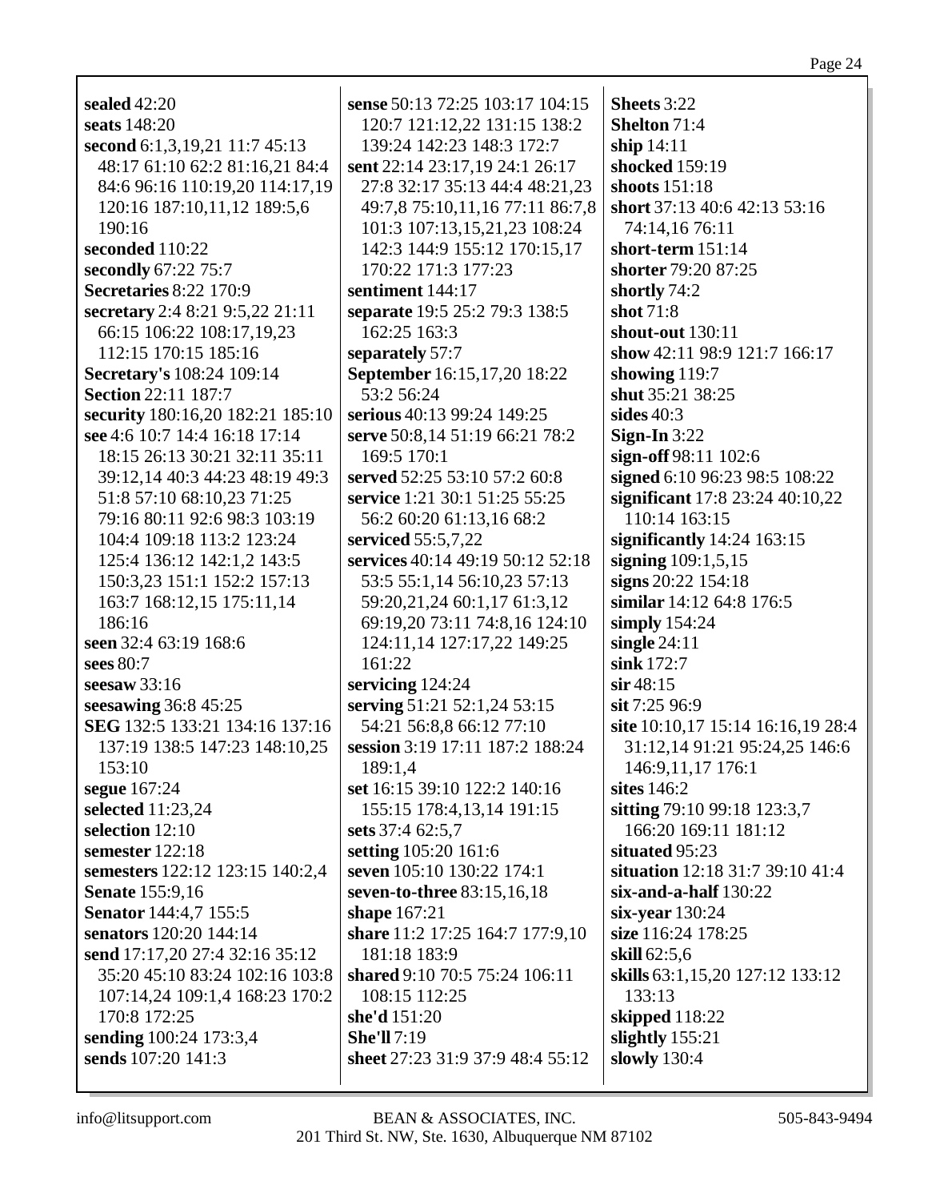**sealed** 42:20
**seats** 148:20
**second** 6:1,3,19,21 11:7 45:13 48:17 61:10 62:2 81:16,21 84:4 84:6 96:16 110:19,20 114:17,19 120:16 187:10,11,12 189:5,6 190:16
**seconded** 110:22
**secondly** 67:22 75:7
**Secretaries** 8:22 170:9
**secretary** 2:4 8:21 9:5,22 21:11 66:15 106:22 108:17,19,23 112:15 170:15 185:16
**Secretary's** 108:24 109:14
**Section** 22:11 187:7
**security** 180:16,20 182:21 185:10
**see** 4:6 10:7 14:4 16:18 17:14 18:15 26:13 30:21 32:11 35:11 39:12,14 40:3 44:23 48:19 49:3 51:8 57:10 68:10,23 71:25 79:16 80:11 92:6 98:3 103:19 104:4 109:18 113:2 123:24 125:4 136:12 142:1,2 143:5 150:3,23 151:1 152:2 157:13 163:7 168:12,15 175:11,14 186:16
**seen** 32:4 63:19 168:6
**sees** 80:7
**seesaw** 33:16
**seesawing** 36:8 45:25
**SEG** 132:5 133:21 134:16 137:16 137:19 138:5 147:23 148:10,25 153:10
**segue** 167:24
**selected** 11:23,24
**selection** 12:10
**semester** 122:18
**semesters** 122:12 123:15 140:2,4
**Senate** 155:9,16
**Senator** 144:4,7 155:5
**senators** 120:20 144:14
**send** 17:17,20 27:4 32:16 35:12 35:20 45:10 83:24 102:16 103:8 107:14,24 109:1,4 168:23 170:2 170:8 172:25
**sending** 100:24 173:3,4
**sends** 107:20 141:3
**sense** 50:13 72:25 103:17 104:15 120:7 121:12,22 131:15 138:2 139:24 142:23 148:3 172:7
**sent** 22:14 23:17,19 24:1 26:17 27:8 32:17 35:13 44:4 48:21,23 49:7,8 75:10,11,16 77:11 86:7,8 101:3 107:13,15,21,23 108:24 142:3 144:9 155:12 170:15,17 170:22 171:3 177:23
**sentiment** 144:17
**separate** 19:5 25:2 79:3 138:5 162:25 163:3
**separately** 57:7
**September** 16:15,17,20 18:22 53:2 56:24
**serious** 40:13 99:24 149:25
**serve** 50:8,14 51:19 66:21 78:2 169:5 170:1
**served** 52:25 53:10 57:2 60:8
**service** 1:21 30:1 51:25 55:25 56:2 60:20 61:13,16 68:2
**serviced** 55:5,7,22
**services** 40:14 49:19 50:12 52:18 53:5 55:1,14 56:10,23 57:13 59:20,21,24 60:1,17 61:3,12 69:19,20 73:11 74:8,16 124:10 124:11,14 127:17,22 149:25 161:22
**servicing** 124:24
**serving** 51:21 52:1,24 53:15 54:21 56:8,8 66:12 77:10
**session** 3:19 17:11 187:2 188:24 189:1,4
**set** 16:15 39:10 122:2 140:16 155:15 178:4,13,14 191:15
**sets** 37:4 62:5,7
**setting** 105:20 161:6
**seven** 105:10 130:22 174:1
**seven-to-three** 83:15,16,18
**shape** 167:21
**share** 11:2 17:25 164:7 177:9,10 181:18 183:9
**shared** 9:10 70:5 75:24 106:11 108:15 112:25
**she'd** 151:20
**She'll** 7:19
**sheet** 27:23 31:9 37:9 48:4 55:12
**Sheets** 3:22
**Shelton** 71:4
**ship** 14:11
**shocked** 159:19
**shoots** 151:18
**short** 37:13 40:6 42:13 53:16 74:14,16 76:11
**short-term** 151:14
**shorter** 79:20 87:25
**shortly** 74:2
**shot** 71:8
**shout-out** 130:11
**show** 42:11 98:9 121:7 166:17
**showing** 119:7
**shut** 35:21 38:25
**sides** 40:3
**Sign-In** 3:22
**sign-off** 98:11 102:6
**signed** 6:10 96:23 98:5 108:22
**significant** 17:8 23:24 40:10,22 110:14 163:15
**significantly** 14:24 163:15
**signing** 109:1,5,15
**signs** 20:22 154:18
**similar** 14:12 64:8 176:5
**simply** 154:24
**single** 24:11
**sink** 172:7
**sir** 48:15
**sit** 7:25 96:9
**site** 10:10,17 15:14 16:16,19 28:4 31:12,14 91:21 95:24,25 146:6 146:9,11,17 176:1
**sites** 146:2
**sitting** 79:10 99:18 123:3,7 166:20 169:11 181:12
**situated** 95:23
**situation** 12:18 31:7 39:10 41:4
**six-and-a-half** 130:22
**six-year** 130:24
**size** 116:24 178:25
**skill** 62:5,6
**skills** 63:1,15,20 127:12 133:12 133:13
**skipped** 118:22
**slightly** 155:21
**slowly** 130:4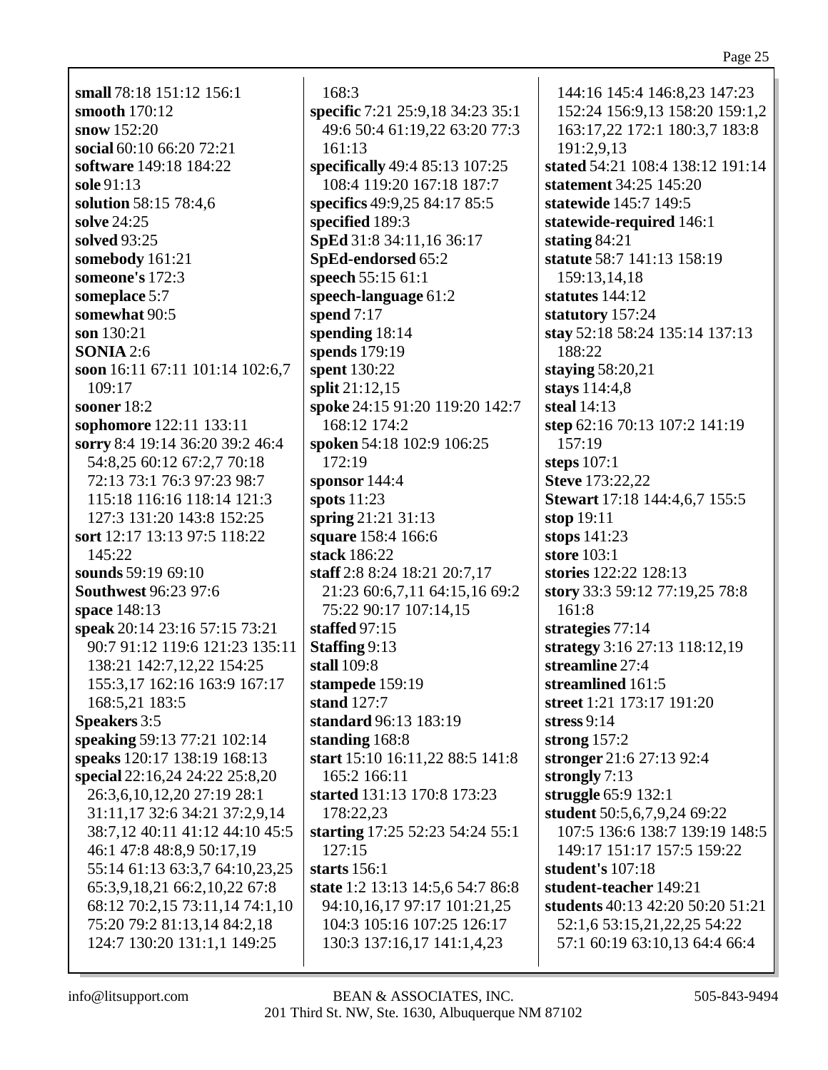**small** 78:18 151:12 156:1
**smooth** 170:12
**snow** 152:20
**social** 60:10 66:20 72:21
**software** 149:18 184:22
**sole** 91:13
**solution** 58:15 78:4,6
**solve** 24:25
**solved** 93:25
**somebody** 161:21
**someone's** 172:3
**someplace** 5:7
**somewhat** 90:5
**son** 130:21
**SONIA** 2:6
**soon** 16:11 67:11 101:14 102:6,7 109:17
**sooner** 18:2
**sophomore** 122:11 133:11
**sorry** 8:4 19:14 36:20 39:2 46:4 54:8,25 60:12 67:2,7 70:18 72:13 73:1 76:3 97:23 98:7 115:18 116:16 118:14 121:3 127:3 131:20 143:8 152:25
**sort** 12:17 13:13 97:5 118:22 145:22
**sounds** 59:19 69:10
**Southwest** 96:23 97:6
**space** 148:13
**speak** 20:14 23:16 57:15 73:21 90:7 91:12 119:6 121:23 135:11 138:21 142:7,12,22 154:25 155:3,17 162:16 163:9 167:17 168:5,21 183:5
**Speakers** 3:5
**speaking** 59:13 77:21 102:14
**speaks** 120:17 138:19 168:13
**special** 22:16,24 24:22 25:8,20 26:3,6,10,12,20 27:19 28:1 31:11,17 32:6 34:21 37:2,9,14 38:7,12 40:11 41:12 44:10 45:5 46:1 47:8 48:8,9 50:17,19 55:14 61:13 63:3,7 64:10,23,25 65:3,9,18,21 66:2,10,22 67:8 68:12 70:2,15 73:11,14 74:1,10 75:20 79:2 81:13,14 84:2,18 124:7 130:20 131:1,1 149:25 168:3
**specific** 7:21 25:9,18 34:23 35:1 49:6 50:4 61:19,22 63:20 77:3 161:13
**specifically** 49:4 85:13 107:25 108:4 119:20 167:18 187:7
**specifics** 49:9,25 84:17 85:5
**specified** 189:3
**SpEd** 31:8 34:11,16 36:17
**SpEd-endorsed** 65:2
**speech** 55:15 61:1
**speech-language** 61:2
**spend** 7:17
**spending** 18:14
**spends** 179:19
**spent** 130:22
**split** 21:12,15
**spoke** 24:15 91:20 119:20 142:7 168:12 174:2
**spoken** 54:18 102:9 106:25 172:19
**sponsor** 144:4
**spots** 11:23
**spring** 21:21 31:13
**square** 158:4 166:6
**stack** 186:22
**staff** 2:8 8:24 18:21 20:7,17 21:23 60:6,7,11 64:15,16 69:2 75:22 90:17 107:14,15
**staffed** 97:15
**Staffing** 9:13
**stall** 109:8
**stampede** 159:19
**stand** 127:7
**standard** 96:13 183:19
**standing** 168:8
**start** 15:10 16:11,22 88:5 141:8 165:2 166:11
**started** 131:13 170:8 173:23 178:22,23
**starting** 17:25 52:23 54:24 55:1 127:15
**starts** 156:1
**state** 1:2 13:13 14:5,6 54:7 86:8 94:10,16,17 97:17 101:21,25 104:3 105:16 107:25 126:17 130:3 137:16,17 141:1,4,23 144:16 145:4 146:8,23 147:23 152:24 156:9,13 158:20 159:1,2 163:17,22 172:1 180:3,7 183:8 191:2,9,13
**stated** 54:21 108:4 138:12 191:14
**statement** 34:25 145:20
**statewide** 145:7 149:5
**statewide-required** 146:1
**stating** 84:21
**statute** 58:7 141:13 158:19 159:13,14,18
**statutes** 144:12
**statutory** 157:24
**stay** 52:18 58:24 135:14 137:13 188:22
**staying** 58:20,21
**stays** 114:4,8
**steal** 14:13
**step** 62:16 70:13 107:2 141:19 157:19
**steps** 107:1
**Steve** 173:22,22
**Stewart** 17:18 144:4,6,7 155:5
**stop** 19:11
**stops** 141:23
**store** 103:1
**stories** 122:22 128:13
**story** 33:3 59:12 77:19,25 78:8 161:8
**strategies** 77:14
**strategy** 3:16 27:13 118:12,19
**streamline** 27:4
**streamlined** 161:5
**street** 1:21 173:17 191:20
**stress** 9:14
**strong** 157:2
**stronger** 21:6 27:13 92:4
**strongly** 7:13
**struggle** 65:9 132:1
**student** 50:5,6,7,9,24 69:22 107:5 136:6 138:7 139:19 148:5 149:17 151:17 157:5 159:22
**student's** 107:18
**student-teacher** 149:21
**students** 40:13 42:20 50:20 51:21 52:1,6 53:15,21,22,25 54:22 57:1 60:19 63:10,13 64:4 66:4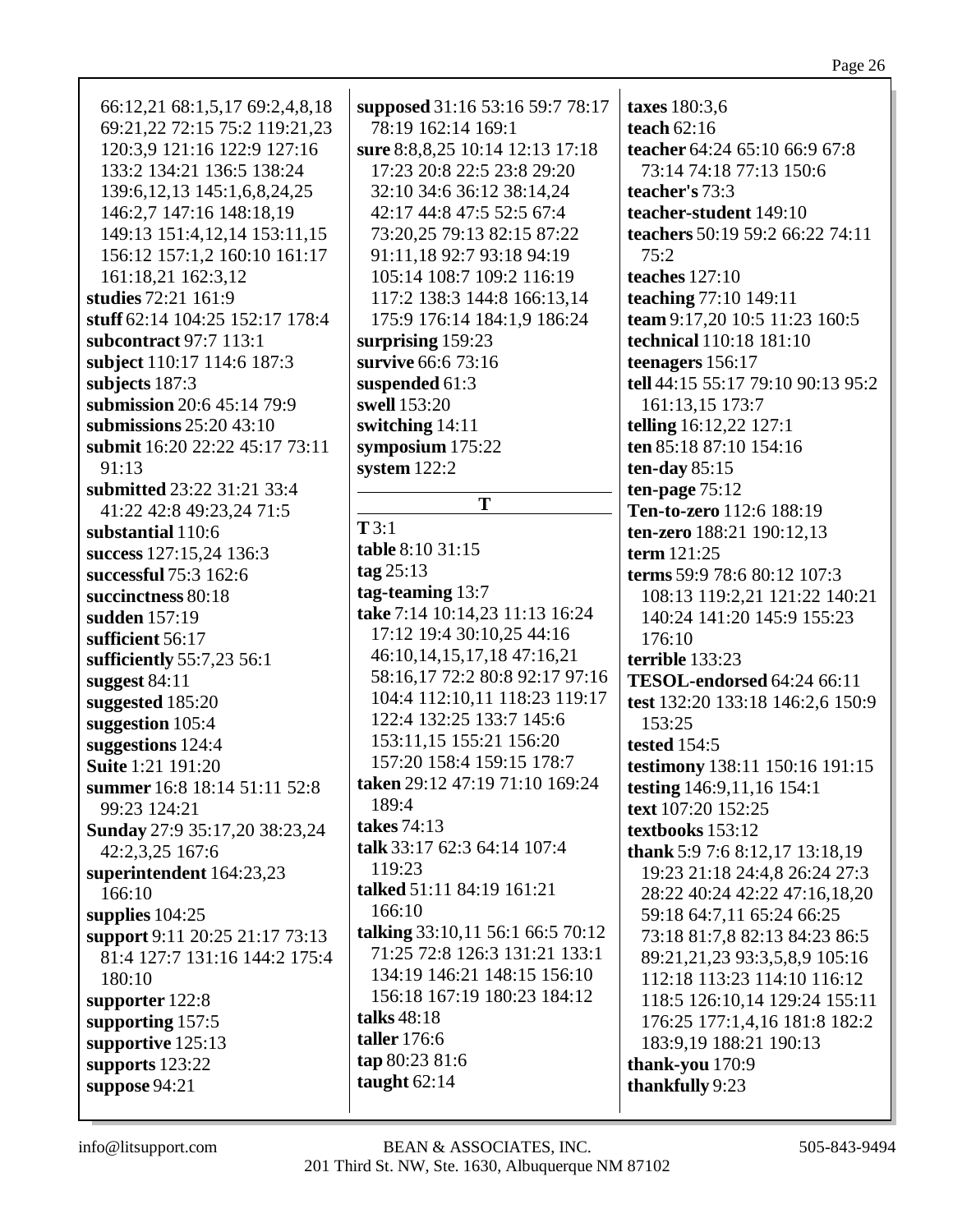66:12,21 68:1,5,17 69:2,4,8,18 69:21,22 72:15 75:2 119:21,23 120:3,9 121:16 122:9 127:16 133:2 134:21 136:5 138:24 139:6,12,13 145:1,6,8,24,25 146:2,7 147:16 148:18,19 149:13 151:4,12,14 153:11,15 156:12 157:1,2 160:10 161:17 161:18,21 162:3,12

**studies** 72:21 161:9
**stuff** 62:14 104:25 152:17 178:4
**subcontract** 97:7 113:1
**subject** 110:17 114:6 187:3
**subjects** 187:3
**submission** 20:6 45:14 79:9
**submissions** 25:20 43:10
**submit** 16:20 22:22 45:17 73:11 91:13
**submitted** 23:22 31:21 33:4 41:22 42:8 49:23,24 71:5
**substantial** 110:6
**success** 127:15,24 136:3
**successful** 75:3 162:6
**succinctness** 80:18
**sudden** 157:19
**sufficient** 56:17
**sufficiently** 55:7,23 56:1
**suggest** 84:11
**suggested** 185:20
**suggestion** 105:4
**suggestions** 124:4
**Suite** 1:21 191:20
**summer** 16:8 18:14 51:11 52:8 99:23 124:21
**Sunday** 27:9 35:17,20 38:23,24 42:2,3,25 167:6
**superintendent** 164:23,23 166:10
**supplies** 104:25
**support** 9:11 20:25 21:17 73:13 81:4 127:7 131:16 144:2 175:4 180:10
**supporter** 122:8
**supporting** 157:5
**supportive** 125:13
**supports** 123:22
**suppose** 94:21
**supposed** 31:16 53:16 59:7 78:17 78:19 162:14 169:1
**sure** 8:8,8,25 10:14 12:13 17:18 17:23 20:8 22:5 23:8 29:20 32:10 34:6 36:12 38:14,24 42:17 44:8 47:5 52:5 67:4 73:20,25 79:13 82:15 87:22 91:11,18 92:7 93:18 94:19 105:14 108:7 109:2 116:19 117:2 138:3 144:8 166:13,14 175:9 176:14 184:1,9 186:24
**surprising** 159:23
**survive** 66:6 73:16
**suspended** 61:3
**swell** 153:20
**switching** 14:11
**symposium** 175:22
**system** 122:2

## T

**T** 3:1
**table** 8:10 31:15
**tag** 25:13
**tag-teaming** 13:7
**take** 7:14 10:14,23 11:13 16:24 17:12 19:4 30:10,25 44:16 46:10,14,15,17,18 47:16,21 58:16,17 72:2 80:8 92:17 97:16 104:4 112:10,11 118:23 119:17 122:4 132:25 133:7 145:6 153:11,15 155:21 156:20 157:20 158:4 159:15 178:7
**taken** 29:12 47:19 71:10 169:24 189:4
**takes** 74:13
**talk** 33:17 62:3 64:14 107:4 119:23
**talked** 51:11 84:19 161:21 166:10
**talking** 33:10,11 56:1 66:5 70:12 71:25 72:8 126:3 131:21 133:1 134:19 146:21 148:15 156:10 156:18 167:19 180:23 184:12
**talks** 48:18
**taller** 176:6
**tap** 80:23 81:6
**taught** 62:14
**taxes** 180:3,6
**teach** 62:16
**teacher** 64:24 65:10 66:9 67:8 73:14 74:18 77:13 150:6
**teacher's** 73:3
**teacher-student** 149:10
**teachers** 50:19 59:2 66:22 74:11 75:2
**teaches** 127:10
**teaching** 77:10 149:11
**team** 9:17,20 10:5 11:23 160:5
**technical** 110:18 181:10
**teenagers** 156:17
**tell** 44:15 55:17 79:10 90:13 95:2 161:13,15 173:7
**telling** 16:12,22 127:1
**ten** 85:18 87:10 154:16
**ten-day** 85:15
**ten-page** 75:12
**Ten-to-zero** 112:6 188:19
**ten-zero** 188:21 190:12,13
**term** 121:25
**terms** 59:9 78:6 80:12 107:3 108:13 119:2,21 121:22 140:21 140:24 141:20 145:9 155:23 176:10
**terrible** 133:23
**TESOL-endorsed** 64:24 66:11
**test** 132:20 133:18 146:2,6 150:9 153:25
**tested** 154:5
**testimony** 138:11 150:16 191:15
**testing** 146:9,11,16 154:1
**text** 107:20 152:25
**textbooks** 153:12
**thank** 5:9 7:6 8:12,17 13:18,19 19:23 21:18 24:4,8 26:24 27:3 28:22 40:24 42:22 47:16,18,20 59:18 64:7,11 65:24 66:25 73:18 81:7,8 82:13 84:23 86:5 89:21,21,23 93:3,5,8,9 105:16 112:18 113:23 114:10 116:12 118:5 126:10,14 129:24 155:11 176:25 177:1,4,16 181:8 182:2 183:9,19 188:21 190:13
**thank-you** 170:9
**thankfully** 9:23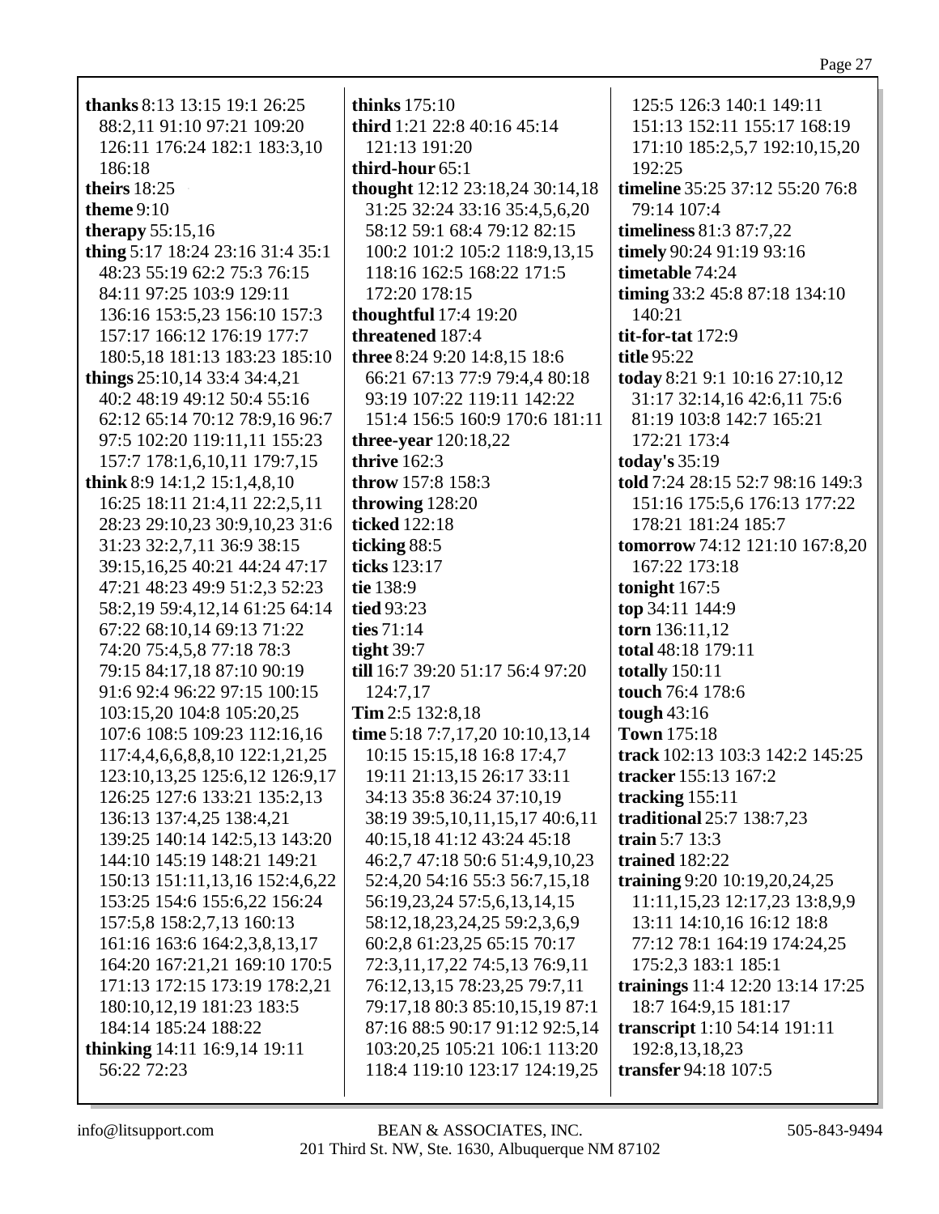**thanks** 8:13 13:15 19:1 26:25 88:2,11 91:10 97:21 109:20 126:11 176:24 182:1 183:3,10 186:18
**theirs** 18:25
**theme** 9:10
**therapy** 55:15,16
**thing** 5:17 18:24 23:16 31:4 35:1 48:23 55:19 62:2 75:3 76:15 84:11 97:25 103:9 129:11 136:16 153:5,23 156:10 157:3 157:17 166:12 176:19 177:7 180:5,18 181:13 183:23 185:10
**things** 25:10,14 33:4 34:4,21 40:2 48:19 49:12 50:4 55:16 62:12 65:14 70:12 78:9,16 96:7 97:5 102:20 119:11,11 155:23 157:7 178:1,6,10,11 179:7,15
**think** 8:9 14:1,2 15:1,4,8,10 16:25 18:11 21:4,11 22:2,5,11 28:23 29:10,23 30:9,10,23 31:6 31:23 32:2,7,11 36:9 38:15 39:15,16,25 40:21 44:24 47:17 47:21 48:23 49:9 51:2,3 52:23 58:2,19 59:4,12,14 61:25 64:14 67:22 68:10,14 69:13 71:22 74:20 75:4,5,8 77:18 78:3 79:15 84:17,18 87:10 90:19 91:6 92:4 96:22 97:15 100:15 103:15,20 104:8 105:20,25 107:6 108:5 109:23 112:16,16 117:4,4,6,6,8,8,10 122:1,21,25 123:10,13,25 125:6,12 126:9,17 126:25 127:6 133:21 135:2,13 136:13 137:4,25 138:4,21 139:25 140:14 142:5,13 143:20 144:10 145:19 148:21 149:21 150:13 151:11,13,16 152:4,6,22 153:25 154:6 155:6,22 156:24 157:5,8 158:2,7,13 160:13 161:16 163:6 164:2,3,8,13,17 164:20 167:21,21 169:10 170:5 171:13 172:15 173:19 178:2,21 180:10,12,19 181:23 183:5 184:14 185:24 188:22
**thinking** 14:11 16:9,14 19:11 56:22 72:23
**thinks** 175:10
**third** 1:21 22:8 40:16 45:14 121:13 191:20
**third-hour** 65:1
**thought** 12:12 23:18,24 30:14,18 31:25 32:24 33:16 35:4,5,6,20 58:12 59:1 68:4 79:12 82:15 100:2 101:2 105:2 118:9,13,15 118:16 162:5 168:22 171:5 172:20 178:15
**thoughtful** 17:4 19:20
**threatened** 187:4
**three** 8:24 9:20 14:8,15 18:6 66:21 67:13 77:9 79:4,4 80:18 93:19 107:22 119:11 142:22 151:4 156:5 160:9 170:6 181:11
**three-year** 120:18,22
**thrive** 162:3
**throw** 157:8 158:3
**throwing** 128:20
**ticked** 122:18
**ticking** 88:5
**ticks** 123:17
**tie** 138:9
**tied** 93:23
**ties** 71:14
**tight** 39:7
**till** 16:7 39:20 51:17 56:4 97:20 124:7,17
**Tim** 2:5 132:8,18
**time** 5:18 7:7,17,20 10:10,13,14 10:15 15:15,18 16:8 17:4,7 19:11 21:13,15 26:17 33:11 34:13 35:8 36:24 37:10,19 38:19 39:5,10,11,15,17 40:6,11 40:15,18 41:12 43:24 45:18 46:2,7 47:18 50:6 51:4,9,10,23 52:4,20 54:16 55:3 56:7,15,18 56:19,23,24 57:5,6,13,14,15 58:12,18,23,24,25 59:2,3,6,9 60:2,8 61:23,25 65:15 70:17 72:3,11,17,22 74:5,13 76:9,11 76:12,13,15 78:23,25 79:7,11 79:17,18 80:3 85:10,15,19 87:1 87:16 88:5 90:17 91:12 92:5,14 103:20,25 105:21 106:1 113:20 118:4 119:10 123:17 124:19,25 125:5 126:3 140:1 149:11 151:13 152:11 155:17 168:19 171:10 185:2,5,7 192:10,15,20 192:25
**timeline** 35:25 37:12 55:20 76:8 79:14 107:4
**timeliness** 81:3 87:7,22
**timely** 90:24 91:19 93:16
**timetable** 74:24
**timing** 33:2 45:8 87:18 134:10 140:21
**tit-for-tat** 172:9
**title** 95:22
**today** 8:21 9:1 10:16 27:10,12 31:17 32:14,16 42:6,11 75:6 81:19 103:8 142:7 165:21 172:21 173:4
**today's** 35:19
**told** 7:24 28:15 52:7 98:16 149:3 151:16 175:5,6 176:13 177:22 178:21 181:24 185:7
**tomorrow** 74:12 121:10 167:8,20 167:22 173:18
**tonight** 167:5
**top** 34:11 144:9
**torn** 136:11,12
**total** 48:18 179:11
**totally** 150:11
**touch** 76:4 178:6
**tough** 43:16
**Town** 175:18
**track** 102:13 103:3 142:2 145:25
**tracker** 155:13 167:2
**tracking** 155:11
**traditional** 25:7 138:7,23
**train** 5:7 13:3
**trained** 182:22
**training** 9:20 10:19,20,24,25 11:11,15,23 12:17,23 13:8,9,9 13:11 14:10,16 16:12 18:8 77:12 78:1 164:19 174:24,25 175:2,3 183:1 185:1
**trainings** 11:4 12:20 13:14 17:25 18:7 164:9,15 181:17
**transcript** 1:10 54:14 191:11 192:8,13,18,23
**transfer** 94:18 107:5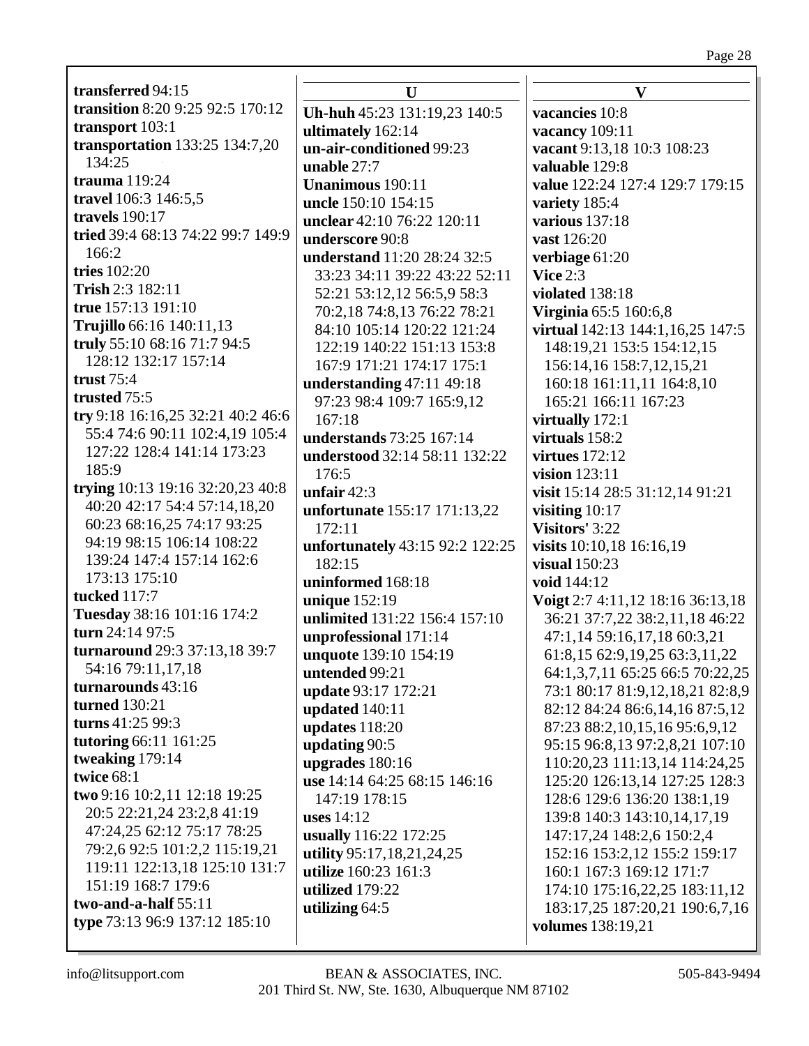**transferred** 94:15
**transition** 8:20 9:25 92:5 170:12
**transport** 103:1
**transportation** 133:25 134:7,20 134:25
**trauma** 119:24
**travel** 106:3 146:5,5
**travels** 190:17
**tried** 39:4 68:13 74:22 99:7 149:9 166:2
**tries** 102:20
**Trish** 2:3 182:11
**true** 157:13 191:10
**Trujillo** 66:16 140:11,13
**truly** 55:10 68:16 71:7 94:5 128:12 132:17 157:14
**trust** 75:4
**trusted** 75:5
**try** 9:18 16:16,25 32:21 40:2 46:6 55:4 74:6 90:11 102:4,19 105:4 127:22 128:4 141:14 173:23 185:9
**trying** 10:13 19:16 32:20,23 40:8 40:20 42:17 54:4 57:14,18,20 60:23 68:16,25 74:17 93:25 94:19 98:15 106:14 108:22 139:24 147:4 157:14 162:6 173:13 175:10
**tucked** 117:7
**Tuesday** 38:16 101:16 174:2
**turn** 24:14 97:5
**turnaround** 29:3 37:13,18 39:7 54:16 79:11,17,18
**turnarounds** 43:16
**turned** 130:21
**turns** 41:25 99:3
**tutoring** 66:11 161:25
**tweaking** 179:14
**twice** 68:1
**two** 9:16 10:2,11 12:18 19:25 20:5 22:21,24 23:2,8 41:19 47:24,25 62:12 75:17 78:25 79:2,6 92:5 101:2,2 115:19,21 119:11 122:13,18 125:10 131:7 151:19 168:7 179:6
**two-and-a-half** 55:11
**type** 73:13 96:9 137:12 185:10

## U

**Uh-huh** 45:23 131:19,23 140:5
**ultimately** 162:14
**un-air-conditioned** 99:23
**unable** 27:7
**Unanimous** 190:11
**uncle** 150:10 154:15
**unclear** 42:10 76:22 120:11
**underscore** 90:8
**understand** 11:20 28:24 32:5 33:23 34:11 39:22 43:22 52:11 52:21 53:12,12 56:5,9 58:3 70:2,18 74:8,13 76:22 78:21 84:10 105:14 120:22 121:24 122:19 140:22 151:13 153:8 167:9 171:21 174:17 175:1
**understanding** 47:11 49:18 97:23 98:4 109:7 165:9,12 167:18
**understands** 73:25 167:14
**understood** 32:14 58:11 132:22 176:5
**unfair** 42:3
**unfortunate** 155:17 171:13,22 172:11
**unfortunately** 43:15 92:2 122:25 182:15
**uninformed** 168:18
**unique** 152:19
**unlimited** 131:22 156:4 157:10
**unprofessional** 171:14
**unquote** 139:10 154:19
**untended** 99:21
**update** 93:17 172:21
**updated** 140:11
**updates** 118:20
**updating** 90:5
**upgrades** 180:16
**use** 14:14 64:25 68:15 146:16 147:19 178:15
**uses** 14:12
**usually** 116:22 172:25
**utility** 95:17,18,21,24,25
**utilize** 160:23 161:3
**utilized** 179:22
**utilizing** 64:5

## V

**vacancies** 10:8
**vacancy** 109:11
**vacant** 9:13,18 10:3 108:23
**valuable** 129:8
**value** 122:24 127:4 129:7 179:15
**variety** 185:4
**various** 137:18
**vast** 126:20
**verbiage** 61:20
**Vice** 2:3
**violated** 138:18
**Virginia** 65:5 160:6,8
**virtual** 142:13 144:1,16,25 147:5 148:19,21 153:5 154:12,15 156:14,16 158:7,12,15,21 160:18 161:11,11 164:8,10 165:21 166:11 167:23
**virtually** 172:1
**virtuals** 158:2
**virtues** 172:12
**vision** 123:11
**visit** 15:14 28:5 31:12,14 91:21
**visiting** 10:17
**Visitors'** 3:22
**visits** 10:10,18 16:16,19
**visual** 150:23
**void** 144:12
**Voigt** 2:7 4:11,12 18:16 36:13,18 36:21 37:7,22 38:2,11,18 46:22 47:1,14 59:16,17,18 60:3,21 61:8,15 62:9,19,25 63:3,11,22 64:1,3,7,11 65:25 66:5 70:22,25 73:1 80:17 81:9,12,18,21 82:8,9 82:12 84:24 86:6,14,16 87:5,12 87:23 88:2,10,15,16 95:6,9,12 95:15 96:8,13 97:2,8,21 107:10 110:20,23 111:13,14 114:24,25 125:20 126:13,14 127:25 128:3 128:6 129:6 136:20 138:1,19 139:8 140:3 143:10,14,17,19 147:17,24 148:2,6 150:2,4 152:16 153:2,12 155:2 159:17 160:1 167:3 169:12 171:7 174:10 175:16,22,25 183:11,12 183:17,25 187:20,21 190:6,7,16
**volumes** 138:19,21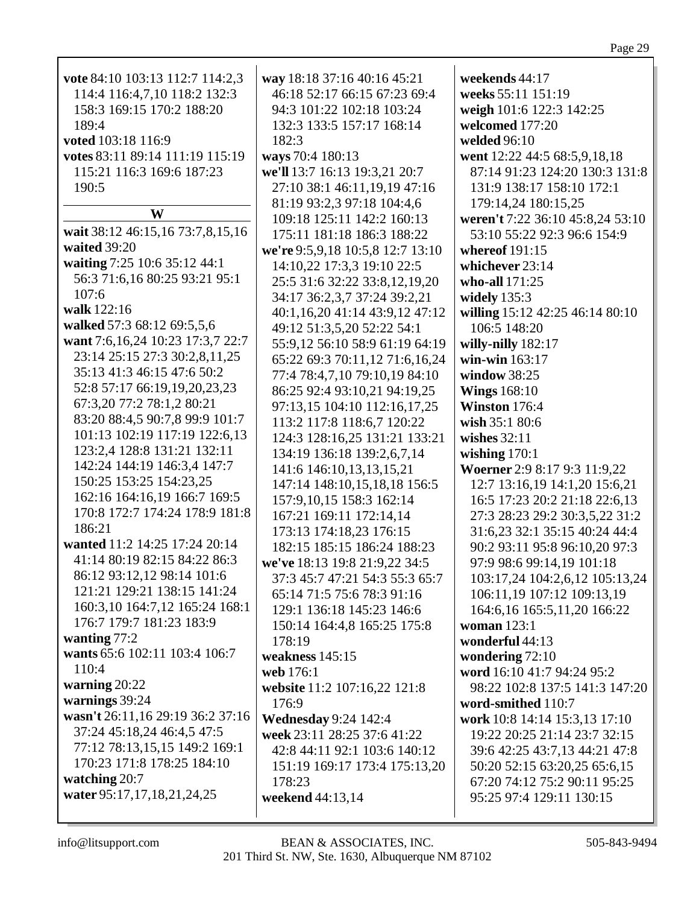**vote** 84:10 103:13 112:7 114:2,3 114:4 116:4,7,10 118:2 132:3 158:3 169:15 170:2 188:20 189:4
**voted** 103:18 116:9
**votes** 83:11 89:14 111:19 115:19 115:21 116:3 169:6 187:23 190:5

## W

**wait** 38:12 46:15,16 73:7,8,15,16
**waited** 39:20
**waiting** 7:25 10:6 35:12 44:1 56:3 71:6,16 80:25 93:21 95:1 107:6
**walk** 122:16
**walked** 57:3 68:12 69:5,5,6
**want** 7:6,16,24 10:23 17:3,7 22:7 23:14 25:15 27:3 30:2,8,11,25 35:13 41:3 46:15 47:6 50:2 52:8 57:17 66:19,19,20,23,23 67:3,20 77:2 78:1,2 80:21 83:20 88:4,5 90:7,8 99:9 101:7 101:13 102:19 117:19 122:6,13 123:2,4 128:8 131:21 132:11 142:24 144:19 146:3,4 147:7 150:25 153:25 154:23,25 162:16 164:16,19 166:7 169:5 170:8 172:7 174:24 178:9 181:8 186:21
**wanted** 11:2 14:25 17:24 20:14 41:14 80:19 82:15 84:22 86:3 86:12 93:12,12 98:14 101:6 121:21 129:21 138:15 141:24 160:3,10 164:7,12 165:24 168:1 176:7 179:7 181:23 183:9
**wanting** 77:2
**wants** 65:6 102:11 103:4 106:7 110:4
**warning** 20:22
**warnings** 39:24
**wasn't** 26:11,16 29:19 36:2 37:16 37:24 45:18,24 46:4,5 47:5 77:12 78:13,15,15 149:2 169:1 170:23 171:8 178:25 184:10
**watching** 20:7
**water** 95:17,17,18,21,24,25
**way** 18:18 37:16 40:16 45:21 46:18 52:17 66:15 67:23 69:4 94:3 101:22 102:18 103:24 132:3 133:5 157:17 168:14 182:3
**ways** 70:4 180:13
**we'll** 13:7 16:13 19:3,21 20:7 27:10 38:1 46:11,19,19 47:16 81:19 93:2,3 97:18 104:4,6 109:18 125:11 142:2 160:13 175:11 181:18 186:3 188:22
**we're** 9:5,9,18 10:5,8 12:7 13:10 14:10,22 17:3,3 19:10 22:5 25:5 31:6 32:22 33:8,12,19,20 34:17 36:2,3,7 37:24 39:2,21 40:1,16,20 41:14 43:9,12 47:12 49:12 51:3,5,20 52:22 54:1 55:9,12 56:10 58:9 61:19 64:19 65:22 69:3 70:11,12 71:6,16,24 77:4 78:4,7,10 79:10,19 84:10 86:25 92:4 93:10,21 94:19,25 97:13,15 104:10 112:16,17,25 113:2 117:8 118:6,7 120:22 124:3 128:16,25 131:21 133:21 134:19 136:18 139:2,6,7,14 141:6 146:10,13,13,15,21 147:14 148:10,15,18,18 156:5 157:9,10,15 158:3 162:14 167:21 169:11 172:14,14 173:13 174:18,23 176:15 182:15 185:15 186:24 188:23
**we've** 18:13 19:8 21:9,22 34:5 37:3 45:7 47:21 54:3 55:3 65:7 65:14 71:5 75:6 78:3 91:16 129:1 136:18 145:23 146:6 150:14 164:4,8 165:25 175:8 178:19
**weakness** 145:15
**web** 176:1
**website** 11:2 107:16,22 121:8 176:9
**Wednesday** 9:24 142:4
**week** 23:11 28:25 37:6 41:22 42:8 44:11 92:1 103:6 140:12 151:19 169:17 173:4 175:13,20 178:23
**weekend** 44:13,14
**weekends** 44:17
**weeks** 55:11 151:19
**weigh** 101:6 122:3 142:25
**welcomed** 177:20
**welded** 96:10
**went** 12:22 44:5 68:5,9,18,18 87:14 91:23 124:20 130:3 131:8 131:9 138:17 158:10 172:1 179:14,24 180:15,25
**weren't** 7:22 36:10 45:8,24 53:10 53:10 55:22 92:3 96:6 154:9
**whereof** 191:15
**whichever** 23:14
**who-all** 171:25
**widely** 135:3
**willing** 15:12 42:25 46:14 80:10 106:5 148:20
**willy-nilly** 182:17
**win-win** 163:17
**window** 38:25
**Wings** 168:10
**Winston** 176:4
**wish** 35:1 80:6
**wishes** 32:11
**wishing** 170:1
**Woerner** 2:9 8:17 9:3 11:9,22 12:7 13:16,19 14:1,20 15:6,21 16:5 17:23 20:2 21:18 22:6,13 27:3 28:23 29:2 30:3,5,22 31:2 31:6,23 32:1 35:15 40:24 44:4 90:2 93:11 95:8 96:10,20 97:3 97:9 98:6 99:14,19 101:18 103:17,24 104:2,6,12 105:13,24 106:11,19 107:12 109:13,19 164:6,16 165:5,11,20 166:22
**woman** 123:1
**wonderful** 44:13
**wondering** 72:10
**word** 16:10 41:7 94:24 95:2 98:22 102:8 137:5 141:3 147:20
**word-smithed** 110:7
**work** 10:8 14:14 15:3,13 17:10 19:22 20:25 21:14 23:7 32:15 39:6 42:25 43:7,13 44:21 47:8 50:20 52:15 63:20,25 65:6,15 67:20 74:12 75:2 90:11 95:25 95:25 97:4 129:11 130:15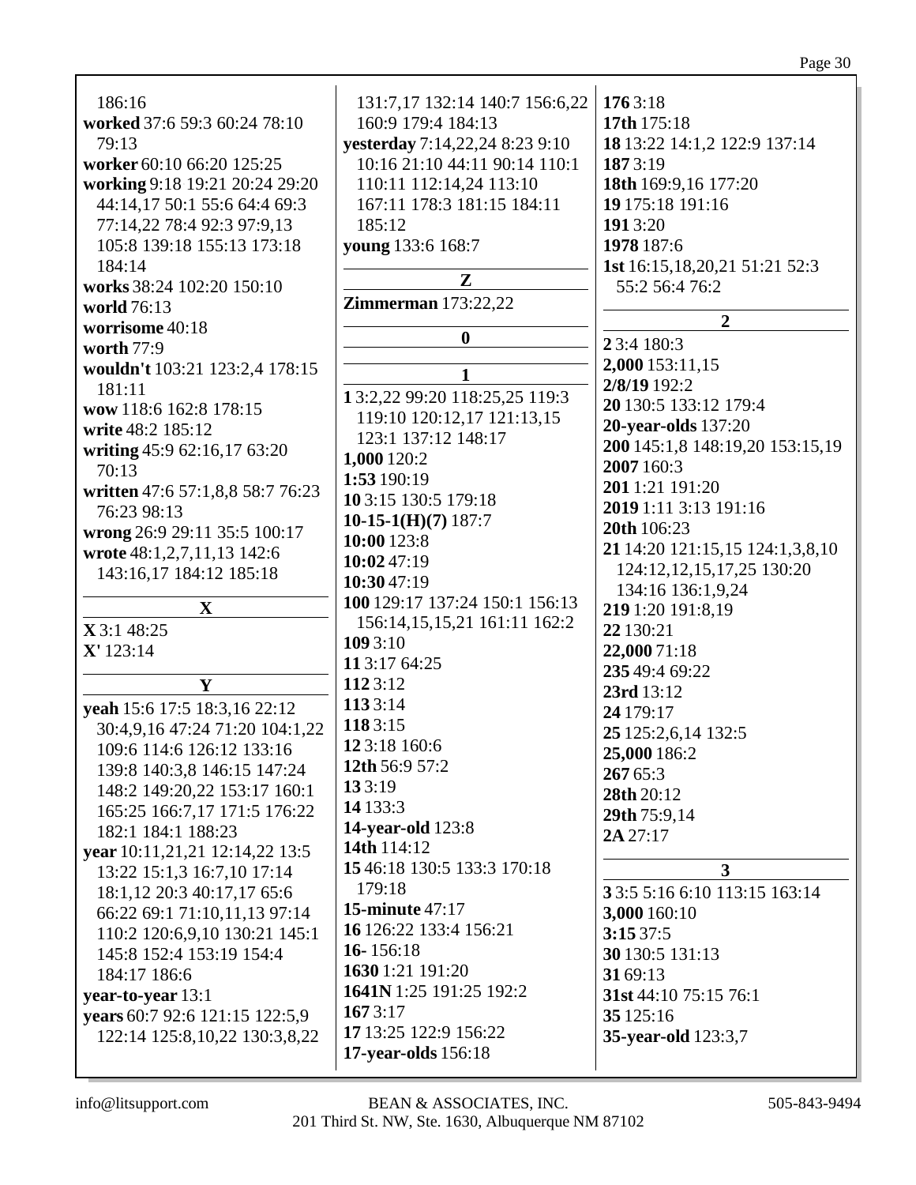186:16
**worked** 37:6 59:3 60:24 78:10 79:13
**worker** 60:10 66:20 125:25
**working** 9:18 19:21 20:24 29:20 44:14,17 50:1 55:6 64:4 69:3 77:14,22 78:4 92:3 97:9,13 105:8 139:18 155:13 173:18 184:14
**works** 38:24 102:20 150:10
**world** 76:13
**worrisome** 40:18
**worth** 77:9
**wouldn't** 103:21 123:2,4 178:15 181:11
**wow** 118:6 162:8 178:15
**write** 48:2 185:12
**writing** 45:9 62:16,17 63:20 70:13
**written** 47:6 57:1,8,8 58:7 76:23 76:23 98:13
**wrong** 26:9 29:11 35:5 100:17
**wrote** 48:1,2,7,11,13 142:6 143:16,17 184:12 185:18

**X**

**X** 3:1 48:25
**X'** 123:14

**Y**

**yeah** 15:6 17:5 18:3,16 22:12 30:4,9,16 47:24 71:20 104:1,22 109:6 114:6 126:12 133:16 139:8 140:3,8 146:15 147:24 148:2 149:20,22 153:17 160:1 165:25 166:7,17 171:5 176:22 182:1 184:1 188:23
**year** 10:11,21,21 12:14,22 13:5 13:22 15:1,3 16:7,10 17:14 18:1,12 20:3 40:17,17 65:6 66:22 69:1 71:10,11,13 97:14 110:2 120:6,9,10 130:21 145:1 145:8 152:4 153:19 154:4 184:17 186:6
**year-to-year** 13:1
**years** 60:7 92:6 121:15 122:5,9 122:14 125:8,10,22 130:3,8,22 131:7,17 132:14 140:7 156:6,22 160:9 179:4 184:13
**yesterday** 7:14,22,24 8:23 9:10 10:16 21:10 44:11 90:14 110:1 110:11 112:14,24 113:10 167:11 178:3 181:15 184:11 185:12
**young** 133:6 168:7

**Z**

**Zimmerman** 173:22,22

**0**

**1**

**1** 3:2,22 99:20 118:25,25 119:3 119:10 120:12,17 121:13,15 123:1 137:12 148:17
**1,000** 120:2
**1:53** 190:19
**10** 3:15 130:5 179:18
**10-15-1(H)(7)** 187:7
**10:00** 123:8
**10:02** 47:19
**10:30** 47:19
**100** 129:17 137:24 150:1 156:13 156:14,15,15,21 161:11 162:2
**109** 3:10
**11** 3:17 64:25
**112** 3:12
**113** 3:14
**118** 3:15
**12** 3:18 160:6
**12th** 56:9 57:2
**13** 3:19
**14** 133:3
**14-year-old** 123:8
**14th** 114:12
**15** 46:18 130:5 133:3 170:18 179:18
**15-minute** 47:17
**16** 126:22 133:4 156:21
**16-** 156:18
**1630** 1:21 191:20
**1641N** 1:25 191:25 192:2
**167** 3:17
**17** 13:25 122:9 156:22
**17-year-olds** 156:18
**176** 3:18
**17th** 175:18
**18** 13:22 14:1,2 122:9 137:14
**187** 3:19
**18th** 169:9,16 177:20
**19** 175:18 191:16
**191** 3:20
**1978** 187:6
**1st** 16:15,18,20,21 51:21 52:3 55:2 56:4 76:2

**2**

**2** 3:4 180:3
**2,000** 153:11,15
**2/8/19** 192:2
**20** 130:5 133:12 179:4
**20-year-olds** 137:20
**200** 145:1,8 148:19,20 153:15,19
**2007** 160:3
**201** 1:21 191:20
**2019** 1:11 3:13 191:16
**20th** 106:23
**21** 14:20 121:15,15 124:1,3,8,10 124:12,12,15,17,25 130:20 134:16 136:1,9,24
**219** 1:20 191:8,19
**22** 130:21
**22,000** 71:18
**235** 49:4 69:22
**23rd** 13:12
**24** 179:17
**25** 125:2,6,14 132:5
**25,000** 186:2
**267** 65:3
**28th** 20:12
**29th** 75:9,14
**2A** 27:17

**3**

**3** 3:5 5:16 6:10 113:15 163:14
**3,000** 160:10
**3:15** 37:5
**30** 130:5 131:13
**31** 69:13
**31st** 44:10 75:15 76:1
**35** 125:16
**35-year-old** 123:3,7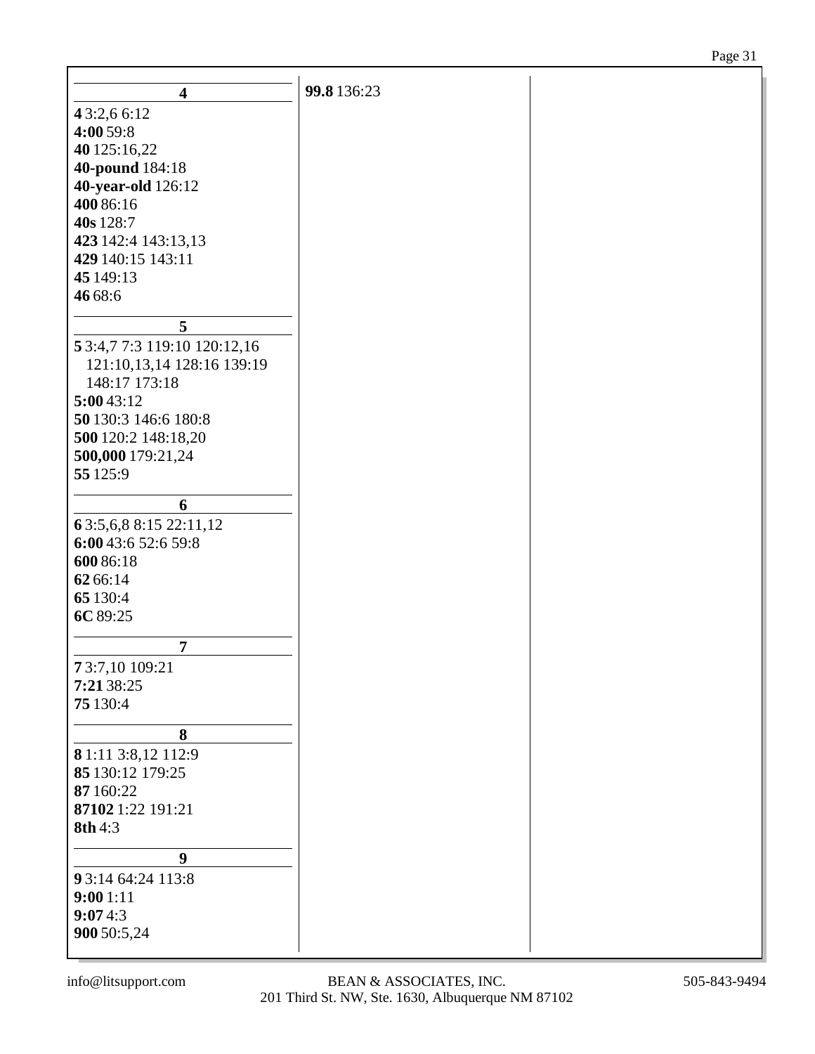**4**

**4** 3:2,6 6:12
**4:00** 59:8
**40** 125:16,22
**40-pound** 184:18
**40-year-old** 126:12
**400** 86:16
**40s** 128:7
**423** 142:4 143:13,13
**429** 140:15 143:11
**45** 149:13
**46** 68:6

**5**

**5** 3:4,7 7:3 119:10 120:12,16 121:10,13,14 128:16 139:19 148:17 173:18
**5:00** 43:12
**50** 130:3 146:6 180:8
**500** 120:2 148:18,20
**500,000** 179:21,24
**55** 125:9

**6**

**6** 3:5,6,8 8:15 22:11,12
**6:00** 43:6 52:6 59:8
**600** 86:18
**62** 66:14
**65** 130:4
**6C** 89:25

**7**

**7** 3:7,10 109:21
**7:21** 38:25
**75** 130:4

**8**

**8** 1:11 3:8,12 112:9
**85** 130:12 179:25
**87** 160:22
**87102** 1:22 191:21
**8th** 4:3

**9**

**9** 3:14 64:24 113:8
**9:00** 1:11
**9:07** 4:3
**900** 50:5,24
**99.8** 136:23